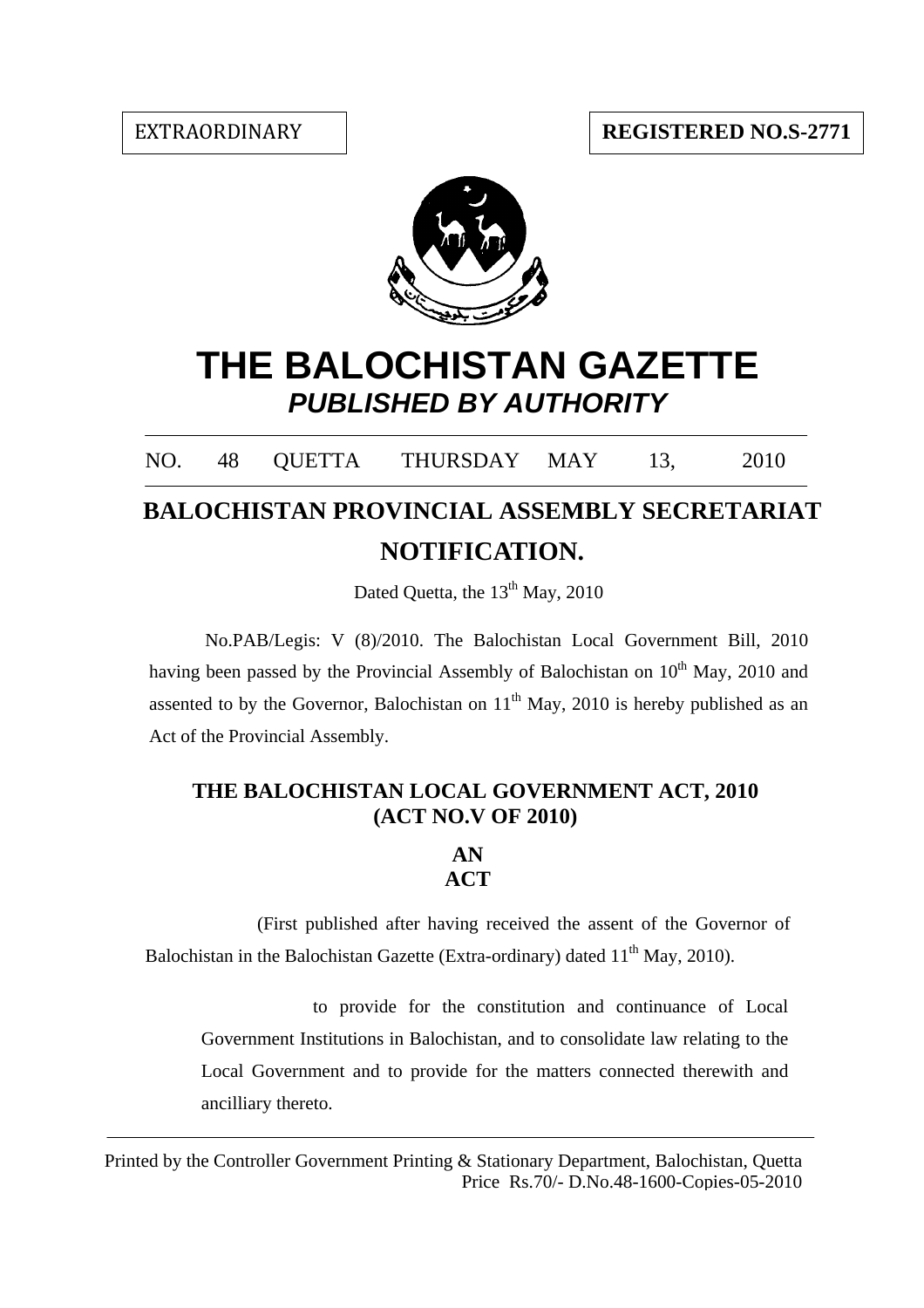EXTRAORDINARY

**REGISTERED NO.S-2771**

# THE BALOCHISTAN GAZETTE

***PUBLISHED BY AUTHORITY***

NO. 48 QUETTA THURSDAY MAY 13, 2010

## BALOCHISTAN PROVINCIAL ASSEMBLY SECRETARIAT

## NOTIFICATION.

Dated Quetta, the 13th May, 2010

No.PAB/Legis: V (8)/2010. The Balochistan Local Government Bill, 2010 having been passed by the Provincial Assembly of Balochistan on 10th May, 2010 and assented to by the Governor, Balochistan on 11th May, 2010 is hereby published as an Act of the Provincial Assembly.

### THE BALOCHISTAN LOCAL GOVERNMENT ACT, 2010 (ACT NO.V OF 2010)

**AN**
**ACT**

(First published after having received the assent of the Governor of Balochistan in the Balochistan Gazette (Extra-ordinary) dated 11th May, 2010).

to provide for the constitution and continuance of Local Government Institutions in Balochistan, and to consolidate law relating to the Local Government and to provide for the matters connected therewith and ancilliary thereto.

Printed by the Controller Government Printing & Stationary Department, Balochistan, Quetta
Price Rs.70/- D.No.48-1600-Copies-05-2010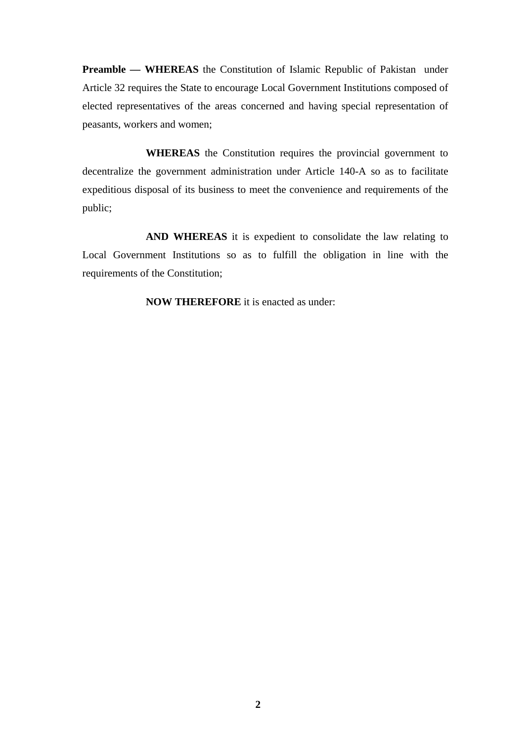**Preamble — WHEREAS** the Constitution of Islamic Republic of Pakistan under Article 32 requires the State to encourage Local Government Institutions composed of elected representatives of the areas concerned and having special representation of peasants, workers and women;

**WHEREAS** the Constitution requires the provincial government to decentralize the government administration under Article 140-A so as to facilitate expeditious disposal of its business to meet the convenience and requirements of the public;

**AND WHEREAS** it is expedient to consolidate the law relating to Local Government Institutions so as to fulfill the obligation in line with the requirements of the Constitution;

**NOW THEREFORE** it is enacted as under: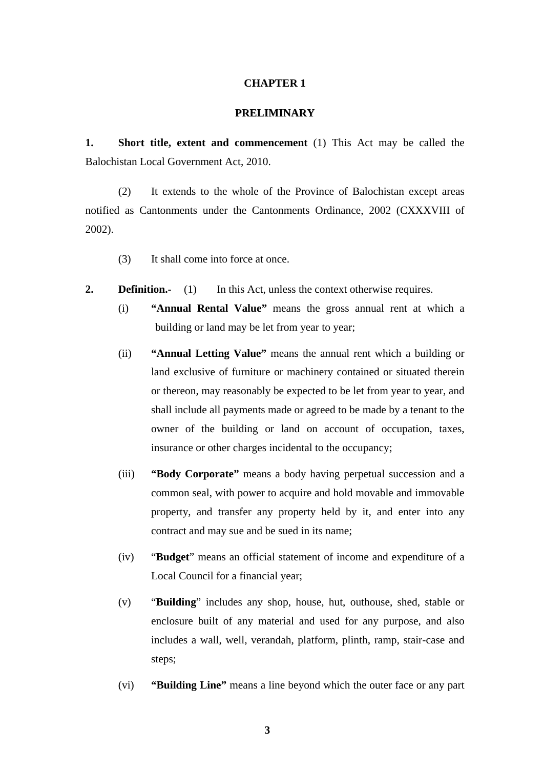## CHAPTER 1

## PRELIMINARY

**1. Short title, extent and commencement** (1) This Act may be called the Balochistan Local Government Act, 2010.

(2) It extends to the whole of the Province of Balochistan except areas notified as Cantonments under the Cantonments Ordinance, 2002 (CXXXVIII of 2002).

(3) It shall come into force at once.

**2. Definition.-** (1) In this Act, unless the context otherwise requires.

(i) **"Annual Rental Value"** means the gross annual rent at which a building or land may be let from year to year;

(ii) **"Annual Letting Value"** means the annual rent which a building or land exclusive of furniture or machinery contained or situated therein or thereon, may reasonably be expected to be let from year to year, and shall include all payments made or agreed to be made by a tenant to the owner of the building or land on account of occupation, taxes, insurance or other charges incidental to the occupancy;

(iii) **"Body Corporate"** means a body having perpetual succession and a common seal, with power to acquire and hold movable and immovable property, and transfer any property held by it, and enter into any contract and may sue and be sued in its name;

(iv) "**Budget**" means an official statement of income and expenditure of a Local Council for a financial year;

(v) "**Building**" includes any shop, house, hut, outhouse, shed, stable or enclosure built of any material and used for any purpose, and also includes a wall, well, verandah, platform, plinth, ramp, stair-case and steps;

(vi) **"Building Line"** means a line beyond which the outer face or any part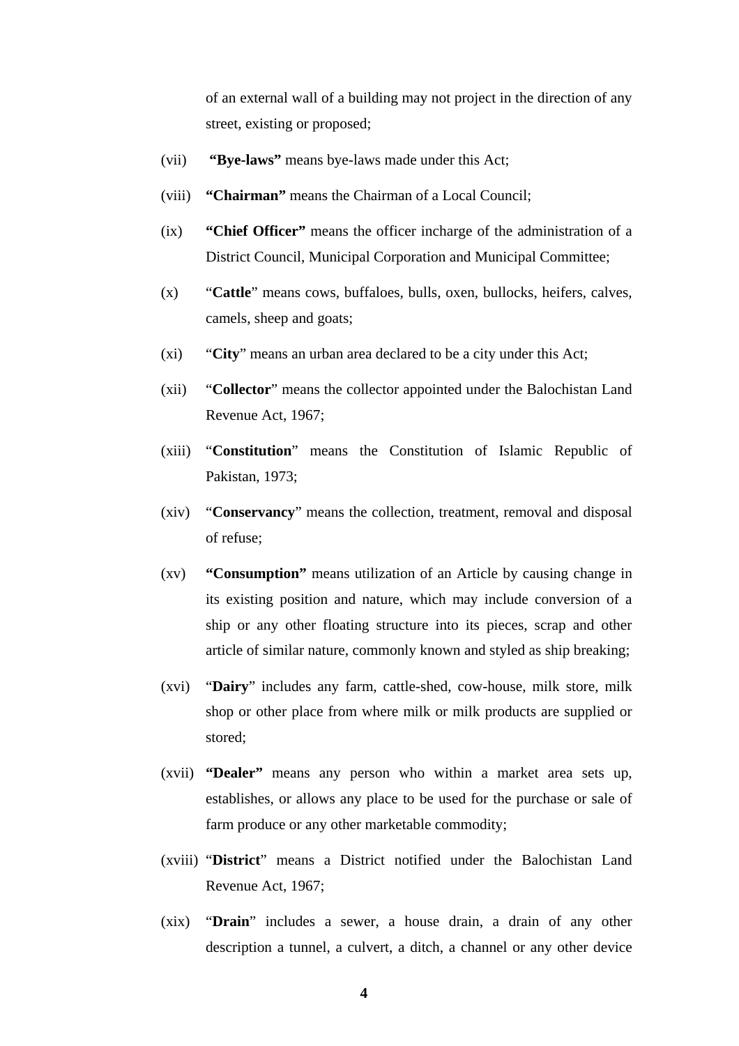of an external wall of a building may not project in the direction of any street, existing or proposed;

(vii) **"Bye-laws"** means bye-laws made under this Act;

(viii) **"Chairman"** means the Chairman of a Local Council;

(ix) **"Chief Officer"** means the officer incharge of the administration of a District Council, Municipal Corporation and Municipal Committee;

(x) "**Cattle**" means cows, buffaloes, bulls, oxen, bullocks, heifers, calves, camels, sheep and goats;

(xi) "**City**" means an urban area declared to be a city under this Act;

(xii) "**Collector**" means the collector appointed under the Balochistan Land Revenue Act, 1967;

(xiii) "**Constitution**" means the Constitution of Islamic Republic of Pakistan, 1973;

(xiv) "**Conservancy**" means the collection, treatment, removal and disposal of refuse;

(xv) **"Consumption"** means utilization of an Article by causing change in its existing position and nature, which may include conversion of a ship or any other floating structure into its pieces, scrap and other article of similar nature, commonly known and styled as ship breaking;

(xvi) "**Dairy**" includes any farm, cattle-shed, cow-house, milk store, milk shop or other place from where milk or milk products are supplied or stored;

(xvii) **"Dealer"** means any person who within a market area sets up, establishes, or allows any place to be used for the purchase or sale of farm produce or any other marketable commodity;

(xviii) "**District**" means a District notified under the Balochistan Land Revenue Act, 1967;

(xix) "**Drain**" includes a sewer, a house drain, a drain of any other description a tunnel, a culvert, a ditch, a channel or any other device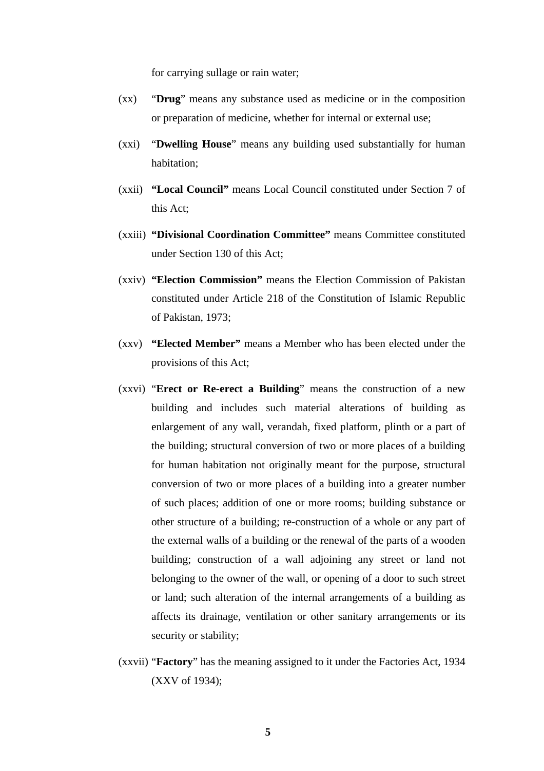for carrying sullage or rain water;

(xx) "**Drug**" means any substance used as medicine or in the composition or preparation of medicine, whether for internal or external use;

(xxi) "**Dwelling House**" means any building used substantially for human habitation;

(xxii) **"Local Council"** means Local Council constituted under Section 7 of this Act;

(xxiii) **"Divisional Coordination Committee"** means Committee constituted under Section 130 of this Act;

(xxiv) **"Election Commission"** means the Election Commission of Pakistan constituted under Article 218 of the Constitution of Islamic Republic of Pakistan, 1973;

(xxv) **"Elected Member"** means a Member who has been elected under the provisions of this Act;

(xxvi) "**Erect or Re-erect a Building**" means the construction of a new building and includes such material alterations of building as enlargement of any wall, verandah, fixed platform, plinth or a part of the building; structural conversion of two or more places of a building for human habitation not originally meant for the purpose, structural conversion of two or more places of a building into a greater number of such places; addition of one or more rooms; building substance or other structure of a building; re-construction of a whole or any part of the external walls of a building or the renewal of the parts of a wooden building; construction of a wall adjoining any street or land not belonging to the owner of the wall, or opening of a door to such street or land; such alteration of the internal arrangements of a building as affects its drainage, ventilation or other sanitary arrangements or its security or stability;

(xxvii) "**Factory**" has the meaning assigned to it under the Factories Act, 1934 (XXV of 1934);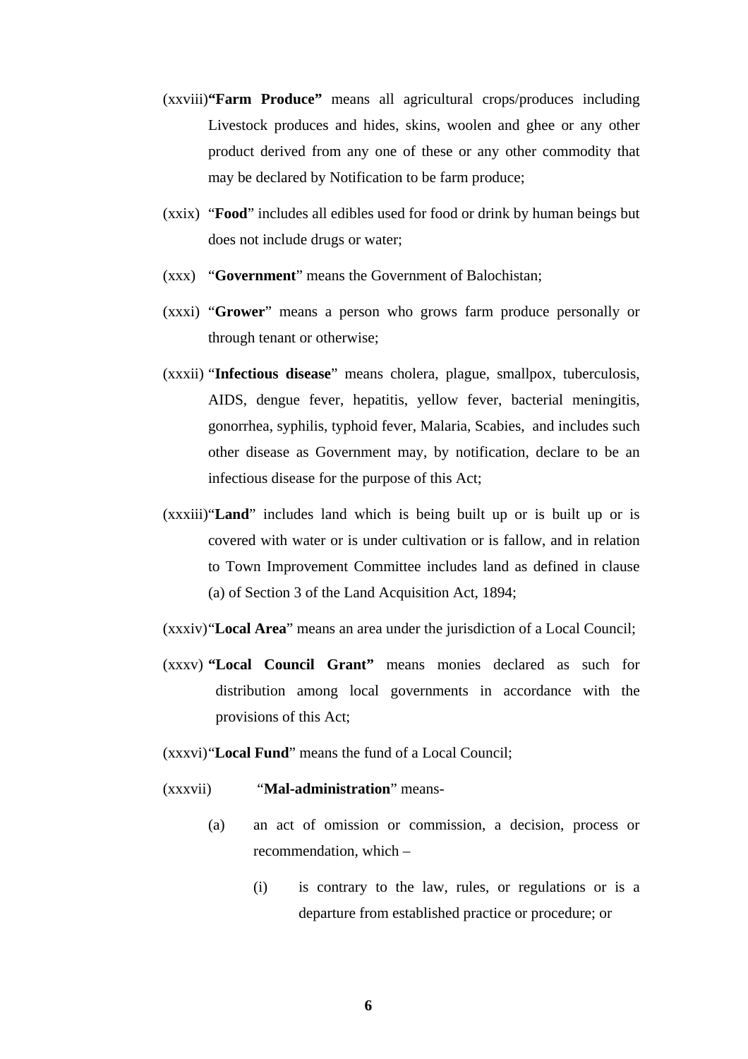(xxviii) **"Farm Produce"** means all agricultural crops/produces including Livestock produces and hides, skins, woolen and ghee or any other product derived from any one of these or any other commodity that may be declared by Notification to be farm produce;

(xxix) "**Food**" includes all edibles used for food or drink by human beings but does not include drugs or water;

(xxx) "**Government**" means the Government of Balochistan;

(xxxi) "**Grower**" means a person who grows farm produce personally or through tenant or otherwise;

(xxxii) "**Infectious disease**" means cholera, plague, smallpox, tuberculosis, AIDS, dengue fever, hepatitis, yellow fever, bacterial meningitis, gonorrhea, syphilis, typhoid fever, Malaria, Scabies, and includes such other disease as Government may, by notification, declare to be an infectious disease for the purpose of this Act;

(xxxiii) "**Land**" includes land which is being built up or is built up or is covered with water or is under cultivation or is fallow, and in relation to Town Improvement Committee includes land as defined in clause (a) of Section 3 of the Land Acquisition Act, 1894;

(xxxiv) "**Local Area**" means an area under the jurisdiction of a Local Council;

(xxxv) **"Local Council Grant"** means monies declared as such for distribution among local governments in accordance with the provisions of this Act;

(xxxvi) "**Local Fund**" means the fund of a Local Council;

(xxxvii) "**Mal-administration**" means-

(a) an act of omission or commission, a decision, process or recommendation, which –

(i) is contrary to the law, rules, or regulations or is a departure from established practice or procedure; or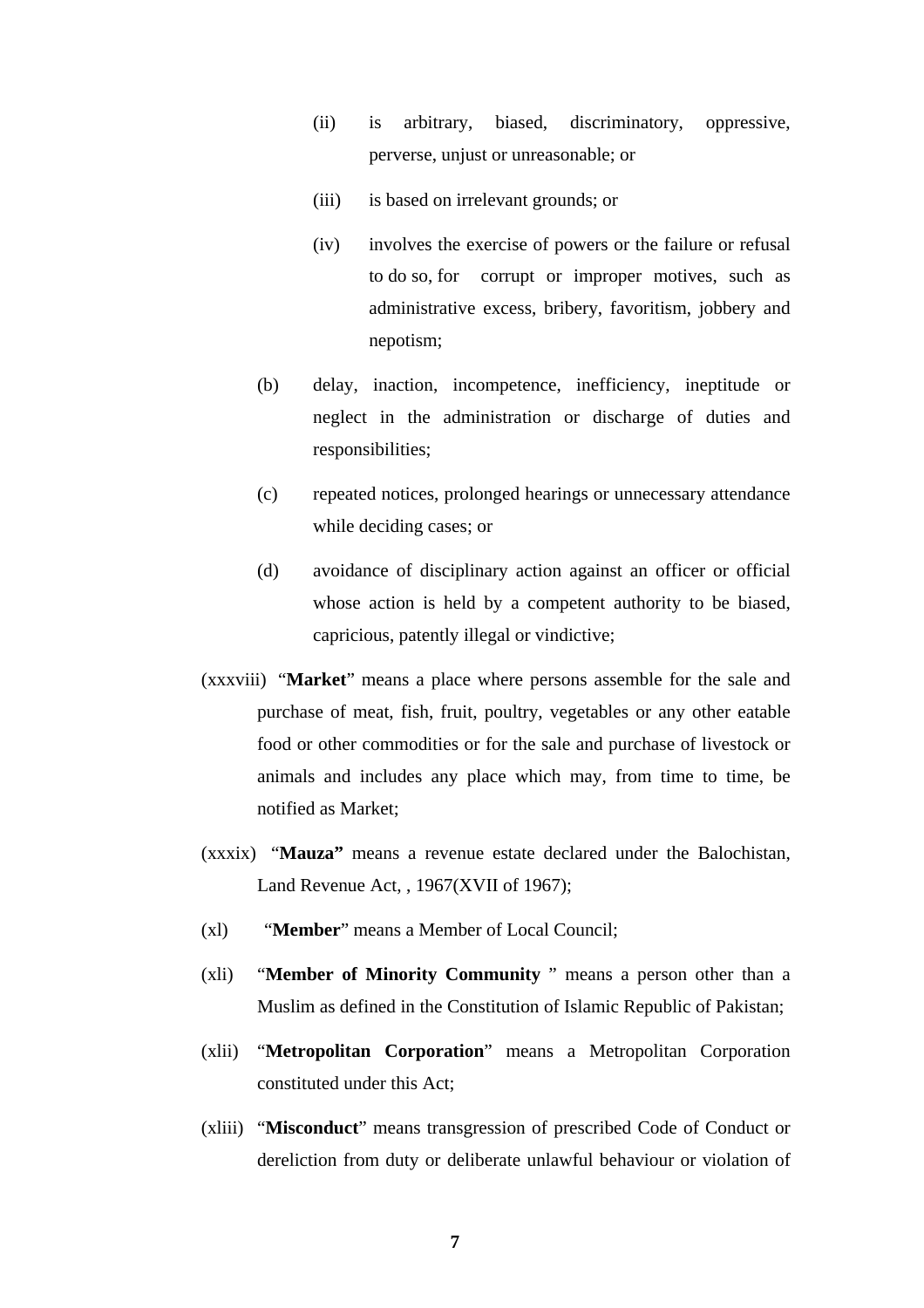(ii) is arbitrary, biased, discriminatory, oppressive, perverse, unjust or unreasonable; or

(iii) is based on irrelevant grounds; or

(iv) involves the exercise of powers or the failure or refusal to do so, for corrupt or improper motives, such as administrative excess, bribery, favoritism, jobbery and nepotism;

(b) delay, inaction, incompetence, inefficiency, ineptitude or neglect in the administration or discharge of duties and responsibilities;

(c) repeated notices, prolonged hearings or unnecessary attendance while deciding cases; or

(d) avoidance of disciplinary action against an officer or official whose action is held by a competent authority to be biased, capricious, patently illegal or vindictive;

(xxxviii) "**Market**" means a place where persons assemble for the sale and purchase of meat, fish, fruit, poultry, vegetables or any other eatable food or other commodities or for the sale and purchase of livestock or animals and includes any place which may, from time to time, be notified as Market;

(xxxix) "**Mauza"** means a revenue estate declared under the Balochistan, Land Revenue Act, , 1967(XVII of 1967);

(xl) "**Member**" means a Member of Local Council;

(xli) "**Member of Minority Community** " means a person other than a Muslim as defined in the Constitution of Islamic Republic of Pakistan;

(xlii) "**Metropolitan Corporation**" means a Metropolitan Corporation constituted under this Act;

(xliii) "**Misconduct**" means transgression of prescribed Code of Conduct or dereliction from duty or deliberate unlawful behaviour or violation of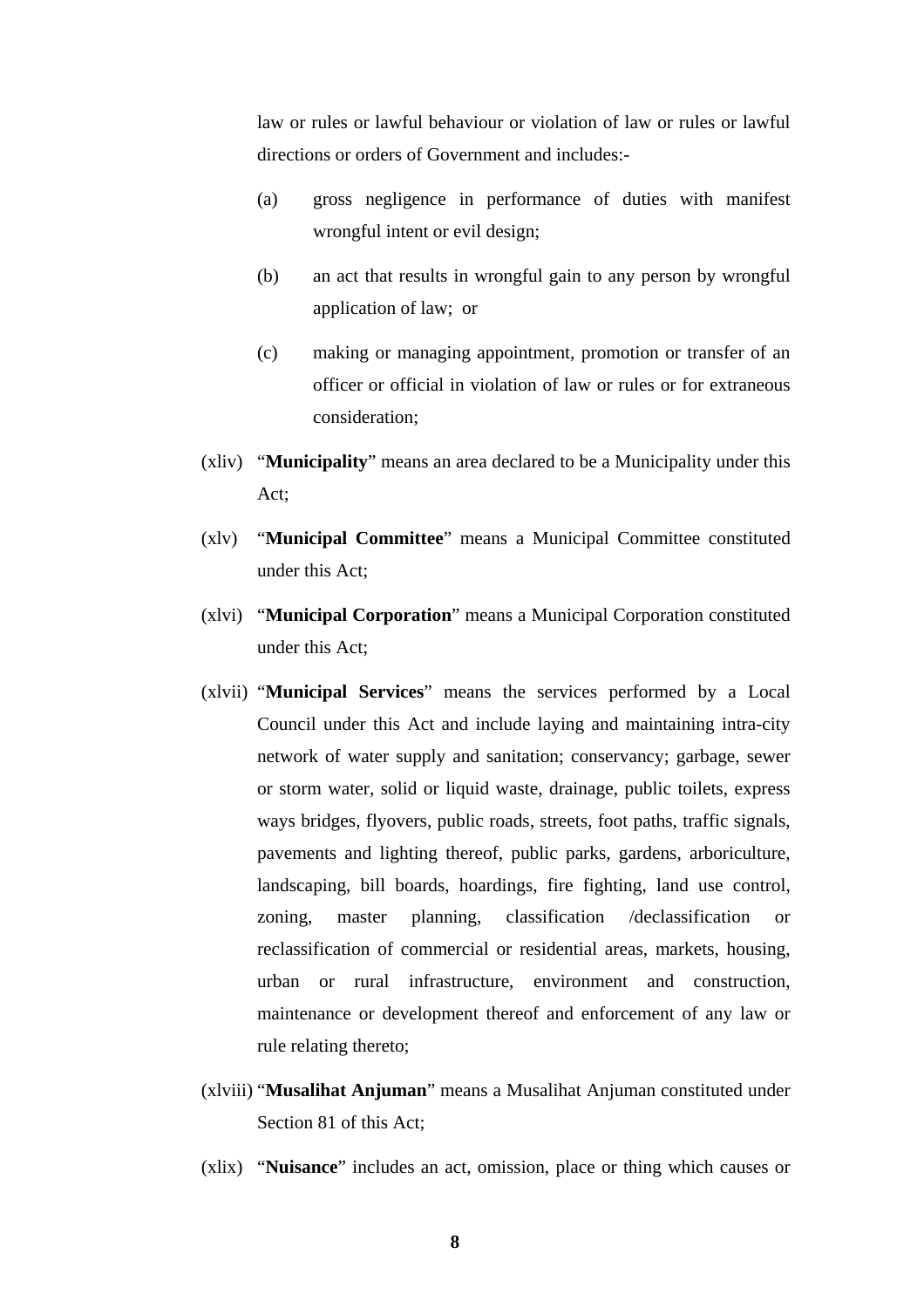law or rules or lawful behaviour or violation of law or rules or lawful directions or orders of Government and includes:-

(a) gross negligence in performance of duties with manifest wrongful intent or evil design;

(b) an act that results in wrongful gain to any person by wrongful application of law; or

(c) making or managing appointment, promotion or transfer of an officer or official in violation of law or rules or for extraneous consideration;

(xliv) "**Municipality**" means an area declared to be a Municipality under this Act;

(xlv) "**Municipal Committee**" means a Municipal Committee constituted under this Act;

(xlvi) "**Municipal Corporation**" means a Municipal Corporation constituted under this Act;

(xlvii) "**Municipal Services**" means the services performed by a Local Council under this Act and include laying and maintaining intra-city network of water supply and sanitation; conservancy; garbage, sewer or storm water, solid or liquid waste, drainage, public toilets, express ways bridges, flyovers, public roads, streets, foot paths, traffic signals, pavements and lighting thereof, public parks, gardens, arboriculture, landscaping, bill boards, hoardings, fire fighting, land use control, zoning, master planning, classification /declassification or reclassification of commercial or residential areas, markets, housing, urban or rural infrastructure, environment and construction, maintenance or development thereof and enforcement of any law or rule relating thereto;

(xlviii) "**Musalihat Anjuman**" means a Musalihat Anjuman constituted under Section 81 of this Act;

(xlix) "**Nuisance**" includes an act, omission, place or thing which causes or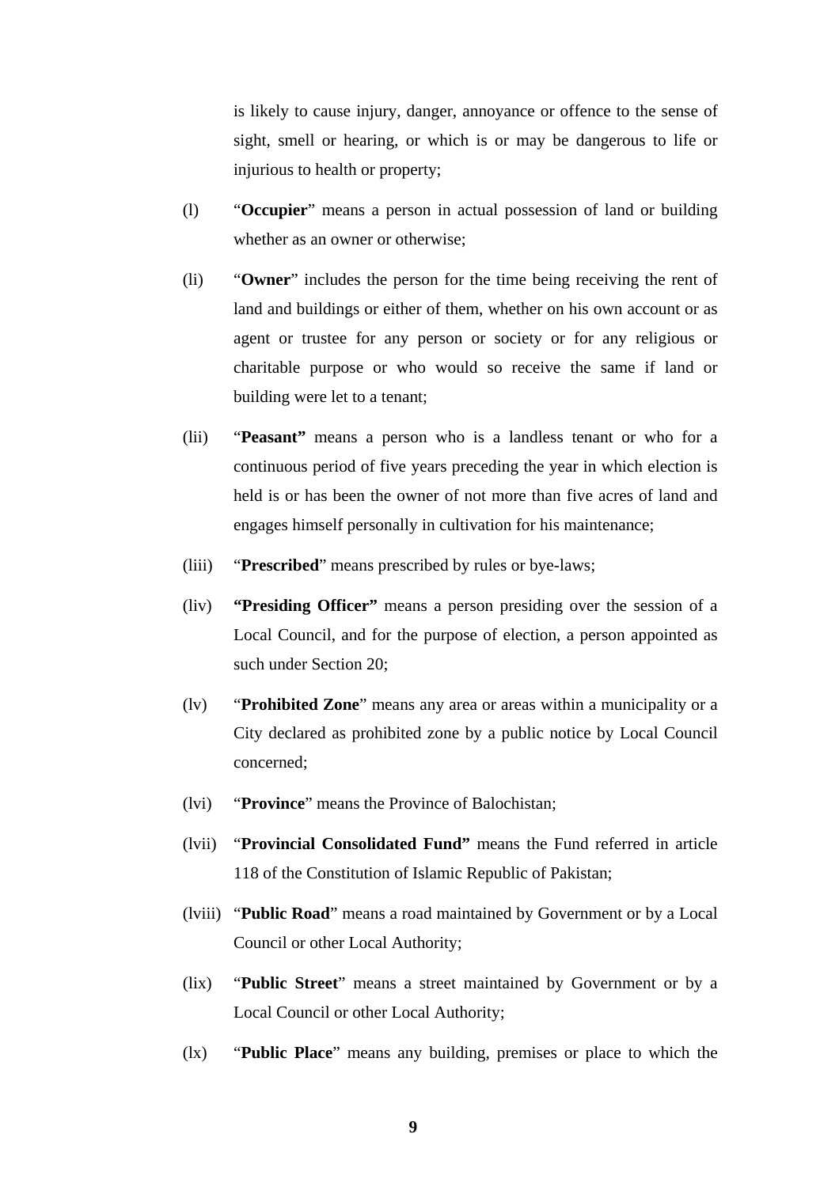is likely to cause injury, danger, annoyance or offence to the sense of sight, smell or hearing, or which is or may be dangerous to life or injurious to health or property;

(l) "**Occupier**" means a person in actual possession of land or building whether as an owner or otherwise;

(li) "**Owner**" includes the person for the time being receiving the rent of land and buildings or either of them, whether on his own account or as agent or trustee for any person or society or for any religious or charitable purpose or who would so receive the same if land or building were let to a tenant;

(lii) "**Peasant"** means a person who is a landless tenant or who for a continuous period of five years preceding the year in which election is held is or has been the owner of not more than five acres of land and engages himself personally in cultivation for his maintenance;

(liii) "**Prescribed**" means prescribed by rules or bye-laws;

(liv) **"Presiding Officer"** means a person presiding over the session of a Local Council, and for the purpose of election, a person appointed as such under Section 20;

(lv) "**Prohibited Zone**" means any area or areas within a municipality or a City declared as prohibited zone by a public notice by Local Council concerned;

(lvi) "**Province**" means the Province of Balochistan;

(lvii) "**Provincial Consolidated Fund"** means the Fund referred in article 118 of the Constitution of Islamic Republic of Pakistan;

(lviii) "**Public Road**" means a road maintained by Government or by a Local Council or other Local Authority;

(lix) "**Public Street**" means a street maintained by Government or by a Local Council or other Local Authority;

(lx) "**Public Place**" means any building, premises or place to which the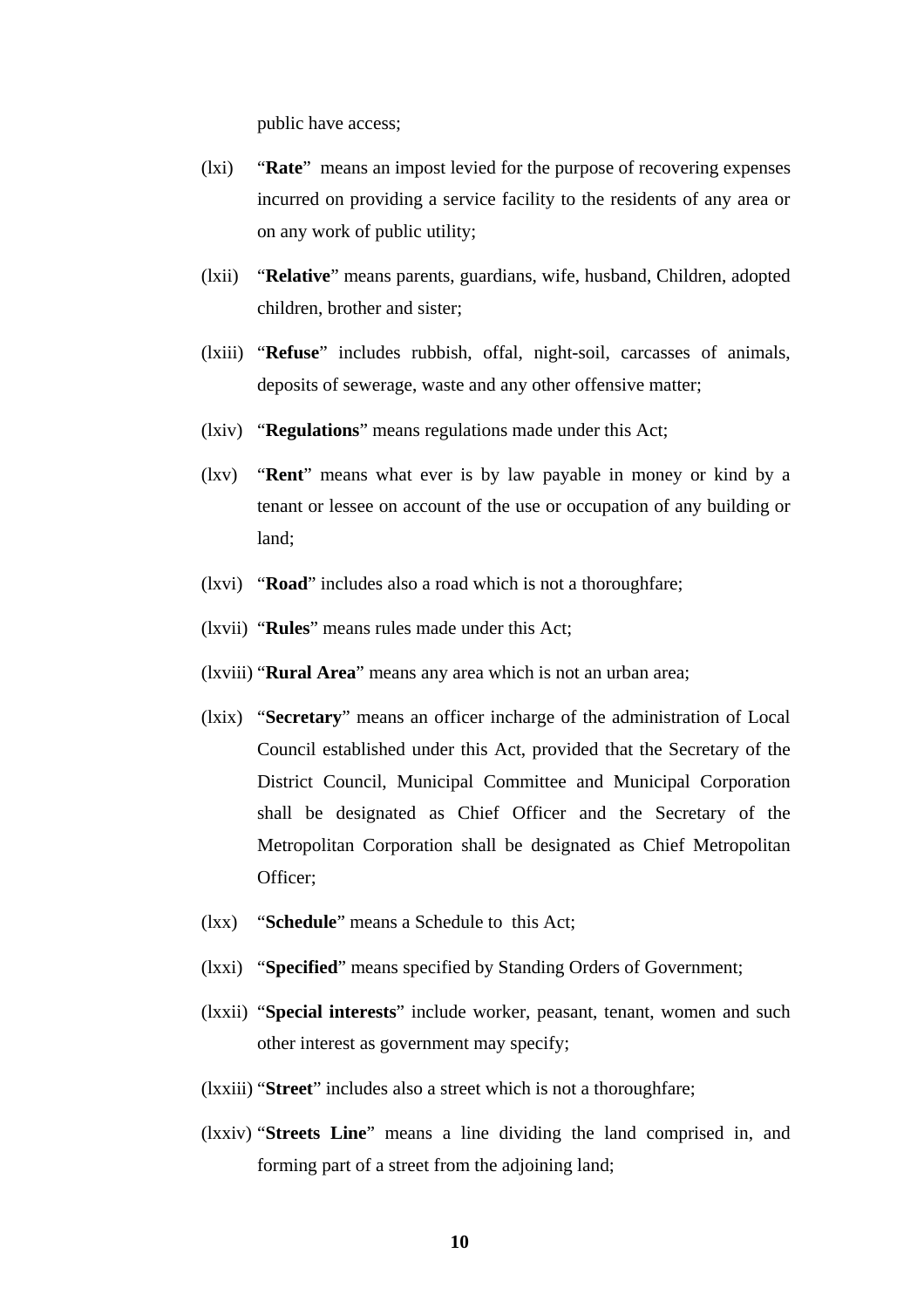public have access;

(lxi) "**Rate**" means an impost levied for the purpose of recovering expenses incurred on providing a service facility to the residents of any area or on any work of public utility;

(lxii) "**Relative**" means parents, guardians, wife, husband, Children, adopted children, brother and sister;

(lxiii) "**Refuse**" includes rubbish, offal, night-soil, carcasses of animals, deposits of sewerage, waste and any other offensive matter;

(lxiv) "**Regulations**" means regulations made under this Act;

(lxv) "**Rent**" means what ever is by law payable in money or kind by a tenant or lessee on account of the use or occupation of any building or land;

(lxvi) "**Road**" includes also a road which is not a thoroughfare;

(lxvii) "**Rules**" means rules made under this Act;

(lxviii) "**Rural Area**" means any area which is not an urban area;

(lxix) "**Secretary**" means an officer incharge of the administration of Local Council established under this Act, provided that the Secretary of the District Council, Municipal Committee and Municipal Corporation shall be designated as Chief Officer and the Secretary of the Metropolitan Corporation shall be designated as Chief Metropolitan Officer;

(lxx) "**Schedule**" means a Schedule to this Act;

(lxxi) "**Specified**" means specified by Standing Orders of Government;

(lxxii) "**Special interests**" include worker, peasant, tenant, women and such other interest as government may specify;

(lxxiii) "**Street**" includes also a street which is not a thoroughfare;

(lxxiv) "**Streets Line**" means a line dividing the land comprised in, and forming part of a street from the adjoining land;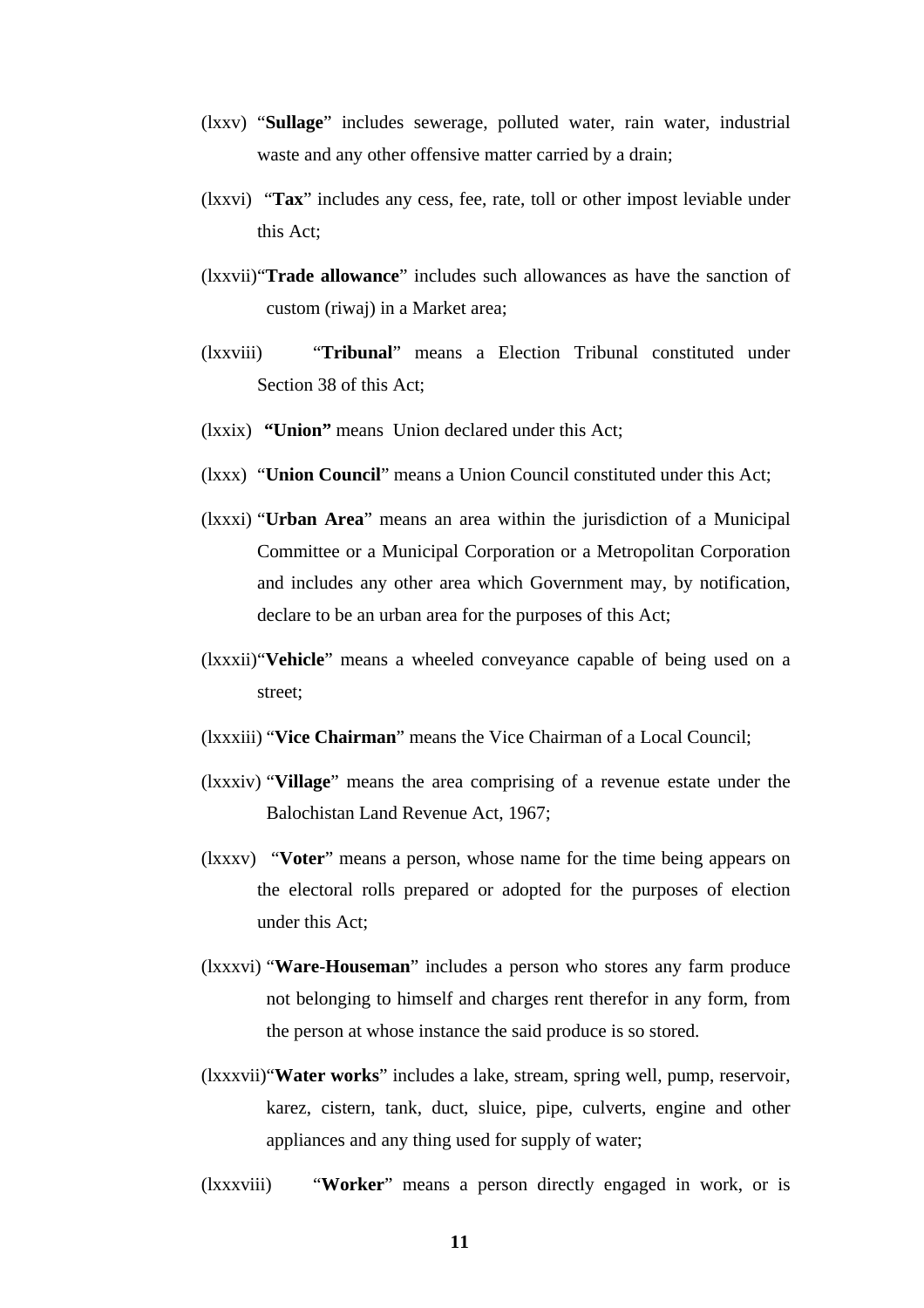(lxxv) "**Sullage**" includes sewerage, polluted water, rain water, industrial waste and any other offensive matter carried by a drain;

(lxxvi) "**Tax**" includes any cess, fee, rate, toll or other impost leviable under this Act;

(lxxvii) "**Trade allowance**" includes such allowances as have the sanction of custom (riwaj) in a Market area;

(lxxviii) "**Tribunal**" means a Election Tribunal constituted under Section 38 of this Act;

(lxxix) **"Union"** means Union declared under this Act;

(lxxx) "**Union Council**" means a Union Council constituted under this Act;

(lxxxi) "**Urban Area**" means an area within the jurisdiction of a Municipal Committee or a Municipal Corporation or a Metropolitan Corporation and includes any other area which Government may, by notification, declare to be an urban area for the purposes of this Act;

(lxxxii) "**Vehicle**" means a wheeled conveyance capable of being used on a street;

(lxxxiii) "**Vice Chairman**" means the Vice Chairman of a Local Council;

(lxxxiv) "**Village**" means the area comprising of a revenue estate under the Balochistan Land Revenue Act, 1967;

(lxxxv) "**Voter**" means a person, whose name for the time being appears on the electoral rolls prepared or adopted for the purposes of election under this Act;

(lxxxvi) "**Ware-Houseman**" includes a person who stores any farm produce not belonging to himself and charges rent therefor in any form, from the person at whose instance the said produce is so stored.

(lxxxvii) "**Water works**" includes a lake, stream, spring well, pump, reservoir, karez, cistern, tank, duct, sluice, pipe, culverts, engine and other appliances and any thing used for supply of water;

(lxxxviii) "**Worker**" means a person directly engaged in work, or is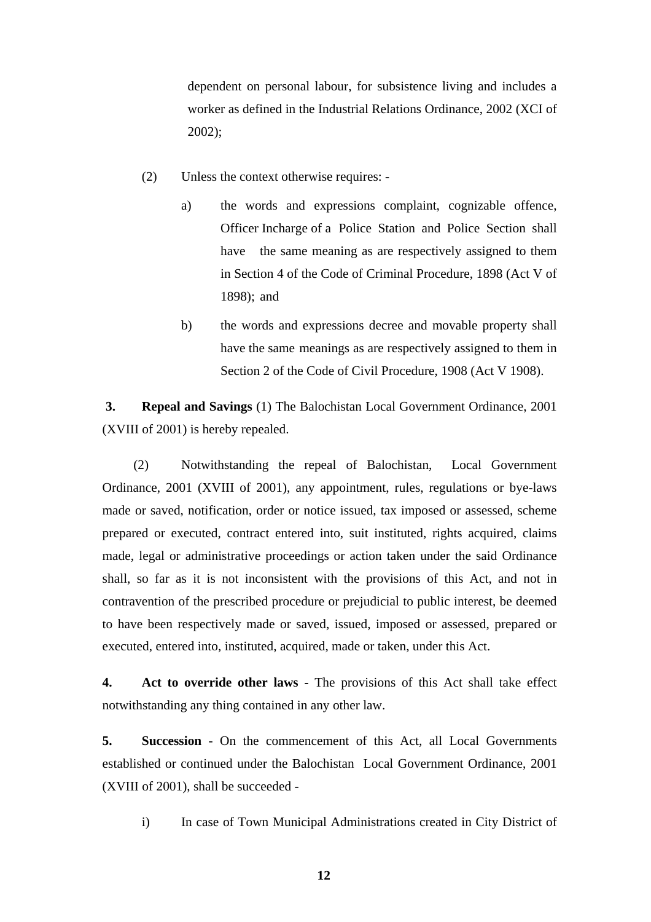dependent on personal labour, for subsistence living and includes a worker as defined in the Industrial Relations Ordinance, 2002 (XCI of 2002);

(2) Unless the context otherwise requires: -

a) the words and expressions complaint, cognizable offence, Officer Incharge of a Police Station and Police Section shall have the same meaning as are respectively assigned to them in Section 4 of the Code of Criminal Procedure, 1898 (Act V of 1898); and

b) the words and expressions decree and movable property shall have the same meanings as are respectively assigned to them in Section 2 of the Code of Civil Procedure, 1908 (Act V 1908).

**3. Repeal and Savings** (1) The Balochistan Local Government Ordinance, 2001 (XVIII of 2001) is hereby repealed.

(2) Notwithstanding the repeal of Balochistan, Local Government Ordinance, 2001 (XVIII of 2001), any appointment, rules, regulations or bye-laws made or saved, notification, order or notice issued, tax imposed or assessed, scheme prepared or executed, contract entered into, suit instituted, rights acquired, claims made, legal or administrative proceedings or action taken under the said Ordinance shall, so far as it is not inconsistent with the provisions of this Act, and not in contravention of the prescribed procedure or prejudicial to public interest, be deemed to have been respectively made or saved, issued, imposed or assessed, prepared or executed, entered into, instituted, acquired, made or taken, under this Act.

**4. Act to override other laws** - The provisions of this Act shall take effect notwithstanding any thing contained in any other law.

**5. Succession** - On the commencement of this Act, all Local Governments established or continued under the Balochistan Local Government Ordinance, 2001 (XVIII of 2001), shall be succeeded -

i) In case of Town Municipal Administrations created in City District of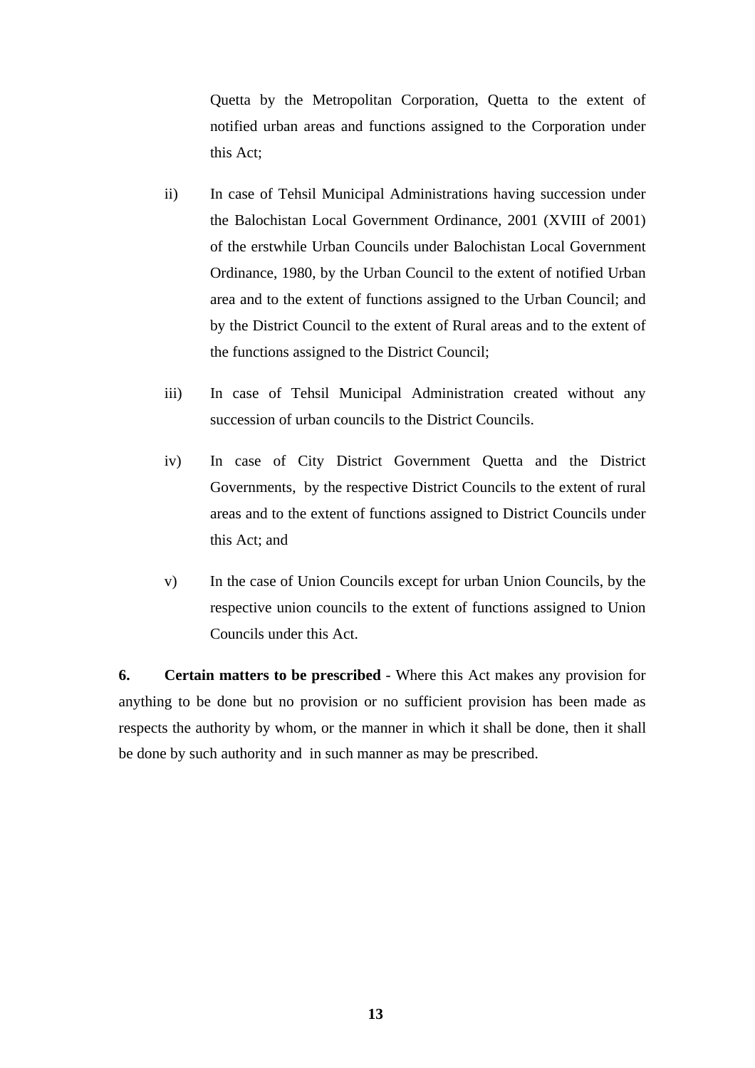Quetta by the Metropolitan Corporation, Quetta to the extent of notified urban areas and functions assigned to the Corporation under this Act;

ii) In case of Tehsil Municipal Administrations having succession under the Balochistan Local Government Ordinance, 2001 (XVIII of 2001) of the erstwhile Urban Councils under Balochistan Local Government Ordinance, 1980, by the Urban Council to the extent of notified Urban area and to the extent of functions assigned to the Urban Council; and by the District Council to the extent of Rural areas and to the extent of the functions assigned to the District Council;

iii) In case of Tehsil Municipal Administration created without any succession of urban councils to the District Councils.

iv) In case of City District Government Quetta and the District Governments, by the respective District Councils to the extent of rural areas and to the extent of functions assigned to District Councils under this Act; and

v) In the case of Union Councils except for urban Union Councils, by the respective union councils to the extent of functions assigned to Union Councils under this Act.

**6. Certain matters to be prescribed** - Where this Act makes any provision for anything to be done but no provision or no sufficient provision has been made as respects the authority by whom, or the manner in which it shall be done, then it shall be done by such authority and in such manner as may be prescribed.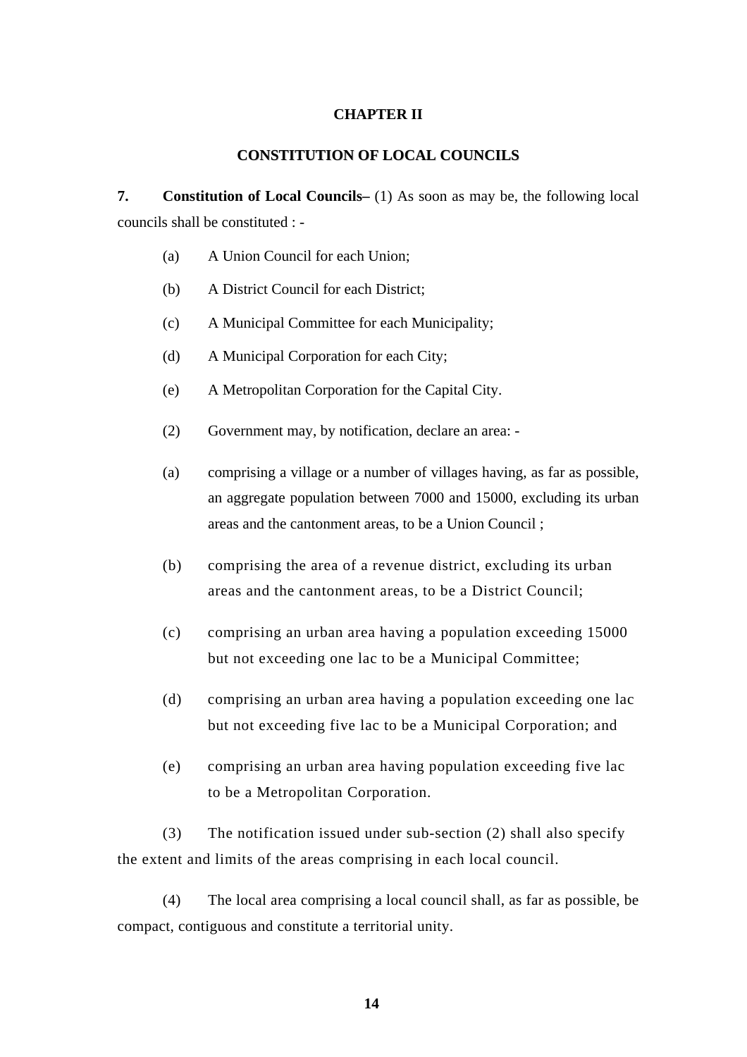# CHAPTER II

## CONSTITUTION OF LOCAL COUNCILS

**7. Constitution of Local Councils–** (1) As soon as may be, the following local councils shall be constituted : -

(a) A Union Council for each Union;

(b) A District Council for each District;

(c) A Municipal Committee for each Municipality;

(d) A Municipal Corporation for each City;

(e) A Metropolitan Corporation for the Capital City.

(2) Government may, by notification, declare an area: -

(a) comprising a village or a number of villages having, as far as possible, an aggregate population between 7000 and 15000, excluding its urban areas and the cantonment areas, to be a Union Council ;

(b) comprising the area of a revenue district, excluding its urban areas and the cantonment areas, to be a District Council;

(c) comprising an urban area having a population exceeding 15000 but not exceeding one lac to be a Municipal Committee;

(d) comprising an urban area having a population exceeding one lac but not exceeding five lac to be a Municipal Corporation; and

(e) comprising an urban area having population exceeding five lac to be a Metropolitan Corporation.

(3) The notification issued under sub-section (2) shall also specify the extent and limits of the areas comprising in each local council.

(4) The local area comprising a local council shall, as far as possible, be compact, contiguous and constitute a territorial unity.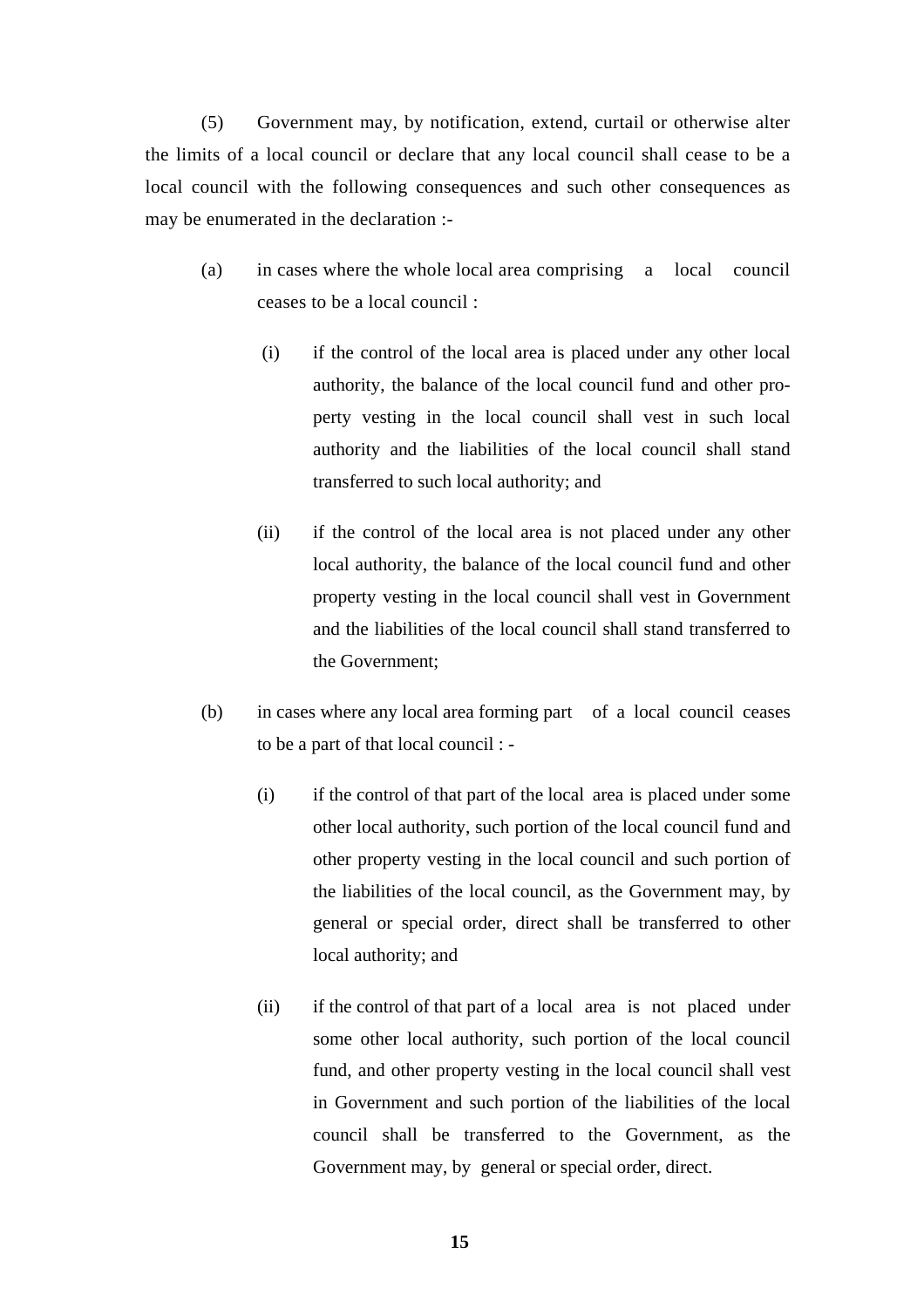(5) Government may, by notification, extend, curtail or otherwise alter the limits of a local council or declare that any local council shall cease to be a local council with the following consequences and such other consequences as may be enumerated in the declaration :-

(a) in cases where the whole local area comprising a local council ceases to be a local council :

(i) if the control of the local area is placed under any other local authority, the balance of the local council fund and other property vesting in the local council shall vest in such local authority and the liabilities of the local council shall stand transferred to such local authority; and

(ii) if the control of the local area is not placed under any other local authority, the balance of the local council fund and other property vesting in the local council shall vest in Government and the liabilities of the local council shall stand transferred to the Government;

(b) in cases where any local area forming part of a local council ceases to be a part of that local council : -

(i) if the control of that part of the local area is placed under some other local authority, such portion of the local council fund and other property vesting in the local council and such portion of the liabilities of the local council, as the Government may, by general or special order, direct shall be transferred to other local authority; and

(ii) if the control of that part of a local area is not placed under some other local authority, such portion of the local council fund, and other property vesting in the local council shall vest in Government and such portion of the liabilities of the local council shall be transferred to the Government, as the Government may, by general or special order, direct.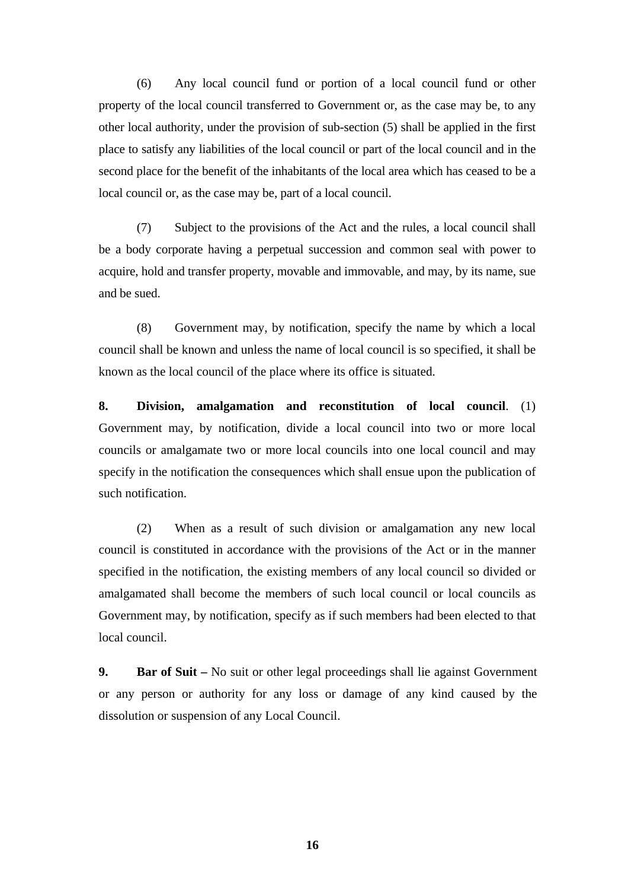(6) Any local council fund or portion of a local council fund or other property of the local council transferred to Government or, as the case may be, to any other local authority, under the provision of sub-section (5) shall be applied in the first place to satisfy any liabilities of the local council or part of the local council and in the second place for the benefit of the inhabitants of the local area which has ceased to be a local council or, as the case may be, part of a local council.

(7) Subject to the provisions of the Act and the rules, a local council shall be a body corporate having a perpetual succession and common seal with power to acquire, hold and transfer property, movable and immovable, and may, by its name, sue and be sued.

(8) Government may, by notification, specify the name by which a local council shall be known and unless the name of local council is so specified, it shall be known as the local council of the place where its office is situated.

**8. Division, amalgamation and reconstitution of local council**. (1) Government may, by notification, divide a local council into two or more local councils or amalgamate two or more local councils into one local council and may specify in the notification the consequences which shall ensue upon the publication of such notification.

(2) When as a result of such division or amalgamation any new local council is constituted in accordance with the provisions of the Act or in the manner specified in the notification, the existing members of any local council so divided or amalgamated shall become the members of such local council or local councils as Government may, by notification, specify as if such members had been elected to that local council.

**9. Bar of Suit –** No suit or other legal proceedings shall lie against Government or any person or authority for any loss or damage of any kind caused by the dissolution or suspension of any Local Council.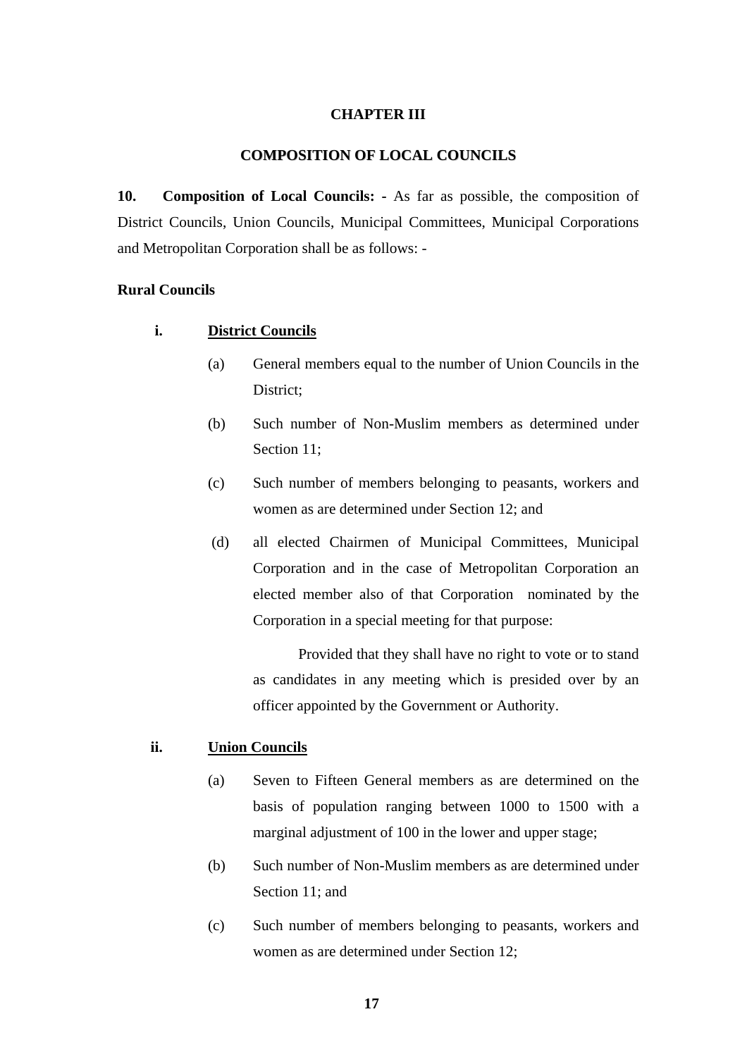## CHAPTER III

## COMPOSITION OF LOCAL COUNCILS

**10. Composition of Local Councils: -** As far as possible, the composition of District Councils, Union Councils, Municipal Committees, Municipal Corporations and Metropolitan Corporation shall be as follows: -

**Rural Councils**

**i. District Councils**

(a) General members equal to the number of Union Councils in the District;

(b) Such number of Non-Muslim members as determined under Section 11;

(c) Such number of members belonging to peasants, workers and women as are determined under Section 12; and

(d) all elected Chairmen of Municipal Committees, Municipal Corporation and in the case of Metropolitan Corporation an elected member also of that Corporation nominated by the Corporation in a special meeting for that purpose:

Provided that they shall have no right to vote or to stand as candidates in any meeting which is presided over by an officer appointed by the Government or Authority.

**ii. Union Councils**

(a) Seven to Fifteen General members as are determined on the basis of population ranging between 1000 to 1500 with a marginal adjustment of 100 in the lower and upper stage;

(b) Such number of Non-Muslim members as are determined under Section 11; and

(c) Such number of members belonging to peasants, workers and women as are determined under Section 12;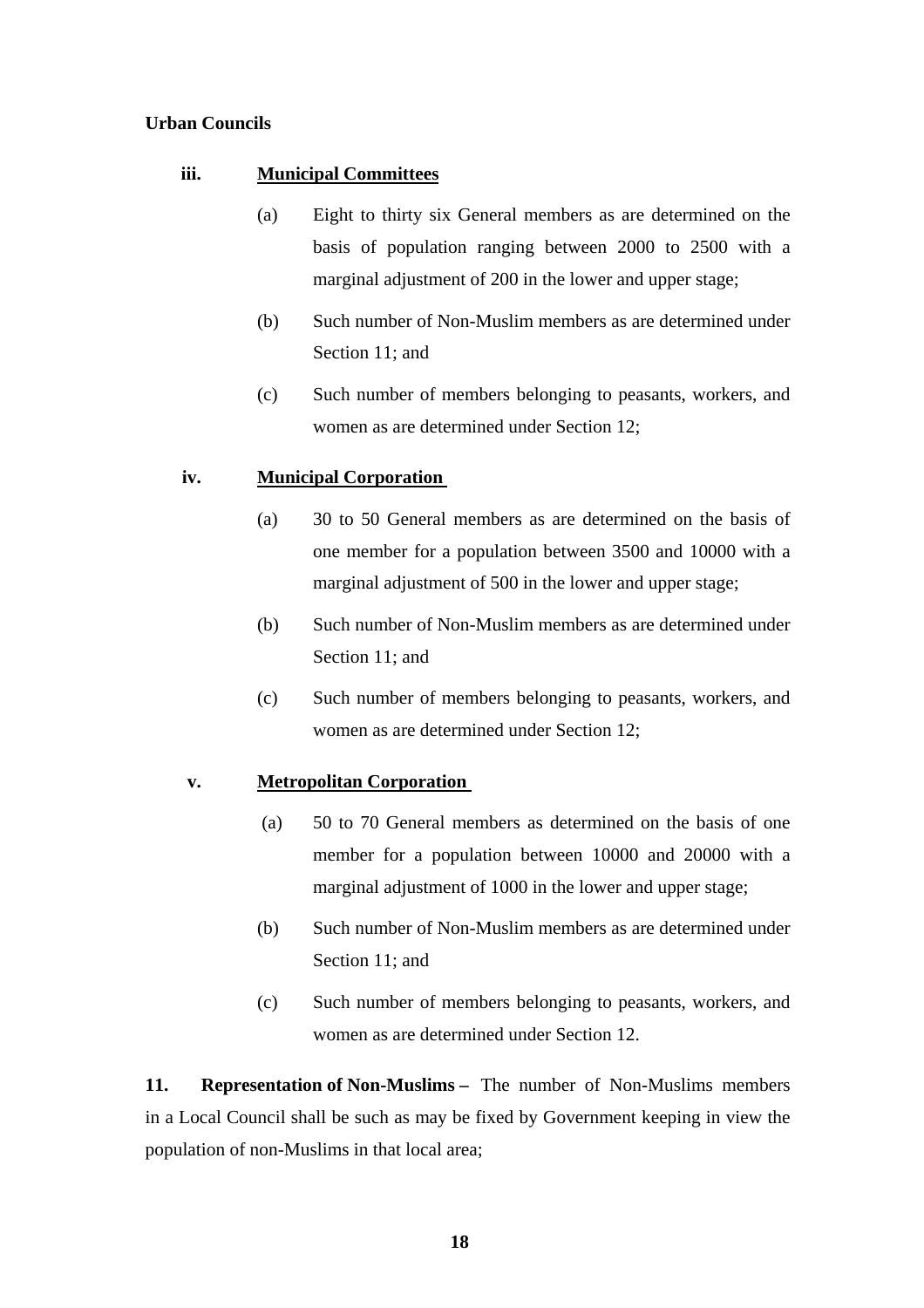**Urban Councils**

**iii.** **Municipal Committees**

(a) Eight to thirty six General members as are determined on the basis of population ranging between 2000 to 2500 with a marginal adjustment of 200 in the lower and upper stage;

(b) Such number of Non-Muslim members as are determined under Section 11; and

(c) Such number of members belonging to peasants, workers, and women as are determined under Section 12;

**iv.** **Municipal Corporation**

(a) 30 to 50 General members as are determined on the basis of one member for a population between 3500 and 10000 with a marginal adjustment of 500 in the lower and upper stage;

(b) Such number of Non-Muslim members as are determined under Section 11; and

(c) Such number of members belonging to peasants, workers, and women as are determined under Section 12;

**v.** **Metropolitan Corporation**

(a) 50 to 70 General members as determined on the basis of one member for a population between 10000 and 20000 with a marginal adjustment of 1000 in the lower and upper stage;

(b) Such number of Non-Muslim members as are determined under Section 11; and

(c) Such number of members belonging to peasants, workers, and women as are determined under Section 12.

**11. Representation of Non-Muslims –** The number of Non-Muslims members in a Local Council shall be such as may be fixed by Government keeping in view the population of non-Muslims in that local area;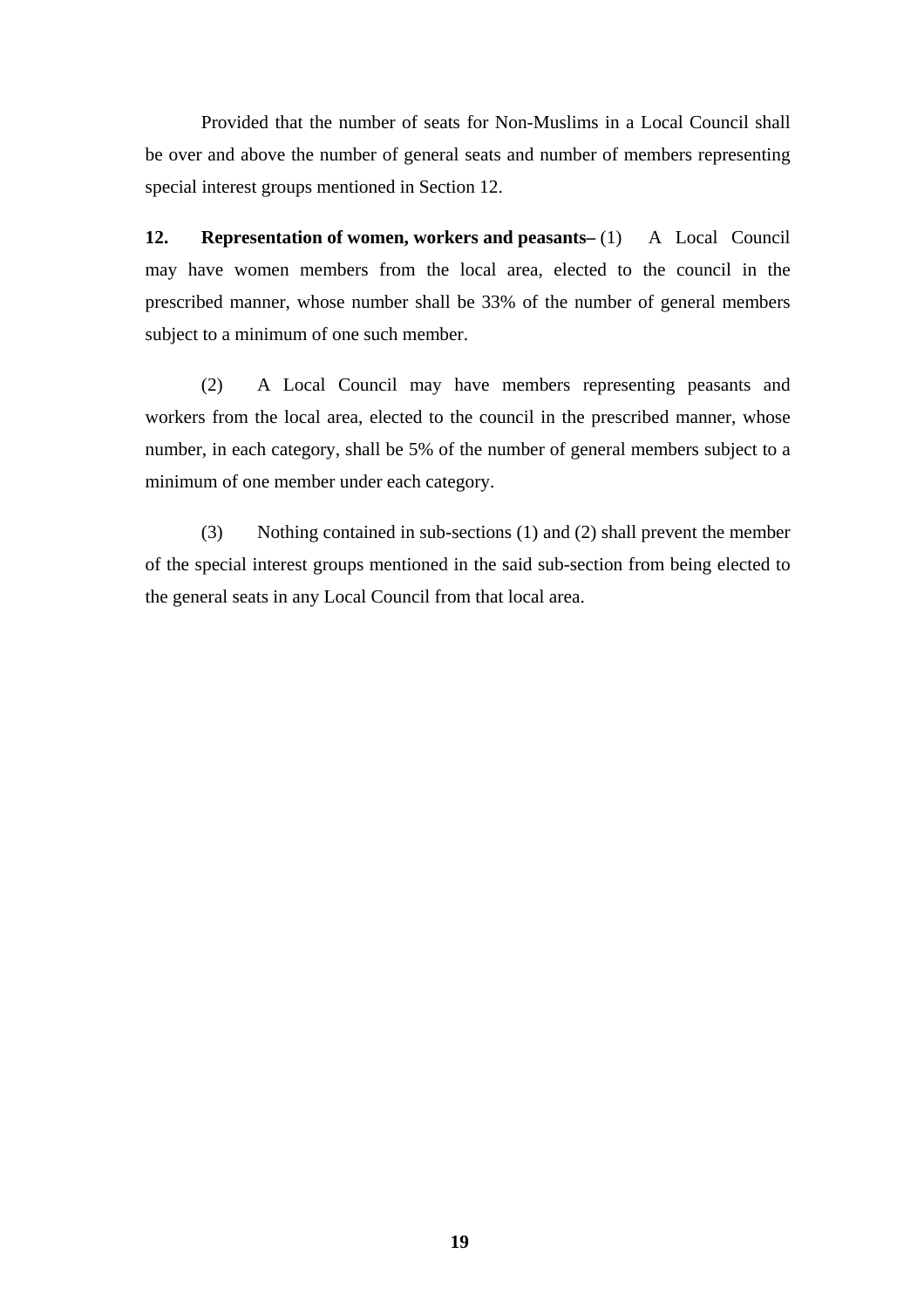Provided that the number of seats for Non-Muslims in a Local Council shall be over and above the number of general seats and number of members representing special interest groups mentioned in Section 12.

**12. Representation of women, workers and peasants–** (1) A Local Council may have women members from the local area, elected to the council in the prescribed manner, whose number shall be 33% of the number of general members subject to a minimum of one such member.

(2) A Local Council may have members representing peasants and workers from the local area, elected to the council in the prescribed manner, whose number, in each category, shall be 5% of the number of general members subject to a minimum of one member under each category.

(3) Nothing contained in sub-sections (1) and (2) shall prevent the member of the special interest groups mentioned in the said sub-section from being elected to the general seats in any Local Council from that local area.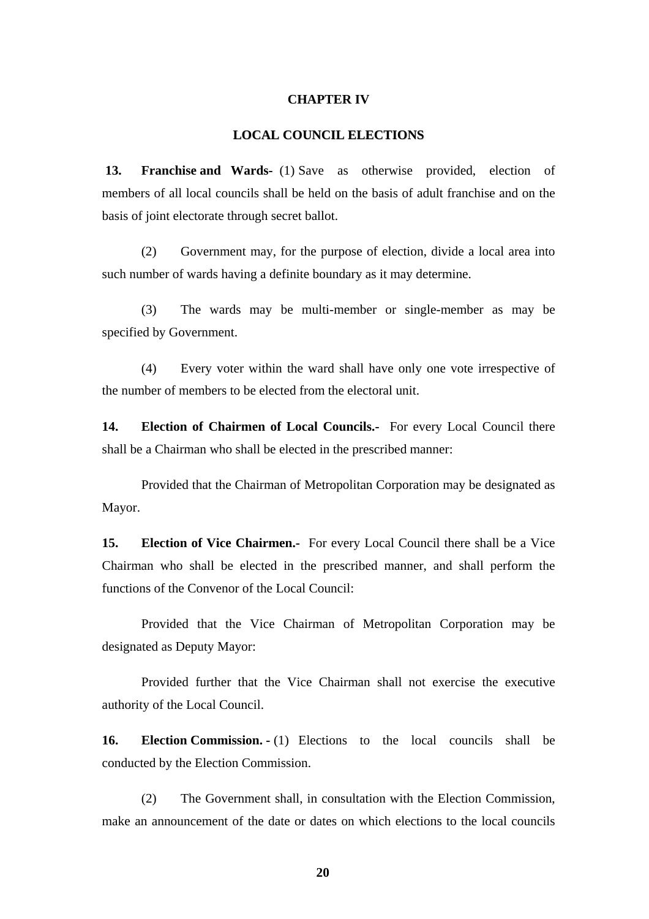## CHAPTER IV

## LOCAL COUNCIL ELECTIONS

**13. Franchise and Wards-** (1) Save as otherwise provided, election of members of all local councils shall be held on the basis of adult franchise and on the basis of joint electorate through secret ballot.

(2) Government may, for the purpose of election, divide a local area into such number of wards having a definite boundary as it may determine.

(3) The wards may be multi-member or single-member as may be specified by Government.

(4) Every voter within the ward shall have only one vote irrespective of the number of members to be elected from the electoral unit.

**14. Election of Chairmen of Local Councils.-** For every Local Council there shall be a Chairman who shall be elected in the prescribed manner:

Provided that the Chairman of Metropolitan Corporation may be designated as Mayor.

**15. Election of Vice Chairmen.-** For every Local Council there shall be a Vice Chairman who shall be elected in the prescribed manner, and shall perform the functions of the Convenor of the Local Council:

Provided that the Vice Chairman of Metropolitan Corporation may be designated as Deputy Mayor:

Provided further that the Vice Chairman shall not exercise the executive authority of the Local Council.

**16. Election Commission. -** (1) Elections to the local councils shall be conducted by the Election Commission.

(2) The Government shall, in consultation with the Election Commission, make an announcement of the date or dates on which elections to the local councils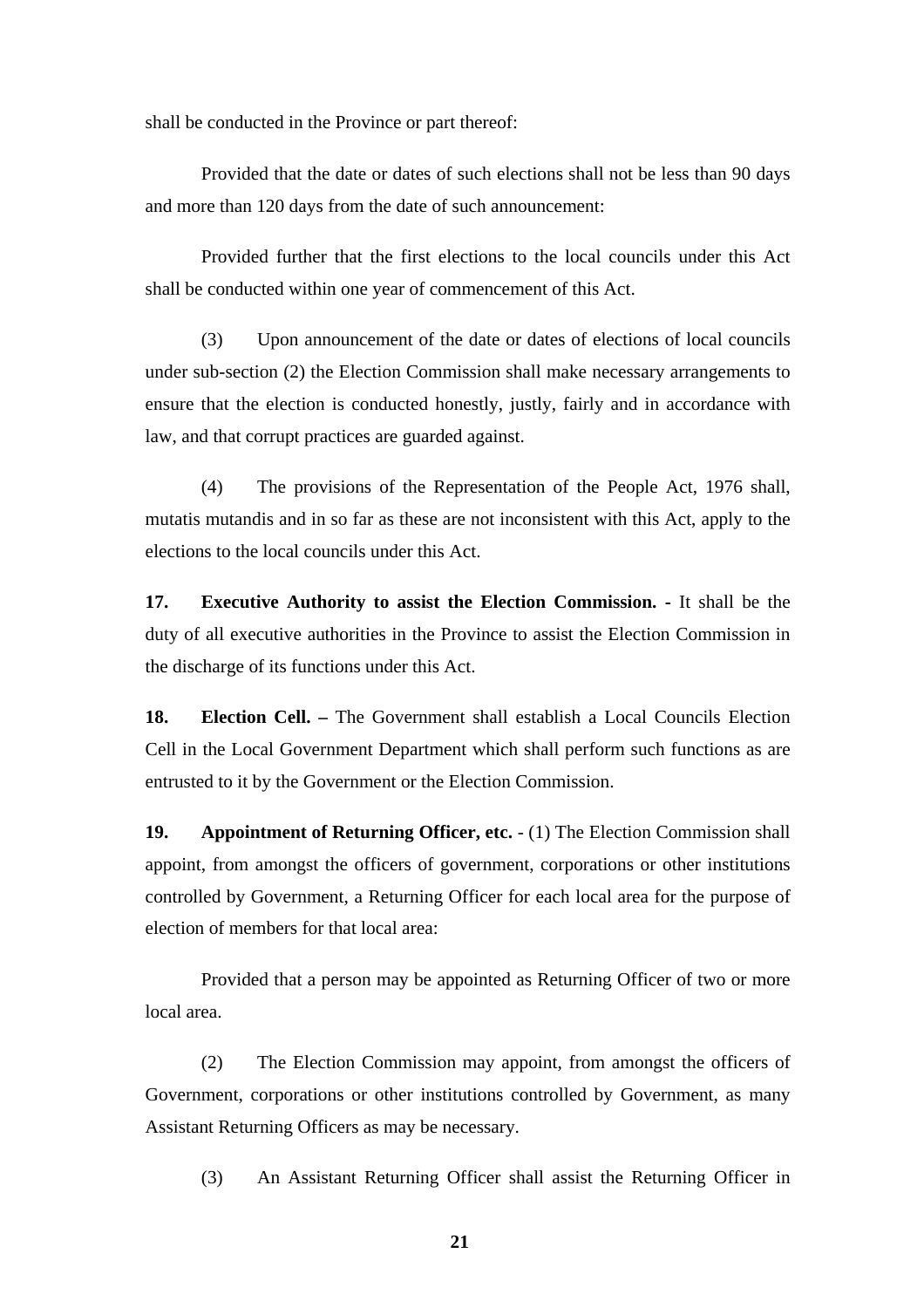shall be conducted in the Province or part thereof:

Provided that the date or dates of such elections shall not be less than 90 days and more than 120 days from the date of such announcement:

Provided further that the first elections to the local councils under this Act shall be conducted within one year of commencement of this Act.

(3) Upon announcement of the date or dates of elections of local councils under sub-section (2) the Election Commission shall make necessary arrangements to ensure that the election is conducted honestly, justly, fairly and in accordance with law, and that corrupt practices are guarded against.

(4) The provisions of the Representation of the People Act, 1976 shall, mutatis mutandis and in so far as these are not inconsistent with this Act, apply to the elections to the local councils under this Act.

**17. Executive Authority to assist the Election Commission. -** It shall be the duty of all executive authorities in the Province to assist the Election Commission in the discharge of its functions under this Act.

**18. Election Cell. –** The Government shall establish a Local Councils Election Cell in the Local Government Department which shall perform such functions as are entrusted to it by the Government or the Election Commission.

**19. Appointment of Returning Officer, etc.** - (1) The Election Commission shall appoint, from amongst the officers of government, corporations or other institutions controlled by Government, a Returning Officer for each local area for the purpose of election of members for that local area:

Provided that a person may be appointed as Returning Officer of two or more local area.

(2) The Election Commission may appoint, from amongst the officers of Government, corporations or other institutions controlled by Government, as many Assistant Returning Officers as may be necessary.

(3) An Assistant Returning Officer shall assist the Returning Officer in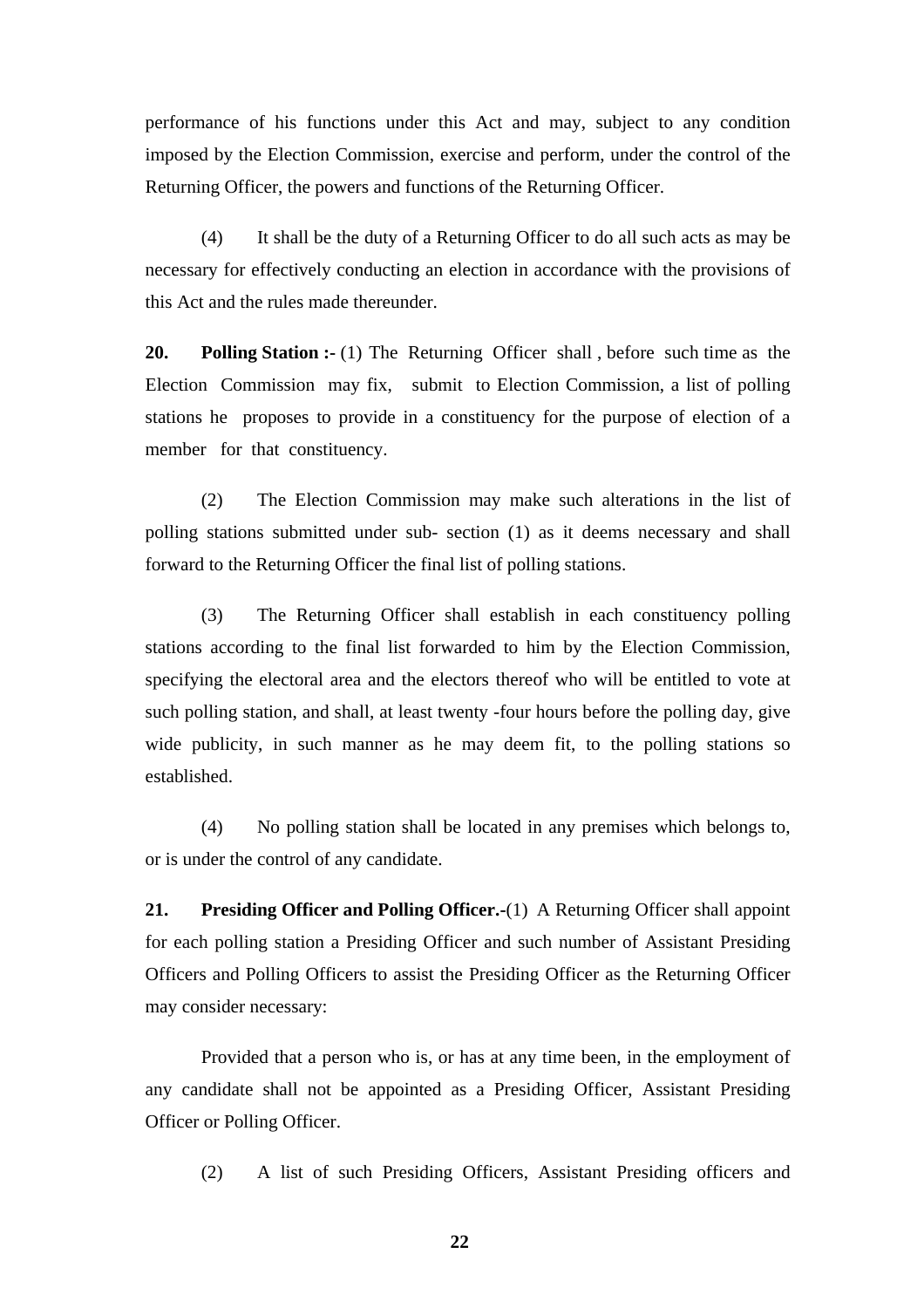performance of his functions under this Act and may, subject to any condition imposed by the Election Commission, exercise and perform, under the control of the Returning Officer, the powers and functions of the Returning Officer.

(4) It shall be the duty of a Returning Officer to do all such acts as may be necessary for effectively conducting an election in accordance with the provisions of this Act and the rules made thereunder.

**20. Polling Station :-** (1) The Returning Officer shall , before such time as the Election Commission may fix, submit to Election Commission, a list of polling stations he proposes to provide in a constituency for the purpose of election of a member for that constituency.

(2) The Election Commission may make such alterations in the list of polling stations submitted under sub- section (1) as it deems necessary and shall forward to the Returning Officer the final list of polling stations.

(3) The Returning Officer shall establish in each constituency polling stations according to the final list forwarded to him by the Election Commission, specifying the electoral area and the electors thereof who will be entitled to vote at such polling station, and shall, at least twenty -four hours before the polling day, give wide publicity, in such manner as he may deem fit, to the polling stations so established.

(4) No polling station shall be located in any premises which belongs to, or is under the control of any candidate.

**21. Presiding Officer and Polling Officer.-**(1) A Returning Officer shall appoint for each polling station a Presiding Officer and such number of Assistant Presiding Officers and Polling Officers to assist the Presiding Officer as the Returning Officer may consider necessary:

Provided that a person who is, or has at any time been, in the employment of any candidate shall not be appointed as a Presiding Officer, Assistant Presiding Officer or Polling Officer.

(2) A list of such Presiding Officers, Assistant Presiding officers and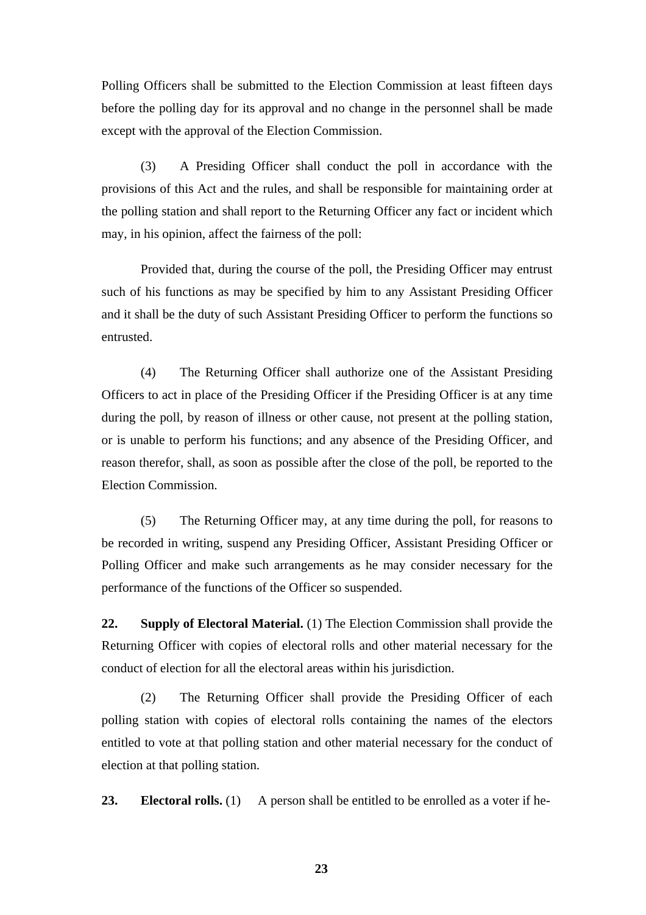Polling Officers shall be submitted to the Election Commission at least fifteen days before the polling day for its approval and no change in the personnel shall be made except with the approval of the Election Commission.

(3) A Presiding Officer shall conduct the poll in accordance with the provisions of this Act and the rules, and shall be responsible for maintaining order at the polling station and shall report to the Returning Officer any fact or incident which may, in his opinion, affect the fairness of the poll:

Provided that, during the course of the poll, the Presiding Officer may entrust such of his functions as may be specified by him to any Assistant Presiding Officer and it shall be the duty of such Assistant Presiding Officer to perform the functions so entrusted.

(4) The Returning Officer shall authorize one of the Assistant Presiding Officers to act in place of the Presiding Officer if the Presiding Officer is at any time during the poll, by reason of illness or other cause, not present at the polling station, or is unable to perform his functions; and any absence of the Presiding Officer, and reason therefor, shall, as soon as possible after the close of the poll, be reported to the Election Commission.

(5) The Returning Officer may, at any time during the poll, for reasons to be recorded in writing, suspend any Presiding Officer, Assistant Presiding Officer or Polling Officer and make such arrangements as he may consider necessary for the performance of the functions of the Officer so suspended.

**22. Supply of Electoral Material.** (1) The Election Commission shall provide the Returning Officer with copies of electoral rolls and other material necessary for the conduct of election for all the electoral areas within his jurisdiction.

(2) The Returning Officer shall provide the Presiding Officer of each polling station with copies of electoral rolls containing the names of the electors entitled to vote at that polling station and other material necessary for the conduct of election at that polling station.

**23. Electoral rolls.** (1) A person shall be entitled to be enrolled as a voter if he-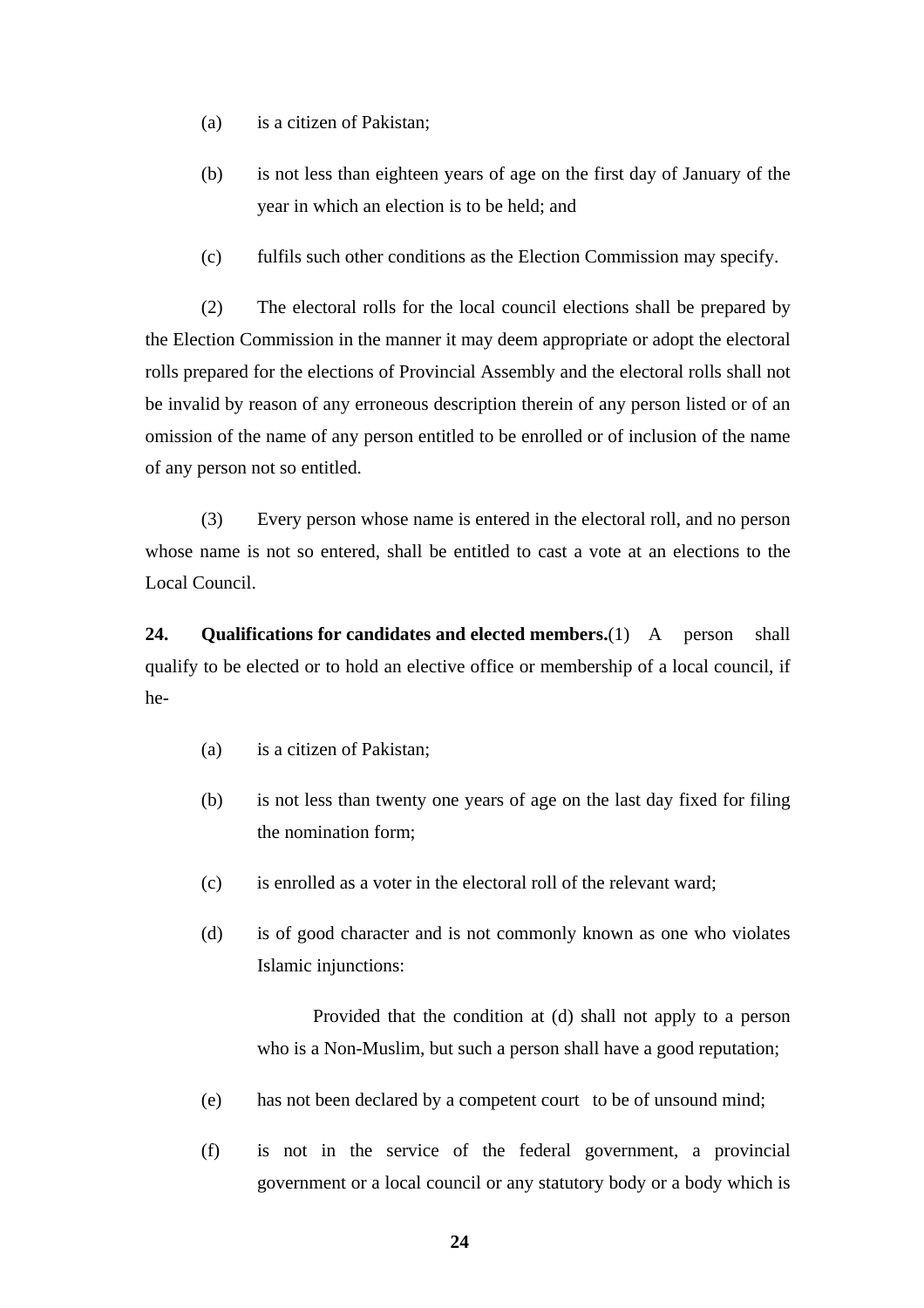(a) is a citizen of Pakistan;

(b) is not less than eighteen years of age on the first day of January of the year in which an election is to be held; and

(c) fulfils such other conditions as the Election Commission may specify.

(2) The electoral rolls for the local council elections shall be prepared by the Election Commission in the manner it may deem appropriate or adopt the electoral rolls prepared for the elections of Provincial Assembly and the electoral rolls shall not be invalid by reason of any erroneous description therein of any person listed or of an omission of the name of any person entitled to be enrolled or of inclusion of the name of any person not so entitled.

(3) Every person whose name is entered in the electoral roll, and no person whose name is not so entered, shall be entitled to cast a vote at an elections to the Local Council.

**24. Qualifications for candidates and elected members.**(1) A person shall qualify to be elected or to hold an elective office or membership of a local council, if he-

(a) is a citizen of Pakistan;

(b) is not less than twenty one years of age on the last day fixed for filing the nomination form;

(c) is enrolled as a voter in the electoral roll of the relevant ward;

(d) is of good character and is not commonly known as one who violates Islamic injunctions:

Provided that the condition at (d) shall not apply to a person who is a Non-Muslim, but such a person shall have a good reputation;

(e) has not been declared by a competent court to be of unsound mind;

(f) is not in the service of the federal government, a provincial government or a local council or any statutory body or a body which is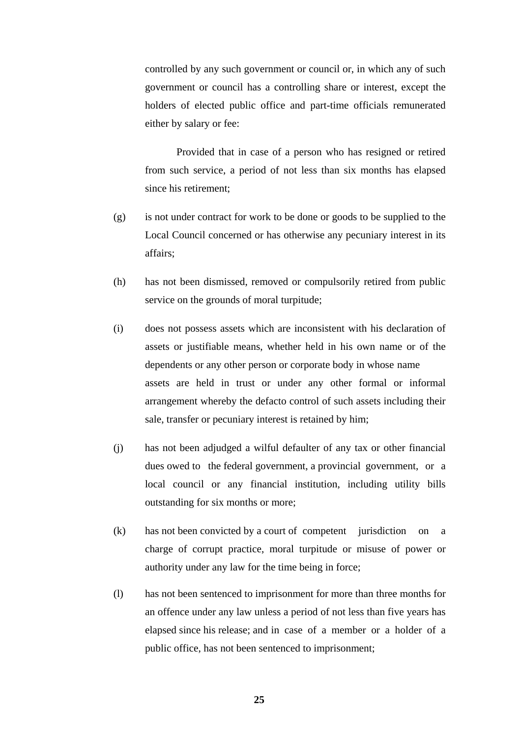controlled by any such government or council or, in which any of such government or council has a controlling share or interest, except the holders of elected public office and part-time officials remunerated either by salary or fee:

Provided that in case of a person who has resigned or retired from such service, a period of not less than six months has elapsed since his retirement;

(g) is not under contract for work to be done or goods to be supplied to the Local Council concerned or has otherwise any pecuniary interest in its affairs;

(h) has not been dismissed, removed or compulsorily retired from public service on the grounds of moral turpitude;

(i) does not possess assets which are inconsistent with his declaration of assets or justifiable means, whether held in his own name or of the dependents or any other person or corporate body in whose name assets are held in trust or under any other formal or informal arrangement whereby the defacto control of such assets including their sale, transfer or pecuniary interest is retained by him;

(j) has not been adjudged a wilful defaulter of any tax or other financial dues owed to the federal government, a provincial government, or a local council or any financial institution, including utility bills outstanding for six months or more;

(k) has not been convicted by a court of competent jurisdiction on a charge of corrupt practice, moral turpitude or misuse of power or authority under any law for the time being in force;

(l) has not been sentenced to imprisonment for more than three months for an offence under any law unless a period of not less than five years has elapsed since his release; and in case of a member or a holder of a public office, has not been sentenced to imprisonment;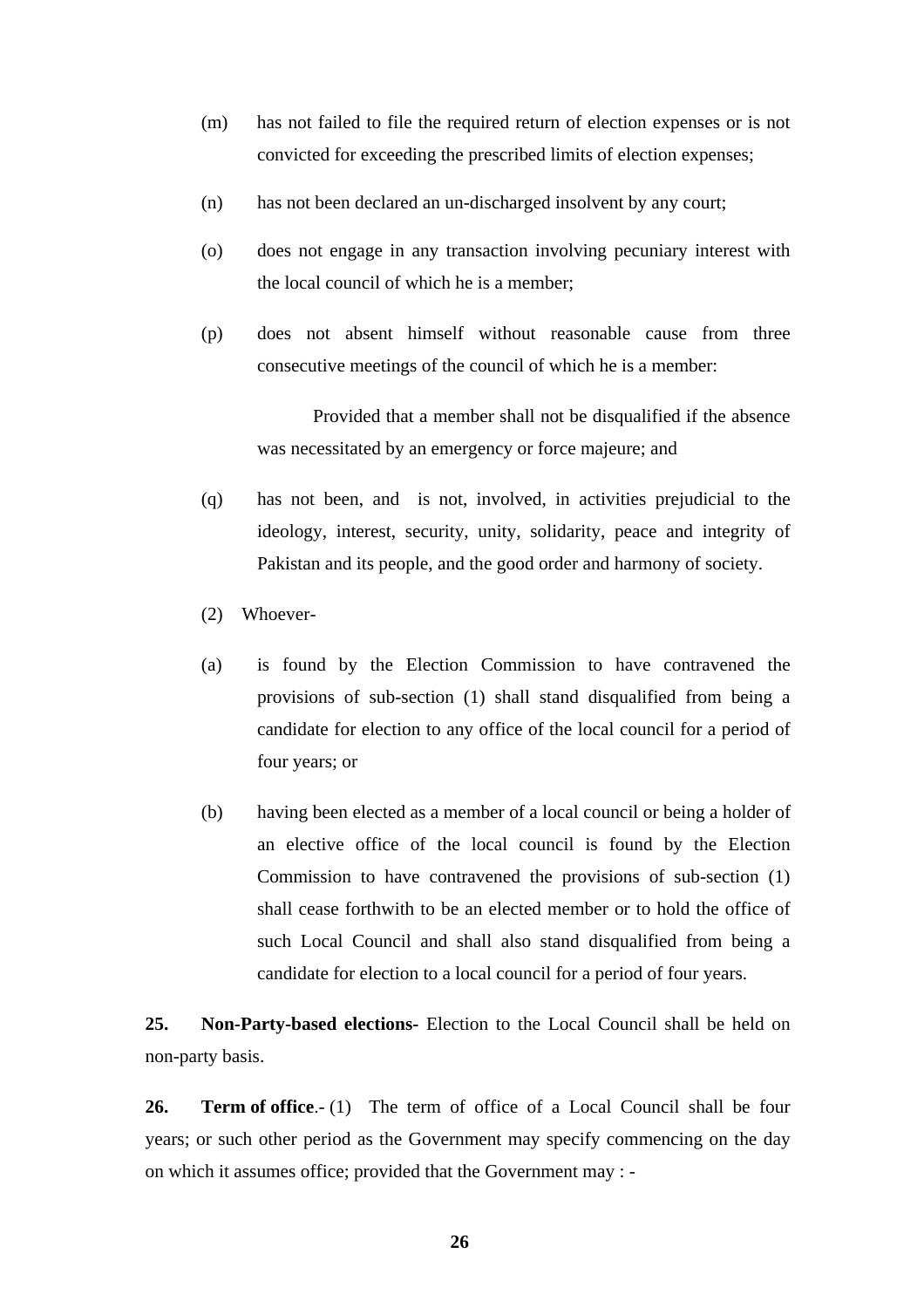(m) has not failed to file the required return of election expenses or is not convicted for exceeding the prescribed limits of election expenses;

(n) has not been declared an un-discharged insolvent by any court;

(o) does not engage in any transaction involving pecuniary interest with the local council of which he is a member;

(p) does not absent himself without reasonable cause from three consecutive meetings of the council of which he is a member:

Provided that a member shall not be disqualified if the absence was necessitated by an emergency or force majeure; and

(q) has not been, and is not, involved, in activities prejudicial to the ideology, interest, security, unity, solidarity, peace and integrity of Pakistan and its people, and the good order and harmony of society.

(2) Whoever-

(a) is found by the Election Commission to have contravened the provisions of sub-section (1) shall stand disqualified from being a candidate for election to any office of the local council for a period of four years; or

(b) having been elected as a member of a local council or being a holder of an elective office of the local council is found by the Election Commission to have contravened the provisions of sub-section (1) shall cease forthwith to be an elected member or to hold the office of such Local Council and shall also stand disqualified from being a candidate for election to a local council for a period of four years.

**25. Non-Party-based elections-** Election to the Local Council shall be held on non-party basis.

**26. Term of office**.- (1) The term of office of a Local Council shall be four years; or such other period as the Government may specify commencing on the day on which it assumes office; provided that the Government may : -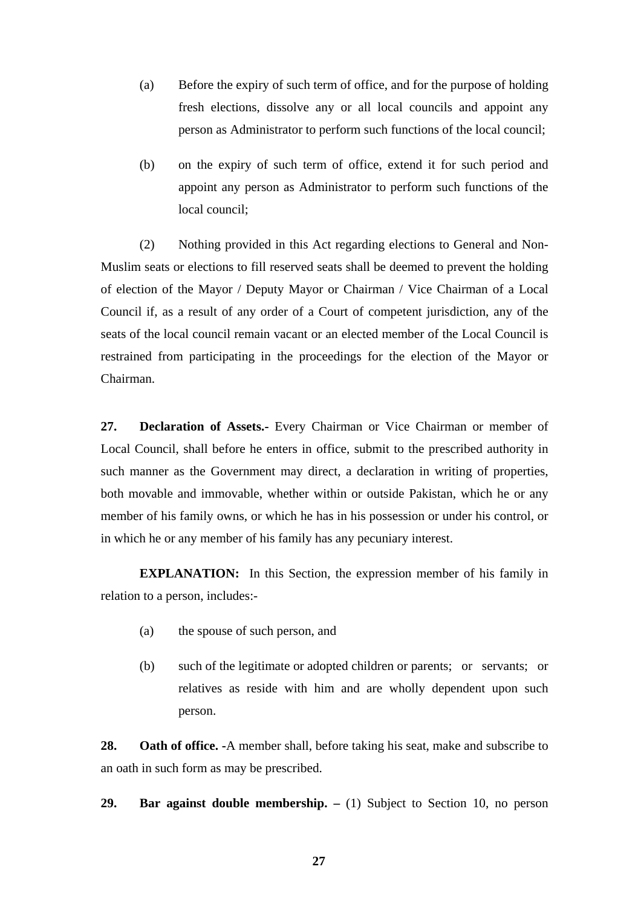(a) Before the expiry of such term of office, and for the purpose of holding fresh elections, dissolve any or all local councils and appoint any person as Administrator to perform such functions of the local council;

(b) on the expiry of such term of office, extend it for such period and appoint any person as Administrator to perform such functions of the local council;

(2) Nothing provided in this Act regarding elections to General and Non-Muslim seats or elections to fill reserved seats shall be deemed to prevent the holding of election of the Mayor / Deputy Mayor or Chairman / Vice Chairman of a Local Council if, as a result of any order of a Court of competent jurisdiction, any of the seats of the local council remain vacant or an elected member of the Local Council is restrained from participating in the proceedings for the election of the Mayor or Chairman.

**27. Declaration of Assets.-** Every Chairman or Vice Chairman or member of Local Council, shall before he enters in office, submit to the prescribed authority in such manner as the Government may direct, a declaration in writing of properties, both movable and immovable, whether within or outside Pakistan, which he or any member of his family owns, or which he has in his possession or under his control, or in which he or any member of his family has any pecuniary interest.

**EXPLANATION:** In this Section, the expression member of his family in relation to a person, includes:-

(a) the spouse of such person, and

(b) such of the legitimate or adopted children or parents; or servants; or relatives as reside with him and are wholly dependent upon such person.

**28. Oath of office. -**A member shall, before taking his seat, make and subscribe to an oath in such form as may be prescribed.

**29. Bar against double membership. –** (1) Subject to Section 10, no person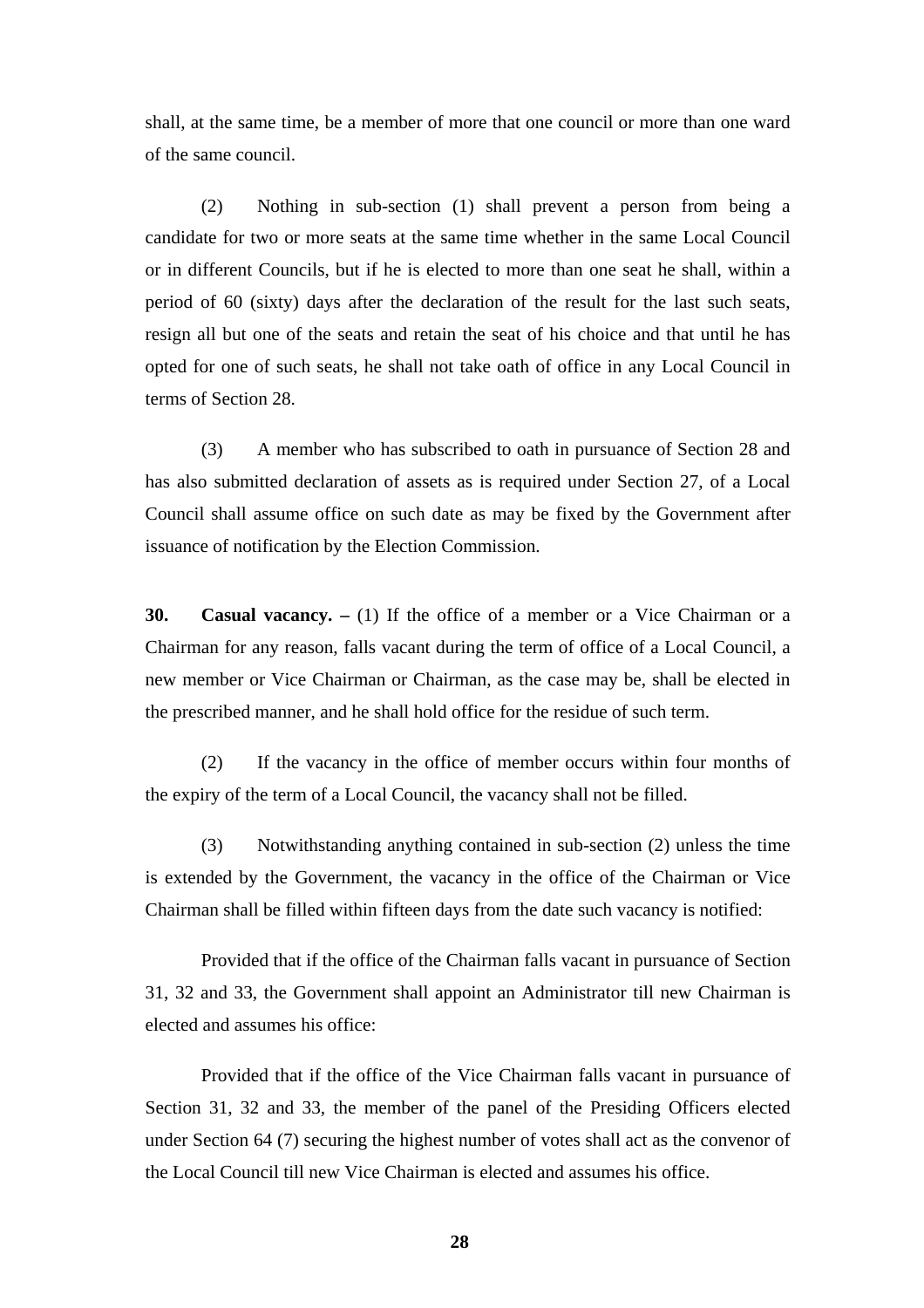shall, at the same time, be a member of more that one council or more than one ward of the same council.

(2) Nothing in sub-section (1) shall prevent a person from being a candidate for two or more seats at the same time whether in the same Local Council or in different Councils, but if he is elected to more than one seat he shall, within a period of 60 (sixty) days after the declaration of the result for the last such seats, resign all but one of the seats and retain the seat of his choice and that until he has opted for one of such seats, he shall not take oath of office in any Local Council in terms of Section 28.

(3) A member who has subscribed to oath in pursuance of Section 28 and has also submitted declaration of assets as is required under Section 27, of a Local Council shall assume office on such date as may be fixed by the Government after issuance of notification by the Election Commission.

**30. Casual vacancy. –** (1) If the office of a member or a Vice Chairman or a Chairman for any reason, falls vacant during the term of office of a Local Council, a new member or Vice Chairman or Chairman, as the case may be, shall be elected in the prescribed manner, and he shall hold office for the residue of such term.

(2) If the vacancy in the office of member occurs within four months of the expiry of the term of a Local Council, the vacancy shall not be filled.

(3) Notwithstanding anything contained in sub-section (2) unless the time is extended by the Government, the vacancy in the office of the Chairman or Vice Chairman shall be filled within fifteen days from the date such vacancy is notified:

Provided that if the office of the Chairman falls vacant in pursuance of Section 31, 32 and 33, the Government shall appoint an Administrator till new Chairman is elected and assumes his office:

Provided that if the office of the Vice Chairman falls vacant in pursuance of Section 31, 32 and 33, the member of the panel of the Presiding Officers elected under Section 64 (7) securing the highest number of votes shall act as the convenor of the Local Council till new Vice Chairman is elected and assumes his office.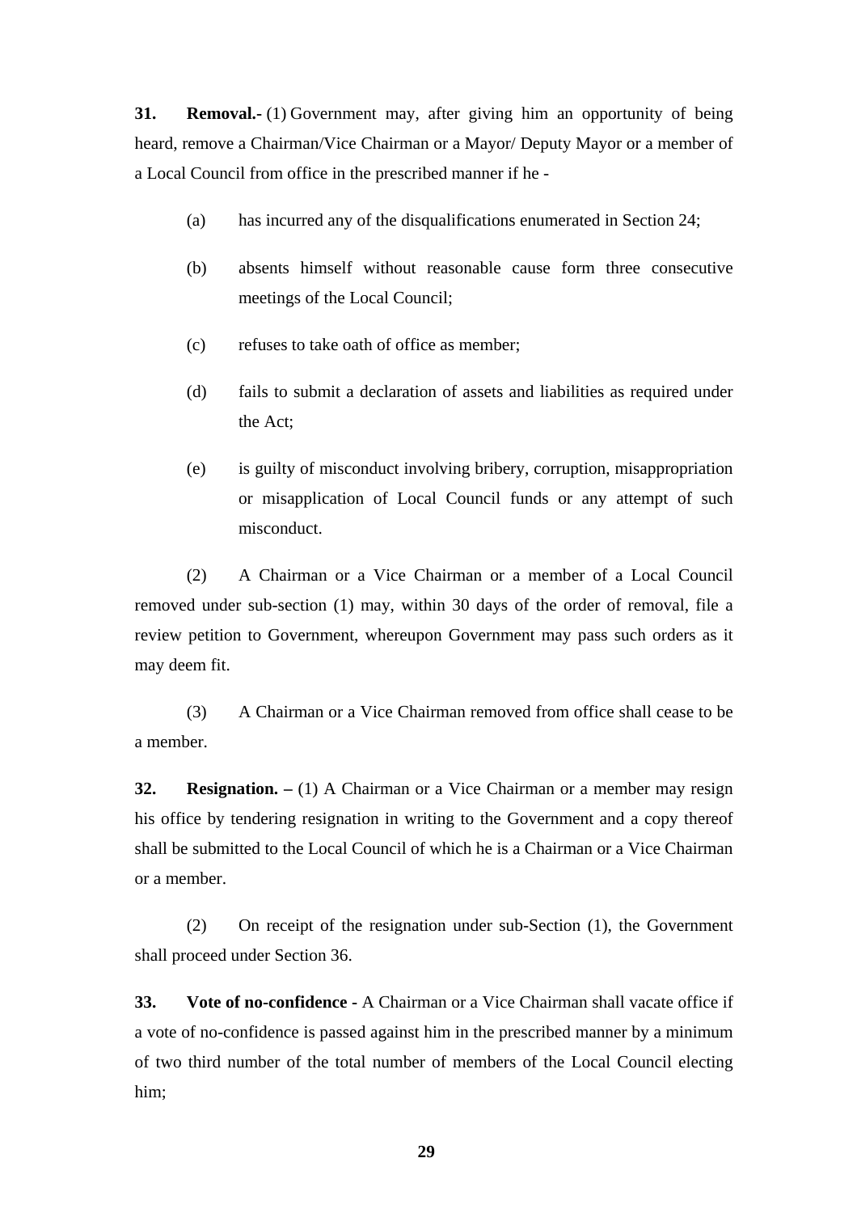**31. Removal.-** (1) Government may, after giving him an opportunity of being heard, remove a Chairman/Vice Chairman or a Mayor/ Deputy Mayor or a member of a Local Council from office in the prescribed manner if he -

(a) has incurred any of the disqualifications enumerated in Section 24;

(b) absents himself without reasonable cause form three consecutive meetings of the Local Council;

(c) refuses to take oath of office as member;

(d) fails to submit a declaration of assets and liabilities as required under the Act;

(e) is guilty of misconduct involving bribery, corruption, misappropriation or misapplication of Local Council funds or any attempt of such misconduct.

(2) A Chairman or a Vice Chairman or a member of a Local Council removed under sub-section (1) may, within 30 days of the order of removal, file a review petition to Government, whereupon Government may pass such orders as it may deem fit.

(3) A Chairman or a Vice Chairman removed from office shall cease to be a member.

**32. Resignation. –** (1) A Chairman or a Vice Chairman or a member may resign his office by tendering resignation in writing to the Government and a copy thereof shall be submitted to the Local Council of which he is a Chairman or a Vice Chairman or a member.

(2) On receipt of the resignation under sub-Section (1), the Government shall proceed under Section 36.

**33. Vote of no-confidence -** A Chairman or a Vice Chairman shall vacate office if a vote of no-confidence is passed against him in the prescribed manner by a minimum of two third number of the total number of members of the Local Council electing him;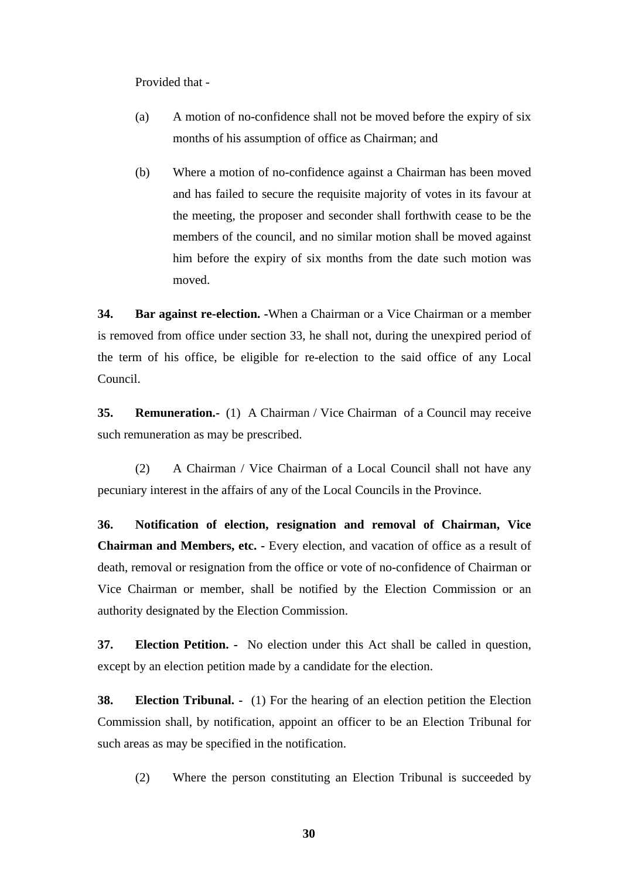Provided that -

(a) A motion of no-confidence shall not be moved before the expiry of six months of his assumption of office as Chairman; and

(b) Where a motion of no-confidence against a Chairman has been moved and has failed to secure the requisite majority of votes in its favour at the meeting, the proposer and seconder shall forthwith cease to be the members of the council, and no similar motion shall be moved against him before the expiry of six months from the date such motion was moved.

**34. Bar against re-election. -**When a Chairman or a Vice Chairman or a member is removed from office under section 33, he shall not, during the unexpired period of the term of his office, be eligible for re-election to the said office of any Local Council.

**35. Remuneration.-** (1) A Chairman / Vice Chairman of a Council may receive such remuneration as may be prescribed.

(2) A Chairman / Vice Chairman of a Local Council shall not have any pecuniary interest in the affairs of any of the Local Councils in the Province.

**36. Notification of election, resignation and removal of Chairman, Vice Chairman and Members, etc. -** Every election, and vacation of office as a result of death, removal or resignation from the office or vote of no-confidence of Chairman or Vice Chairman or member, shall be notified by the Election Commission or an authority designated by the Election Commission.

**37. Election Petition. -** No election under this Act shall be called in question, except by an election petition made by a candidate for the election.

**38. Election Tribunal. -** (1) For the hearing of an election petition the Election Commission shall, by notification, appoint an officer to be an Election Tribunal for such areas as may be specified in the notification.

(2) Where the person constituting an Election Tribunal is succeeded by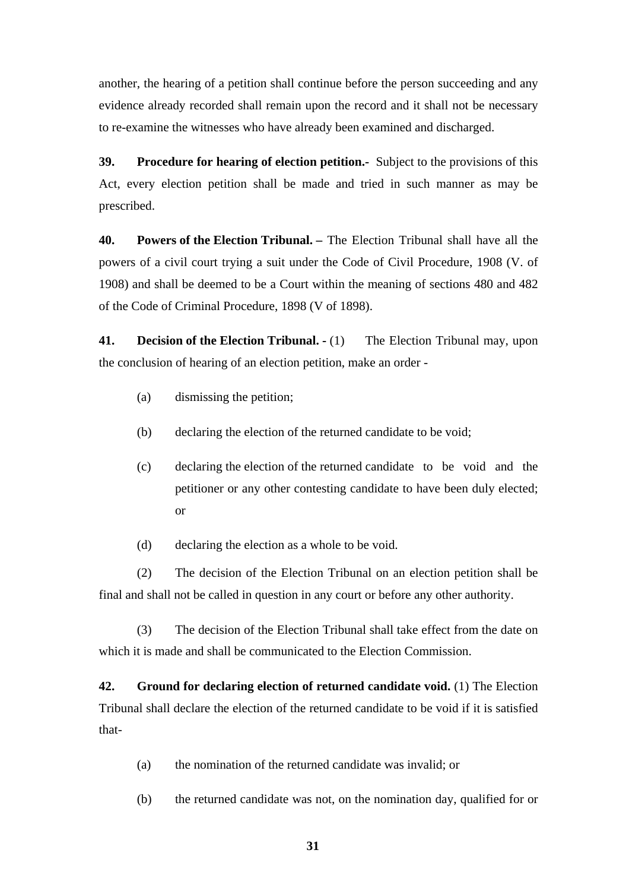another, the hearing of a petition shall continue before the person succeeding and any evidence already recorded shall remain upon the record and it shall not be necessary to re-examine the witnesses who have already been examined and discharged.

**39. Procedure for hearing of election petition.-** Subject to the provisions of this Act, every election petition shall be made and tried in such manner as may be prescribed.

**40. Powers of the Election Tribunal. –** The Election Tribunal shall have all the powers of a civil court trying a suit under the Code of Civil Procedure, 1908 (V. of 1908) and shall be deemed to be a Court within the meaning of sections 480 and 482 of the Code of Criminal Procedure, 1898 (V of 1898).

**41. Decision of the Election Tribunal. -** (1) The Election Tribunal may, upon the conclusion of hearing of an election petition, make an order -

(a) dismissing the petition;

(b) declaring the election of the returned candidate to be void;

(c) declaring the election of the returned candidate to be void and the petitioner or any other contesting candidate to have been duly elected; or

(d) declaring the election as a whole to be void.

(2) The decision of the Election Tribunal on an election petition shall be final and shall not be called in question in any court or before any other authority.

(3) The decision of the Election Tribunal shall take effect from the date on which it is made and shall be communicated to the Election Commission.

**42. Ground for declaring election of returned candidate void.** (1) The Election Tribunal shall declare the election of the returned candidate to be void if it is satisfied that-

(a) the nomination of the returned candidate was invalid; or

(b) the returned candidate was not, on the nomination day, qualified for or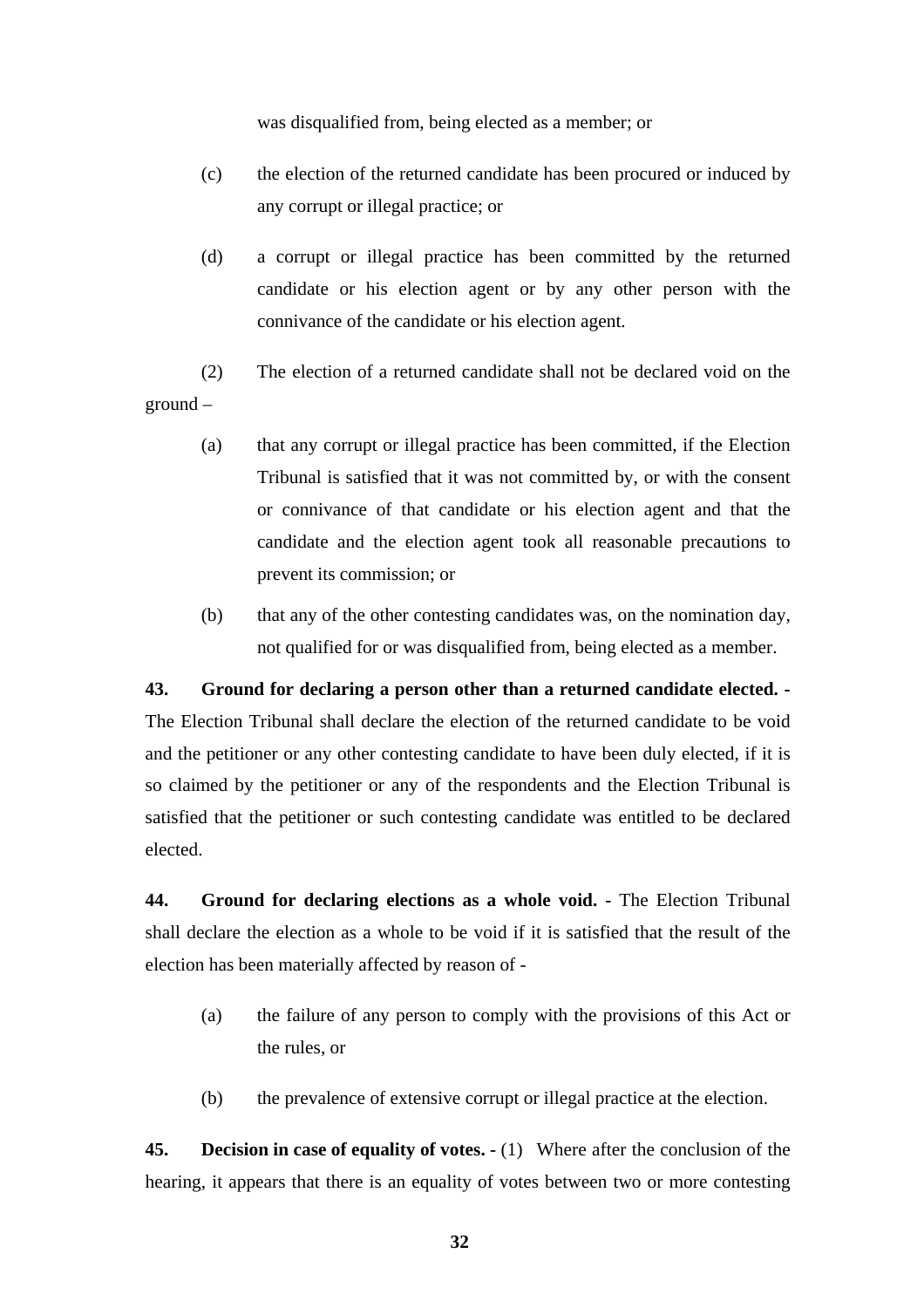was disqualified from, being elected as a member; or

(c) the election of the returned candidate has been procured or induced by any corrupt or illegal practice; or

(d) a corrupt or illegal practice has been committed by the returned candidate or his election agent or by any other person with the connivance of the candidate or his election agent.

(2) The election of a returned candidate shall not be declared void on the ground –

(a) that any corrupt or illegal practice has been committed, if the Election Tribunal is satisfied that it was not committed by, or with the consent or connivance of that candidate or his election agent and that the candidate and the election agent took all reasonable precautions to prevent its commission; or

(b) that any of the other contesting candidates was, on the nomination day, not qualified for or was disqualified from, being elected as a member.

**43. Ground for declaring a person other than a returned candidate elected. -** The Election Tribunal shall declare the election of the returned candidate to be void and the petitioner or any other contesting candidate to have been duly elected, if it is so claimed by the petitioner or any of the respondents and the Election Tribunal is satisfied that the petitioner or such contesting candidate was entitled to be declared elected.

**44. Ground for declaring elections as a whole void. -** The Election Tribunal shall declare the election as a whole to be void if it is satisfied that the result of the election has been materially affected by reason of -

(a) the failure of any person to comply with the provisions of this Act or the rules, or

(b) the prevalence of extensive corrupt or illegal practice at the election.

**45. Decision in case of equality of votes. -** (1) Where after the conclusion of the hearing, it appears that there is an equality of votes between two or more contesting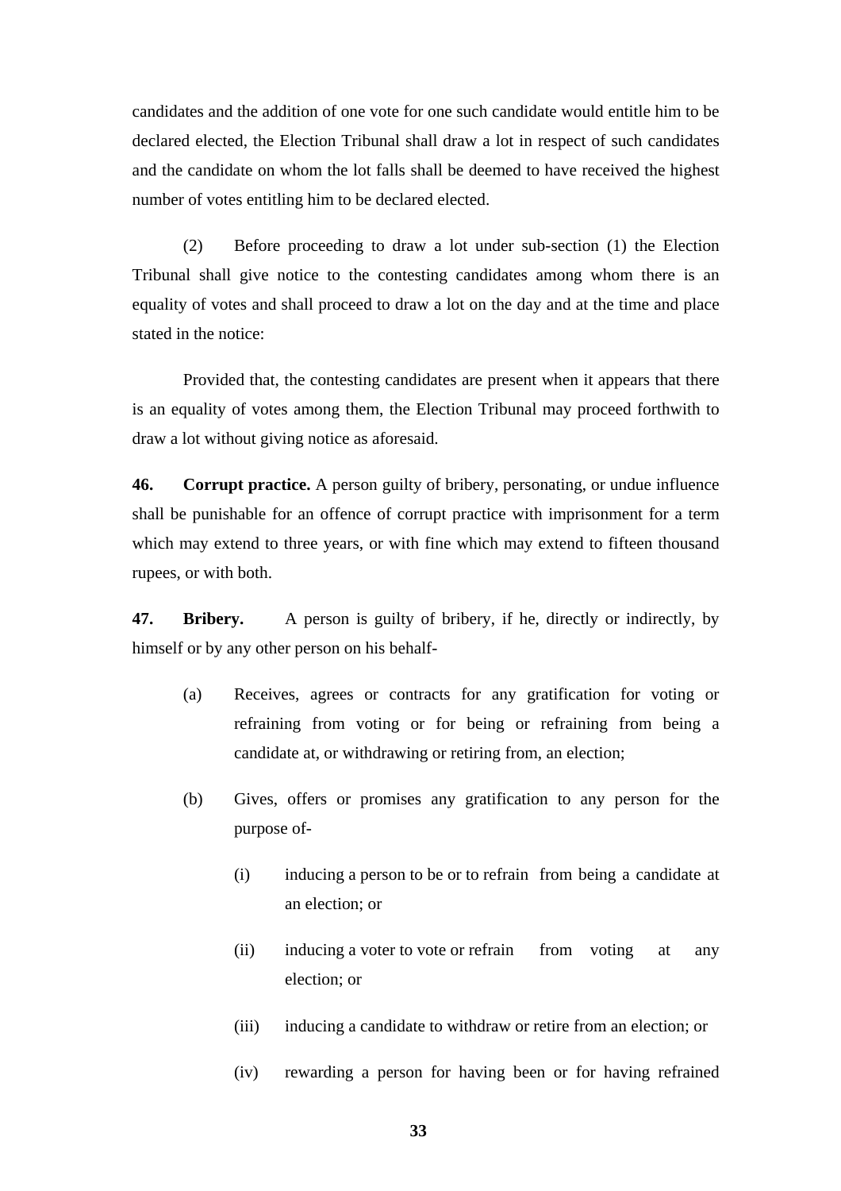candidates and the addition of one vote for one such candidate would entitle him to be declared elected, the Election Tribunal shall draw a lot in respect of such candidates and the candidate on whom the lot falls shall be deemed to have received the highest number of votes entitling him to be declared elected.

(2) Before proceeding to draw a lot under sub-section (1) the Election Tribunal shall give notice to the contesting candidates among whom there is an equality of votes and shall proceed to draw a lot on the day and at the time and place stated in the notice:

Provided that, the contesting candidates are present when it appears that there is an equality of votes among them, the Election Tribunal may proceed forthwith to draw a lot without giving notice as aforesaid.

**46. Corrupt practice.** A person guilty of bribery, personating, or undue influence shall be punishable for an offence of corrupt practice with imprisonment for a term which may extend to three years, or with fine which may extend to fifteen thousand rupees, or with both.

**47. Bribery.** A person is guilty of bribery, if he, directly or indirectly, by himself or by any other person on his behalf-

(a) Receives, agrees or contracts for any gratification for voting or refraining from voting or for being or refraining from being a candidate at, or withdrawing or retiring from, an election;

(b) Gives, offers or promises any gratification to any person for the purpose of-

(i) inducing a person to be or to refrain from being a candidate at an election; or

(ii) inducing a voter to vote or refrain from voting at any election; or

(iii) inducing a candidate to withdraw or retire from an election; or

(iv) rewarding a person for having been or for having refrained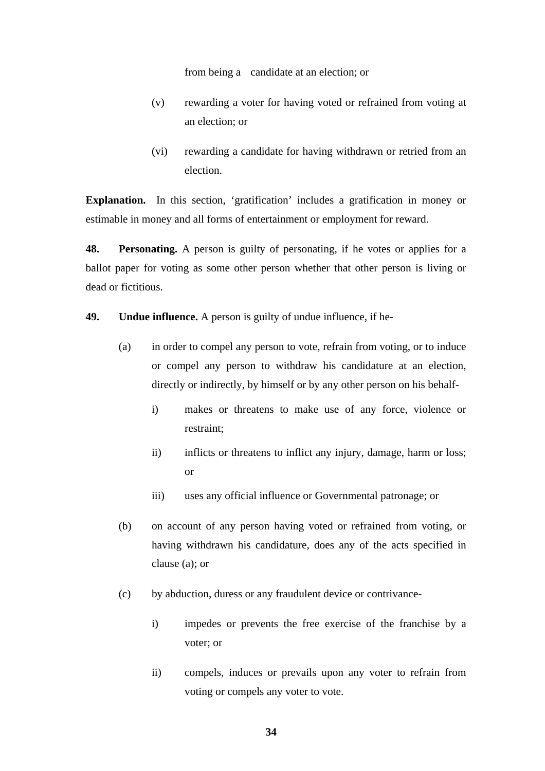from being a candidate at an election; or

(v) rewarding a voter for having voted or refrained from voting at an election; or

(vi) rewarding a candidate for having withdrawn or retried from an election.

**Explanation.** In this section, 'gratification' includes a gratification in money or estimable in money and all forms of entertainment or employment for reward.

**48. Personating.** A person is guilty of personating, if he votes or applies for a ballot paper for voting as some other person whether that other person is living or dead or fictitious.

**49. Undue influence.** A person is guilty of undue influence, if he-

(a) in order to compel any person to vote, refrain from voting, or to induce or compel any person to withdraw his candidature at an election, directly or indirectly, by himself or by any other person on his behalf-

i) makes or threatens to make use of any force, violence or restraint;

ii) inflicts or threatens to inflict any injury, damage, harm or loss; or

iii) uses any official influence or Governmental patronage; or

(b) on account of any person having voted or refrained from voting, or having withdrawn his candidature, does any of the acts specified in clause (a); or

(c) by abduction, duress or any fraudulent device or contrivance-

i) impedes or prevents the free exercise of the franchise by a voter; or

ii) compels, induces or prevails upon any voter to refrain from voting or compels any voter to vote.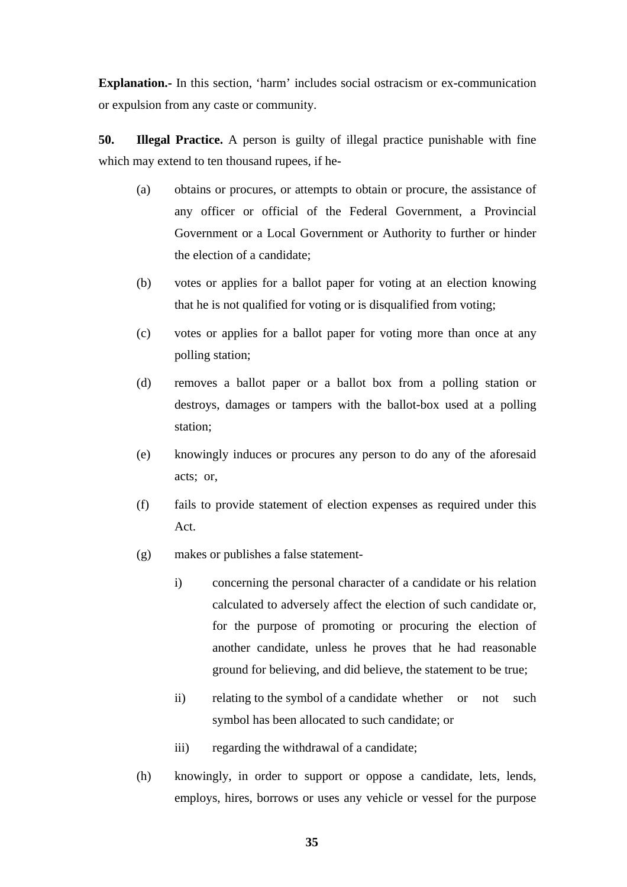**Explanation.-** In this section, 'harm' includes social ostracism or ex-communication or expulsion from any caste or community.

**50. Illegal Practice.** A person is guilty of illegal practice punishable with fine which may extend to ten thousand rupees, if he-

(a) obtains or procures, or attempts to obtain or procure, the assistance of any officer or official of the Federal Government, a Provincial Government or a Local Government or Authority to further or hinder the election of a candidate;

(b) votes or applies for a ballot paper for voting at an election knowing that he is not qualified for voting or is disqualified from voting;

(c) votes or applies for a ballot paper for voting more than once at any polling station;

(d) removes a ballot paper or a ballot box from a polling station or destroys, damages or tampers with the ballot-box used at a polling station;

(e) knowingly induces or procures any person to do any of the aforesaid acts; or,

(f) fails to provide statement of election expenses as required under this Act.

(g) makes or publishes a false statement-

i) concerning the personal character of a candidate or his relation calculated to adversely affect the election of such candidate or, for the purpose of promoting or procuring the election of another candidate, unless he proves that he had reasonable ground for believing, and did believe, the statement to be true;

ii) relating to the symbol of a candidate whether or not such symbol has been allocated to such candidate; or

iii) regarding the withdrawal of a candidate;

(h) knowingly, in order to support or oppose a candidate, lets, lends, employs, hires, borrows or uses any vehicle or vessel for the purpose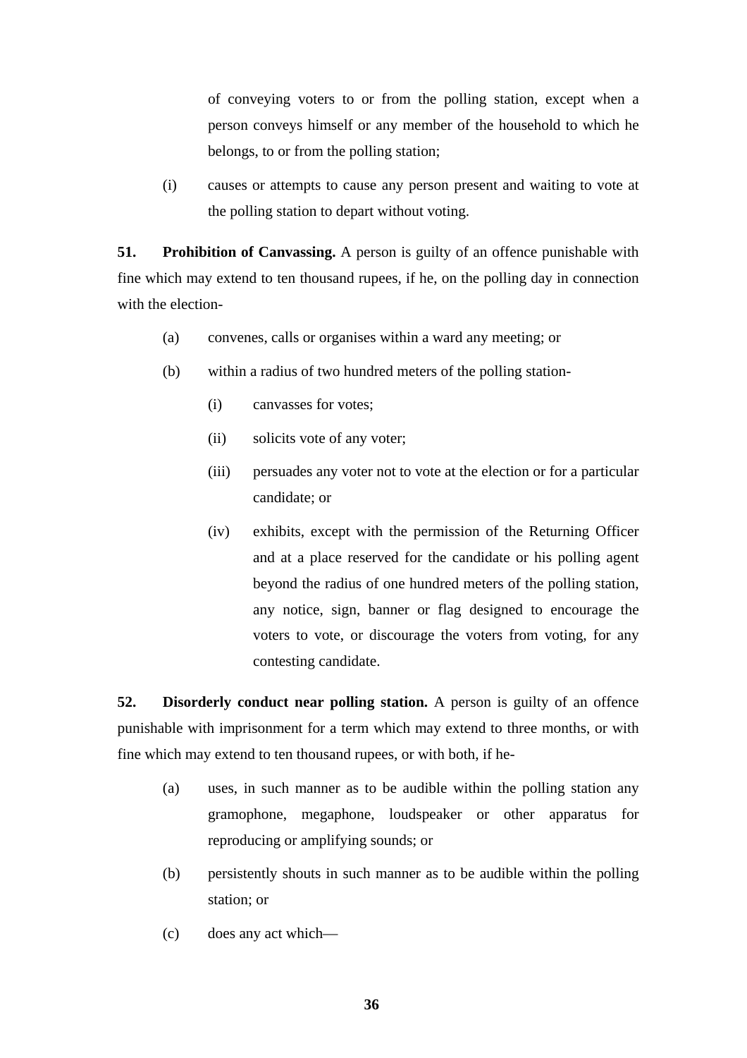of conveying voters to or from the polling station, except when a person conveys himself or any member of the household to which he belongs, to or from the polling station;

(i) causes or attempts to cause any person present and waiting to vote at the polling station to depart without voting.

**51. Prohibition of Canvassing.** A person is guilty of an offence punishable with fine which may extend to ten thousand rupees, if he, on the polling day in connection with the election-

(a) convenes, calls or organises within a ward any meeting; or

(b) within a radius of two hundred meters of the polling station-

(i) canvasses for votes;

(ii) solicits vote of any voter;

(iii) persuades any voter not to vote at the election or for a particular candidate; or

(iv) exhibits, except with the permission of the Returning Officer and at a place reserved for the candidate or his polling agent beyond the radius of one hundred meters of the polling station, any notice, sign, banner or flag designed to encourage the voters to vote, or discourage the voters from voting, for any contesting candidate.

**52. Disorderly conduct near polling station.** A person is guilty of an offence punishable with imprisonment for a term which may extend to three months, or with fine which may extend to ten thousand rupees, or with both, if he-

(a) uses, in such manner as to be audible within the polling station any gramophone, megaphone, loudspeaker or other apparatus for reproducing or amplifying sounds; or

(b) persistently shouts in such manner as to be audible within the polling station; or

(c) does any act which—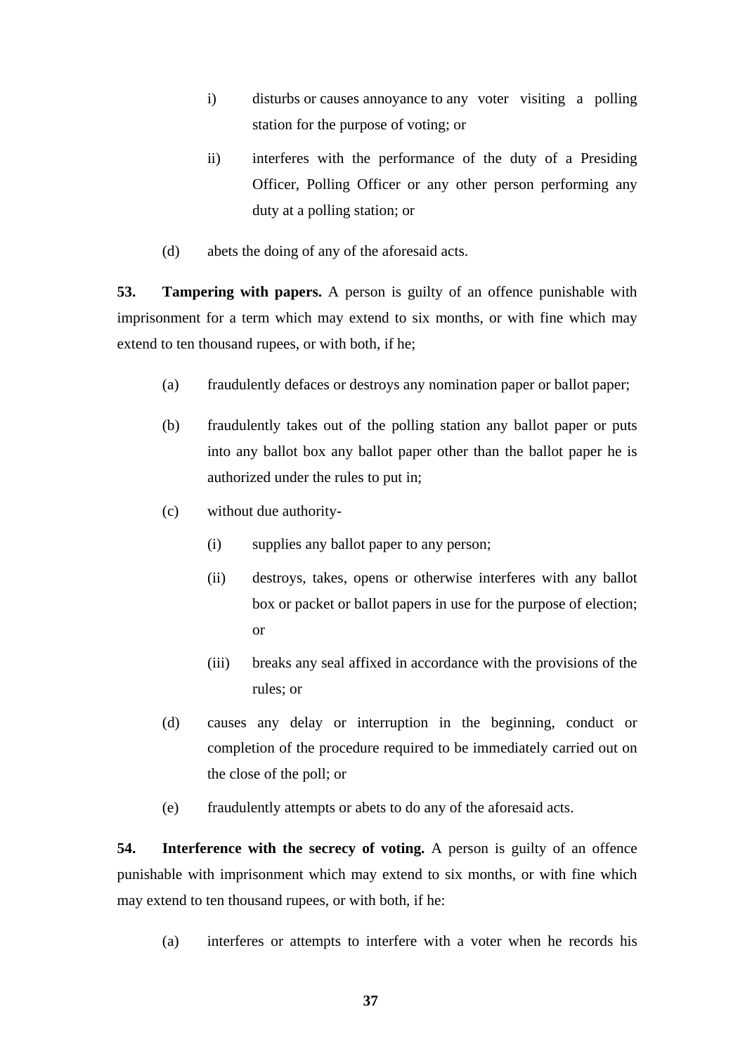i) disturbs or causes annoyance to any voter visiting a polling station for the purpose of voting; or

ii) interferes with the performance of the duty of a Presiding Officer, Polling Officer or any other person performing any duty at a polling station; or

(d) abets the doing of any of the aforesaid acts.

**53. Tampering with papers.** A person is guilty of an offence punishable with imprisonment for a term which may extend to six months, or with fine which may extend to ten thousand rupees, or with both, if he;

(a) fraudulently defaces or destroys any nomination paper or ballot paper;

(b) fraudulently takes out of the polling station any ballot paper or puts into any ballot box any ballot paper other than the ballot paper he is authorized under the rules to put in;

(c) without due authority-

(i) supplies any ballot paper to any person;

(ii) destroys, takes, opens or otherwise interferes with any ballot box or packet or ballot papers in use for the purpose of election; or

(iii) breaks any seal affixed in accordance with the provisions of the rules; or

(d) causes any delay or interruption in the beginning, conduct or completion of the procedure required to be immediately carried out on the close of the poll; or

(e) fraudulently attempts or abets to do any of the aforesaid acts.

**54. Interference with the secrecy of voting.** A person is guilty of an offence punishable with imprisonment which may extend to six months, or with fine which may extend to ten thousand rupees, or with both, if he:

(a) interferes or attempts to interfere with a voter when he records his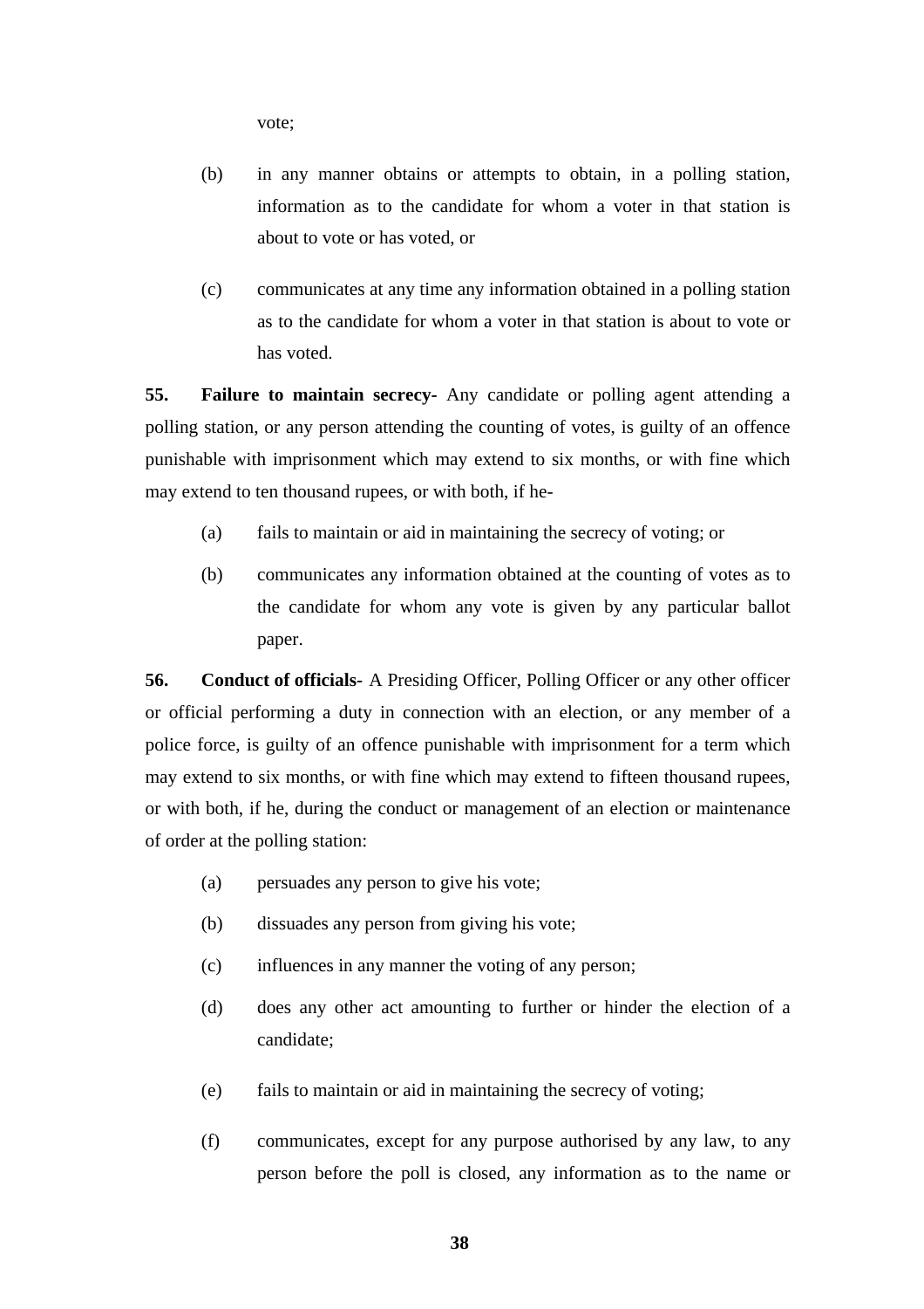vote;

(b) in any manner obtains or attempts to obtain, in a polling station, information as to the candidate for whom a voter in that station is about to vote or has voted, or

(c) communicates at any time any information obtained in a polling station as to the candidate for whom a voter in that station is about to vote or has voted.

**55. Failure to maintain secrecy-** Any candidate or polling agent attending a polling station, or any person attending the counting of votes, is guilty of an offence punishable with imprisonment which may extend to six months, or with fine which may extend to ten thousand rupees, or with both, if he-

(a) fails to maintain or aid in maintaining the secrecy of voting; or

(b) communicates any information obtained at the counting of votes as to the candidate for whom any vote is given by any particular ballot paper.

**56. Conduct of officials-** A Presiding Officer, Polling Officer or any other officer or official performing a duty in connection with an election, or any member of a police force, is guilty of an offence punishable with imprisonment for a term which may extend to six months, or with fine which may extend to fifteen thousand rupees, or with both, if he, during the conduct or management of an election or maintenance of order at the polling station:

(a) persuades any person to give his vote;

(b) dissuades any person from giving his vote;

(c) influences in any manner the voting of any person;

(d) does any other act amounting to further or hinder the election of a candidate;

(e) fails to maintain or aid in maintaining the secrecy of voting;

(f) communicates, except for any purpose authorised by any law, to any person before the poll is closed, any information as to the name or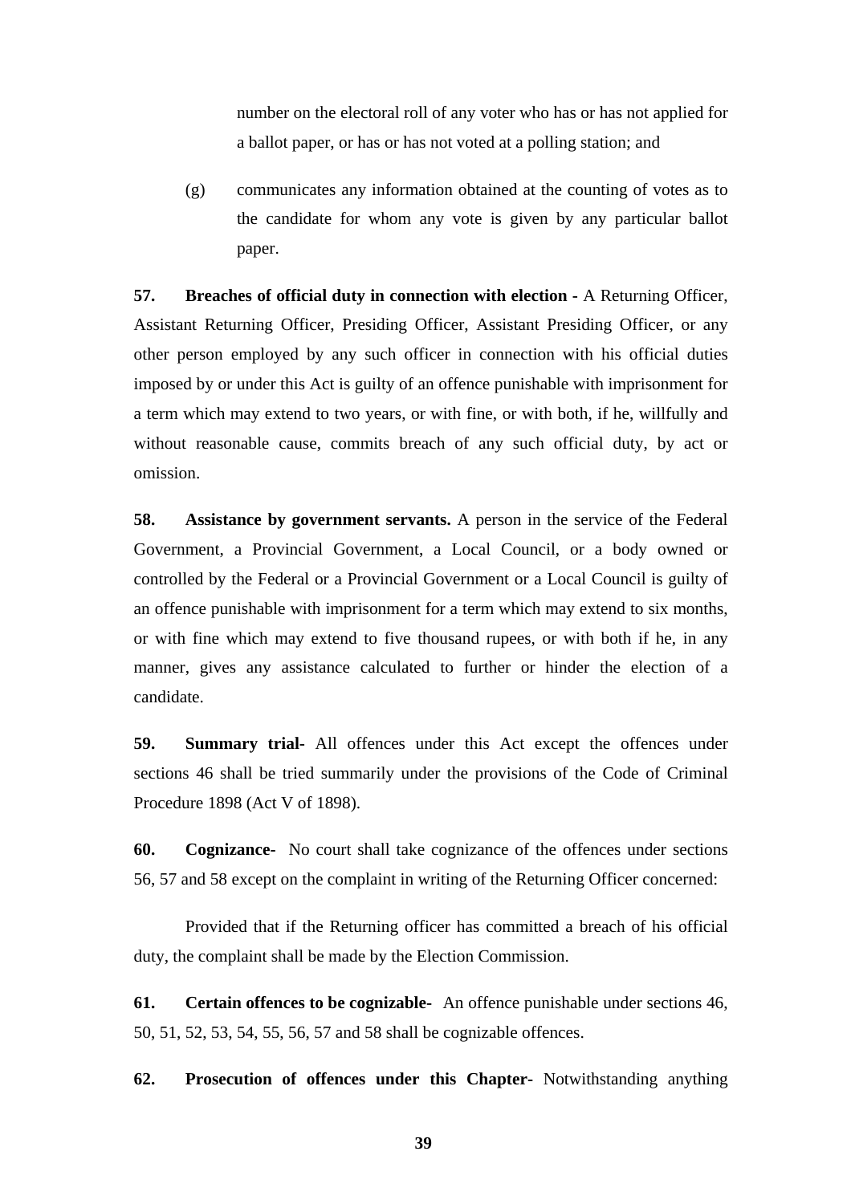number on the electoral roll of any voter who has or has not applied for a ballot paper, or has or has not voted at a polling station; and

(g) communicates any information obtained at the counting of votes as to the candidate for whom any vote is given by any particular ballot paper.

**57. Breaches of official duty in connection with election -** A Returning Officer, Assistant Returning Officer, Presiding Officer, Assistant Presiding Officer, or any other person employed by any such officer in connection with his official duties imposed by or under this Act is guilty of an offence punishable with imprisonment for a term which may extend to two years, or with fine, or with both, if he, willfully and without reasonable cause, commits breach of any such official duty, by act or omission.

**58. Assistance by government servants.** A person in the service of the Federal Government, a Provincial Government, a Local Council, or a body owned or controlled by the Federal or a Provincial Government or a Local Council is guilty of an offence punishable with imprisonment for a term which may extend to six months, or with fine which may extend to five thousand rupees, or with both if he, in any manner, gives any assistance calculated to further or hinder the election of a candidate.

**59. Summary trial-** All offences under this Act except the offences under sections 46 shall be tried summarily under the provisions of the Code of Criminal Procedure 1898 (Act V of 1898).

**60. Cognizance-** No court shall take cognizance of the offences under sections 56, 57 and 58 except on the complaint in writing of the Returning Officer concerned:

Provided that if the Returning officer has committed a breach of his official duty, the complaint shall be made by the Election Commission.

**61. Certain offences to be cognizable-** An offence punishable under sections 46, 50, 51, 52, 53, 54, 55, 56, 57 and 58 shall be cognizable offences.

**62. Prosecution of offences under this Chapter-** Notwithstanding anything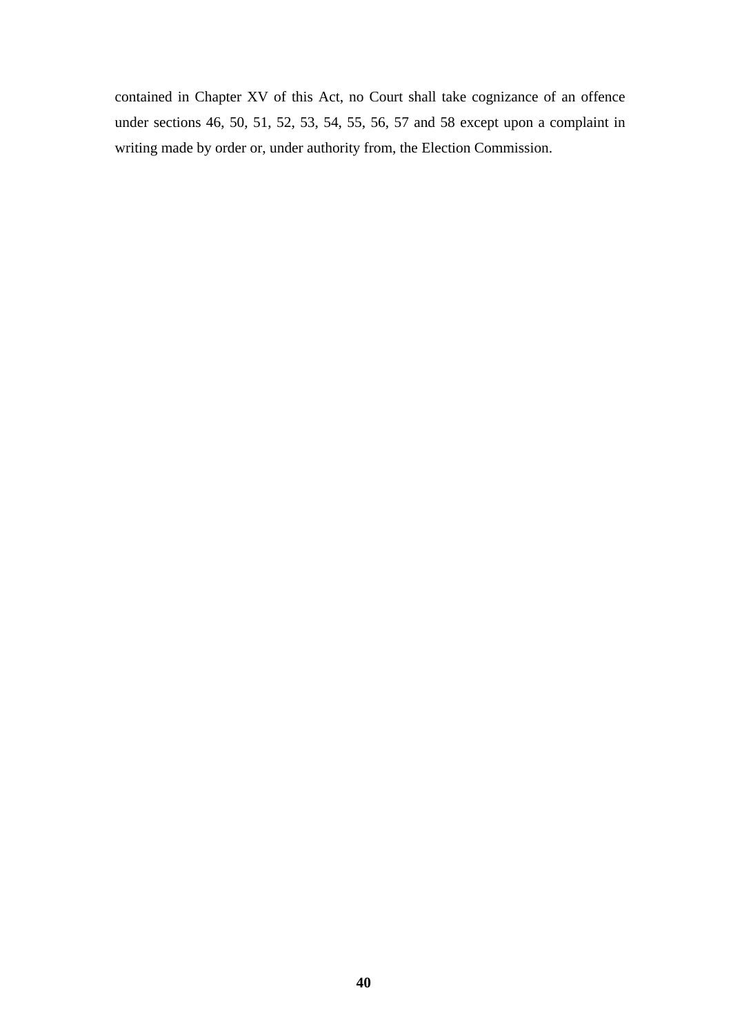contained in Chapter XV of this Act, no Court shall take cognizance of an offence under sections 46, 50, 51, 52, 53, 54, 55, 56, 57 and 58 except upon a complaint in writing made by order or, under authority from, the Election Commission.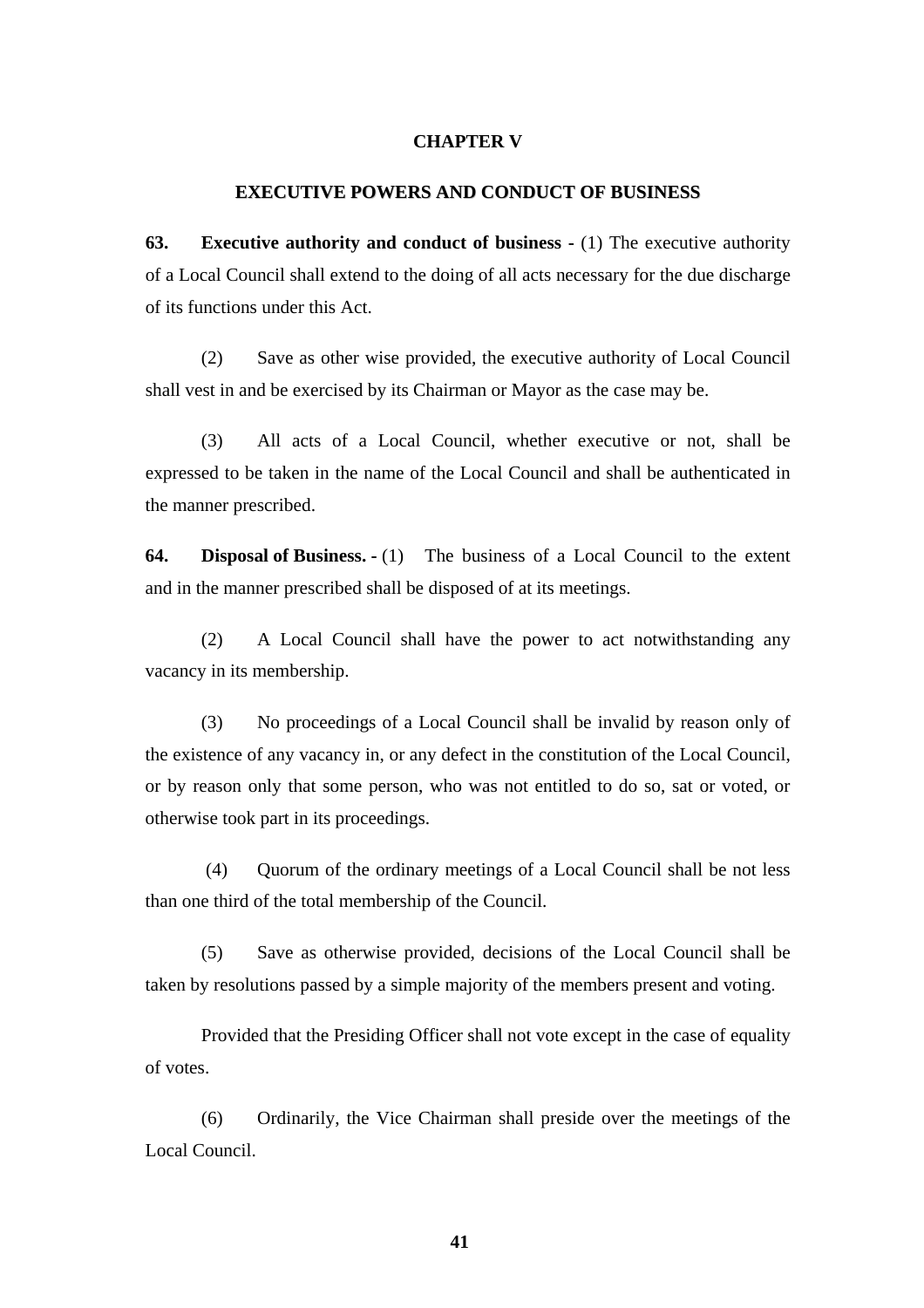## CHAPTER V

## EXECUTIVE POWERS AND CONDUCT OF BUSINESS

**63. Executive authority and conduct of business** - (1) The executive authority of a Local Council shall extend to the doing of all acts necessary for the due discharge of its functions under this Act.

(2) Save as other wise provided, the executive authority of Local Council shall vest in and be exercised by its Chairman or Mayor as the case may be.

(3) All acts of a Local Council, whether executive or not, shall be expressed to be taken in the name of the Local Council and shall be authenticated in the manner prescribed.

**64. Disposal of Business. -** (1) The business of a Local Council to the extent and in the manner prescribed shall be disposed of at its meetings.

(2) A Local Council shall have the power to act notwithstanding any vacancy in its membership.

(3) No proceedings of a Local Council shall be invalid by reason only of the existence of any vacancy in, or any defect in the constitution of the Local Council, or by reason only that some person, who was not entitled to do so, sat or voted, or otherwise took part in its proceedings.

(4) Quorum of the ordinary meetings of a Local Council shall be not less than one third of the total membership of the Council.

(5) Save as otherwise provided, decisions of the Local Council shall be taken by resolutions passed by a simple majority of the members present and voting.

Provided that the Presiding Officer shall not vote except in the case of equality of votes.

(6) Ordinarily, the Vice Chairman shall preside over the meetings of the Local Council.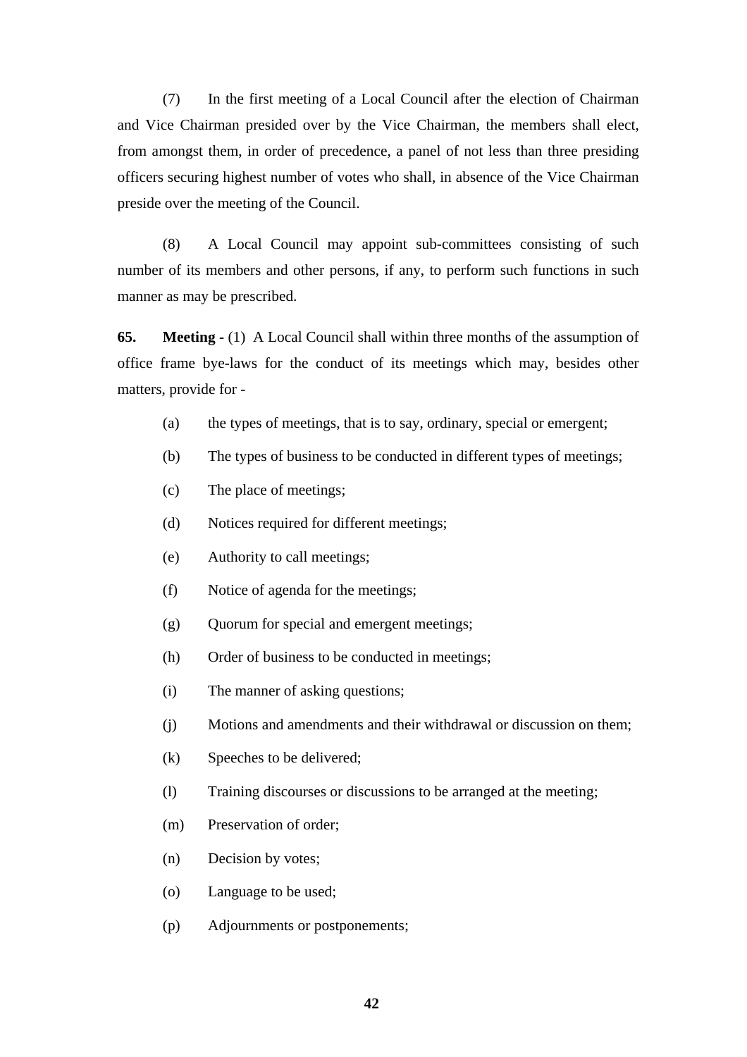(7) In the first meeting of a Local Council after the election of Chairman and Vice Chairman presided over by the Vice Chairman, the members shall elect, from amongst them, in order of precedence, a panel of not less than three presiding officers securing highest number of votes who shall, in absence of the Vice Chairman preside over the meeting of the Council.

(8) A Local Council may appoint sub-committees consisting of such number of its members and other persons, if any, to perform such functions in such manner as may be prescribed.

**65. Meeting -** (1) A Local Council shall within three months of the assumption of office frame bye-laws for the conduct of its meetings which may, besides other matters, provide for -

(a) the types of meetings, that is to say, ordinary, special or emergent;

(b) The types of business to be conducted in different types of meetings;

(c) The place of meetings;

(d) Notices required for different meetings;

(e) Authority to call meetings;

(f) Notice of agenda for the meetings;

(g) Quorum for special and emergent meetings;

(h) Order of business to be conducted in meetings;

(i) The manner of asking questions;

(j) Motions and amendments and their withdrawal or discussion on them;

(k) Speeches to be delivered;

(l) Training discourses or discussions to be arranged at the meeting;

(m) Preservation of order;

(n) Decision by votes;

(o) Language to be used;

(p) Adjournments or postponements;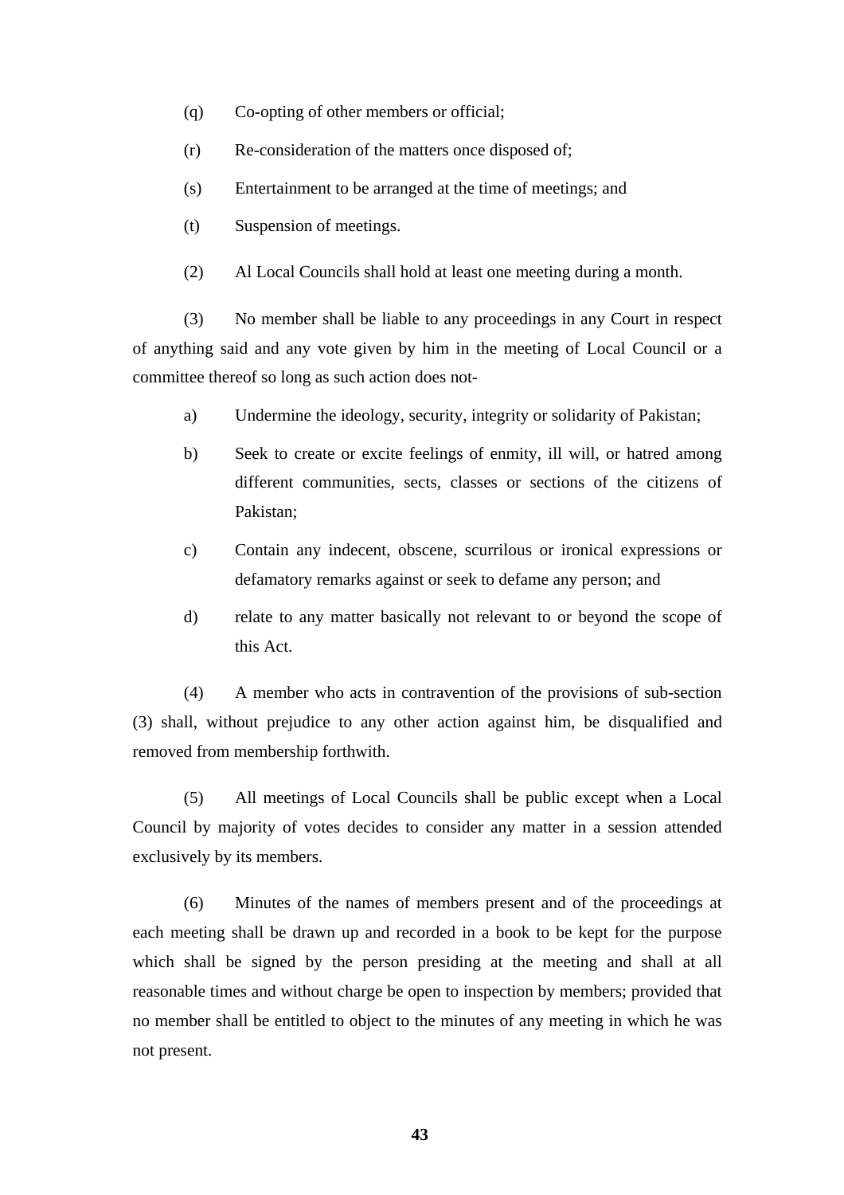(q) Co-opting of other members or official;

(r) Re-consideration of the matters once disposed of;

(s) Entertainment to be arranged at the time of meetings; and

(t) Suspension of meetings.

(2) Al Local Councils shall hold at least one meeting during a month.

(3) No member shall be liable to any proceedings in any Court in respect of anything said and any vote given by him in the meeting of Local Council or a committee thereof so long as such action does not-

a) Undermine the ideology, security, integrity or solidarity of Pakistan;

b) Seek to create or excite feelings of enmity, ill will, or hatred among different communities, sects, classes or sections of the citizens of Pakistan;

c) Contain any indecent, obscene, scurrilous or ironical expressions or defamatory remarks against or seek to defame any person; and

d) relate to any matter basically not relevant to or beyond the scope of this Act.

(4) A member who acts in contravention of the provisions of sub-section (3) shall, without prejudice to any other action against him, be disqualified and removed from membership forthwith.

(5) All meetings of Local Councils shall be public except when a Local Council by majority of votes decides to consider any matter in a session attended exclusively by its members.

(6) Minutes of the names of members present and of the proceedings at each meeting shall be drawn up and recorded in a book to be kept for the purpose which shall be signed by the person presiding at the meeting and shall at all reasonable times and without charge be open to inspection by members; provided that no member shall be entitled to object to the minutes of any meeting in which he was not present.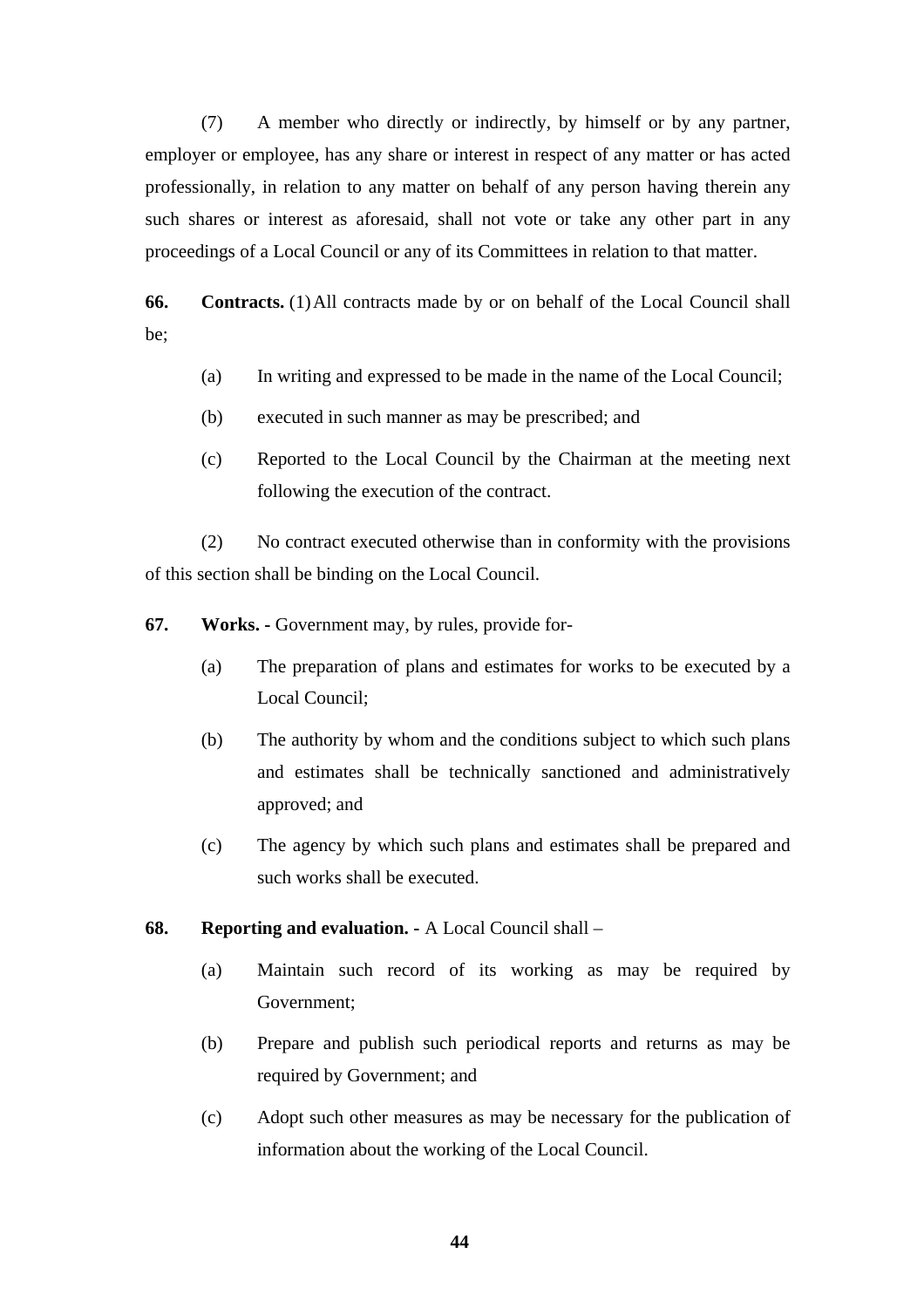(7) A member who directly or indirectly, by himself or by any partner, employer or employee, has any share or interest in respect of any matter or has acted professionally, in relation to any matter on behalf of any person having therein any such shares or interest as aforesaid, shall not vote or take any other part in any proceedings of a Local Council or any of its Committees in relation to that matter.

**66. Contracts.** (1) All contracts made by or on behalf of the Local Council shall be;

(a) In writing and expressed to be made in the name of the Local Council;

(b) executed in such manner as may be prescribed; and

(c) Reported to the Local Council by the Chairman at the meeting next following the execution of the contract.

(2) No contract executed otherwise than in conformity with the provisions of this section shall be binding on the Local Council.

**67. Works. -** Government may, by rules, provide for-

(a) The preparation of plans and estimates for works to be executed by a Local Council;

(b) The authority by whom and the conditions subject to which such plans and estimates shall be technically sanctioned and administratively approved; and

(c) The agency by which such plans and estimates shall be prepared and such works shall be executed.

**68. Reporting and evaluation. -** A Local Council shall –

(a) Maintain such record of its working as may be required by Government;

(b) Prepare and publish such periodical reports and returns as may be required by Government; and

(c) Adopt such other measures as may be necessary for the publication of information about the working of the Local Council.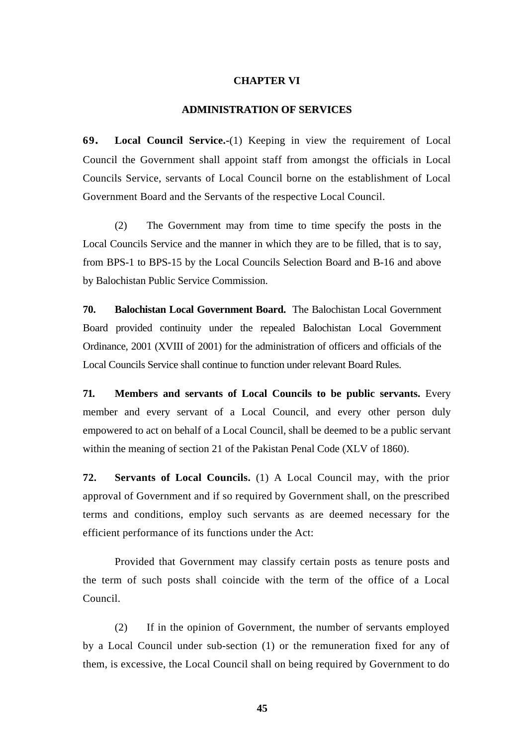# CHAPTER VI

## ADMINISTRATION OF SERVICES

**69. Local Council Service.-**(1) Keeping in view the requirement of Local Council the Government shall appoint staff from amongst the officials in Local Councils Service, servants of Local Council borne on the establishment of Local Government Board and the Servants of the respective Local Council.

(2) The Government may from time to time specify the posts in the Local Councils Service and the manner in which they are to be filled, that is to say, from BPS-1 to BPS-15 by the Local Councils Selection Board and B-16 and above by Balochistan Public Service Commission.

**70. Balochistan Local Government Board.** The Balochistan Local Government Board provided continuity under the repealed Balochistan Local Government Ordinance, 2001 (XVIII of 2001) for the administration of officers and officials of the Local Councils Service shall continue to function under relevant Board Rules.

**71. Members and servants of Local Councils to be public servants.** Every member and every servant of a Local Council, and every other person duly empowered to act on behalf of a Local Council, shall be deemed to be a public servant within the meaning of section 21 of the Pakistan Penal Code (XLV of 1860).

**72. Servants of Local Councils.** (1) A Local Council may, with the prior approval of Government and if so required by Government shall, on the prescribed terms and conditions, employ such servants as are deemed necessary for the efficient performance of its functions under the Act:

Provided that Government may classify certain posts as tenure posts and the term of such posts shall coincide with the term of the office of a Local Council.

(2) If in the opinion of Government, the number of servants employed by a Local Council under sub-section (1) or the remuneration fixed for any of them, is excessive, the Local Council shall on being required by Government to do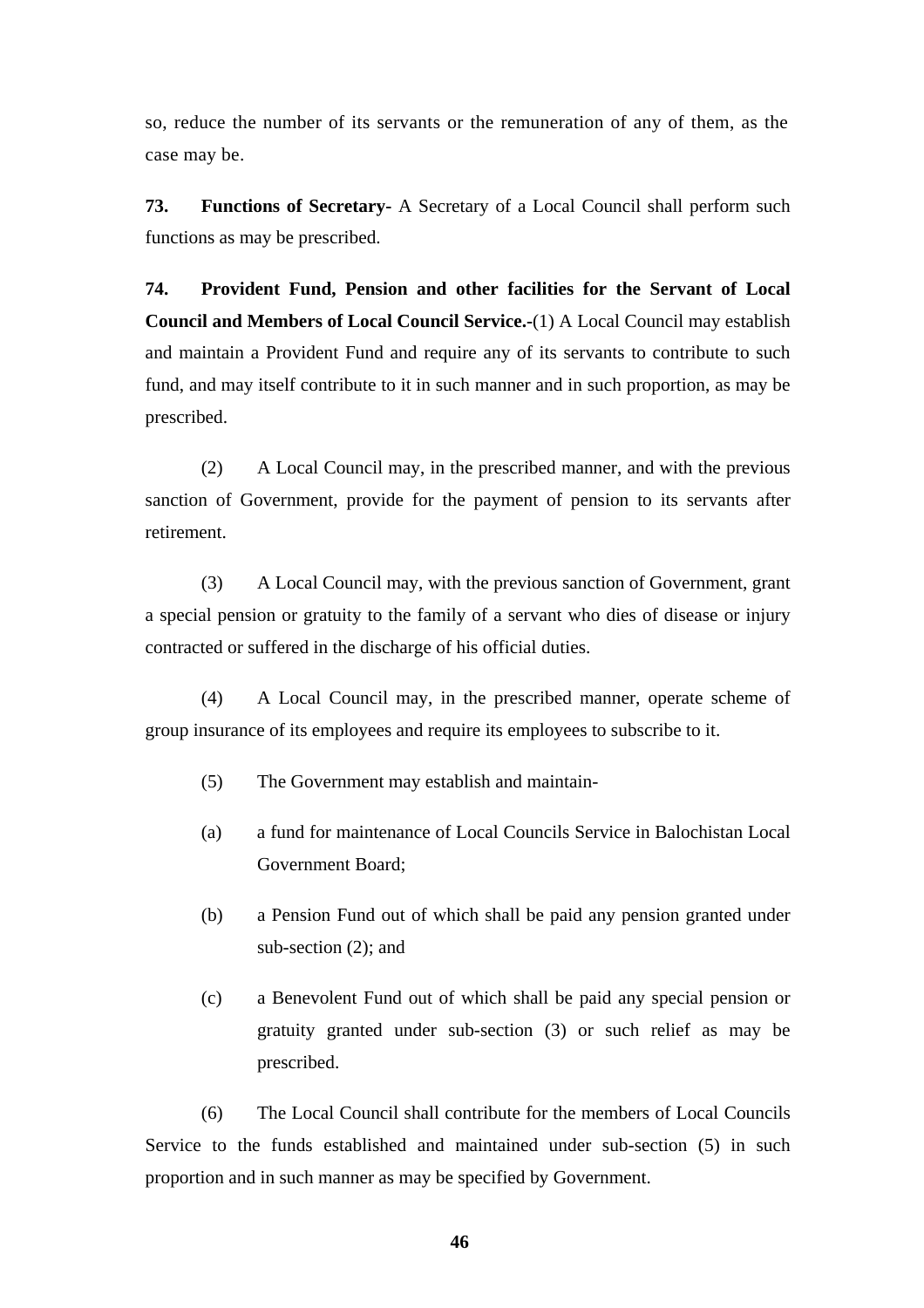so, reduce the number of its servants or the remuneration of any of them, as the case may be.

**73. Functions of Secretary**- A Secretary of a Local Council shall perform such functions as may be prescribed.

**74. Provident Fund, Pension and other facilities for the Servant of Local Council and Members of Local Council Service.-**(1) A Local Council may establish and maintain a Provident Fund and require any of its servants to contribute to such fund, and may itself contribute to it in such manner and in such proportion, as may be prescribed.

(2) A Local Council may, in the prescribed manner, and with the previous sanction of Government, provide for the payment of pension to its servants after retirement.

(3) A Local Council may, with the previous sanction of Government, grant a special pension or gratuity to the family of a servant who dies of disease or injury contracted or suffered in the discharge of his official duties.

(4) A Local Council may, in the prescribed manner, operate scheme of group insurance of its employees and require its employees to subscribe to it.

(5) The Government may establish and maintain-

(a) a fund for maintenance of Local Councils Service in Balochistan Local Government Board;

(b) a Pension Fund out of which shall be paid any pension granted under sub-section (2); and

(c) a Benevolent Fund out of which shall be paid any special pension or gratuity granted under sub-section (3) or such relief as may be prescribed.

(6) The Local Council shall contribute for the members of Local Councils Service to the funds established and maintained under sub-section (5) in such proportion and in such manner as may be specified by Government.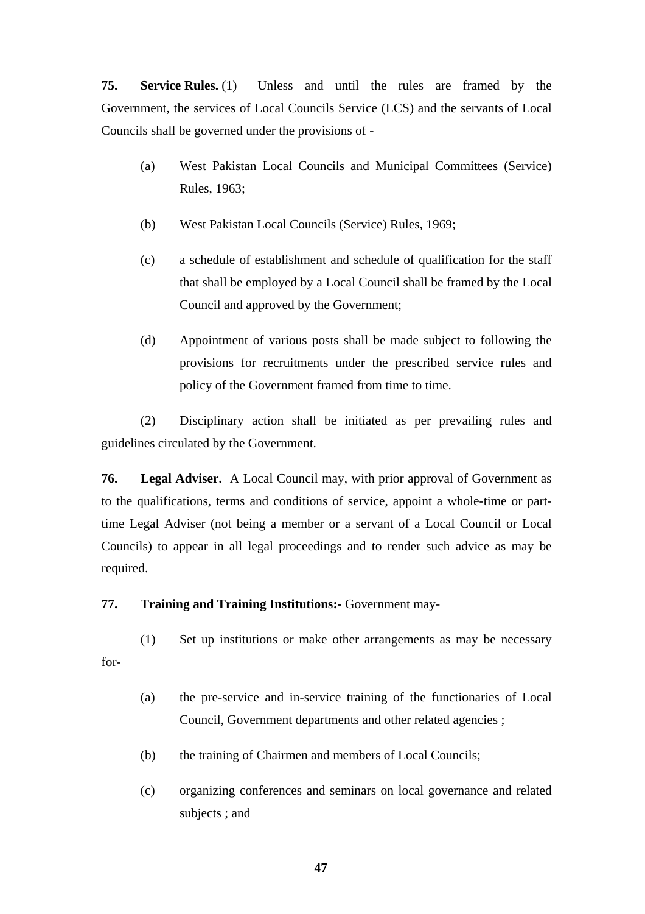**75. Service Rules.** (1) Unless and until the rules are framed by the Government, the services of Local Councils Service (LCS) and the servants of Local Councils shall be governed under the provisions of -

(a) West Pakistan Local Councils and Municipal Committees (Service) Rules, 1963;

(b) West Pakistan Local Councils (Service) Rules, 1969;

(c) a schedule of establishment and schedule of qualification for the staff that shall be employed by a Local Council shall be framed by the Local Council and approved by the Government;

(d) Appointment of various posts shall be made subject to following the provisions for recruitments under the prescribed service rules and policy of the Government framed from time to time.

(2) Disciplinary action shall be initiated as per prevailing rules and guidelines circulated by the Government.

**76. Legal Adviser.** A Local Council may, with prior approval of Government as to the qualifications, terms and conditions of service, appoint a whole-time or part-time Legal Adviser (not being a member or a servant of a Local Council or Local Councils) to appear in all legal proceedings and to render such advice as may be required.

**77. Training and Training Institutions:-** Government may-

(1) Set up institutions or make other arrangements as may be necessary for-

(a) the pre-service and in-service training of the functionaries of Local Council, Government departments and other related agencies ;

(b) the training of Chairmen and members of Local Councils;

(c) organizing conferences and seminars on local governance and related subjects ; and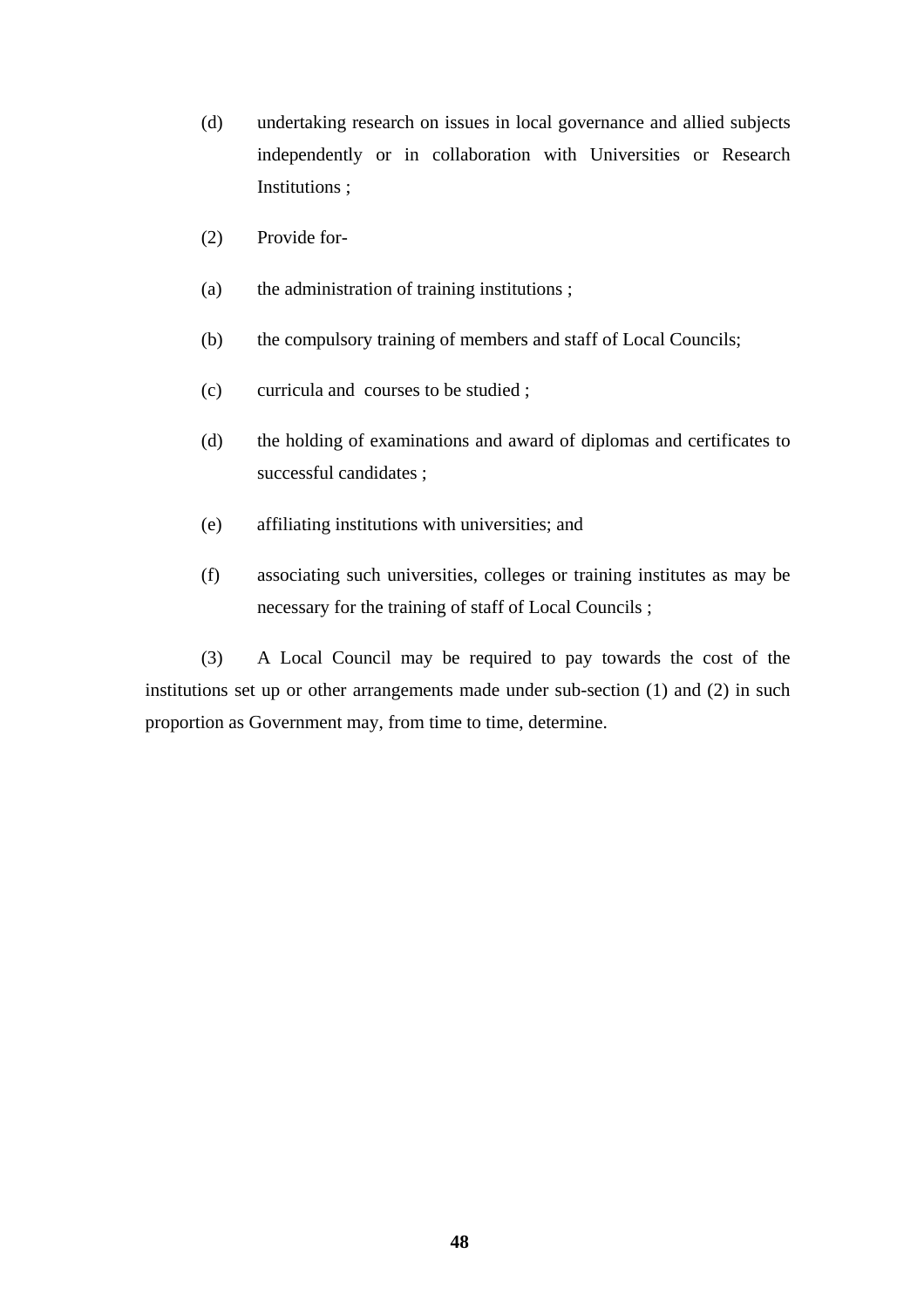(d) undertaking research on issues in local governance and allied subjects independently or in collaboration with Universities or Research Institutions ;

(2) Provide for-

(a) the administration of training institutions ;

(b) the compulsory training of members and staff of Local Councils;

(c) curricula and courses to be studied ;

(d) the holding of examinations and award of diplomas and certificates to successful candidates ;

(e) affiliating institutions with universities; and

(f) associating such universities, colleges or training institutes as may be necessary for the training of staff of Local Councils ;

(3) A Local Council may be required to pay towards the cost of the institutions set up or other arrangements made under sub-section (1) and (2) in such proportion as Government may, from time to time, determine.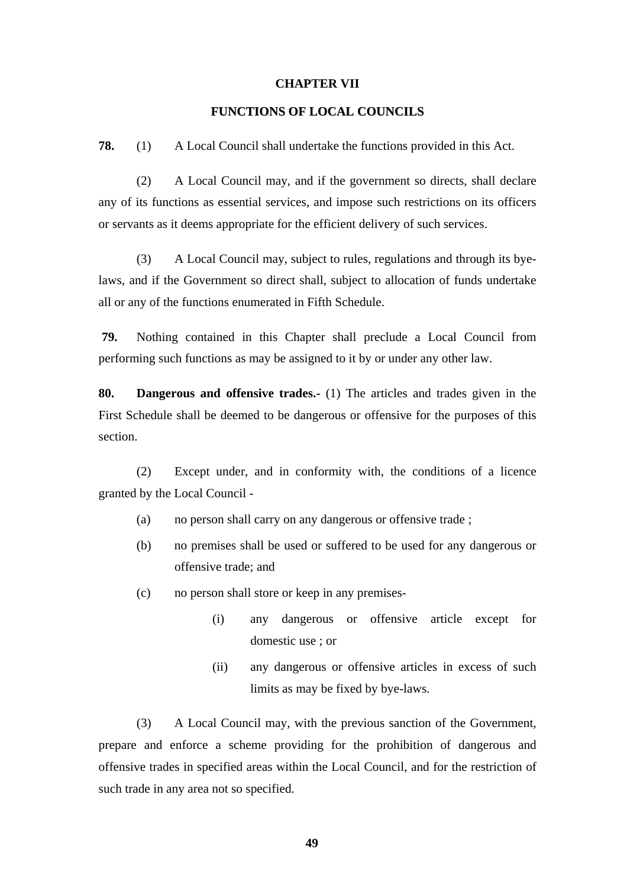## CHAPTER VII

## FUNCTIONS OF LOCAL COUNCILS

**78.** (1) A Local Council shall undertake the functions provided in this Act.

(2) A Local Council may, and if the government so directs, shall declare any of its functions as essential services, and impose such restrictions on its officers or servants as it deems appropriate for the efficient delivery of such services.

(3) A Local Council may, subject to rules, regulations and through its bye-laws, and if the Government so direct shall, subject to allocation of funds undertake all or any of the functions enumerated in Fifth Schedule.

**79.** Nothing contained in this Chapter shall preclude a Local Council from performing such functions as may be assigned to it by or under any other law.

**80. Dangerous and offensive trades.-** (1) The articles and trades given in the First Schedule shall be deemed to be dangerous or offensive for the purposes of this section.

(2) Except under, and in conformity with, the conditions of a licence granted by the Local Council -

(a) no person shall carry on any dangerous or offensive trade ;

(b) no premises shall be used or suffered to be used for any dangerous or offensive trade; and

(c) no person shall store or keep in any premises-

(i) any dangerous or offensive article except for domestic use ; or

(ii) any dangerous or offensive articles in excess of such limits as may be fixed by bye-laws.

(3) A Local Council may, with the previous sanction of the Government, prepare and enforce a scheme providing for the prohibition of dangerous and offensive trades in specified areas within the Local Council, and for the restriction of such trade in any area not so specified.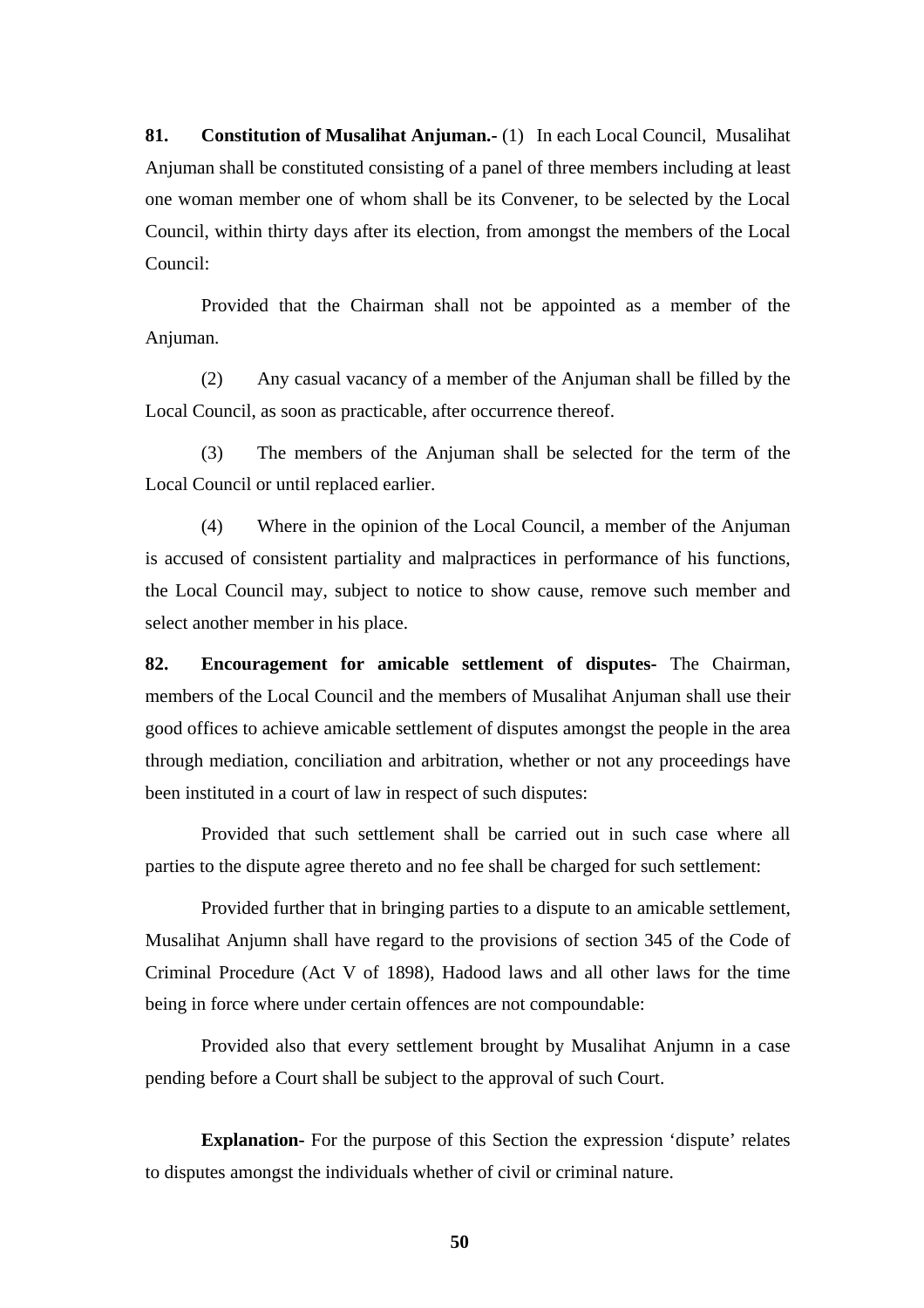**81. Constitution of Musalihat Anjuman.-** (1) In each Local Council, Musalihat Anjuman shall be constituted consisting of a panel of three members including at least one woman member one of whom shall be its Convener, to be selected by the Local Council, within thirty days after its election, from amongst the members of the Local Council:

Provided that the Chairman shall not be appointed as a member of the Anjuman.

(2) Any casual vacancy of a member of the Anjuman shall be filled by the Local Council, as soon as practicable, after occurrence thereof.

(3) The members of the Anjuman shall be selected for the term of the Local Council or until replaced earlier.

(4) Where in the opinion of the Local Council, a member of the Anjuman is accused of consistent partiality and malpractices in performance of his functions, the Local Council may, subject to notice to show cause, remove such member and select another member in his place.

**82. Encouragement for amicable settlement of disputes-** The Chairman, members of the Local Council and the members of Musalihat Anjuman shall use their good offices to achieve amicable settlement of disputes amongst the people in the area through mediation, conciliation and arbitration, whether or not any proceedings have been instituted in a court of law in respect of such disputes:

Provided that such settlement shall be carried out in such case where all parties to the dispute agree thereto and no fee shall be charged for such settlement:

Provided further that in bringing parties to a dispute to an amicable settlement, Musalihat Anjumn shall have regard to the provisions of section 345 of the Code of Criminal Procedure (Act V of 1898), Hadood laws and all other laws for the time being in force where under certain offences are not compoundable:

Provided also that every settlement brought by Musalihat Anjumn in a case pending before a Court shall be subject to the approval of such Court.

**Explanation-** For the purpose of this Section the expression 'dispute' relates to disputes amongst the individuals whether of civil or criminal nature.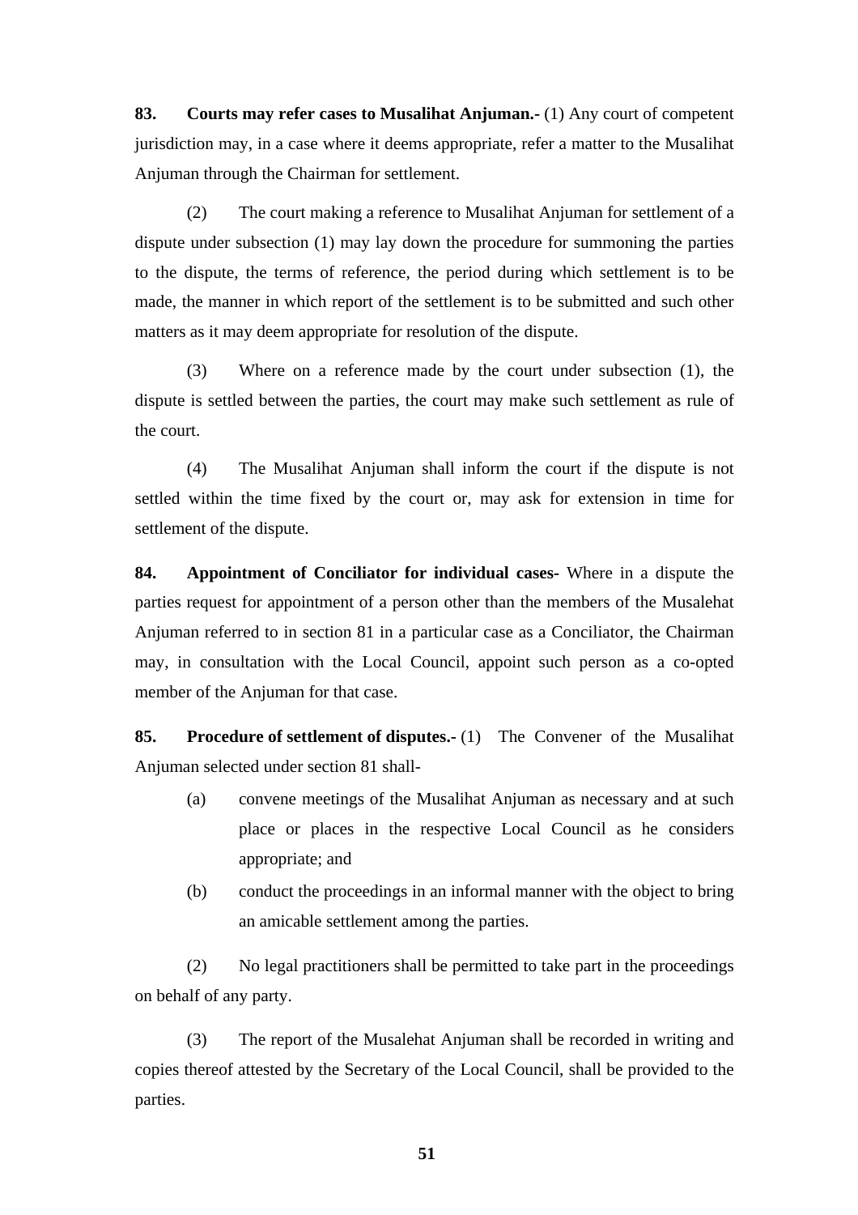**83. Courts may refer cases to Musalihat Anjuman.-** (1) Any court of competent jurisdiction may, in a case where it deems appropriate, refer a matter to the Musalihat Anjuman through the Chairman for settlement.

(2) The court making a reference to Musalihat Anjuman for settlement of a dispute under subsection (1) may lay down the procedure for summoning the parties to the dispute, the terms of reference, the period during which settlement is to be made, the manner in which report of the settlement is to be submitted and such other matters as it may deem appropriate for resolution of the dispute.

(3) Where on a reference made by the court under subsection (1), the dispute is settled between the parties, the court may make such settlement as rule of the court.

(4) The Musalihat Anjuman shall inform the court if the dispute is not settled within the time fixed by the court or, may ask for extension in time for settlement of the dispute.

**84. Appointment of Conciliator for individual cases-** Where in a dispute the parties request for appointment of a person other than the members of the Musalehat Anjuman referred to in section 81 in a particular case as a Conciliator, the Chairman may, in consultation with the Local Council, appoint such person as a co-opted member of the Anjuman for that case.

**85. Procedure of settlement of disputes.-** (1) The Convener of the Musalihat Anjuman selected under section 81 shall-

(a) convene meetings of the Musalihat Anjuman as necessary and at such place or places in the respective Local Council as he considers appropriate; and

(b) conduct the proceedings in an informal manner with the object to bring an amicable settlement among the parties.

(2) No legal practitioners shall be permitted to take part in the proceedings on behalf of any party.

(3) The report of the Musalehat Anjuman shall be recorded in writing and copies thereof attested by the Secretary of the Local Council, shall be provided to the parties.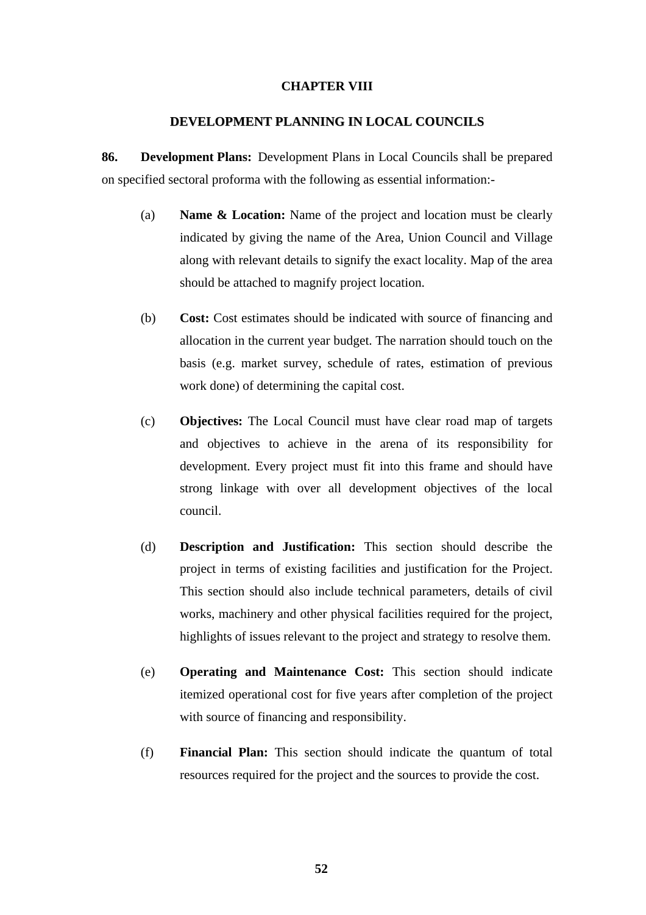# CHAPTER VIII

## DEVELOPMENT PLANNING IN LOCAL COUNCILS

**86. Development Plans:** Development Plans in Local Councils shall be prepared on specified sectoral proforma with the following as essential information:-

(a) **Name & Location:** Name of the project and location must be clearly indicated by giving the name of the Area, Union Council and Village along with relevant details to signify the exact locality. Map of the area should be attached to magnify project location.

(b) **Cost:** Cost estimates should be indicated with source of financing and allocation in the current year budget. The narration should touch on the basis (e.g. market survey, schedule of rates, estimation of previous work done) of determining the capital cost.

(c) **Objectives:** The Local Council must have clear road map of targets and objectives to achieve in the arena of its responsibility for development. Every project must fit into this frame and should have strong linkage with over all development objectives of the local council.

(d) **Description and Justification:** This section should describe the project in terms of existing facilities and justification for the Project. This section should also include technical parameters, details of civil works, machinery and other physical facilities required for the project, highlights of issues relevant to the project and strategy to resolve them.

(e) **Operating and Maintenance Cost:** This section should indicate itemized operational cost for five years after completion of the project with source of financing and responsibility.

(f) **Financial Plan:** This section should indicate the quantum of total resources required for the project and the sources to provide the cost.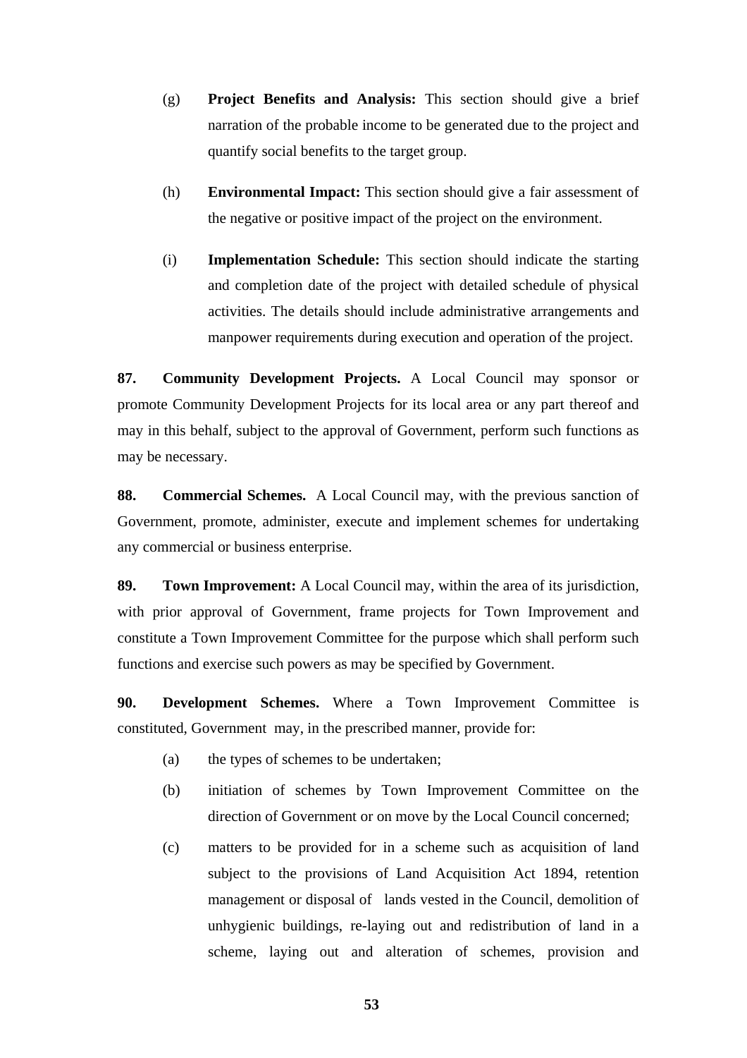(g) **Project Benefits and Analysis:** This section should give a brief narration of the probable income to be generated due to the project and quantify social benefits to the target group.

(h) **Environmental Impact:** This section should give a fair assessment of the negative or positive impact of the project on the environment.

(i) **Implementation Schedule:** This section should indicate the starting and completion date of the project with detailed schedule of physical activities. The details should include administrative arrangements and manpower requirements during execution and operation of the project.

**87. Community Development Projects.** A Local Council may sponsor or promote Community Development Projects for its local area or any part thereof and may in this behalf, subject to the approval of Government, perform such functions as may be necessary.

**88. Commercial Schemes.** A Local Council may, with the previous sanction of Government, promote, administer, execute and implement schemes for undertaking any commercial or business enterprise.

**89. Town Improvement:** A Local Council may, within the area of its jurisdiction, with prior approval of Government, frame projects for Town Improvement and constitute a Town Improvement Committee for the purpose which shall perform such functions and exercise such powers as may be specified by Government.

**90. Development Schemes.** Where a Town Improvement Committee is constituted, Government may, in the prescribed manner, provide for:

(a) the types of schemes to be undertaken;

(b) initiation of schemes by Town Improvement Committee on the direction of Government or on move by the Local Council concerned;

(c) matters to be provided for in a scheme such as acquisition of land subject to the provisions of Land Acquisition Act 1894, retention management or disposal of lands vested in the Council, demolition of unhygienic buildings, re-laying out and redistribution of land in a scheme, laying out and alteration of schemes, provision and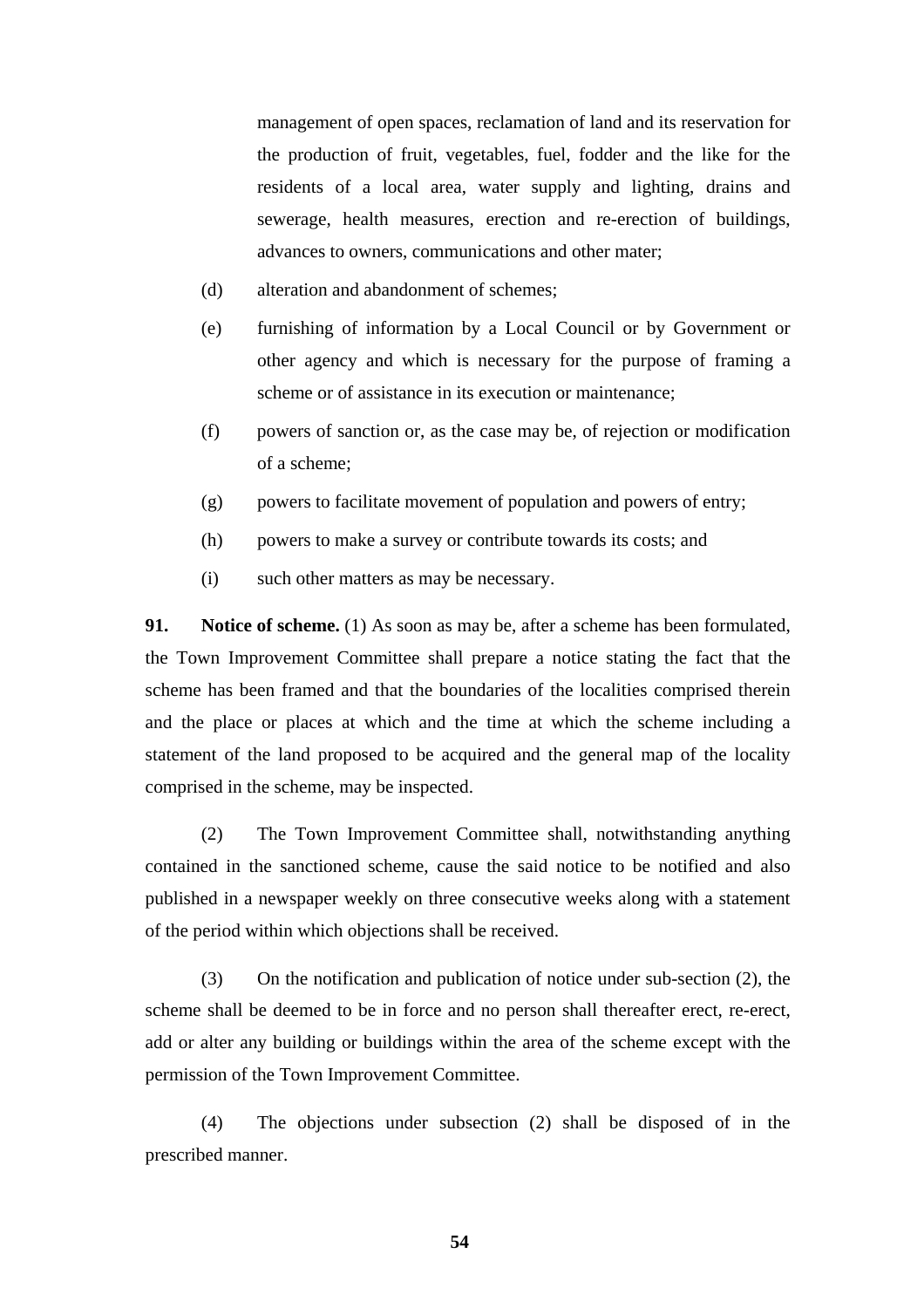management of open spaces, reclamation of land and its reservation for the production of fruit, vegetables, fuel, fodder and the like for the residents of a local area, water supply and lighting, drains and sewerage, health measures, erection and re-erection of buildings, advances to owners, communications and other mater;

(d) alteration and abandonment of schemes;

(e) furnishing of information by a Local Council or by Government or other agency and which is necessary for the purpose of framing a scheme or of assistance in its execution or maintenance;

(f) powers of sanction or, as the case may be, of rejection or modification of a scheme;

(g) powers to facilitate movement of population and powers of entry;

(h) powers to make a survey or contribute towards its costs; and

(i) such other matters as may be necessary.

**91. Notice of scheme.** (1) As soon as may be, after a scheme has been formulated, the Town Improvement Committee shall prepare a notice stating the fact that the scheme has been framed and that the boundaries of the localities comprised therein and the place or places at which and the time at which the scheme including a statement of the land proposed to be acquired and the general map of the locality comprised in the scheme, may be inspected.

(2) The Town Improvement Committee shall, notwithstanding anything contained in the sanctioned scheme, cause the said notice to be notified and also published in a newspaper weekly on three consecutive weeks along with a statement of the period within which objections shall be received.

(3) On the notification and publication of notice under sub-section (2), the scheme shall be deemed to be in force and no person shall thereafter erect, re-erect, add or alter any building or buildings within the area of the scheme except with the permission of the Town Improvement Committee.

(4) The objections under subsection (2) shall be disposed of in the prescribed manner.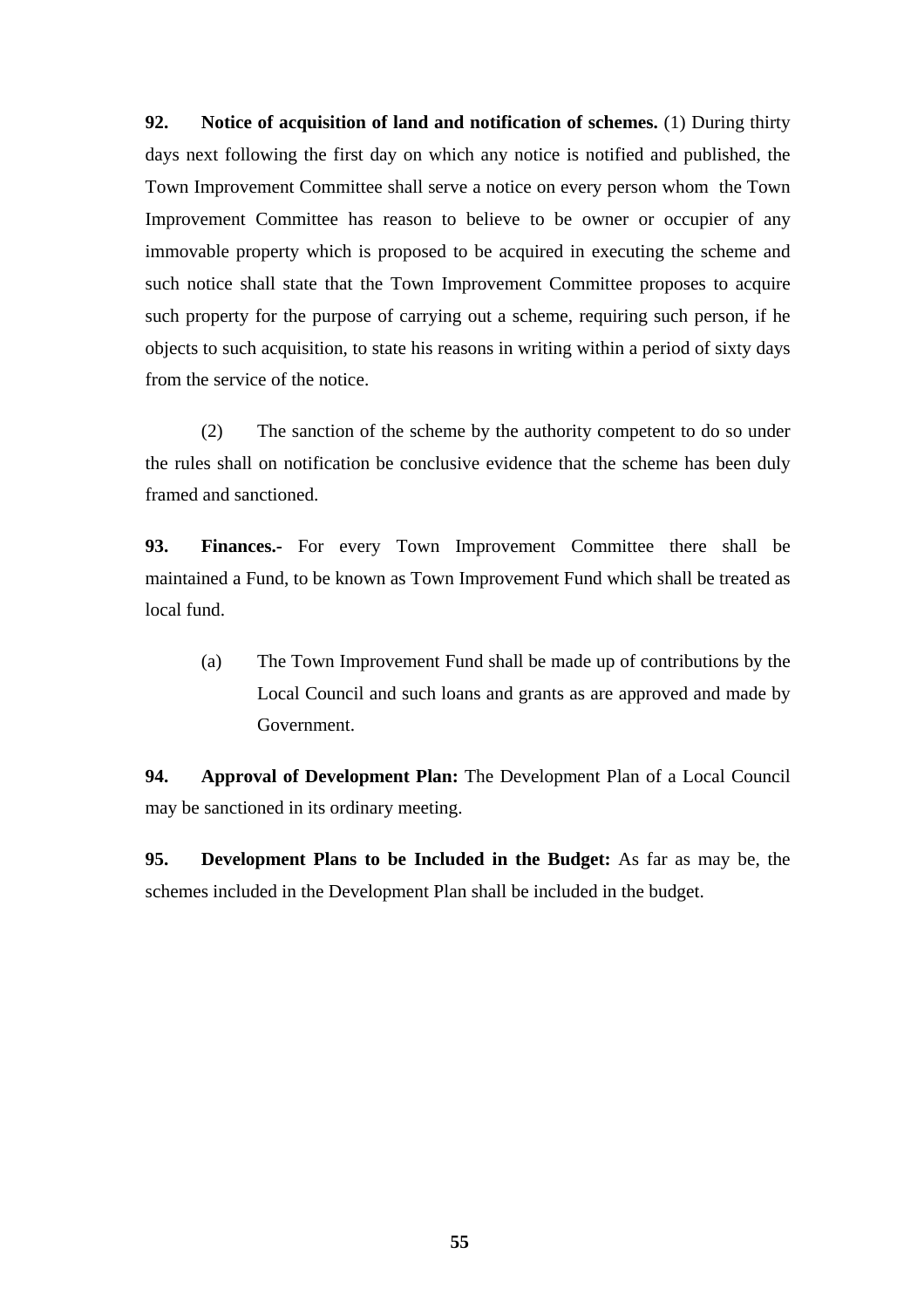**92. Notice of acquisition of land and notification of schemes.** (1) During thirty days next following the first day on which any notice is notified and published, the Town Improvement Committee shall serve a notice on every person whom the Town Improvement Committee has reason to believe to be owner or occupier of any immovable property which is proposed to be acquired in executing the scheme and such notice shall state that the Town Improvement Committee proposes to acquire such property for the purpose of carrying out a scheme, requiring such person, if he objects to such acquisition, to state his reasons in writing within a period of sixty days from the service of the notice.

(2) The sanction of the scheme by the authority competent to do so under the rules shall on notification be conclusive evidence that the scheme has been duly framed and sanctioned.

**93. Finances.-** For every Town Improvement Committee there shall be maintained a Fund, to be known as Town Improvement Fund which shall be treated as local fund.

(a) The Town Improvement Fund shall be made up of contributions by the Local Council and such loans and grants as are approved and made by Government.

**94. Approval of Development Plan:** The Development Plan of a Local Council may be sanctioned in its ordinary meeting.

**95. Development Plans to be Included in the Budget:** As far as may be, the schemes included in the Development Plan shall be included in the budget.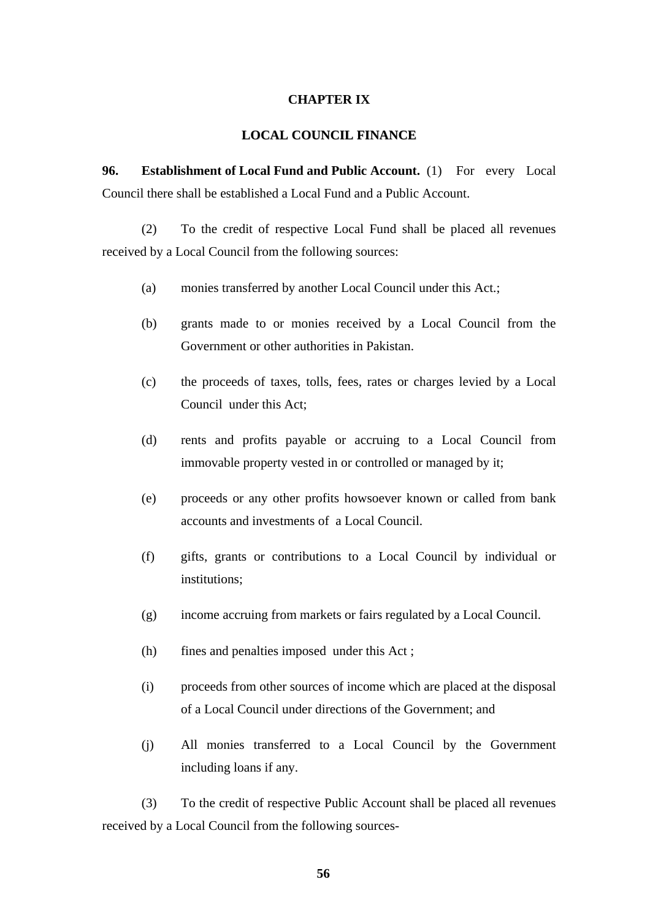# CHAPTER IX

## LOCAL COUNCIL FINANCE

**96. Establishment of Local Fund and Public Account.** (1) For every Local Council there shall be established a Local Fund and a Public Account.

(2) To the credit of respective Local Fund shall be placed all revenues received by a Local Council from the following sources:

(a) monies transferred by another Local Council under this Act.;

(b) grants made to or monies received by a Local Council from the Government or other authorities in Pakistan.

(c) the proceeds of taxes, tolls, fees, rates or charges levied by a Local Council under this Act;

(d) rents and profits payable or accruing to a Local Council from immovable property vested in or controlled or managed by it;

(e) proceeds or any other profits howsoever known or called from bank accounts and investments of a Local Council.

(f) gifts, grants or contributions to a Local Council by individual or institutions;

(g) income accruing from markets or fairs regulated by a Local Council.

(h) fines and penalties imposed under this Act ;

(i) proceeds from other sources of income which are placed at the disposal of a Local Council under directions of the Government; and

(j) All monies transferred to a Local Council by the Government including loans if any.

(3) To the credit of respective Public Account shall be placed all revenues received by a Local Council from the following sources-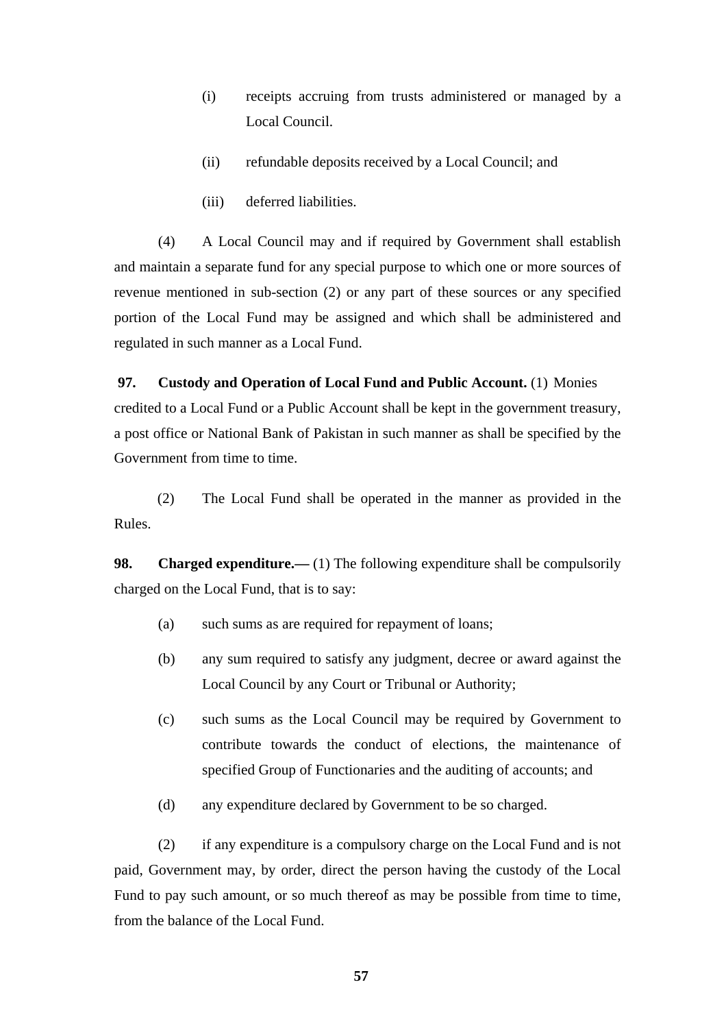(i) receipts accruing from trusts administered or managed by a Local Council.

(ii) refundable deposits received by a Local Council; and

(iii) deferred liabilities.

(4) A Local Council may and if required by Government shall establish and maintain a separate fund for any special purpose to which one or more sources of revenue mentioned in sub-section (2) or any part of these sources or any specified portion of the Local Fund may be assigned and which shall be administered and regulated in such manner as a Local Fund.

**97. Custody and Operation of Local Fund and Public Account.** (1) Monies credited to a Local Fund or a Public Account shall be kept in the government treasury, a post office or National Bank of Pakistan in such manner as shall be specified by the Government from time to time.

(2) The Local Fund shall be operated in the manner as provided in the Rules.

**98. Charged expenditure.—** (1) The following expenditure shall be compulsorily charged on the Local Fund, that is to say:

(a) such sums as are required for repayment of loans;

(b) any sum required to satisfy any judgment, decree or award against the Local Council by any Court or Tribunal or Authority;

(c) such sums as the Local Council may be required by Government to contribute towards the conduct of elections, the maintenance of specified Group of Functionaries and the auditing of accounts; and

(d) any expenditure declared by Government to be so charged.

(2) if any expenditure is a compulsory charge on the Local Fund and is not paid, Government may, by order, direct the person having the custody of the Local Fund to pay such amount, or so much thereof as may be possible from time to time, from the balance of the Local Fund.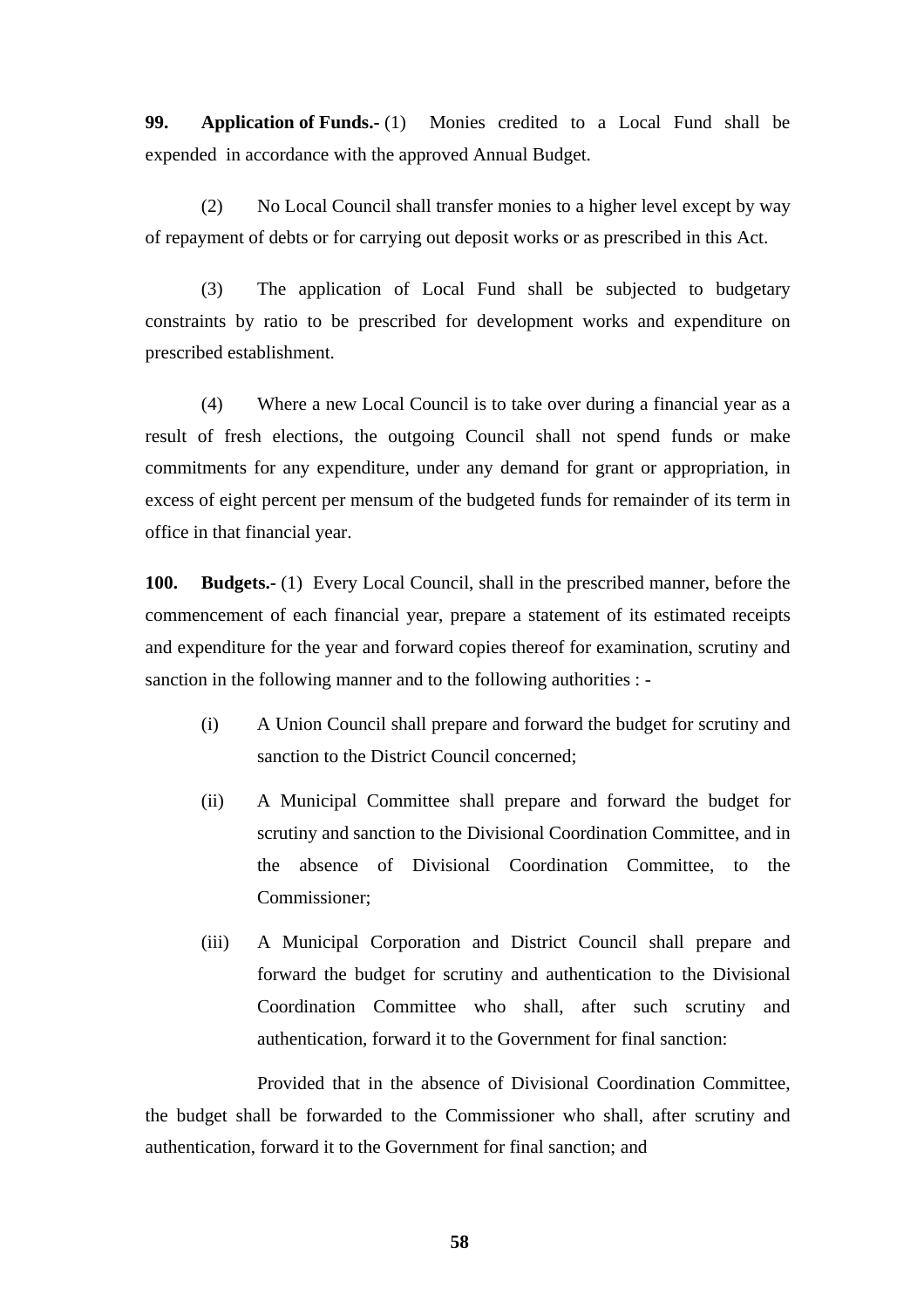**99. Application of Funds.-** (1) Monies credited to a Local Fund shall be expended in accordance with the approved Annual Budget.

(2) No Local Council shall transfer monies to a higher level except by way of repayment of debts or for carrying out deposit works or as prescribed in this Act.

(3) The application of Local Fund shall be subjected to budgetary constraints by ratio to be prescribed for development works and expenditure on prescribed establishment.

(4) Where a new Local Council is to take over during a financial year as a result of fresh elections, the outgoing Council shall not spend funds or make commitments for any expenditure, under any demand for grant or appropriation, in excess of eight percent per mensum of the budgeted funds for remainder of its term in office in that financial year.

**100. Budgets.-** (1) Every Local Council, shall in the prescribed manner, before the commencement of each financial year, prepare a statement of its estimated receipts and expenditure for the year and forward copies thereof for examination, scrutiny and sanction in the following manner and to the following authorities : -

(i) A Union Council shall prepare and forward the budget for scrutiny and sanction to the District Council concerned;

(ii) A Municipal Committee shall prepare and forward the budget for scrutiny and sanction to the Divisional Coordination Committee, and in the absence of Divisional Coordination Committee, to the Commissioner;

(iii) A Municipal Corporation and District Council shall prepare and forward the budget for scrutiny and authentication to the Divisional Coordination Committee who shall, after such scrutiny and authentication, forward it to the Government for final sanction:

Provided that in the absence of Divisional Coordination Committee, the budget shall be forwarded to the Commissioner who shall, after scrutiny and authentication, forward it to the Government for final sanction; and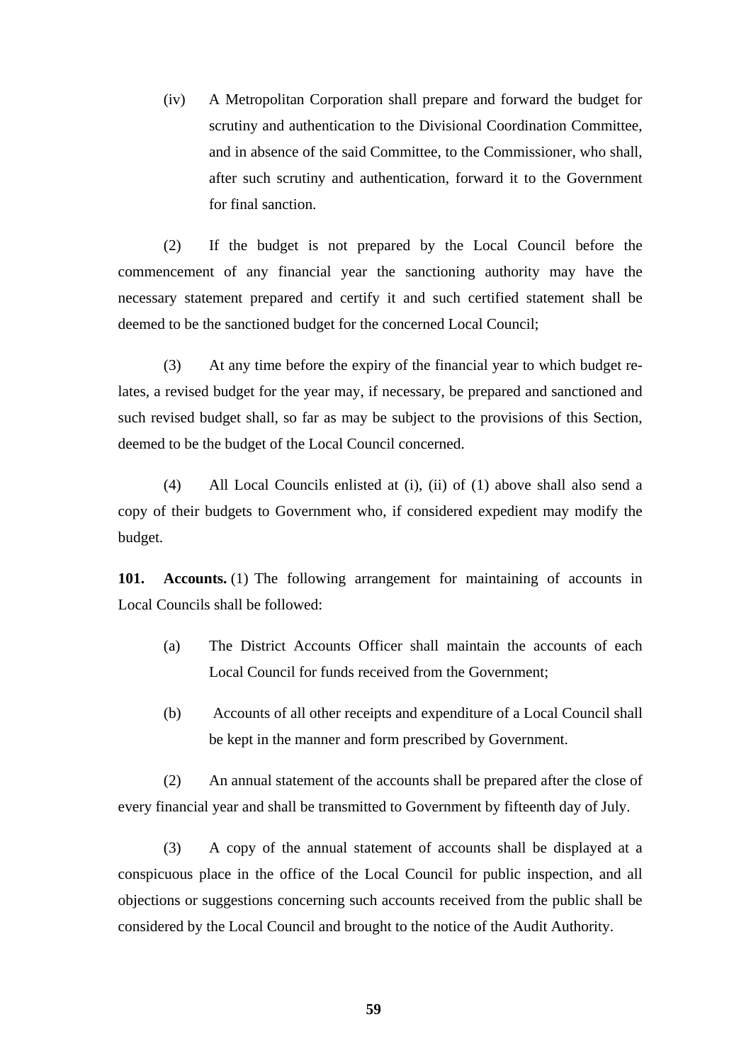(iv) A Metropolitan Corporation shall prepare and forward the budget for scrutiny and authentication to the Divisional Coordination Committee, and in absence of the said Committee, to the Commissioner, who shall, after such scrutiny and authentication, forward it to the Government for final sanction.

(2) If the budget is not prepared by the Local Council before the commencement of any financial year the sanctioning authority may have the necessary statement prepared and certify it and such certified statement shall be deemed to be the sanctioned budget for the concerned Local Council;

(3) At any time before the expiry of the financial year to which budget relates, a revised budget for the year may, if necessary, be prepared and sanctioned and such revised budget shall, so far as may be subject to the provisions of this Section, deemed to be the budget of the Local Council concerned.

(4) All Local Councils enlisted at (i), (ii) of (1) above shall also send a copy of their budgets to Government who, if considered expedient may modify the budget.

**101. Accounts.** (1) The following arrangement for maintaining of accounts in Local Councils shall be followed:

(a) The District Accounts Officer shall maintain the accounts of each Local Council for funds received from the Government;

(b) Accounts of all other receipts and expenditure of a Local Council shall be kept in the manner and form prescribed by Government.

(2) An annual statement of the accounts shall be prepared after the close of every financial year and shall be transmitted to Government by fifteenth day of July.

(3) A copy of the annual statement of accounts shall be displayed at a conspicuous place in the office of the Local Council for public inspection, and all objections or suggestions concerning such accounts received from the public shall be considered by the Local Council and brought to the notice of the Audit Authority.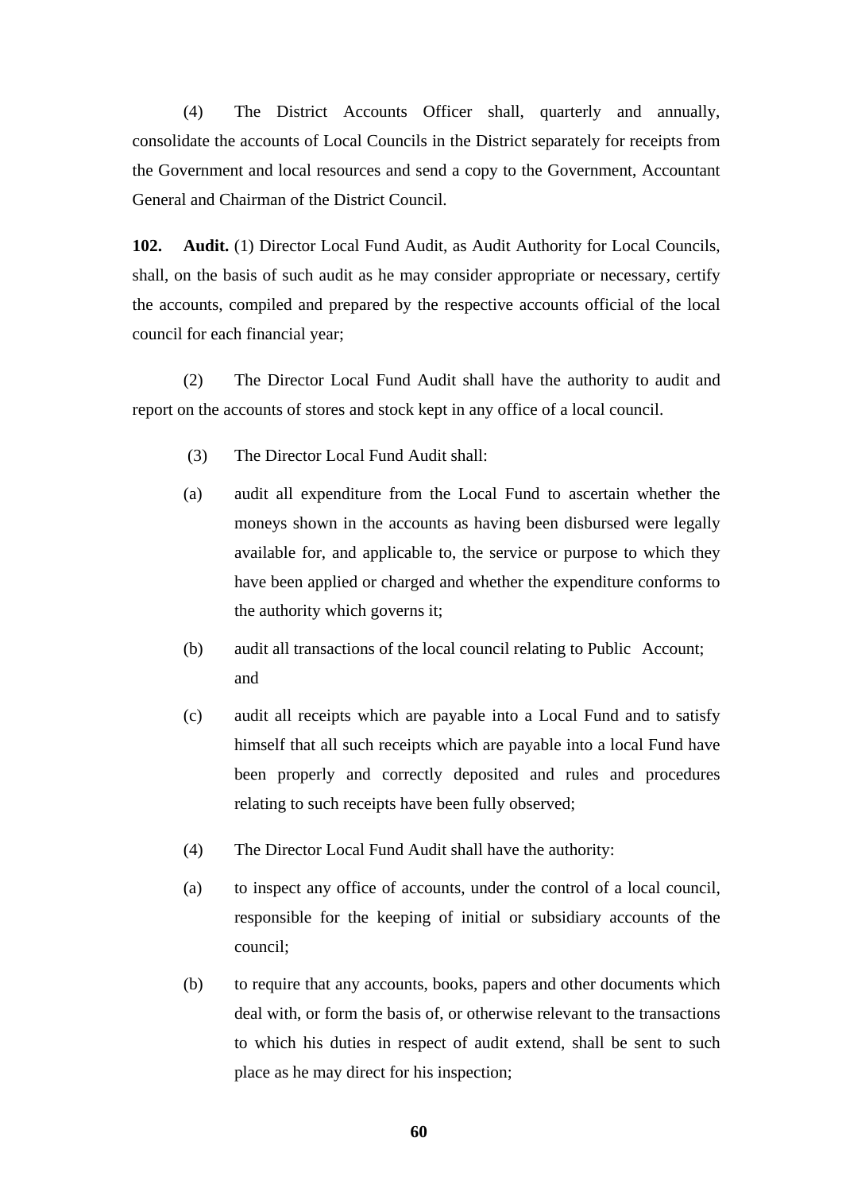(4) The District Accounts Officer shall, quarterly and annually, consolidate the accounts of Local Councils in the District separately for receipts from the Government and local resources and send a copy to the Government, Accountant General and Chairman of the District Council.

**102. Audit.** (1) Director Local Fund Audit, as Audit Authority for Local Councils, shall, on the basis of such audit as he may consider appropriate or necessary, certify the accounts, compiled and prepared by the respective accounts official of the local council for each financial year;

(2) The Director Local Fund Audit shall have the authority to audit and report on the accounts of stores and stock kept in any office of a local council.

(3) The Director Local Fund Audit shall:

(a) audit all expenditure from the Local Fund to ascertain whether the moneys shown in the accounts as having been disbursed were legally available for, and applicable to, the service or purpose to which they have been applied or charged and whether the expenditure conforms to the authority which governs it;

(b) audit all transactions of the local council relating to Public Account; and

(c) audit all receipts which are payable into a Local Fund and to satisfy himself that all such receipts which are payable into a local Fund have been properly and correctly deposited and rules and procedures relating to such receipts have been fully observed;

(4) The Director Local Fund Audit shall have the authority:

(a) to inspect any office of accounts, under the control of a local council, responsible for the keeping of initial or subsidiary accounts of the council;

(b) to require that any accounts, books, papers and other documents which deal with, or form the basis of, or otherwise relevant to the transactions to which his duties in respect of audit extend, shall be sent to such place as he may direct for his inspection;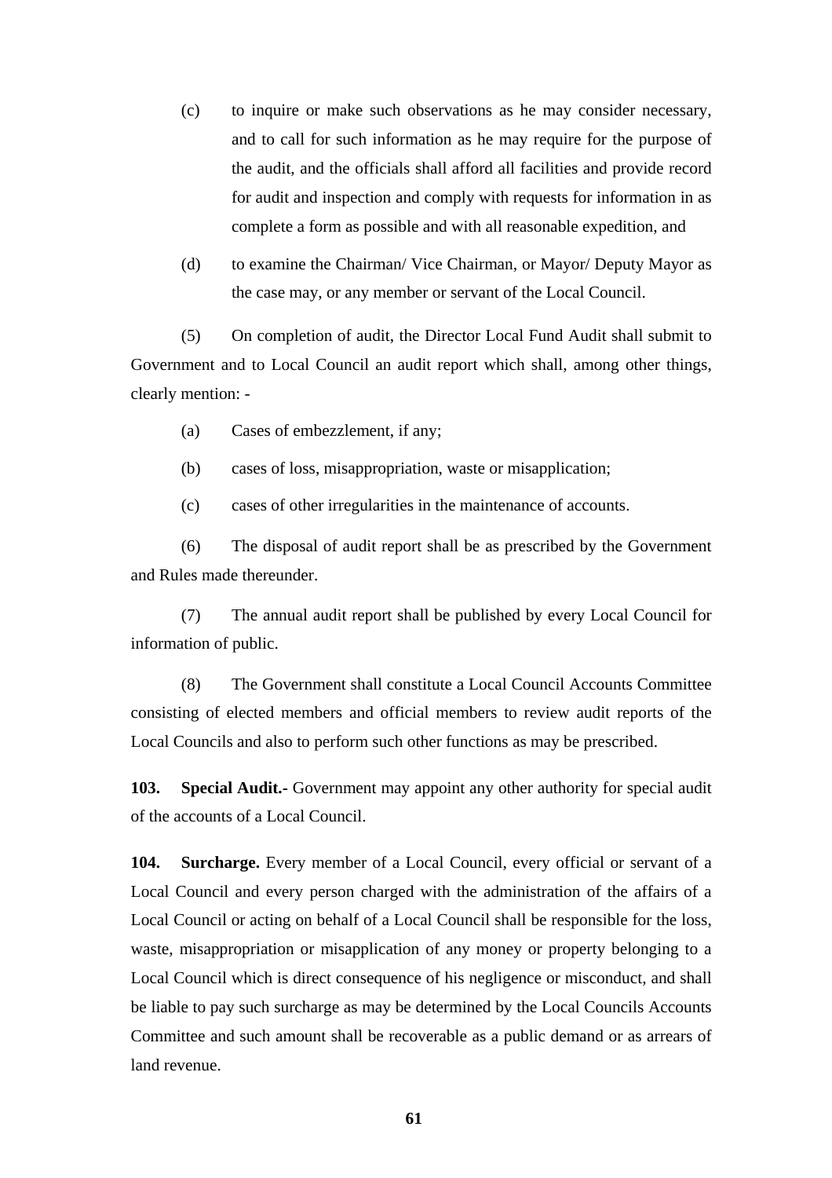(c) to inquire or make such observations as he may consider necessary, and to call for such information as he may require for the purpose of the audit, and the officials shall afford all facilities and provide record for audit and inspection and comply with requests for information in as complete a form as possible and with all reasonable expedition, and

(d) to examine the Chairman/ Vice Chairman, or Mayor/ Deputy Mayor as the case may, or any member or servant of the Local Council.

(5) On completion of audit, the Director Local Fund Audit shall submit to Government and to Local Council an audit report which shall, among other things, clearly mention: -

(a) Cases of embezzlement, if any;

(b) cases of loss, misappropriation, waste or misapplication;

(c) cases of other irregularities in the maintenance of accounts.

(6) The disposal of audit report shall be as prescribed by the Government and Rules made thereunder.

(7) The annual audit report shall be published by every Local Council for information of public.

(8) The Government shall constitute a Local Council Accounts Committee consisting of elected members and official members to review audit reports of the Local Councils and also to perform such other functions as may be prescribed.

**103. Special Audit.-** Government may appoint any other authority for special audit of the accounts of a Local Council.

**104. Surcharge.** Every member of a Local Council, every official or servant of a Local Council and every person charged with the administration of the affairs of a Local Council or acting on behalf of a Local Council shall be responsible for the loss, waste, misappropriation or misapplication of any money or property belonging to a Local Council which is direct consequence of his negligence or misconduct, and shall be liable to pay such surcharge as may be determined by the Local Councils Accounts Committee and such amount shall be recoverable as a public demand or as arrears of land revenue.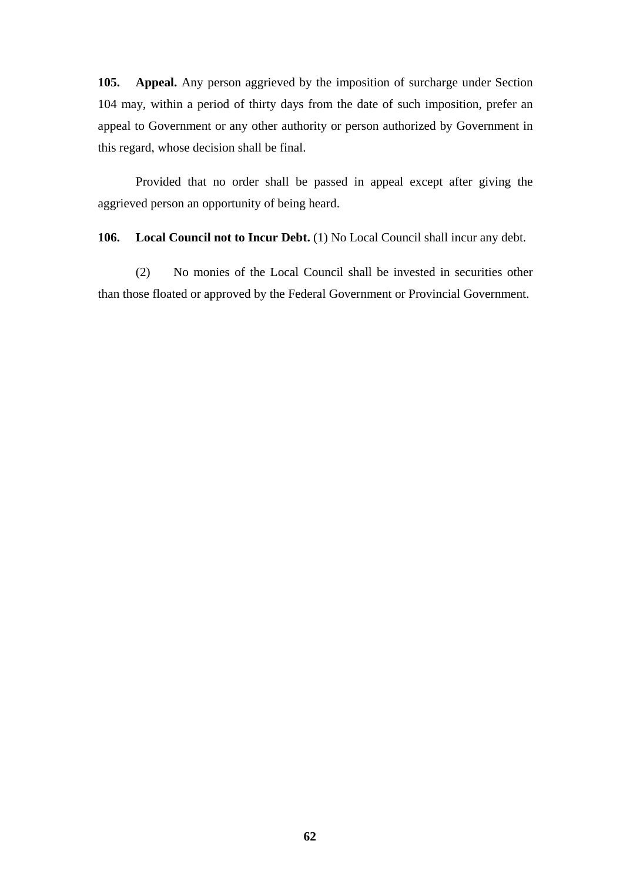**105. Appeal.** Any person aggrieved by the imposition of surcharge under Section 104 may, within a period of thirty days from the date of such imposition, prefer an appeal to Government or any other authority or person authorized by Government in this regard, whose decision shall be final.

Provided that no order shall be passed in appeal except after giving the aggrieved person an opportunity of being heard.

**106. Local Council not to Incur Debt.** (1) No Local Council shall incur any debt.

(2) No monies of the Local Council shall be invested in securities other than those floated or approved by the Federal Government or Provincial Government.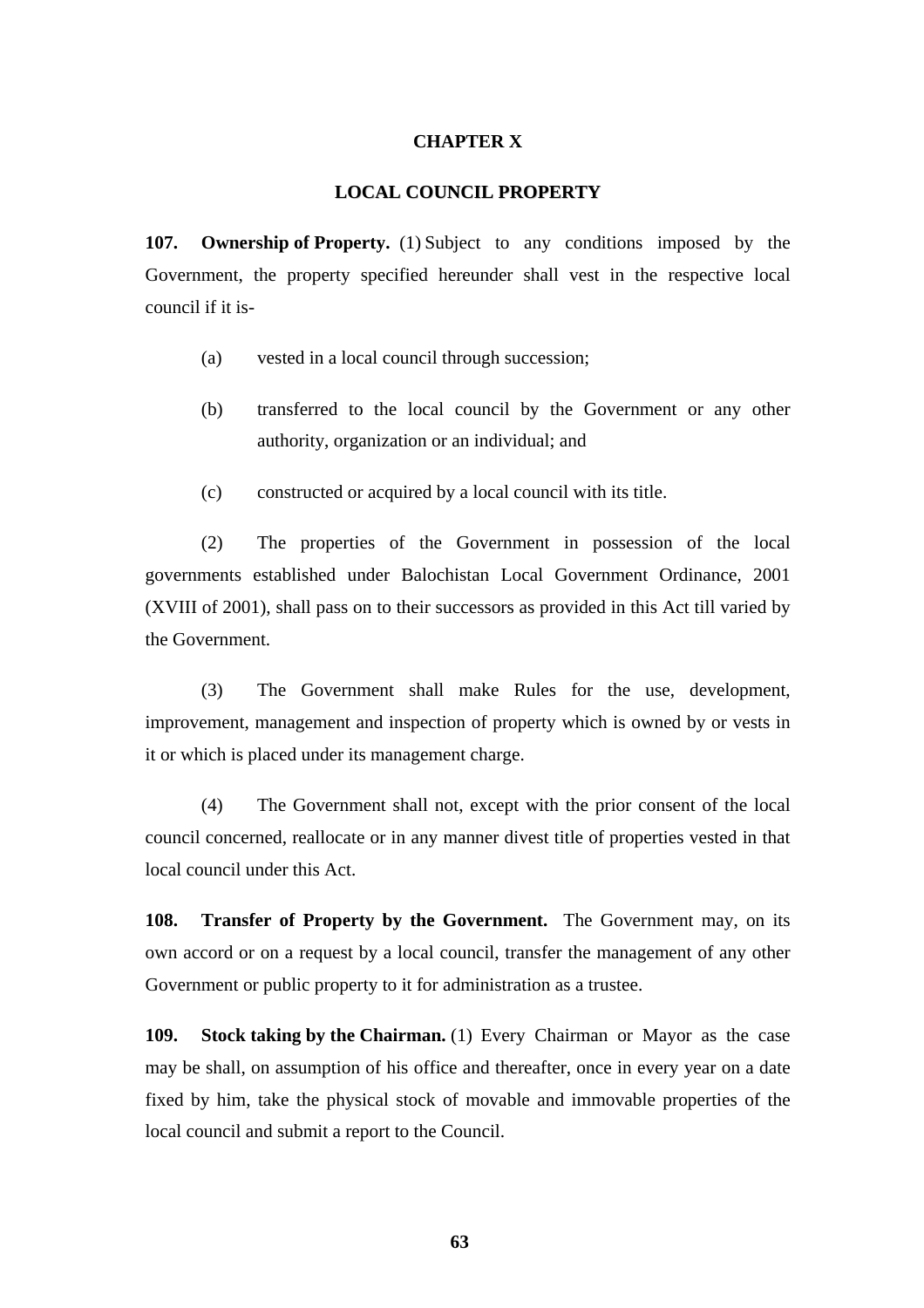## CHAPTER X

## LOCAL COUNCIL PROPERTY

**107. Ownership of Property.** (1) Subject to any conditions imposed by the Government, the property specified hereunder shall vest in the respective local council if it is-

(a) vested in a local council through succession;

(b) transferred to the local council by the Government or any other authority, organization or an individual; and

(c) constructed or acquired by a local council with its title.

(2) The properties of the Government in possession of the local governments established under Balochistan Local Government Ordinance, 2001 (XVIII of 2001), shall pass on to their successors as provided in this Act till varied by the Government.

(3) The Government shall make Rules for the use, development, improvement, management and inspection of property which is owned by or vests in it or which is placed under its management charge.

(4) The Government shall not, except with the prior consent of the local council concerned, reallocate or in any manner divest title of properties vested in that local council under this Act.

**108. Transfer of Property by the Government.** The Government may, on its own accord or on a request by a local council, transfer the management of any other Government or public property to it for administration as a trustee.

**109. Stock taking by the Chairman.** (1) Every Chairman or Mayor as the case may be shall, on assumption of his office and thereafter, once in every year on a date fixed by him, take the physical stock of movable and immovable properties of the local council and submit a report to the Council.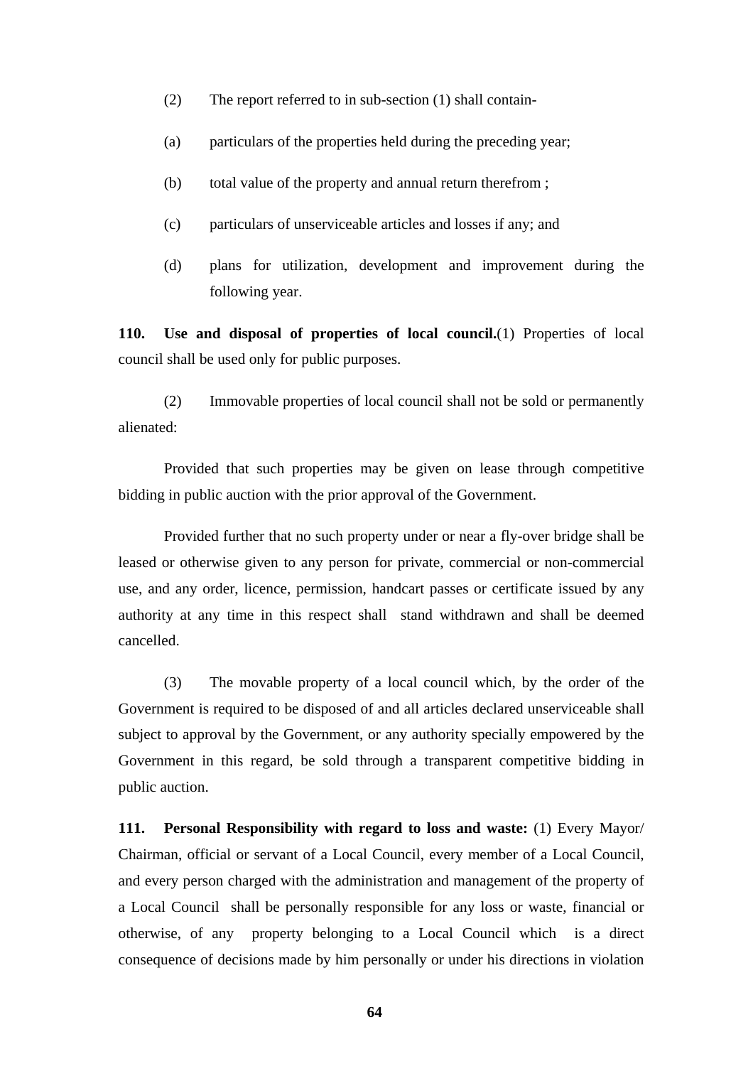(2) The report referred to in sub-section (1) shall contain-

(a) particulars of the properties held during the preceding year;

(b) total value of the property and annual return therefrom ;

(c) particulars of unserviceable articles and losses if any; and

(d) plans for utilization, development and improvement during the following year.

**110. Use and disposal of properties of local council.**(1) Properties of local council shall be used only for public purposes.

(2) Immovable properties of local council shall not be sold or permanently alienated:

Provided that such properties may be given on lease through competitive bidding in public auction with the prior approval of the Government.

Provided further that no such property under or near a fly-over bridge shall be leased or otherwise given to any person for private, commercial or non-commercial use, and any order, licence, permission, handcart passes or certificate issued by any authority at any time in this respect shall stand withdrawn and shall be deemed cancelled.

(3) The movable property of a local council which, by the order of the Government is required to be disposed of and all articles declared unserviceable shall subject to approval by the Government, or any authority specially empowered by the Government in this regard, be sold through a transparent competitive bidding in public auction.

**111. Personal Responsibility with regard to loss and waste:** (1) Every Mayor/ Chairman, official or servant of a Local Council, every member of a Local Council, and every person charged with the administration and management of the property of a Local Council shall be personally responsible for any loss or waste, financial or otherwise, of any property belonging to a Local Council which is a direct consequence of decisions made by him personally or under his directions in violation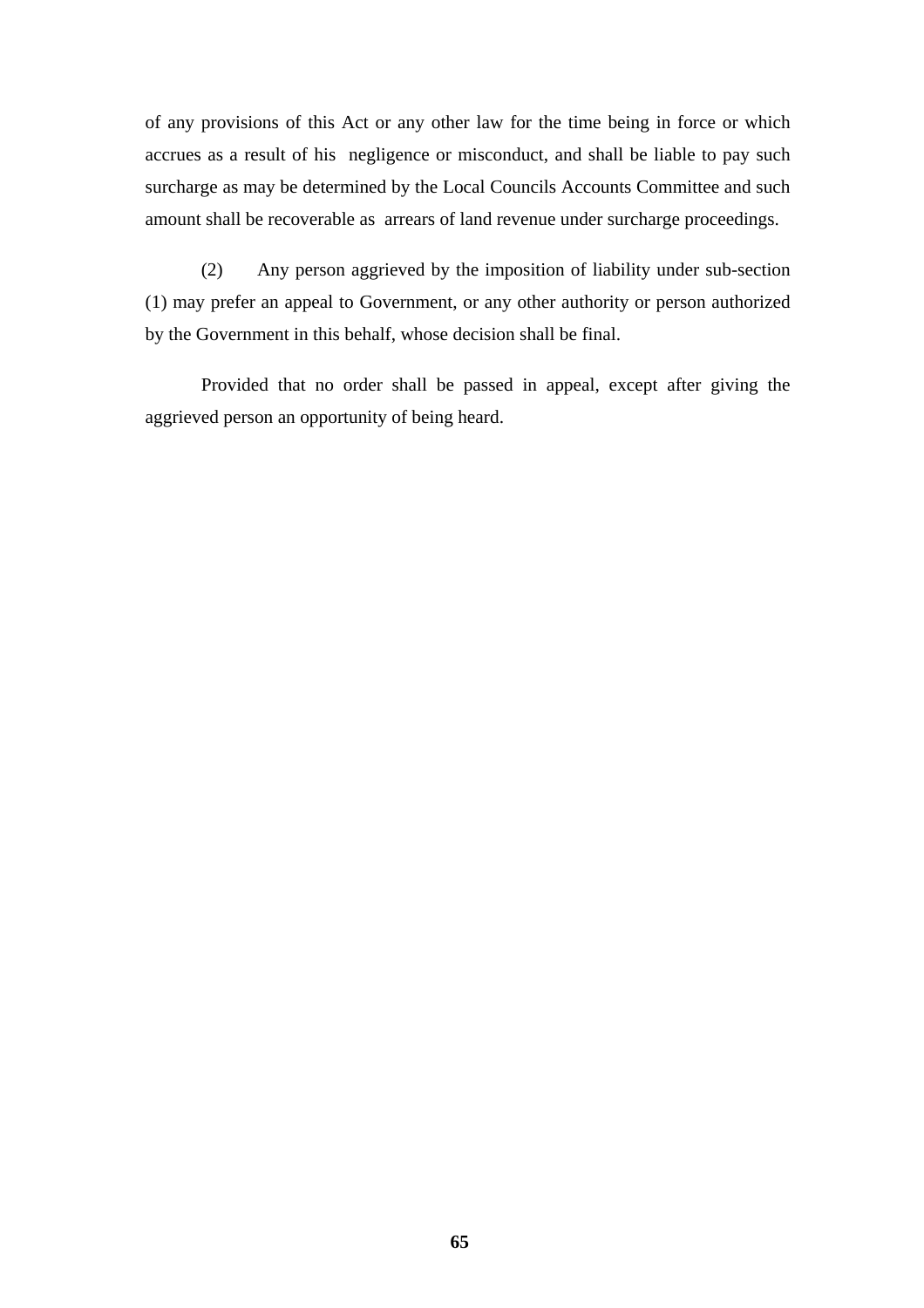of any provisions of this Act or any other law for the time being in force or which accrues as a result of his negligence or misconduct, and shall be liable to pay such surcharge as may be determined by the Local Councils Accounts Committee and such amount shall be recoverable as arrears of land revenue under surcharge proceedings.

(2) Any person aggrieved by the imposition of liability under sub-section (1) may prefer an appeal to Government, or any other authority or person authorized by the Government in this behalf, whose decision shall be final.

Provided that no order shall be passed in appeal, except after giving the aggrieved person an opportunity of being heard.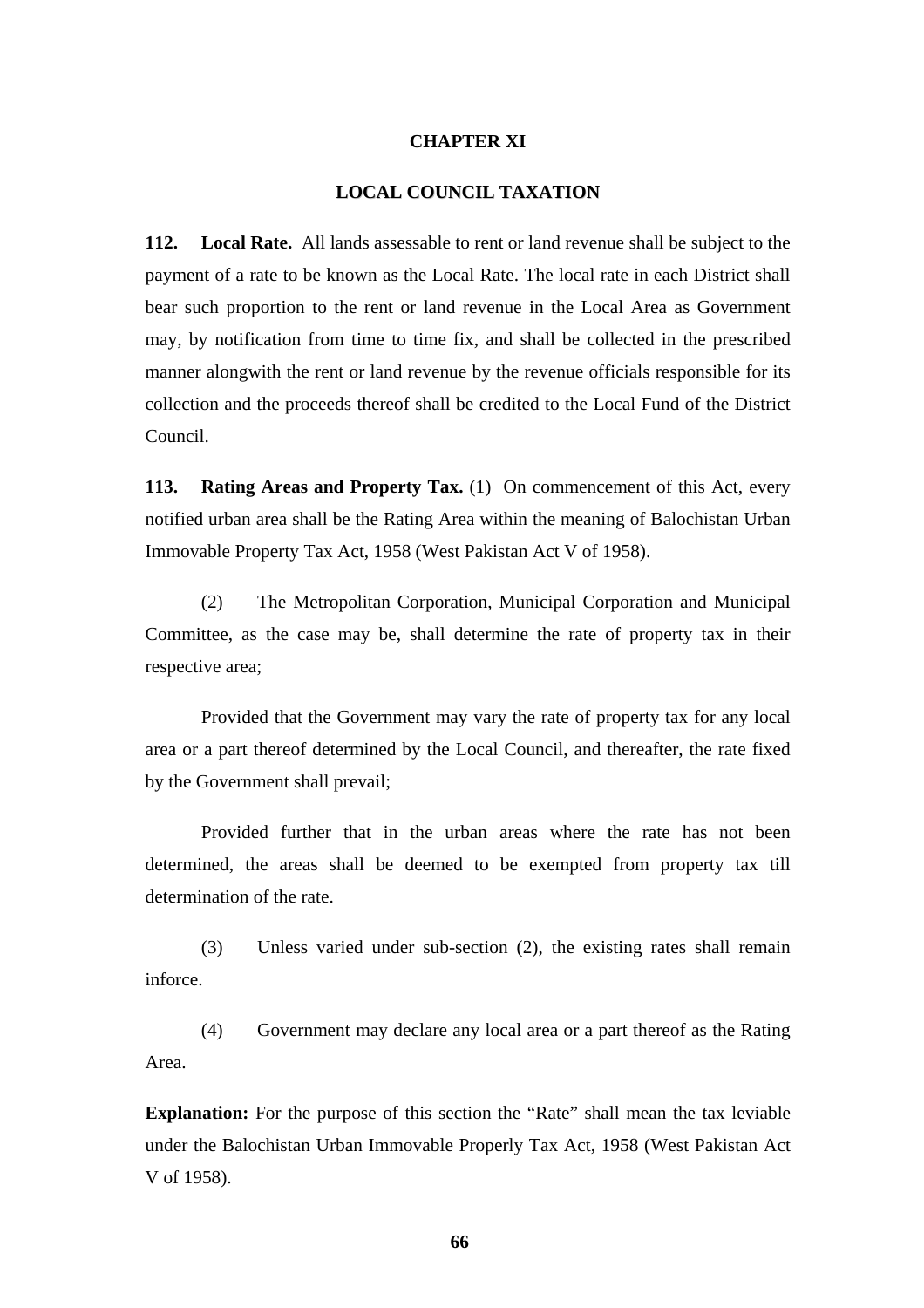## CHAPTER XI

## LOCAL COUNCIL TAXATION

**112. Local Rate.** All lands assessable to rent or land revenue shall be subject to the payment of a rate to be known as the Local Rate. The local rate in each District shall bear such proportion to the rent or land revenue in the Local Area as Government may, by notification from time to time fix, and shall be collected in the prescribed manner alongwith the rent or land revenue by the revenue officials responsible for its collection and the proceeds thereof shall be credited to the Local Fund of the District Council.

**113. Rating Areas and Property Tax.** (1) On commencement of this Act, every notified urban area shall be the Rating Area within the meaning of Balochistan Urban Immovable Property Tax Act, 1958 (West Pakistan Act V of 1958).

(2) The Metropolitan Corporation, Municipal Corporation and Municipal Committee, as the case may be, shall determine the rate of property tax in their respective area;

Provided that the Government may vary the rate of property tax for any local area or a part thereof determined by the Local Council, and thereafter, the rate fixed by the Government shall prevail;

Provided further that in the urban areas where the rate has not been determined, the areas shall be deemed to be exempted from property tax till determination of the rate.

(3) Unless varied under sub-section (2), the existing rates shall remain inforce.

(4) Government may declare any local area or a part thereof as the Rating Area.

**Explanation:** For the purpose of this section the "Rate" shall mean the tax leviable under the Balochistan Urban Immovable Properly Tax Act, 1958 (West Pakistan Act V of 1958).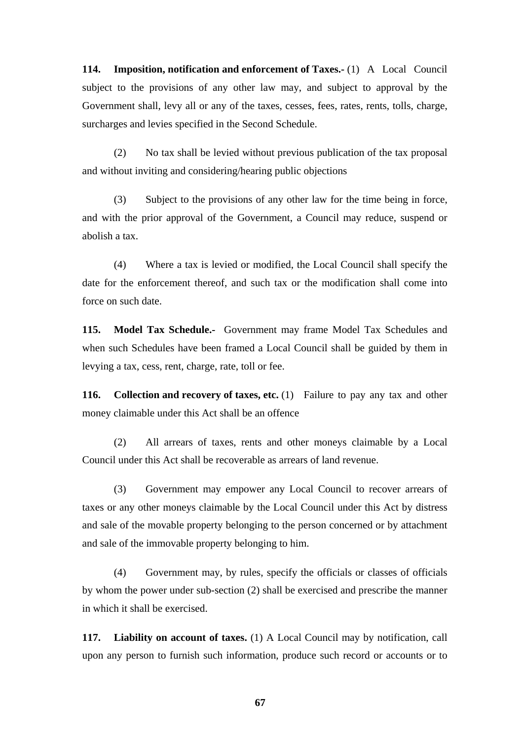**114. Imposition, notification and enforcement of Taxes.-** (1) A Local Council subject to the provisions of any other law may, and subject to approval by the Government shall, levy all or any of the taxes, cesses, fees, rates, rents, tolls, charge, surcharges and levies specified in the Second Schedule.

(2) No tax shall be levied without previous publication of the tax proposal and without inviting and considering/hearing public objections

(3) Subject to the provisions of any other law for the time being in force, and with the prior approval of the Government, a Council may reduce, suspend or abolish a tax.

(4) Where a tax is levied or modified, the Local Council shall specify the date for the enforcement thereof, and such tax or the modification shall come into force on such date.

**115. Model Tax Schedule.-** Government may frame Model Tax Schedules and when such Schedules have been framed a Local Council shall be guided by them in levying a tax, cess, rent, charge, rate, toll or fee.

**116. Collection and recovery of taxes, etc.** (1) Failure to pay any tax and other money claimable under this Act shall be an offence

(2) All arrears of taxes, rents and other moneys claimable by a Local Council under this Act shall be recoverable as arrears of land revenue.

(3) Government may empower any Local Council to recover arrears of taxes or any other moneys claimable by the Local Council under this Act by distress and sale of the movable property belonging to the person concerned or by attachment and sale of the immovable property belonging to him.

(4) Government may, by rules, specify the officials or classes of officials by whom the power under sub-section (2) shall be exercised and prescribe the manner in which it shall be exercised.

**117. Liability on account of taxes.** (1) A Local Council may by notification, call upon any person to furnish such information, produce such record or accounts or to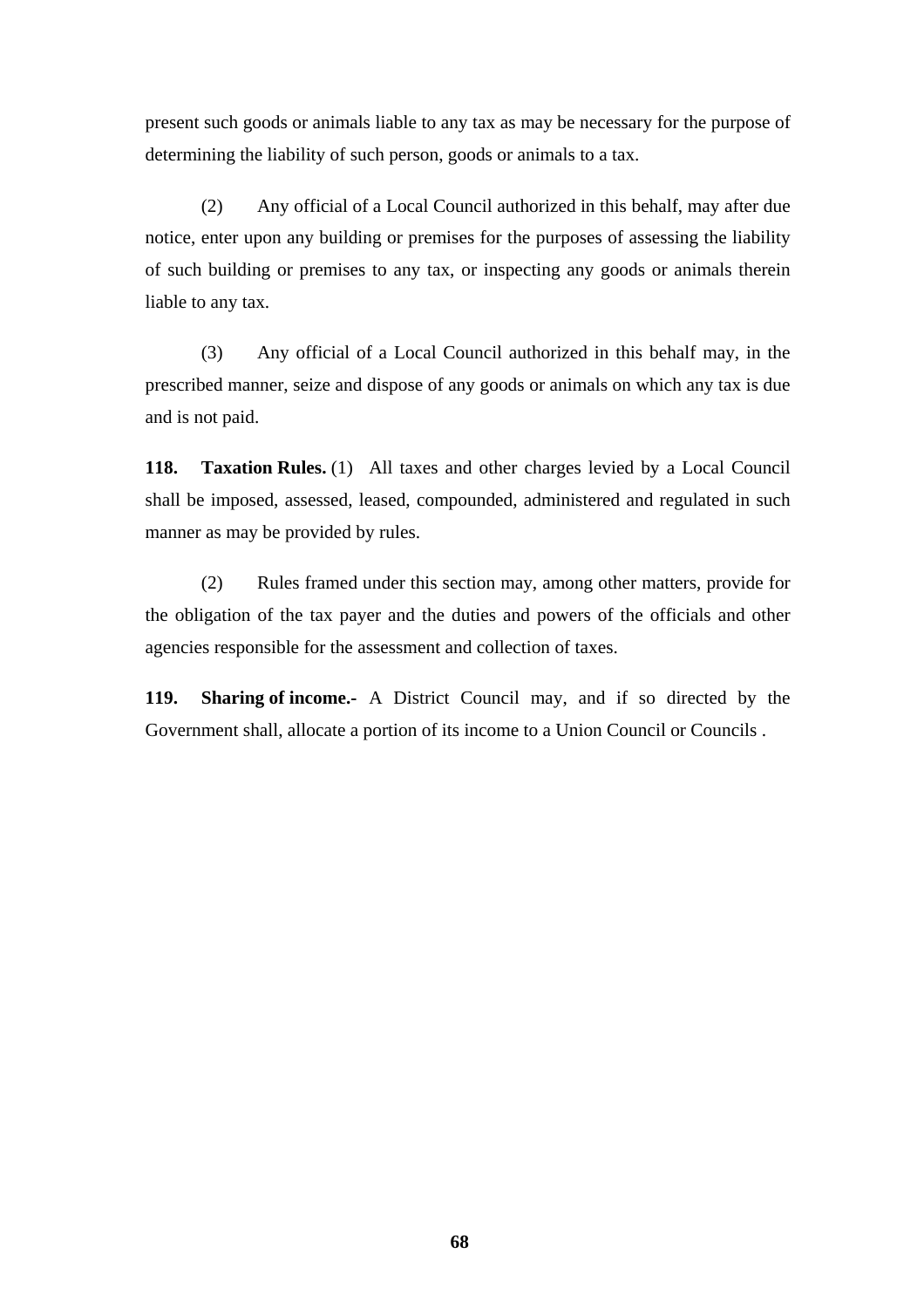present such goods or animals liable to any tax as may be necessary for the purpose of determining the liability of such person, goods or animals to a tax.

(2) Any official of a Local Council authorized in this behalf, may after due notice, enter upon any building or premises for the purposes of assessing the liability of such building or premises to any tax, or inspecting any goods or animals therein liable to any tax.

(3) Any official of a Local Council authorized in this behalf may, in the prescribed manner, seize and dispose of any goods or animals on which any tax is due and is not paid.

**118. Taxation Rules.** (1) All taxes and other charges levied by a Local Council shall be imposed, assessed, leased, compounded, administered and regulated in such manner as may be provided by rules.

(2) Rules framed under this section may, among other matters, provide for the obligation of the tax payer and the duties and powers of the officials and other agencies responsible for the assessment and collection of taxes.

**119. Sharing of income.-** A District Council may, and if so directed by the Government shall, allocate a portion of its income to a Union Council or Councils .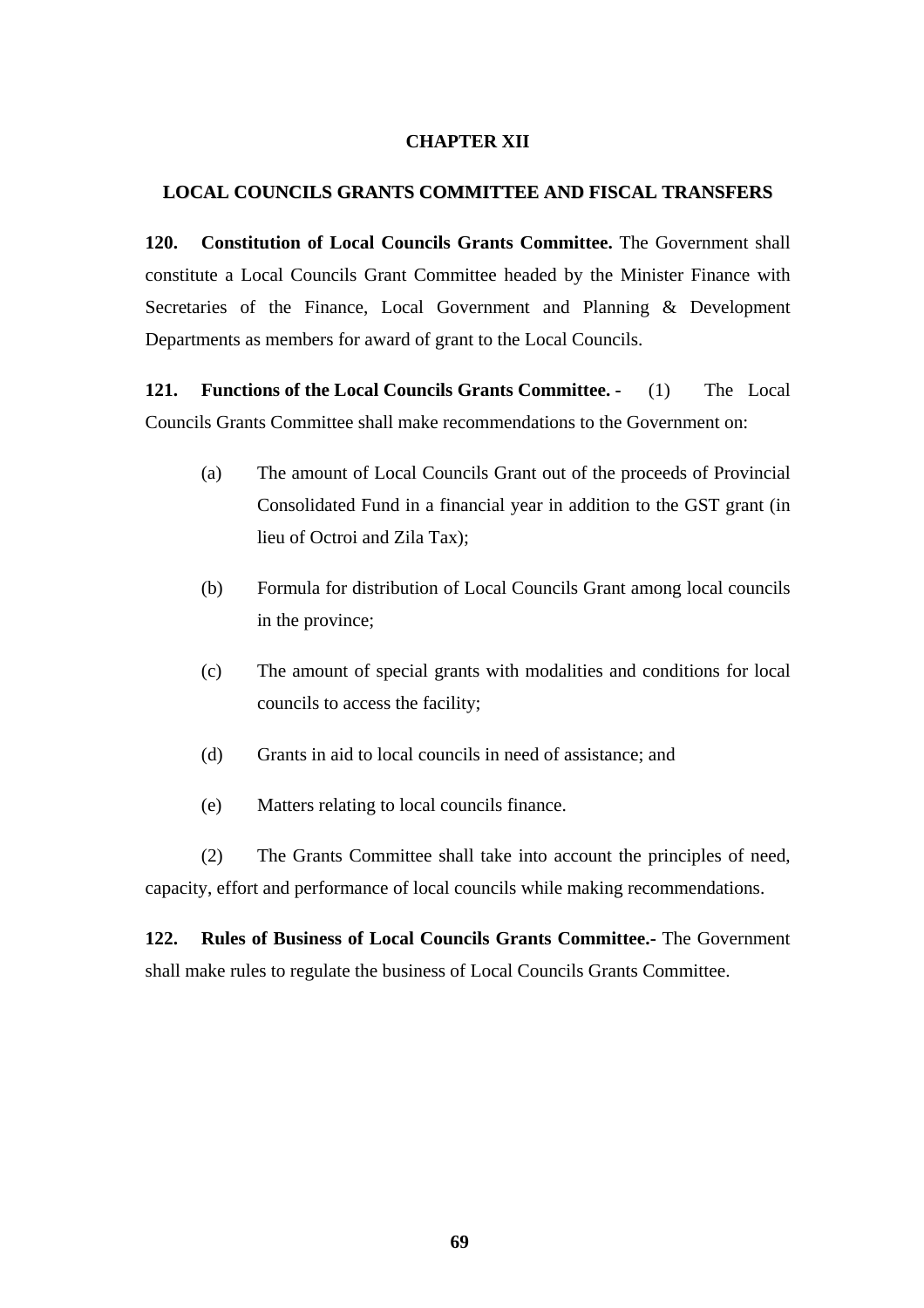## CHAPTER XII

## LOCAL COUNCILS GRANTS COMMITTEE AND FISCAL TRANSFERS

**120. Constitution of Local Councils Grants Committee.** The Government shall constitute a Local Councils Grant Committee headed by the Minister Finance with Secretaries of the Finance, Local Government and Planning & Development Departments as members for award of grant to the Local Councils.

**121. Functions of the Local Councils Grants Committee. -** (1) The Local Councils Grants Committee shall make recommendations to the Government on:

(a) The amount of Local Councils Grant out of the proceeds of Provincial Consolidated Fund in a financial year in addition to the GST grant (in lieu of Octroi and Zila Tax);

(b) Formula for distribution of Local Councils Grant among local councils in the province;

(c) The amount of special grants with modalities and conditions for local councils to access the facility;

(d) Grants in aid to local councils in need of assistance; and

(e) Matters relating to local councils finance.

(2) The Grants Committee shall take into account the principles of need, capacity, effort and performance of local councils while making recommendations.

**122. Rules of Business of Local Councils Grants Committee.-** The Government shall make rules to regulate the business of Local Councils Grants Committee.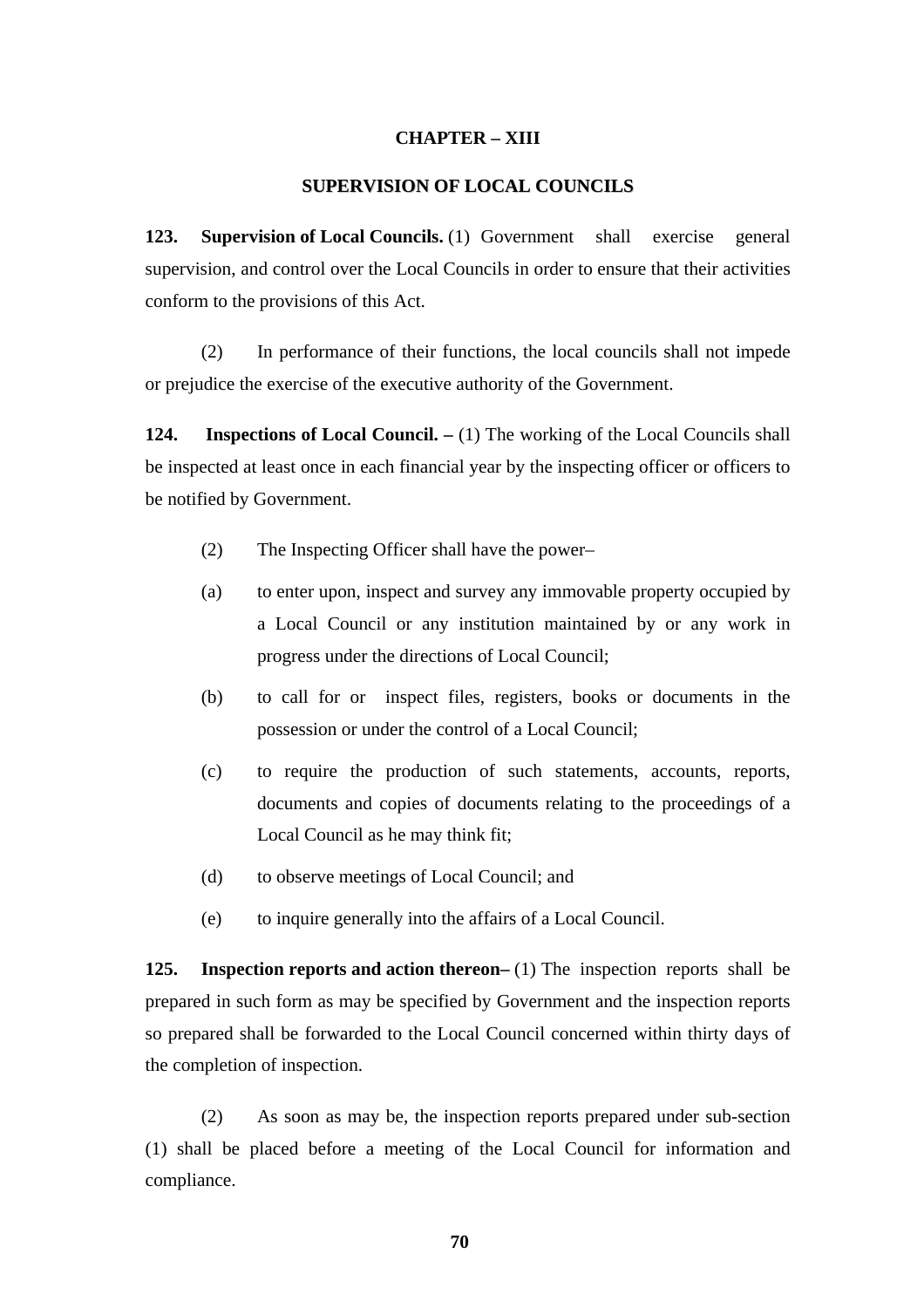## CHAPTER – XIII

## SUPERVISION OF LOCAL COUNCILS

**123. Supervision of Local Councils.** (1) Government shall exercise general supervision, and control over the Local Councils in order to ensure that their activities conform to the provisions of this Act.

(2) In performance of their functions, the local councils shall not impede or prejudice the exercise of the executive authority of the Government.

**124. Inspections of Local Council. –** (1) The working of the Local Councils shall be inspected at least once in each financial year by the inspecting officer or officers to be notified by Government.

(2) The Inspecting Officer shall have the power–

(a) to enter upon, inspect and survey any immovable property occupied by a Local Council or any institution maintained by or any work in progress under the directions of Local Council;

(b) to call for or inspect files, registers, books or documents in the possession or under the control of a Local Council;

(c) to require the production of such statements, accounts, reports, documents and copies of documents relating to the proceedings of a Local Council as he may think fit;

(d) to observe meetings of Local Council; and

(e) to inquire generally into the affairs of a Local Council.

**125. Inspection reports and action thereon–** (1) The inspection reports shall be prepared in such form as may be specified by Government and the inspection reports so prepared shall be forwarded to the Local Council concerned within thirty days of the completion of inspection.

(2) As soon as may be, the inspection reports prepared under sub-section (1) shall be placed before a meeting of the Local Council for information and compliance.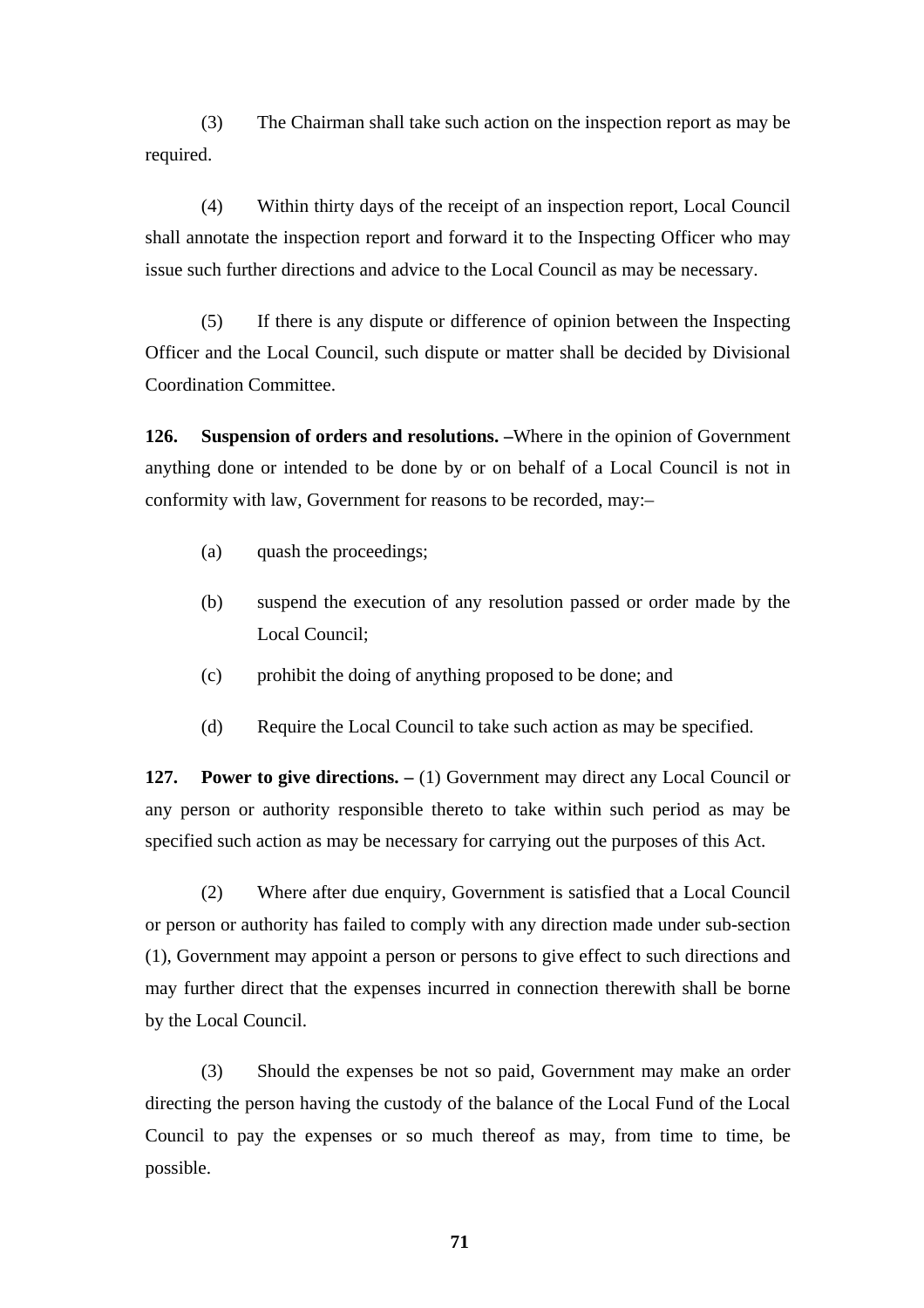(3) The Chairman shall take such action on the inspection report as may be required.

(4) Within thirty days of the receipt of an inspection report, Local Council shall annotate the inspection report and forward it to the Inspecting Officer who may issue such further directions and advice to the Local Council as may be necessary.

(5) If there is any dispute or difference of opinion between the Inspecting Officer and the Local Council, such dispute or matter shall be decided by Divisional Coordination Committee.

**126. Suspension of orders and resolutions. –**Where in the opinion of Government anything done or intended to be done by or on behalf of a Local Council is not in conformity with law, Government for reasons to be recorded, may:–

(a) quash the proceedings;

(b) suspend the execution of any resolution passed or order made by the Local Council;

(c) prohibit the doing of anything proposed to be done; and

(d) Require the Local Council to take such action as may be specified.

**127. Power to give directions. –** (1) Government may direct any Local Council or any person or authority responsible thereto to take within such period as may be specified such action as may be necessary for carrying out the purposes of this Act.

(2) Where after due enquiry, Government is satisfied that a Local Council or person or authority has failed to comply with any direction made under sub-section (1), Government may appoint a person or persons to give effect to such directions and may further direct that the expenses incurred in connection therewith shall be borne by the Local Council.

(3) Should the expenses be not so paid, Government may make an order directing the person having the custody of the balance of the Local Fund of the Local Council to pay the expenses or so much thereof as may, from time to time, be possible.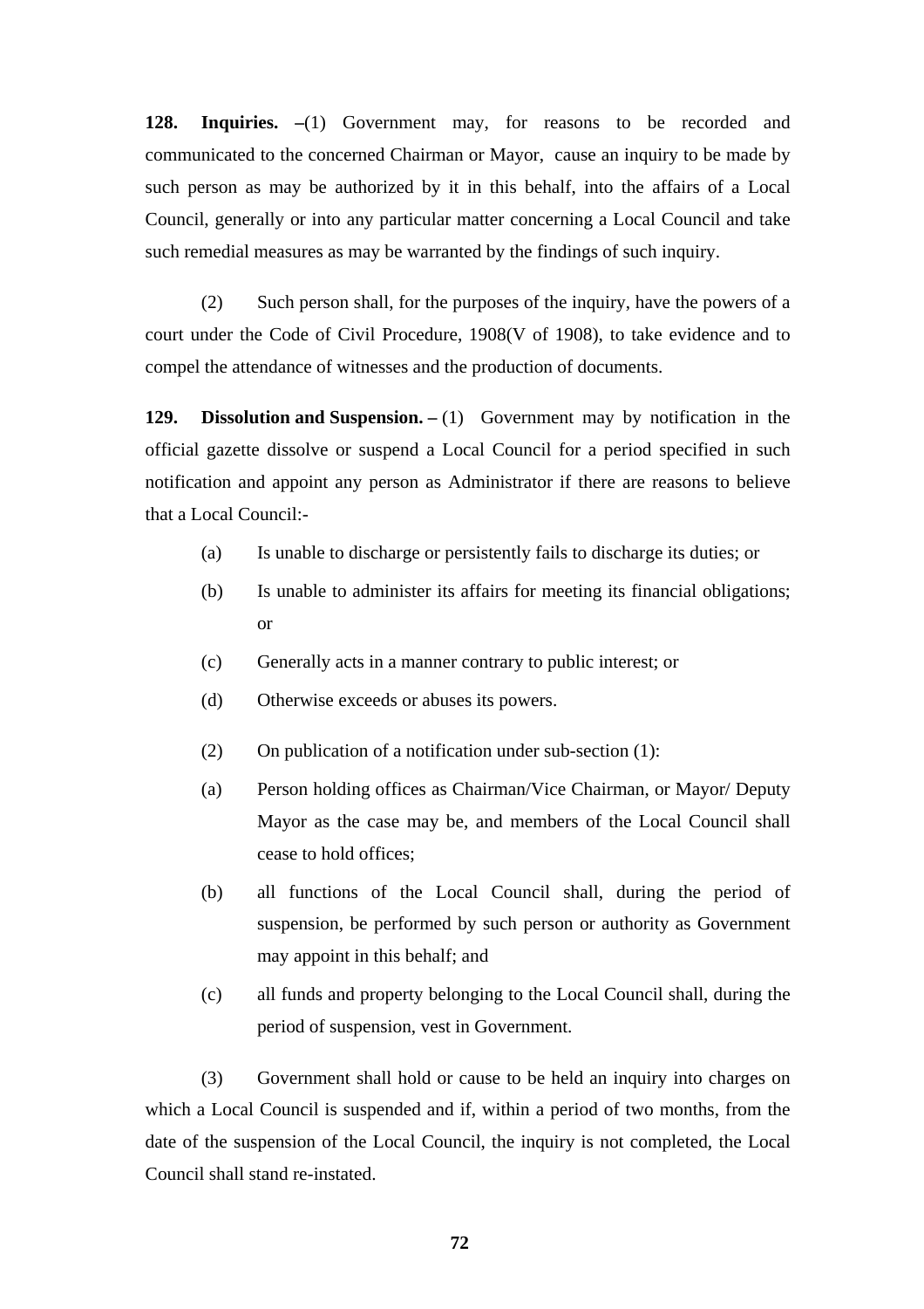**128. Inquiries. –**(1) Government may, for reasons to be recorded and communicated to the concerned Chairman or Mayor, cause an inquiry to be made by such person as may be authorized by it in this behalf, into the affairs of a Local Council, generally or into any particular matter concerning a Local Council and take such remedial measures as may be warranted by the findings of such inquiry.

(2) Such person shall, for the purposes of the inquiry, have the powers of a court under the Code of Civil Procedure, 1908(V of 1908), to take evidence and to compel the attendance of witnesses and the production of documents.

**129. Dissolution and Suspension. –** (1) Government may by notification in the official gazette dissolve or suspend a Local Council for a period specified in such notification and appoint any person as Administrator if there are reasons to believe that a Local Council:-

(a) Is unable to discharge or persistently fails to discharge its duties; or

(b) Is unable to administer its affairs for meeting its financial obligations; or

(c) Generally acts in a manner contrary to public interest; or

(d) Otherwise exceeds or abuses its powers.

(2) On publication of a notification under sub-section (1):

(a) Person holding offices as Chairman/Vice Chairman, or Mayor/ Deputy Mayor as the case may be, and members of the Local Council shall cease to hold offices;

(b) all functions of the Local Council shall, during the period of suspension, be performed by such person or authority as Government may appoint in this behalf; and

(c) all funds and property belonging to the Local Council shall, during the period of suspension, vest in Government.

(3) Government shall hold or cause to be held an inquiry into charges on which a Local Council is suspended and if, within a period of two months, from the date of the suspension of the Local Council, the inquiry is not completed, the Local Council shall stand re-instated.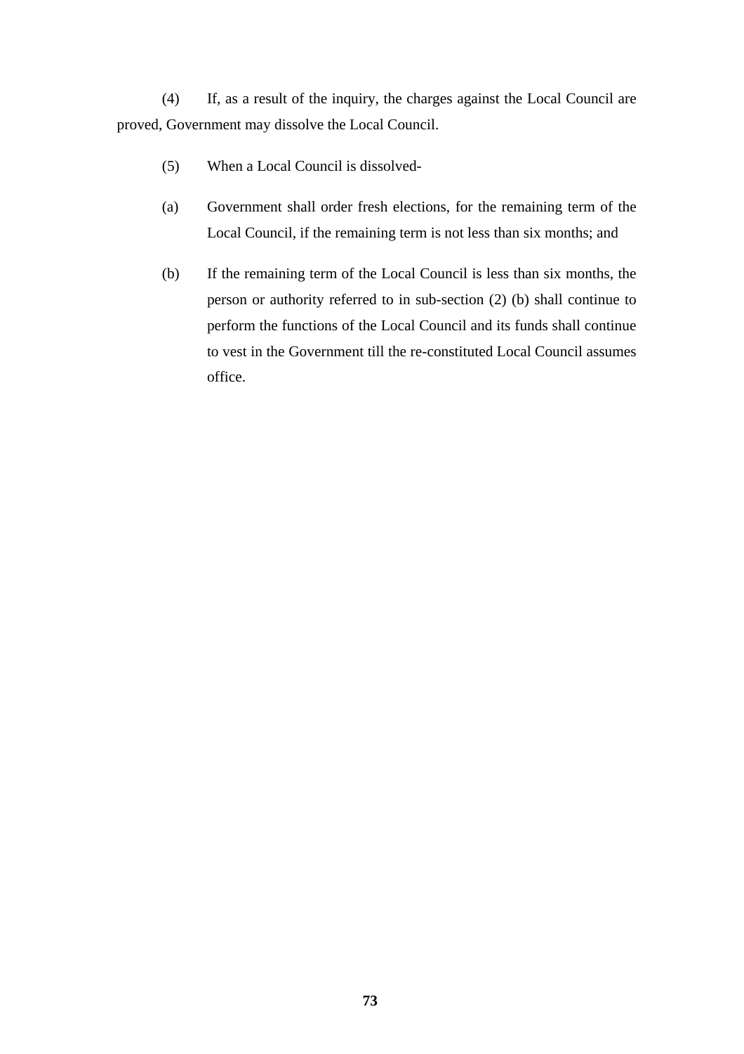(4) If, as a result of the inquiry, the charges against the Local Council are proved, Government may dissolve the Local Council.

(5) When a Local Council is dissolved-

(a) Government shall order fresh elections, for the remaining term of the Local Council, if the remaining term is not less than six months; and

(b) If the remaining term of the Local Council is less than six months, the person or authority referred to in sub-section (2) (b) shall continue to perform the functions of the Local Council and its funds shall continue to vest in the Government till the re-constituted Local Council assumes office.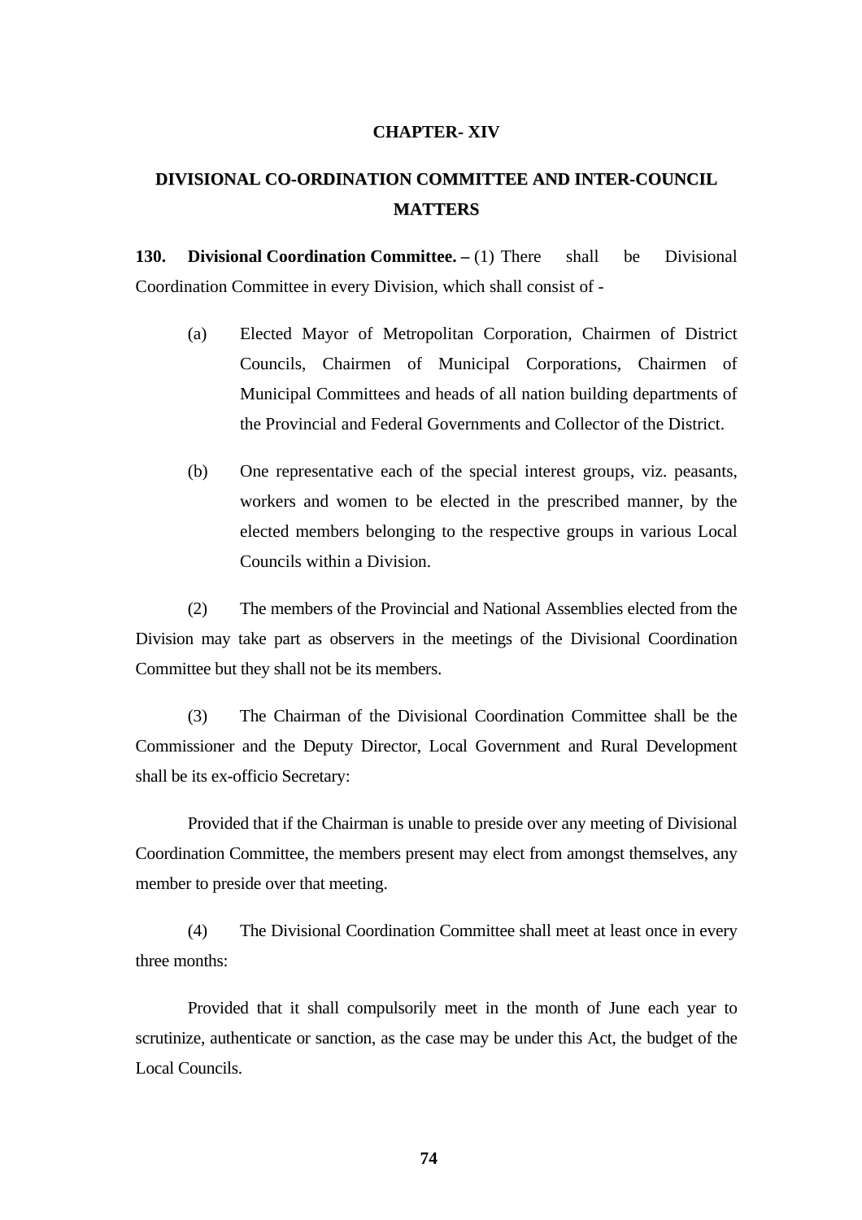## CHAPTER- XIV

## DIVISIONAL CO-ORDINATION COMMITTEE AND INTER-COUNCIL MATTERS

**130. Divisional Coordination Committee. –** (1) There shall be Divisional Coordination Committee in every Division, which shall consist of -

(a) Elected Mayor of Metropolitan Corporation, Chairmen of District Councils, Chairmen of Municipal Corporations, Chairmen of Municipal Committees and heads of all nation building departments of the Provincial and Federal Governments and Collector of the District.

(b) One representative each of the special interest groups, viz. peasants, workers and women to be elected in the prescribed manner, by the elected members belonging to the respective groups in various Local Councils within a Division.

(2) The members of the Provincial and National Assemblies elected from the Division may take part as observers in the meetings of the Divisional Coordination Committee but they shall not be its members.

(3) The Chairman of the Divisional Coordination Committee shall be the Commissioner and the Deputy Director, Local Government and Rural Development shall be its ex-officio Secretary:

Provided that if the Chairman is unable to preside over any meeting of Divisional Coordination Committee, the members present may elect from amongst themselves, any member to preside over that meeting.

(4) The Divisional Coordination Committee shall meet at least once in every three months:

Provided that it shall compulsorily meet in the month of June each year to scrutinize, authenticate or sanction, as the case may be under this Act, the budget of the Local Councils.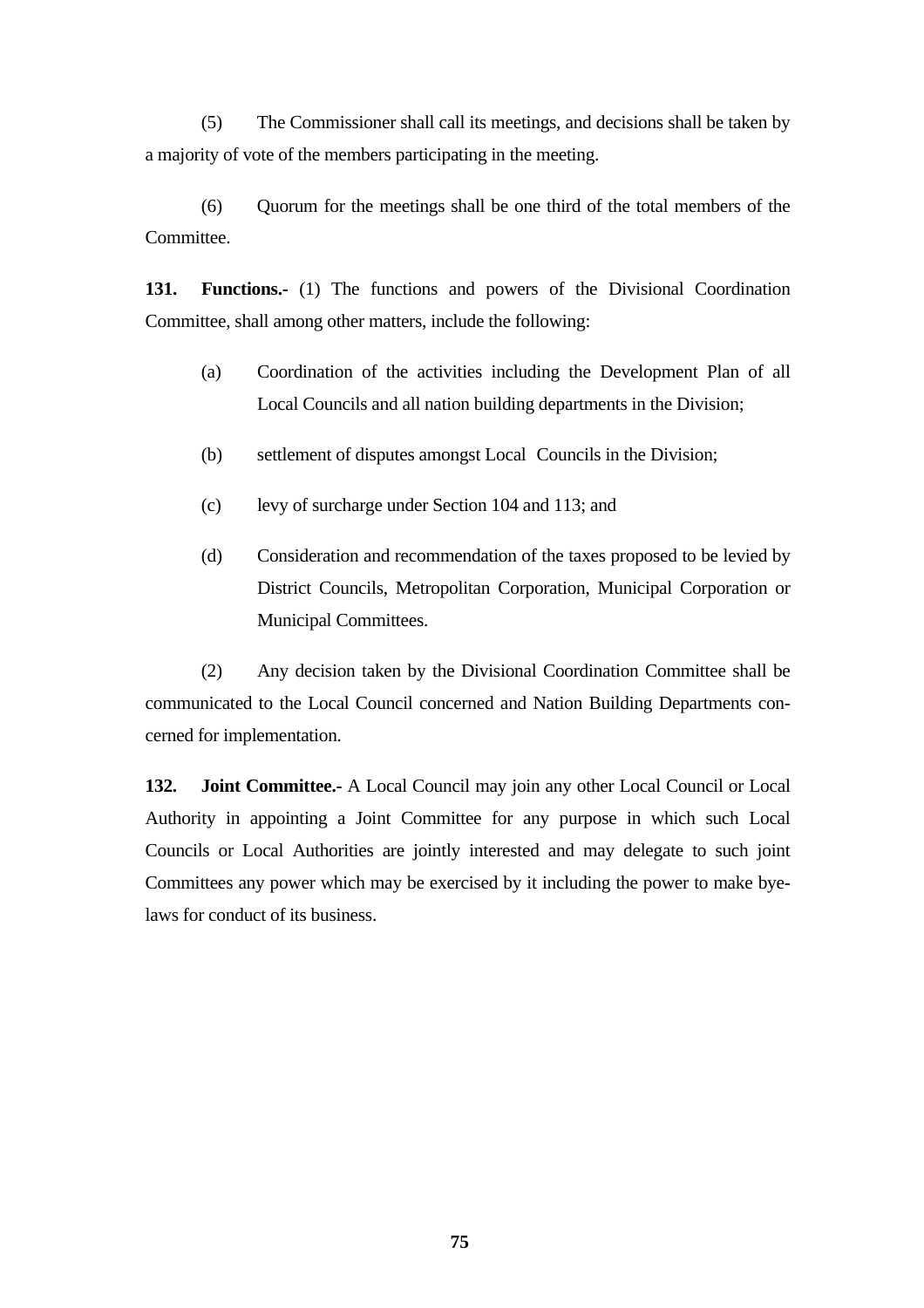(5) The Commissioner shall call its meetings, and decisions shall be taken by a majority of vote of the members participating in the meeting.

(6) Quorum for the meetings shall be one third of the total members of the Committee.

**131. Functions.-** (1) The functions and powers of the Divisional Coordination Committee, shall among other matters, include the following:

(a) Coordination of the activities including the Development Plan of all Local Councils and all nation building departments in the Division;

(b) settlement of disputes amongst Local Councils in the Division;

(c) levy of surcharge under Section 104 and 113; and

(d) Consideration and recommendation of the taxes proposed to be levied by District Councils, Metropolitan Corporation, Municipal Corporation or Municipal Committees.

(2) Any decision taken by the Divisional Coordination Committee shall be communicated to the Local Council concerned and Nation Building Departments concerned for implementation.

**132. Joint Committee.-** A Local Council may join any other Local Council or Local Authority in appointing a Joint Committee for any purpose in which such Local Councils or Local Authorities are jointly interested and may delegate to such joint Committees any power which may be exercised by it including the power to make bye-laws for conduct of its business.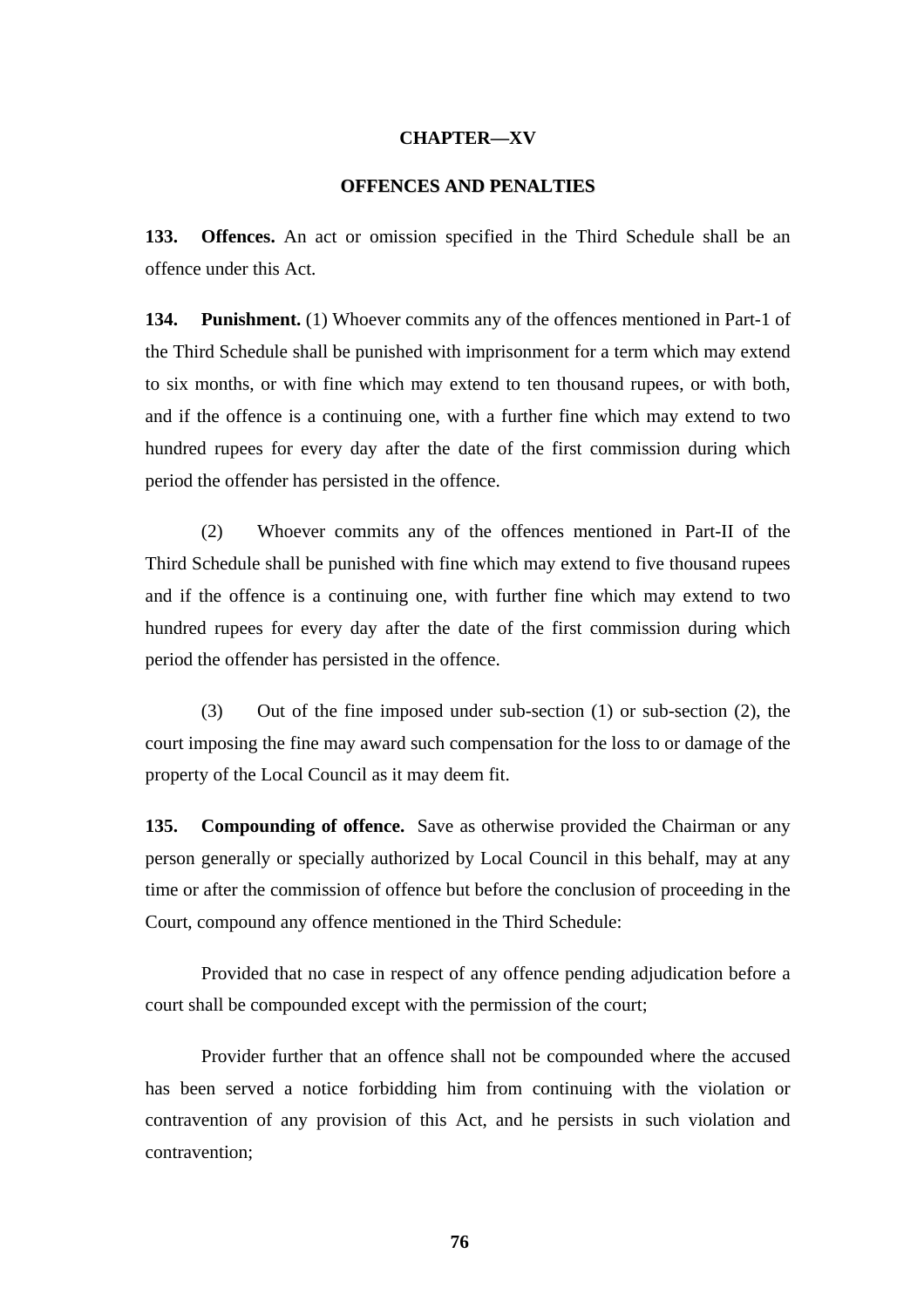## CHAPTER—XV

## OFFENCES AND PENALTIES

**133. Offences.** An act or omission specified in the Third Schedule shall be an offence under this Act.

**134. Punishment.** (1) Whoever commits any of the offences mentioned in Part-1 of the Third Schedule shall be punished with imprisonment for a term which may extend to six months, or with fine which may extend to ten thousand rupees, or with both, and if the offence is a continuing one, with a further fine which may extend to two hundred rupees for every day after the date of the first commission during which period the offender has persisted in the offence.

(2) Whoever commits any of the offences mentioned in Part-II of the Third Schedule shall be punished with fine which may extend to five thousand rupees and if the offence is a continuing one, with further fine which may extend to two hundred rupees for every day after the date of the first commission during which period the offender has persisted in the offence.

(3) Out of the fine imposed under sub-section (1) or sub-section (2), the court imposing the fine may award such compensation for the loss to or damage of the property of the Local Council as it may deem fit.

**135. Compounding of offence.** Save as otherwise provided the Chairman or any person generally or specially authorized by Local Council in this behalf, may at any time or after the commission of offence but before the conclusion of proceeding in the Court, compound any offence mentioned in the Third Schedule:

Provided that no case in respect of any offence pending adjudication before a court shall be compounded except with the permission of the court;

Provider further that an offence shall not be compounded where the accused has been served a notice forbidding him from continuing with the violation or contravention of any provision of this Act, and he persists in such violation and contravention;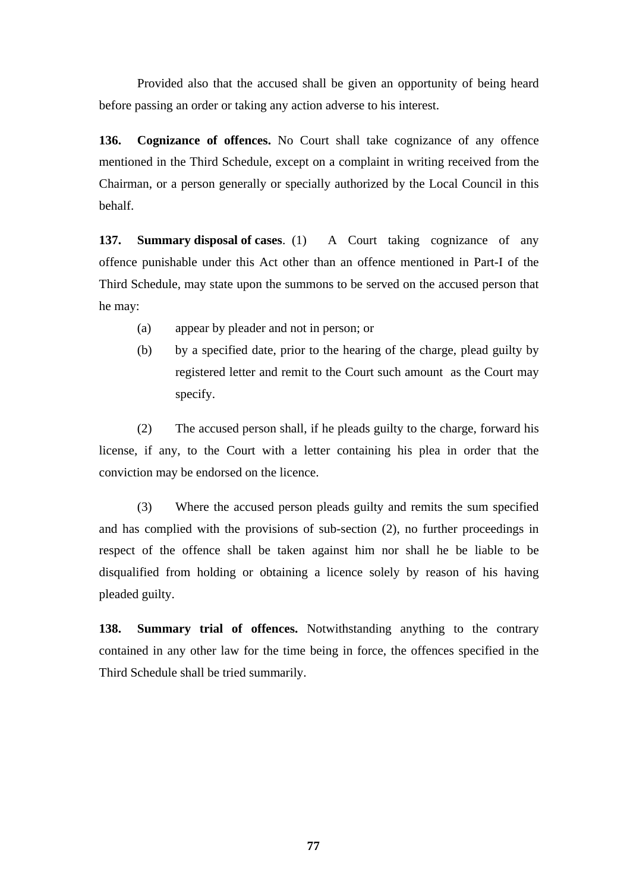Provided also that the accused shall be given an opportunity of being heard before passing an order or taking any action adverse to his interest.

**136. Cognizance of offences.** No Court shall take cognizance of any offence mentioned in the Third Schedule, except on a complaint in writing received from the Chairman, or a person generally or specially authorized by the Local Council in this behalf.

**137. Summary disposal of cases**. (1) A Court taking cognizance of any offence punishable under this Act other than an offence mentioned in Part-I of the Third Schedule, may state upon the summons to be served on the accused person that he may:

(a) appear by pleader and not in person; or

(b) by a specified date, prior to the hearing of the charge, plead guilty by registered letter and remit to the Court such amount as the Court may specify.

(2) The accused person shall, if he pleads guilty to the charge, forward his license, if any, to the Court with a letter containing his plea in order that the conviction may be endorsed on the licence.

(3) Where the accused person pleads guilty and remits the sum specified and has complied with the provisions of sub-section (2), no further proceedings in respect of the offence shall be taken against him nor shall he be liable to be disqualified from holding or obtaining a licence solely by reason of his having pleaded guilty.

**138. Summary trial of offences.** Notwithstanding anything to the contrary contained in any other law for the time being in force, the offences specified in the Third Schedule shall be tried summarily.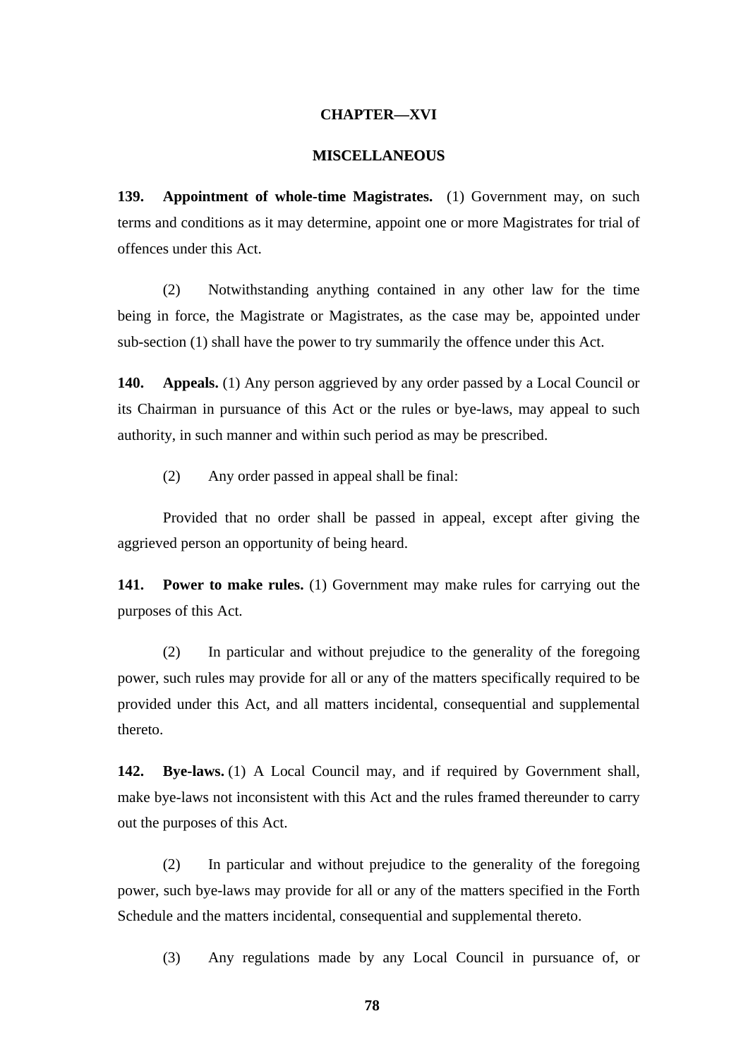## CHAPTER—XVI

## MISCELLANEOUS

**139. Appointment of whole-time Magistrates.** (1) Government may, on such terms and conditions as it may determine, appoint one or more Magistrates for trial of offences under this Act.

(2) Notwithstanding anything contained in any other law for the time being in force, the Magistrate or Magistrates, as the case may be, appointed under sub-section (1) shall have the power to try summarily the offence under this Act.

**140. Appeals.** (1) Any person aggrieved by any order passed by a Local Council or its Chairman in pursuance of this Act or the rules or bye-laws, may appeal to such authority, in such manner and within such period as may be prescribed.

(2) Any order passed in appeal shall be final:

Provided that no order shall be passed in appeal, except after giving the aggrieved person an opportunity of being heard.

**141. Power to make rules.** (1) Government may make rules for carrying out the purposes of this Act.

(2) In particular and without prejudice to the generality of the foregoing power, such rules may provide for all or any of the matters specifically required to be provided under this Act, and all matters incidental, consequential and supplemental thereto.

**142. Bye-laws.** (1) A Local Council may, and if required by Government shall, make bye-laws not inconsistent with this Act and the rules framed thereunder to carry out the purposes of this Act.

(2) In particular and without prejudice to the generality of the foregoing power, such bye-laws may provide for all or any of the matters specified in the Forth Schedule and the matters incidental, consequential and supplemental thereto.

(3) Any regulations made by any Local Council in pursuance of, or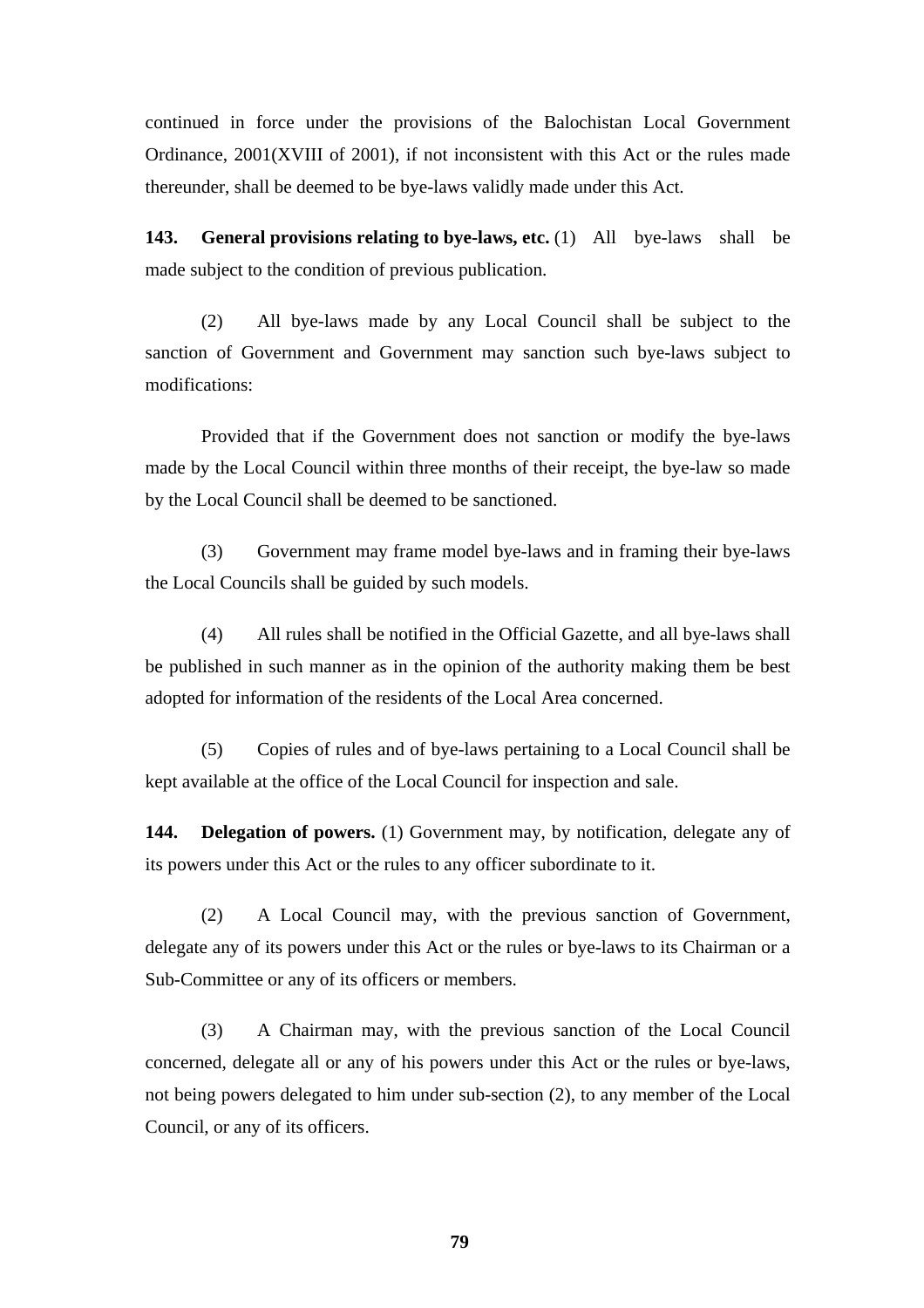continued in force under the provisions of the Balochistan Local Government Ordinance, 2001(XVIII of 2001), if not inconsistent with this Act or the rules made thereunder, shall be deemed to be bye-laws validly made under this Act.

**143. General provisions relating to bye-laws, etc.** (1) All bye-laws shall be made subject to the condition of previous publication.

(2) All bye-laws made by any Local Council shall be subject to the sanction of Government and Government may sanction such bye-laws subject to modifications:

Provided that if the Government does not sanction or modify the bye-laws made by the Local Council within three months of their receipt, the bye-law so made by the Local Council shall be deemed to be sanctioned.

(3) Government may frame model bye-laws and in framing their bye-laws the Local Councils shall be guided by such models.

(4) All rules shall be notified in the Official Gazette, and all bye-laws shall be published in such manner as in the opinion of the authority making them be best adopted for information of the residents of the Local Area concerned.

(5) Copies of rules and of bye-laws pertaining to a Local Council shall be kept available at the office of the Local Council for inspection and sale.

**144. Delegation of powers.** (1) Government may, by notification, delegate any of its powers under this Act or the rules to any officer subordinate to it.

(2) A Local Council may, with the previous sanction of Government, delegate any of its powers under this Act or the rules or bye-laws to its Chairman or a Sub-Committee or any of its officers or members.

(3) A Chairman may, with the previous sanction of the Local Council concerned, delegate all or any of his powers under this Act or the rules or bye-laws, not being powers delegated to him under sub-section (2), to any member of the Local Council, or any of its officers.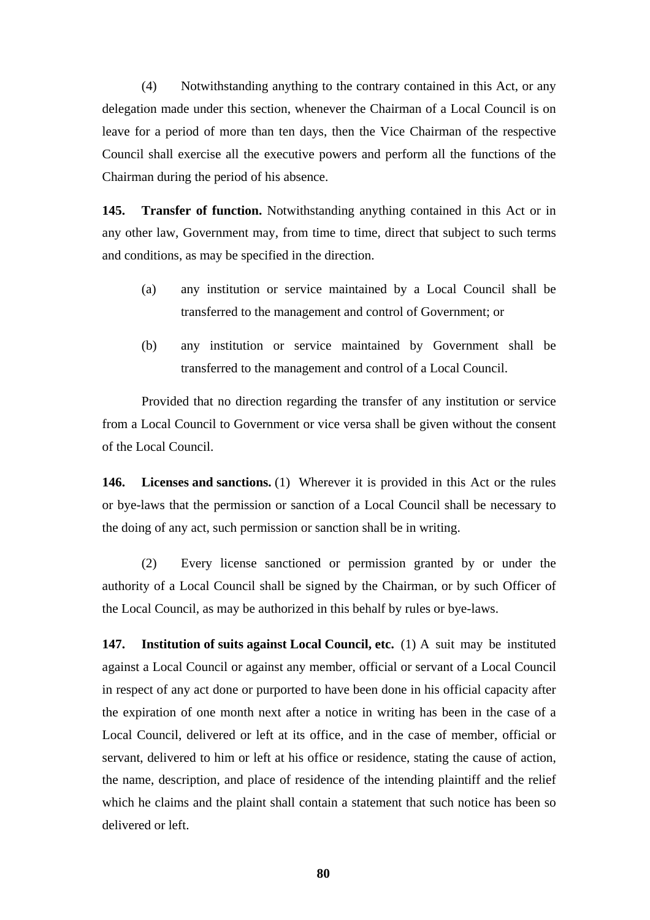(4) Notwithstanding anything to the contrary contained in this Act, or any delegation made under this section, whenever the Chairman of a Local Council is on leave for a period of more than ten days, then the Vice Chairman of the respective Council shall exercise all the executive powers and perform all the functions of the Chairman during the period of his absence.

**145. Transfer of function.** Notwithstanding anything contained in this Act or in any other law, Government may, from time to time, direct that subject to such terms and conditions, as may be specified in the direction.

(a) any institution or service maintained by a Local Council shall be transferred to the management and control of Government; or

(b) any institution or service maintained by Government shall be transferred to the management and control of a Local Council.

Provided that no direction regarding the transfer of any institution or service from a Local Council to Government or vice versa shall be given without the consent of the Local Council.

**146. Licenses and sanctions.** (1) Wherever it is provided in this Act or the rules or bye-laws that the permission or sanction of a Local Council shall be necessary to the doing of any act, such permission or sanction shall be in writing.

(2) Every license sanctioned or permission granted by or under the authority of a Local Council shall be signed by the Chairman, or by such Officer of the Local Council, as may be authorized in this behalf by rules or bye-laws.

**147. Institution of suits against Local Council, etc.** (1) A suit may be instituted against a Local Council or against any member, official or servant of a Local Council in respect of any act done or purported to have been done in his official capacity after the expiration of one month next after a notice in writing has been in the case of a Local Council, delivered or left at its office, and in the case of member, official or servant, delivered to him or left at his office or residence, stating the cause of action, the name, description, and place of residence of the intending plaintiff and the relief which he claims and the plaint shall contain a statement that such notice has been so delivered or left.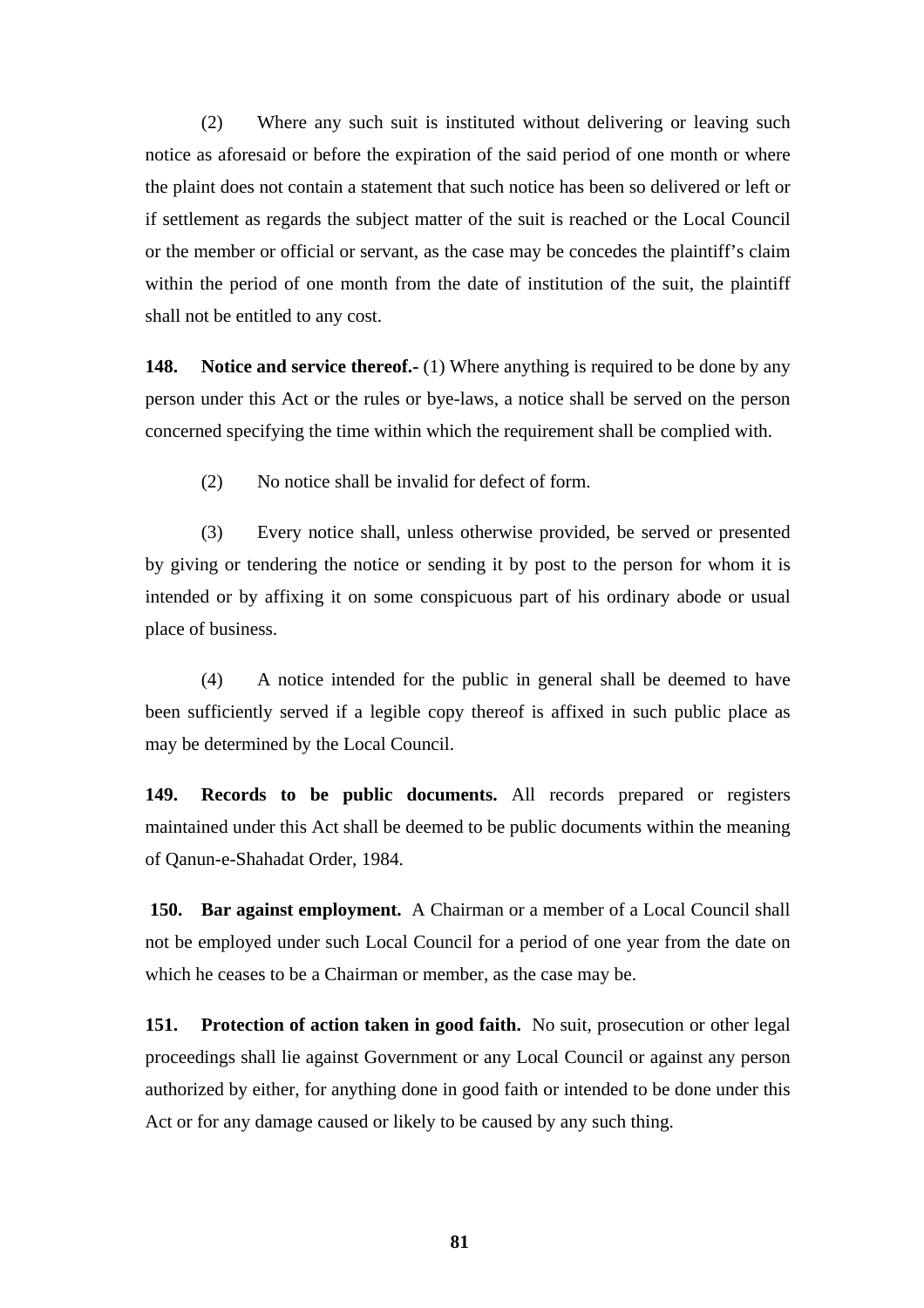(2) Where any such suit is instituted without delivering or leaving such notice as aforesaid or before the expiration of the said period of one month or where the plaint does not contain a statement that such notice has been so delivered or left or if settlement as regards the subject matter of the suit is reached or the Local Council or the member or official or servant, as the case may be concedes the plaintiff's claim within the period of one month from the date of institution of the suit, the plaintiff shall not be entitled to any cost.

**148. Notice and service thereof.-** (1) Where anything is required to be done by any person under this Act or the rules or bye-laws, a notice shall be served on the person concerned specifying the time within which the requirement shall be complied with.

(2) No notice shall be invalid for defect of form.

(3) Every notice shall, unless otherwise provided, be served or presented by giving or tendering the notice or sending it by post to the person for whom it is intended or by affixing it on some conspicuous part of his ordinary abode or usual place of business.

(4) A notice intended for the public in general shall be deemed to have been sufficiently served if a legible copy thereof is affixed in such public place as may be determined by the Local Council.

**149. Records to be public documents.** All records prepared or registers maintained under this Act shall be deemed to be public documents within the meaning of Qanun-e-Shahadat Order, 1984.

**150. Bar against employment.** A Chairman or a member of a Local Council shall not be employed under such Local Council for a period of one year from the date on which he ceases to be a Chairman or member, as the case may be.

**151. Protection of action taken in good faith.** No suit, prosecution or other legal proceedings shall lie against Government or any Local Council or against any person authorized by either, for anything done in good faith or intended to be done under this Act or for any damage caused or likely to be caused by any such thing.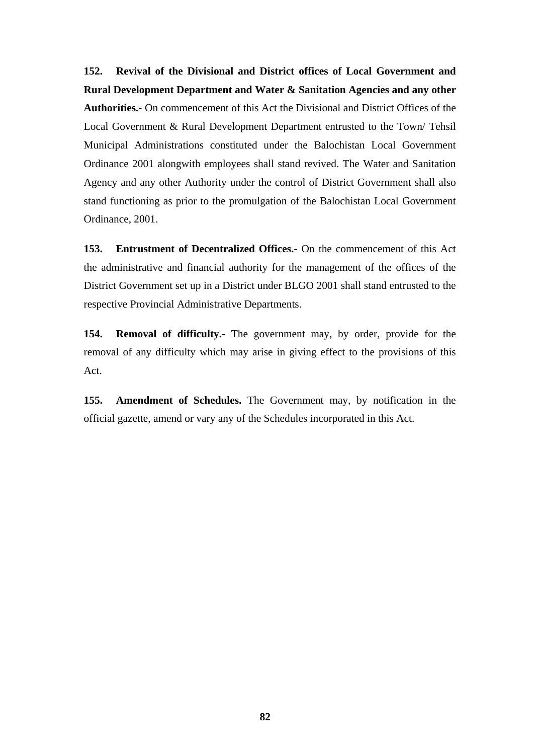**152. Revival of the Divisional and District offices of Local Government and Rural Development Department and Water & Sanitation Agencies and any other Authorities.-** On commencement of this Act the Divisional and District Offices of the Local Government & Rural Development Department entrusted to the Town/ Tehsil Municipal Administrations constituted under the Balochistan Local Government Ordinance 2001 alongwith employees shall stand revived. The Water and Sanitation Agency and any other Authority under the control of District Government shall also stand functioning as prior to the promulgation of the Balochistan Local Government Ordinance, 2001.

**153. Entrustment of Decentralized Offices.-** On the commencement of this Act the administrative and financial authority for the management of the offices of the District Government set up in a District under BLGO 2001 shall stand entrusted to the respective Provincial Administrative Departments.

**154. Removal of difficulty.-** The government may, by order, provide for the removal of any difficulty which may arise in giving effect to the provisions of this Act.

**155. Amendment of Schedules.** The Government may, by notification in the official gazette, amend or vary any of the Schedules incorporated in this Act.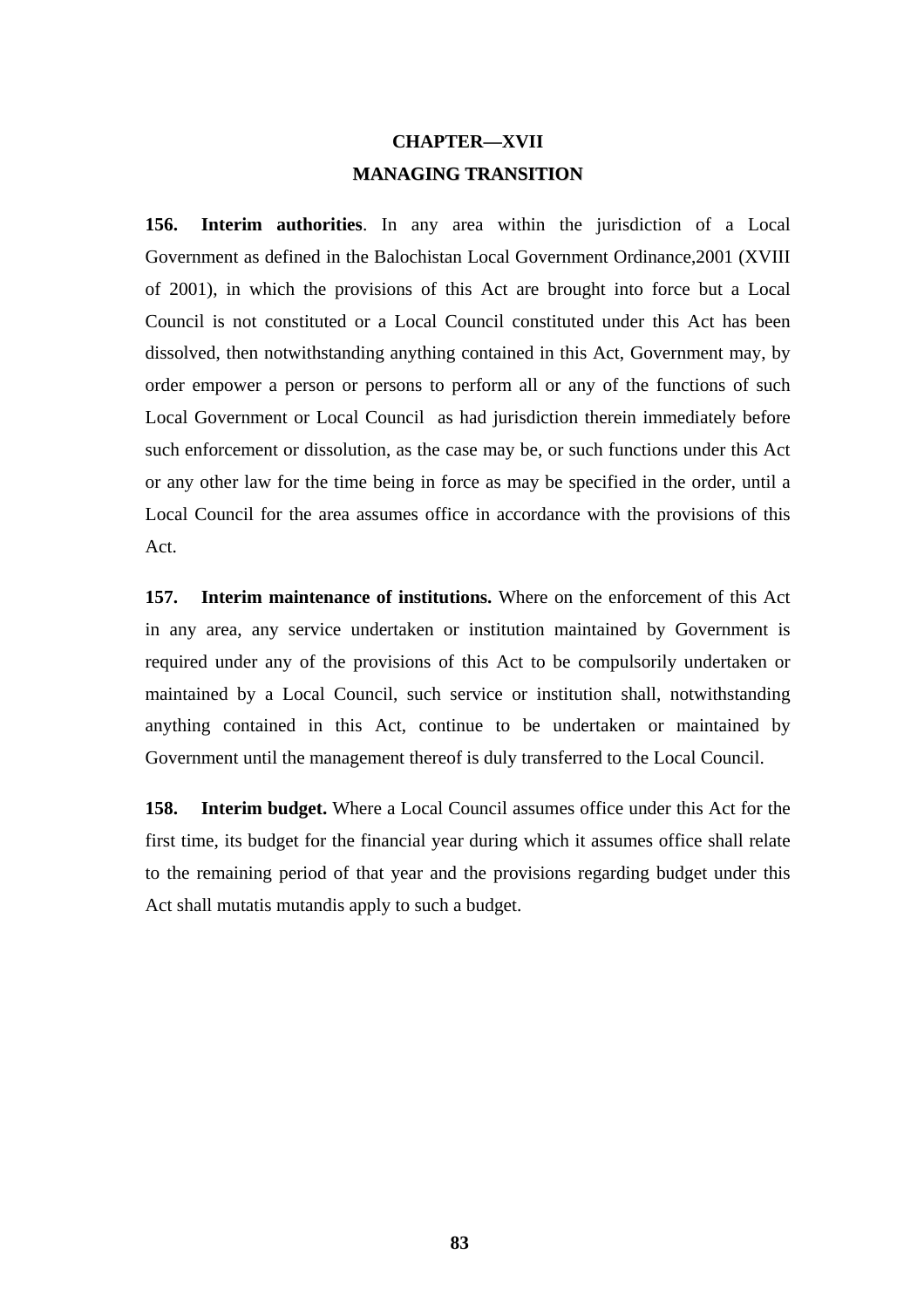# CHAPTER—XVII
## MANAGING TRANSITION

**156. Interim authorities**. In any area within the jurisdiction of a Local Government as defined in the Balochistan Local Government Ordinance,2001 (XVIII of 2001), in which the provisions of this Act are brought into force but a Local Council is not constituted or a Local Council constituted under this Act has been dissolved, then notwithstanding anything contained in this Act, Government may, by order empower a person or persons to perform all or any of the functions of such Local Government or Local Council as had jurisdiction therein immediately before such enforcement or dissolution, as the case may be, or such functions under this Act or any other law for the time being in force as may be specified in the order, until a Local Council for the area assumes office in accordance with the provisions of this Act.

**157. Interim maintenance of institutions.** Where on the enforcement of this Act in any area, any service undertaken or institution maintained by Government is required under any of the provisions of this Act to be compulsorily undertaken or maintained by a Local Council, such service or institution shall, notwithstanding anything contained in this Act, continue to be undertaken or maintained by Government until the management thereof is duly transferred to the Local Council.

**158. Interim budget.** Where a Local Council assumes office under this Act for the first time, its budget for the financial year during which it assumes office shall relate to the remaining period of that year and the provisions regarding budget under this Act shall mutatis mutandis apply to such a budget.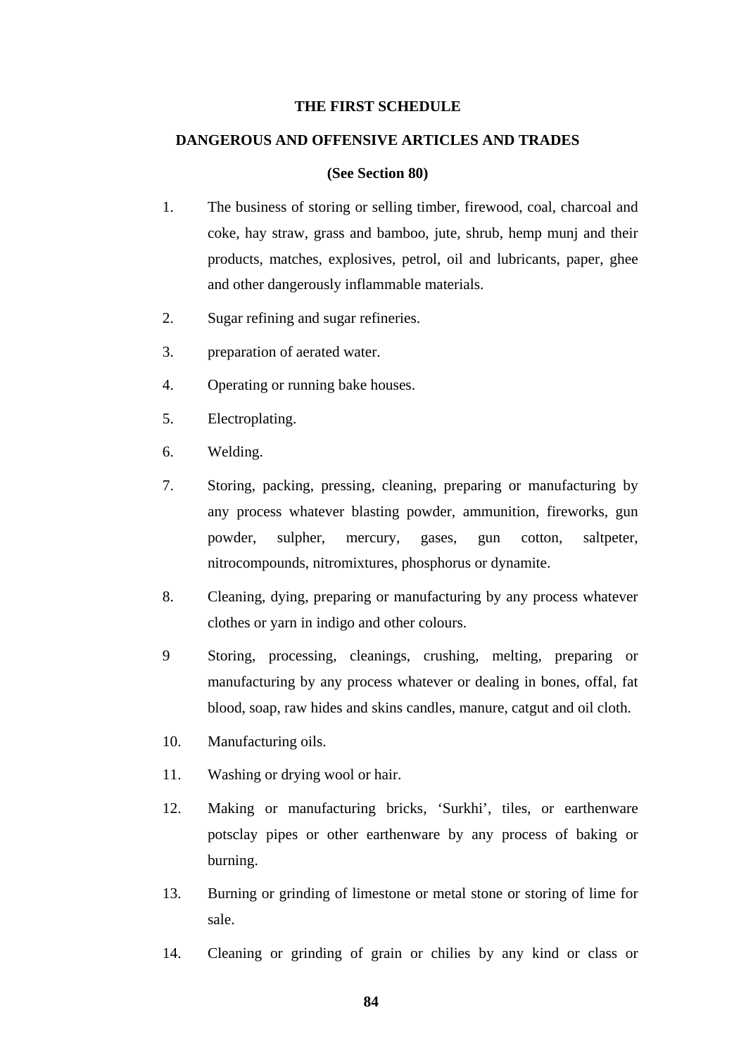# THE FIRST SCHEDULE

## DANGEROUS AND OFFENSIVE ARTICLES AND TRADES

**(See Section 80)**

1. The business of storing or selling timber, firewood, coal, charcoal and coke, hay straw, grass and bamboo, jute, shrub, hemp munj and their products, matches, explosives, petrol, oil and lubricants, paper, ghee and other dangerously inflammable materials.

2. Sugar refining and sugar refineries.

3. preparation of aerated water.

4. Operating or running bake houses.

5. Electroplating.

6. Welding.

7. Storing, packing, pressing, cleaning, preparing or manufacturing by any process whatever blasting powder, ammunition, fireworks, gun powder, sulpher, mercury, gases, gun cotton, saltpeter, nitrocompounds, nitromixtures, phosphorus or dynamite.

8. Cleaning, dying, preparing or manufacturing by any process whatever clothes or yarn in indigo and other colours.

9 Storing, processing, cleanings, crushing, melting, preparing or manufacturing by any process whatever or dealing in bones, offal, fat blood, soap, raw hides and skins candles, manure, catgut and oil cloth.

10. Manufacturing oils.

11. Washing or drying wool or hair.

12. Making or manufacturing bricks, 'Surkhi', tiles, or earthenware potsclay pipes or other earthenware by any process of baking or burning.

13. Burning or grinding of limestone or metal stone or storing of lime for sale.

14. Cleaning or grinding of grain or chilies by any kind or class or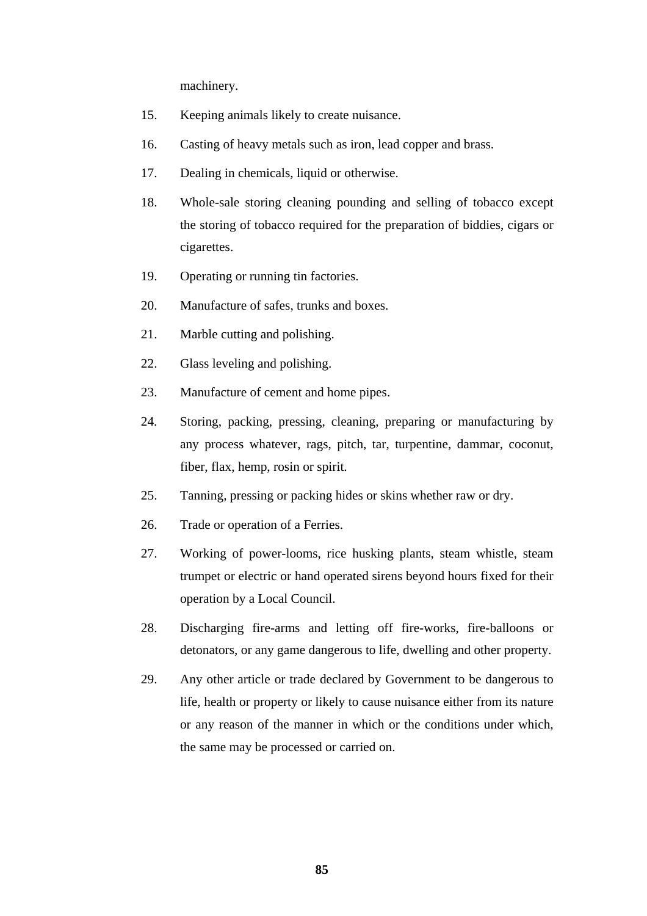machinery.

15. Keeping animals likely to create nuisance.

16. Casting of heavy metals such as iron, lead copper and brass.

17. Dealing in chemicals, liquid or otherwise.

18. Whole-sale storing cleaning pounding and selling of tobacco except the storing of tobacco required for the preparation of biddies, cigars or cigarettes.

19. Operating or running tin factories.

20. Manufacture of safes, trunks and boxes.

21. Marble cutting and polishing.

22. Glass leveling and polishing.

23. Manufacture of cement and home pipes.

24. Storing, packing, pressing, cleaning, preparing or manufacturing by any process whatever, rags, pitch, tar, turpentine, dammar, coconut, fiber, flax, hemp, rosin or spirit.

25. Tanning, pressing or packing hides or skins whether raw or dry.

26. Trade or operation of a Ferries.

27. Working of power-looms, rice husking plants, steam whistle, steam trumpet or electric or hand operated sirens beyond hours fixed for their operation by a Local Council.

28. Discharging fire-arms and letting off fire-works, fire-balloons or detonators, or any game dangerous to life, dwelling and other property.

29. Any other article or trade declared by Government to be dangerous to life, health or property or likely to cause nuisance either from its nature or any reason of the manner in which or the conditions under which, the same may be processed or carried on.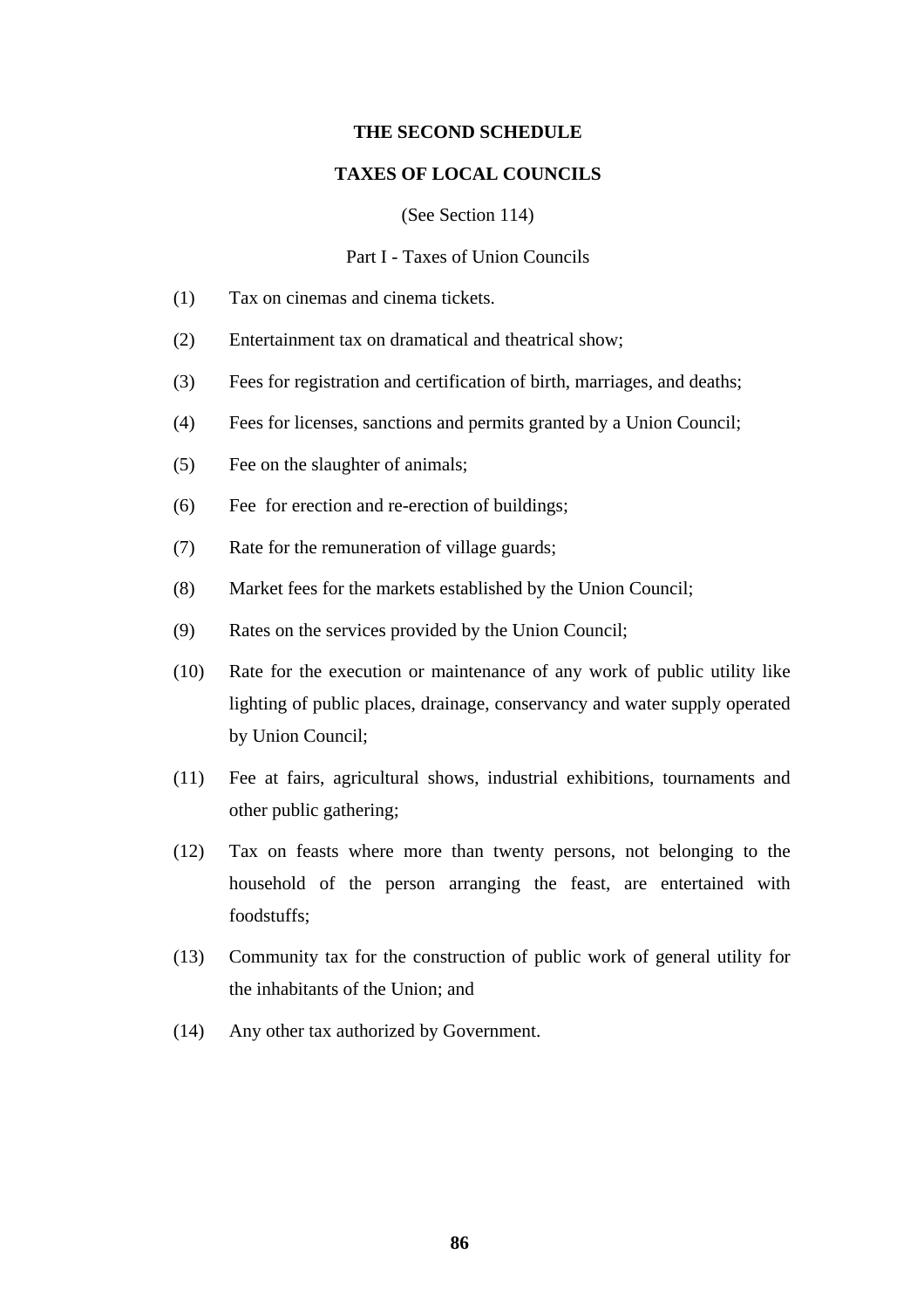# THE SECOND SCHEDULE

## TAXES OF LOCAL COUNCILS

(See Section 114)

Part I - Taxes of Union Councils

(1) Tax on cinemas and cinema tickets.

(2) Entertainment tax on dramatical and theatrical show;

(3) Fees for registration and certification of birth, marriages, and deaths;

(4) Fees for licenses, sanctions and permits granted by a Union Council;

(5) Fee on the slaughter of animals;

(6) Fee for erection and re-erection of buildings;

(7) Rate for the remuneration of village guards;

(8) Market fees for the markets established by the Union Council;

(9) Rates on the services provided by the Union Council;

(10) Rate for the execution or maintenance of any work of public utility like lighting of public places, drainage, conservancy and water supply operated by Union Council;

(11) Fee at fairs, agricultural shows, industrial exhibitions, tournaments and other public gathering;

(12) Tax on feasts where more than twenty persons, not belonging to the household of the person arranging the feast, are entertained with foodstuffs;

(13) Community tax for the construction of public work of general utility for the inhabitants of the Union; and

(14) Any other tax authorized by Government.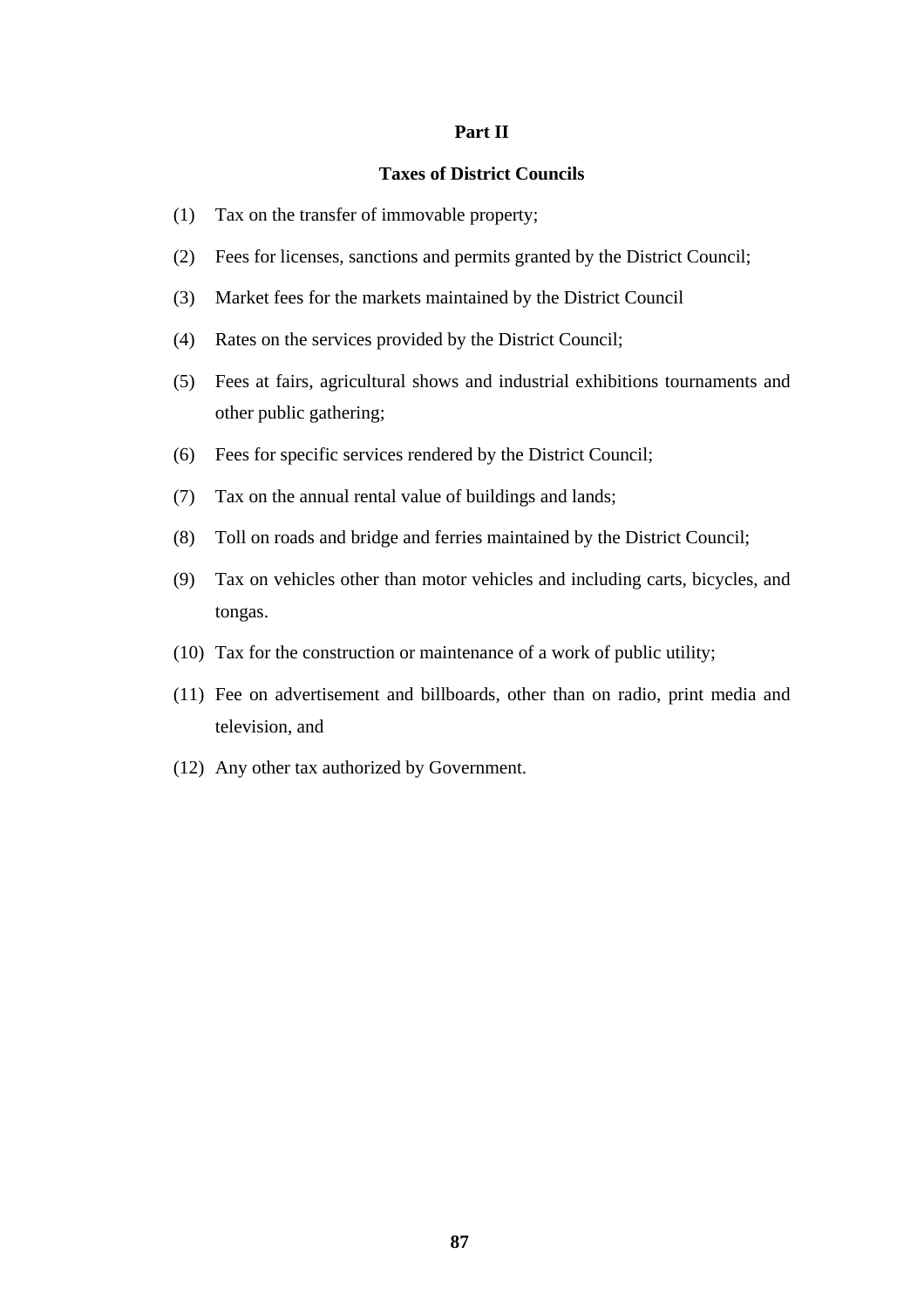**Part II**

**Taxes of District Councils**

(1) Tax on the transfer of immovable property;

(2) Fees for licenses, sanctions and permits granted by the District Council;

(3) Market fees for the markets maintained by the District Council

(4) Rates on the services provided by the District Council;

(5) Fees at fairs, agricultural shows and industrial exhibitions tournaments and other public gathering;

(6) Fees for specific services rendered by the District Council;

(7) Tax on the annual rental value of buildings and lands;

(8) Toll on roads and bridge and ferries maintained by the District Council;

(9) Tax on vehicles other than motor vehicles and including carts, bicycles, and tongas.

(10) Tax for the construction or maintenance of a work of public utility;

(11) Fee on advertisement and billboards, other than on radio, print media and television, and

(12) Any other tax authorized by Government.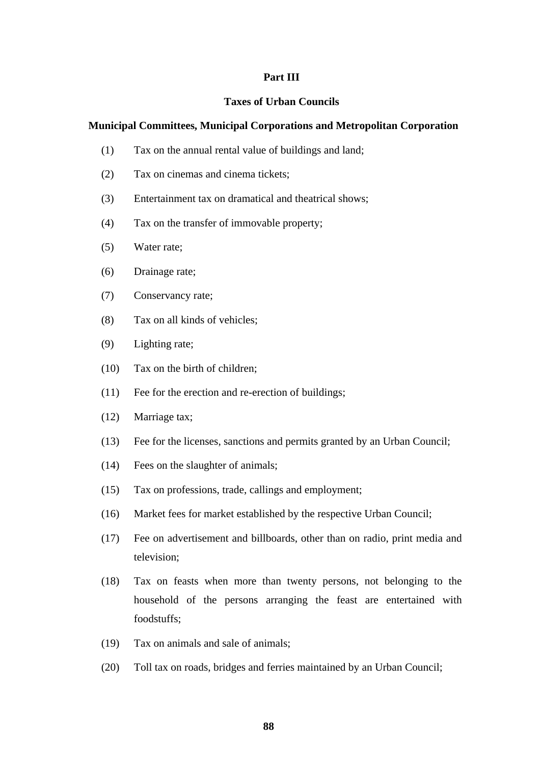## Part III

## Taxes of Urban Councils

### Municipal Committees, Municipal Corporations and Metropolitan Corporation

(1) Tax on the annual rental value of buildings and land;

(2) Tax on cinemas and cinema tickets;

(3) Entertainment tax on dramatical and theatrical shows;

(4) Tax on the transfer of immovable property;

(5) Water rate;

(6) Drainage rate;

(7) Conservancy rate;

(8) Tax on all kinds of vehicles;

(9) Lighting rate;

(10) Tax on the birth of children;

(11) Fee for the erection and re-erection of buildings;

(12) Marriage tax;

(13) Fee for the licenses, sanctions and permits granted by an Urban Council;

(14) Fees on the slaughter of animals;

(15) Tax on professions, trade, callings and employment;

(16) Market fees for market established by the respective Urban Council;

(17) Fee on advertisement and billboards, other than on radio, print media and television;

(18) Tax on feasts when more than twenty persons, not belonging to the household of the persons arranging the feast are entertained with foodstuffs;

(19) Tax on animals and sale of animals;

(20) Toll tax on roads, bridges and ferries maintained by an Urban Council;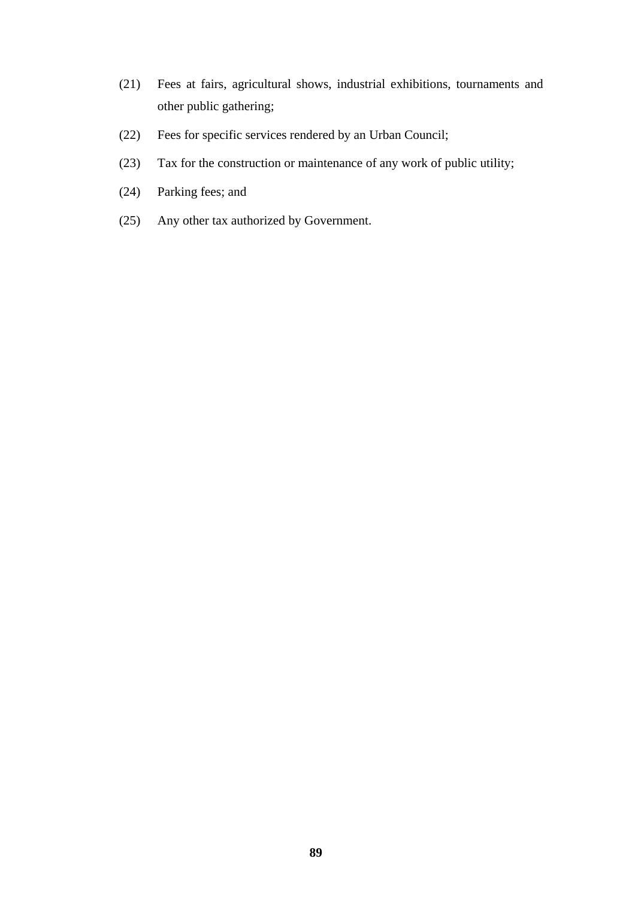(21) Fees at fairs, agricultural shows, industrial exhibitions, tournaments and other public gathering;

(22) Fees for specific services rendered by an Urban Council;

(23) Tax for the construction or maintenance of any work of public utility;

(24) Parking fees; and

(25) Any other tax authorized by Government.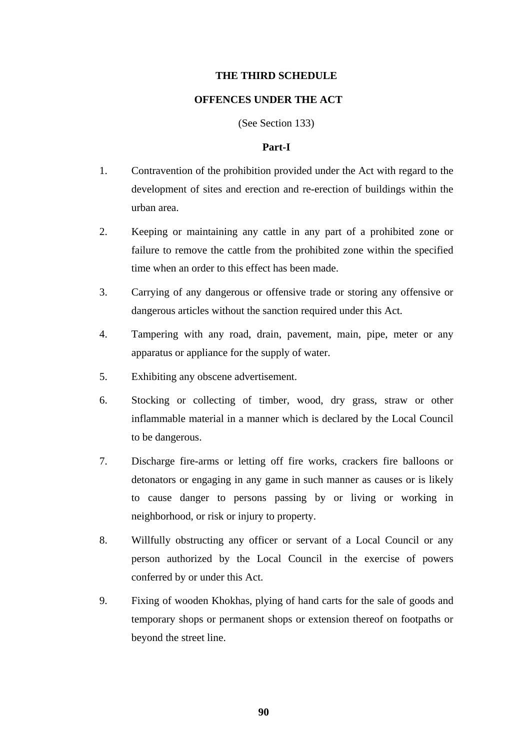## THE THIRD SCHEDULE

## OFFENCES UNDER THE ACT

(See Section 133)

### Part-I

1. Contravention of the prohibition provided under the Act with regard to the development of sites and erection and re-erection of buildings within the urban area.

2. Keeping or maintaining any cattle in any part of a prohibited zone or failure to remove the cattle from the prohibited zone within the specified time when an order to this effect has been made.

3. Carrying of any dangerous or offensive trade or storing any offensive or dangerous articles without the sanction required under this Act.

4. Tampering with any road, drain, pavement, main, pipe, meter or any apparatus or appliance for the supply of water.

5. Exhibiting any obscene advertisement.

6. Stocking or collecting of timber, wood, dry grass, straw or other inflammable material in a manner which is declared by the Local Council to be dangerous.

7. Discharge fire-arms or letting off fire works, crackers fire balloons or detonators or engaging in any game in such manner as causes or is likely to cause danger to persons passing by or living or working in neighborhood, or risk or injury to property.

8. Willfully obstructing any officer or servant of a Local Council or any person authorized by the Local Council in the exercise of powers conferred by or under this Act.

9. Fixing of wooden Khokhas, plying of hand carts for the sale of goods and temporary shops or permanent shops or extension thereof on footpaths or beyond the street line.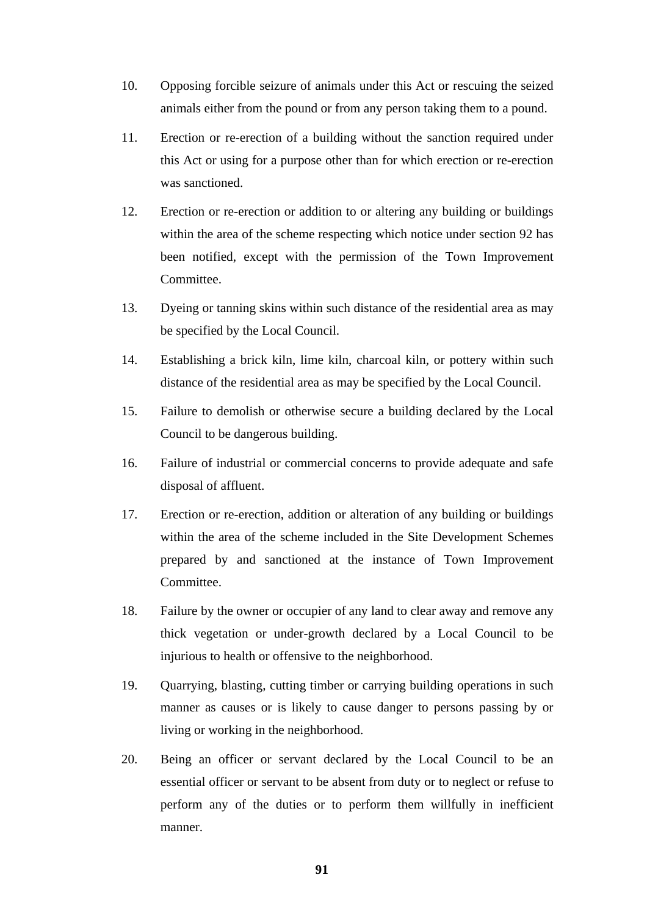10. Opposing forcible seizure of animals under this Act or rescuing the seized animals either from the pound or from any person taking them to a pound.

11. Erection or re-erection of a building without the sanction required under this Act or using for a purpose other than for which erection or re-erection was sanctioned.

12. Erection or re-erection or addition to or altering any building or buildings within the area of the scheme respecting which notice under section 92 has been notified, except with the permission of the Town Improvement Committee.

13. Dyeing or tanning skins within such distance of the residential area as may be specified by the Local Council.

14. Establishing a brick kiln, lime kiln, charcoal kiln, or pottery within such distance of the residential area as may be specified by the Local Council.

15. Failure to demolish or otherwise secure a building declared by the Local Council to be dangerous building.

16. Failure of industrial or commercial concerns to provide adequate and safe disposal of affluent.

17. Erection or re-erection, addition or alteration of any building or buildings within the area of the scheme included in the Site Development Schemes prepared by and sanctioned at the instance of Town Improvement Committee.

18. Failure by the owner or occupier of any land to clear away and remove any thick vegetation or under-growth declared by a Local Council to be injurious to health or offensive to the neighborhood.

19. Quarrying, blasting, cutting timber or carrying building operations in such manner as causes or is likely to cause danger to persons passing by or living or working in the neighborhood.

20. Being an officer or servant declared by the Local Council to be an essential officer or servant to be absent from duty or to neglect or refuse to perform any of the duties or to perform them willfully in inefficient manner.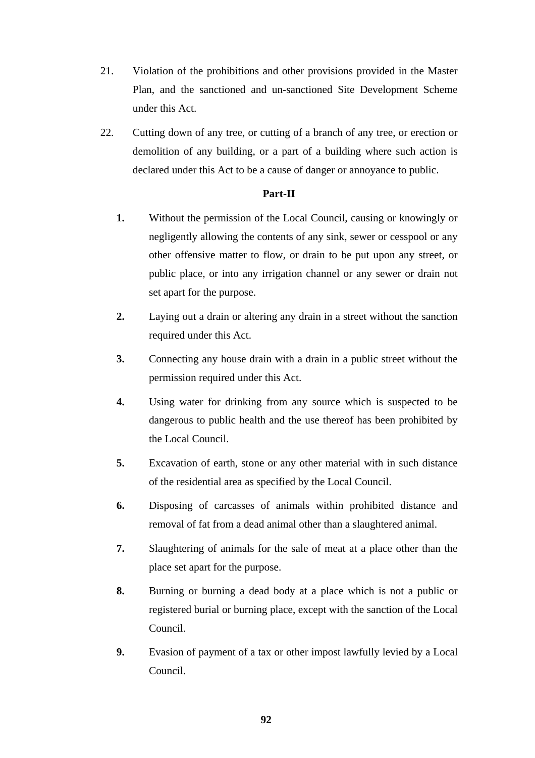21. Violation of the prohibitions and other provisions provided in the Master Plan, and the sanctioned and un-sanctioned Site Development Scheme under this Act.

22. Cutting down of any tree, or cutting of a branch of any tree, or erection or demolition of any building, or a part of a building where such action is declared under this Act to be a cause of danger or annoyance to public.

**Part-II**

**1.** Without the permission of the Local Council, causing or knowingly or negligently allowing the contents of any sink, sewer or cesspool or any other offensive matter to flow, or drain to be put upon any street, or public place, or into any irrigation channel or any sewer or drain not set apart for the purpose.

**2.** Laying out a drain or altering any drain in a street without the sanction required under this Act.

**3.** Connecting any house drain with a drain in a public street without the permission required under this Act.

**4.** Using water for drinking from any source which is suspected to be dangerous to public health and the use thereof has been prohibited by the Local Council.

**5.** Excavation of earth, stone or any other material with in such distance of the residential area as specified by the Local Council.

**6.** Disposing of carcasses of animals within prohibited distance and removal of fat from a dead animal other than a slaughtered animal.

**7.** Slaughtering of animals for the sale of meat at a place other than the place set apart for the purpose.

**8.** Burning or burning a dead body at a place which is not a public or registered burial or burning place, except with the sanction of the Local Council.

**9.** Evasion of payment of a tax or other impost lawfully levied by a Local Council.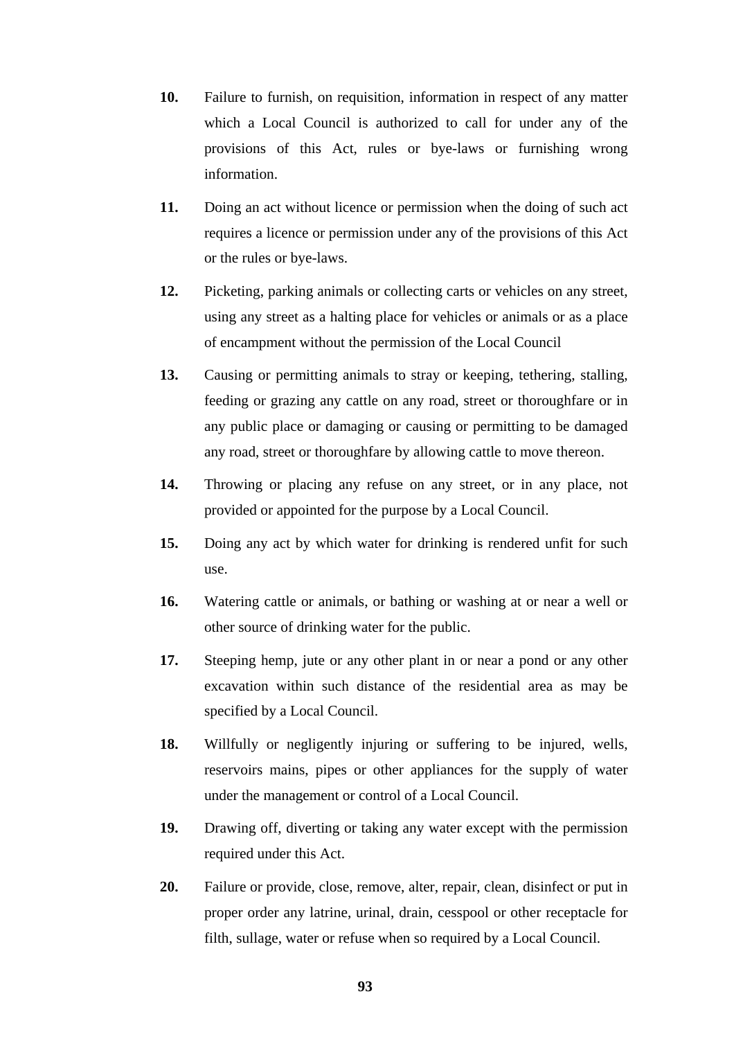**10.** Failure to furnish, on requisition, information in respect of any matter which a Local Council is authorized to call for under any of the provisions of this Act, rules or bye-laws or furnishing wrong information.

**11.** Doing an act without licence or permission when the doing of such act requires a licence or permission under any of the provisions of this Act or the rules or bye-laws.

**12.** Picketing, parking animals or collecting carts or vehicles on any street, using any street as a halting place for vehicles or animals or as a place of encampment without the permission of the Local Council

**13.** Causing or permitting animals to stray or keeping, tethering, stalling, feeding or grazing any cattle on any road, street or thoroughfare or in any public place or damaging or causing or permitting to be damaged any road, street or thoroughfare by allowing cattle to move thereon.

**14.** Throwing or placing any refuse on any street, or in any place, not provided or appointed for the purpose by a Local Council.

**15.** Doing any act by which water for drinking is rendered unfit for such use.

**16.** Watering cattle or animals, or bathing or washing at or near a well or other source of drinking water for the public.

**17.** Steeping hemp, jute or any other plant in or near a pond or any other excavation within such distance of the residential area as may be specified by a Local Council.

**18.** Willfully or negligently injuring or suffering to be injured, wells, reservoirs mains, pipes or other appliances for the supply of water under the management or control of a Local Council.

**19.** Drawing off, diverting or taking any water except with the permission required under this Act.

**20.** Failure or provide, close, remove, alter, repair, clean, disinfect or put in proper order any latrine, urinal, drain, cesspool or other receptacle for filth, sullage, water or refuse when so required by a Local Council.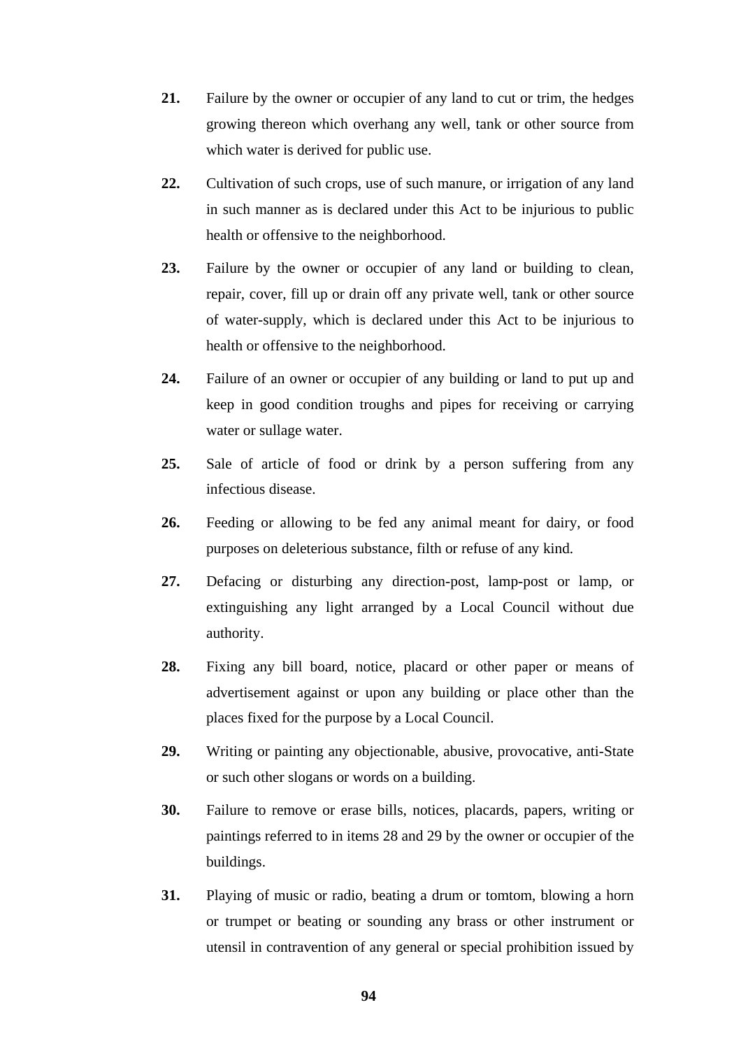**21.** Failure by the owner or occupier of any land to cut or trim, the hedges growing thereon which overhang any well, tank or other source from which water is derived for public use.

**22.** Cultivation of such crops, use of such manure, or irrigation of any land in such manner as is declared under this Act to be injurious to public health or offensive to the neighborhood.

**23.** Failure by the owner or occupier of any land or building to clean, repair, cover, fill up or drain off any private well, tank or other source of water-supply, which is declared under this Act to be injurious to health or offensive to the neighborhood.

**24.** Failure of an owner or occupier of any building or land to put up and keep in good condition troughs and pipes for receiving or carrying water or sullage water.

**25.** Sale of article of food or drink by a person suffering from any infectious disease.

**26.** Feeding or allowing to be fed any animal meant for dairy, or food purposes on deleterious substance, filth or refuse of any kind.

**27.** Defacing or disturbing any direction-post, lamp-post or lamp, or extinguishing any light arranged by a Local Council without due authority.

**28.** Fixing any bill board, notice, placard or other paper or means of advertisement against or upon any building or place other than the places fixed for the purpose by a Local Council.

**29.** Writing or painting any objectionable, abusive, provocative, anti-State or such other slogans or words on a building.

**30.** Failure to remove or erase bills, notices, placards, papers, writing or paintings referred to in items 28 and 29 by the owner or occupier of the buildings.

**31.** Playing of music or radio, beating a drum or tomtom, blowing a horn or trumpet or beating or sounding any brass or other instrument or utensil in contravention of any general or special prohibition issued by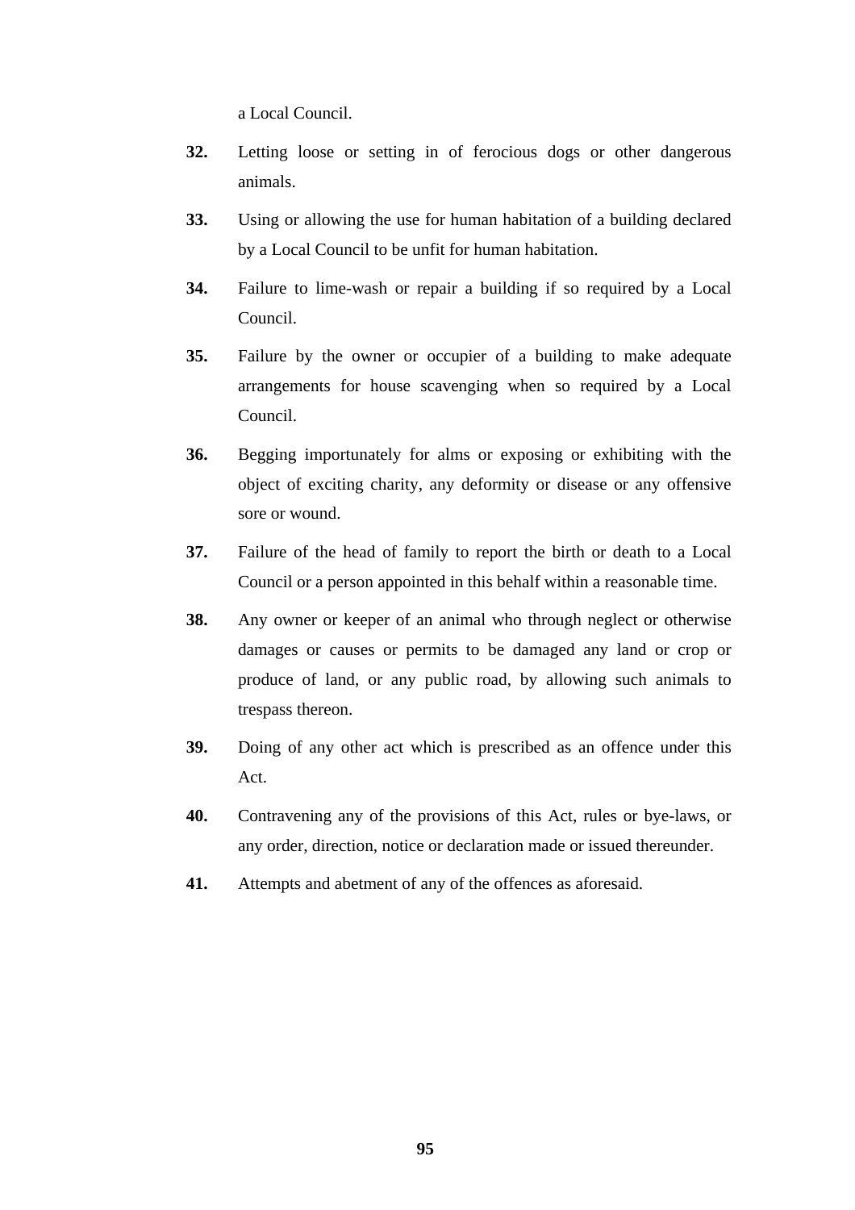a Local Council.

**32.** Letting loose or setting in of ferocious dogs or other dangerous animals.

**33.** Using or allowing the use for human habitation of a building declared by a Local Council to be unfit for human habitation.

**34.** Failure to lime-wash or repair a building if so required by a Local Council.

**35.** Failure by the owner or occupier of a building to make adequate arrangements for house scavenging when so required by a Local Council.

**36.** Begging importunately for alms or exposing or exhibiting with the object of exciting charity, any deformity or disease or any offensive sore or wound.

**37.** Failure of the head of family to report the birth or death to a Local Council or a person appointed in this behalf within a reasonable time.

**38.** Any owner or keeper of an animal who through neglect or otherwise damages or causes or permits to be damaged any land or crop or produce of land, or any public road, by allowing such animals to trespass thereon.

**39.** Doing of any other act which is prescribed as an offence under this Act.

**40.** Contravening any of the provisions of this Act, rules or bye-laws, or any order, direction, notice or declaration made or issued thereunder.

**41.** Attempts and abetment of any of the offences as aforesaid.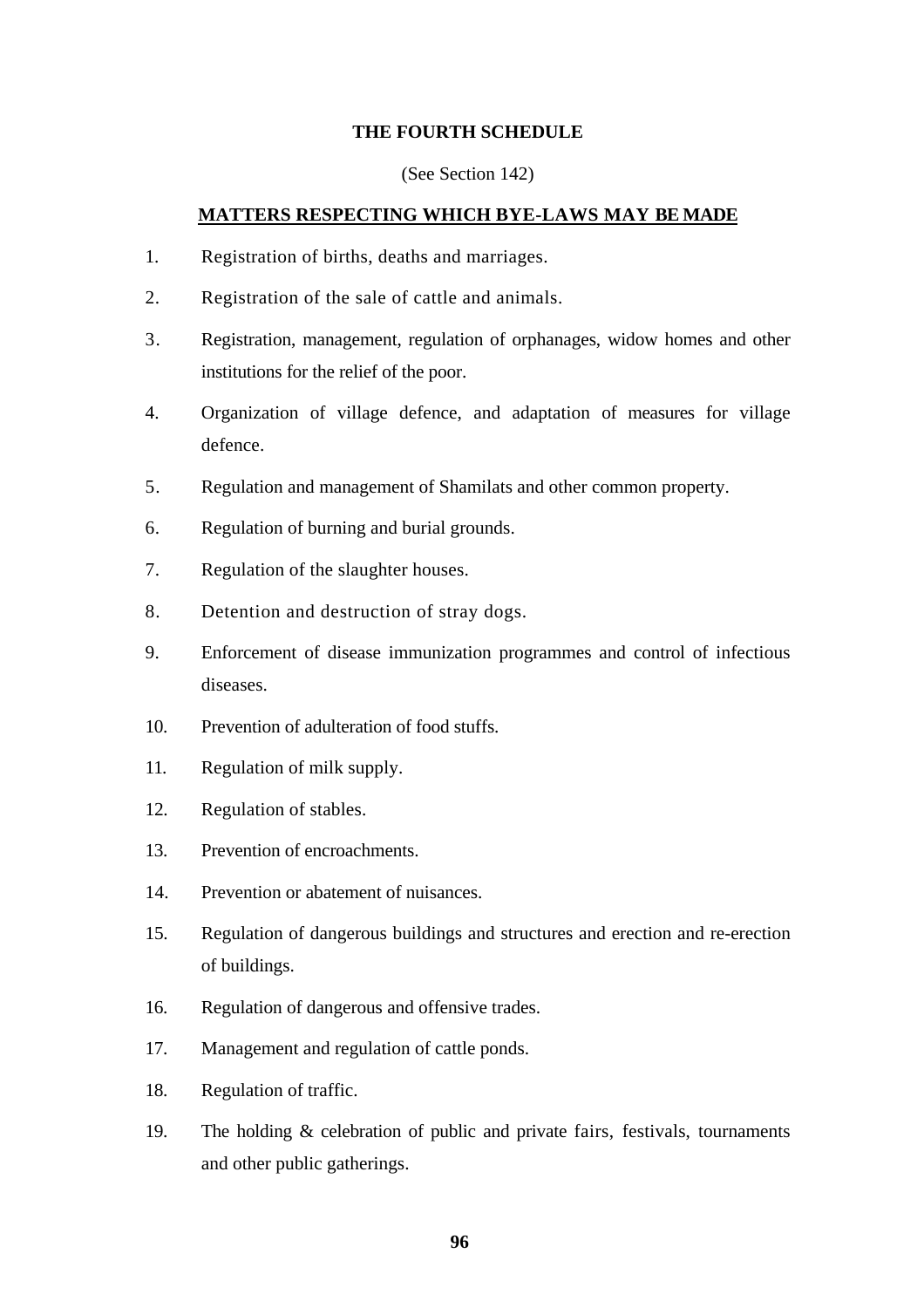**THE FOURTH SCHEDULE**

(See Section 142)

**MATTERS RESPECTING WHICH BYE-LAWS MAY BE MADE**

1. Registration of births, deaths and marriages.
2. Registration of the sale of cattle and animals.
3. Registration, management, regulation of orphanages, widow homes and other institutions for the relief of the poor.
4. Organization of village defence, and adaptation of measures for village defence.
5. Regulation and management of Shamilats and other common property.
6. Regulation of burning and burial grounds.
7. Regulation of the slaughter houses.
8. Detention and destruction of stray dogs.
9. Enforcement of disease immunization programmes and control of infectious diseases.
10. Prevention of adulteration of food stuffs.
11. Regulation of milk supply.
12. Regulation of stables.
13. Prevention of encroachments.
14. Prevention or abatement of nuisances.
15. Regulation of dangerous buildings and structures and erection and re-erection of buildings.
16. Regulation of dangerous and offensive trades.
17. Management and regulation of cattle ponds.
18. Regulation of traffic.
19. The holding & celebration of public and private fairs, festivals, tournaments and other public gatherings.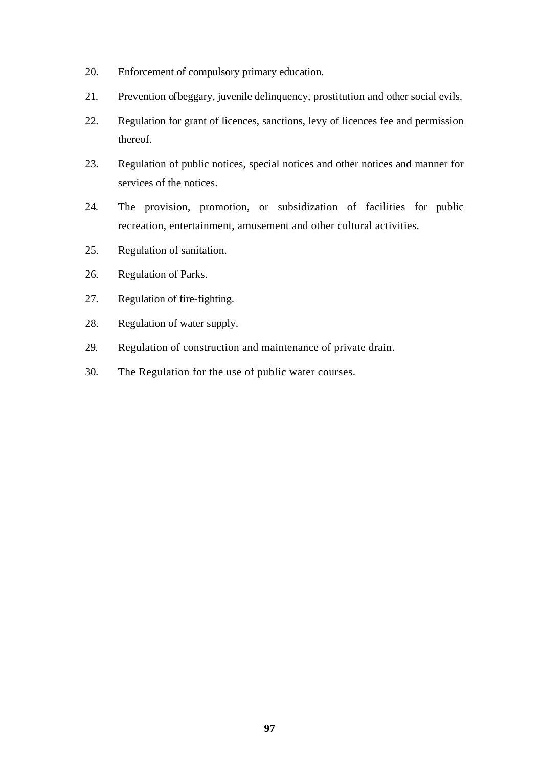20. Enforcement of compulsory primary education.

21. Prevention of beggary, juvenile delinquency, prostitution and other social evils.

22. Regulation for grant of licences, sanctions, levy of licences fee and permission thereof.

23. Regulation of public notices, special notices and other notices and manner for services of the notices.

24. The provision, promotion, or subsidization of facilities for public recreation, entertainment, amusement and other cultural activities.

25. Regulation of sanitation.

26. Regulation of Parks.

27. Regulation of fire-fighting.

28. Regulation of water supply.

29. Regulation of construction and maintenance of private drain.

30. The Regulation for the use of public water courses.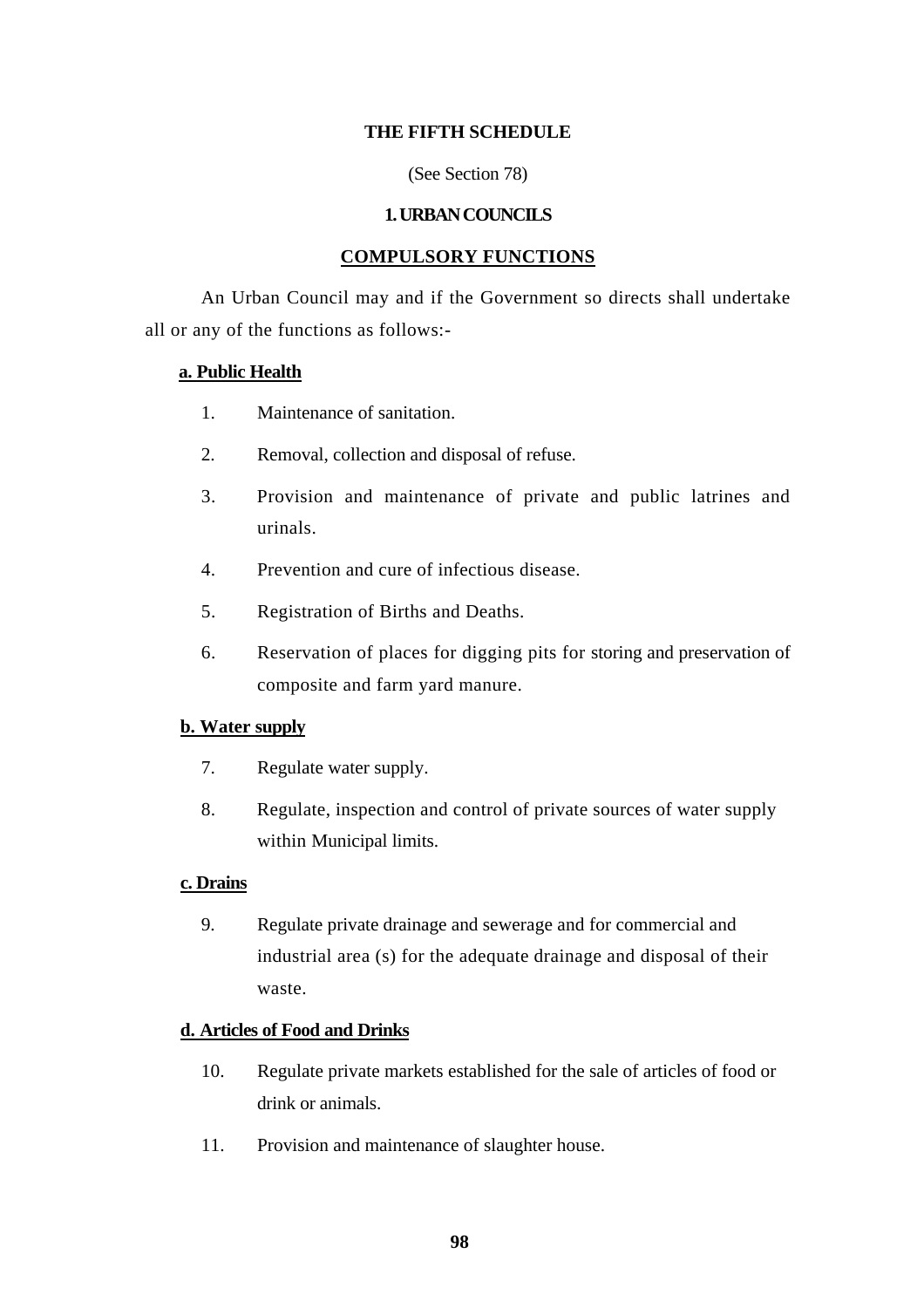# THE FIFTH SCHEDULE

(See Section 78)

## 1. URBAN COUNCILS

## COMPULSORY FUNCTIONS

An Urban Council may and if the Government so directs shall undertake all or any of the functions as follows:-

**a. Public Health**

1. Maintenance of sanitation.
2. Removal, collection and disposal of refuse.
3. Provision and maintenance of private and public latrines and urinals.
4. Prevention and cure of infectious disease.
5. Registration of Births and Deaths.
6. Reservation of places for digging pits for storing and preservation of composite and farm yard manure.

**b. Water supply**

7. Regulate water supply.
8. Regulate, inspection and control of private sources of water supply within Municipal limits.

**c. Drains**

9. Regulate private drainage and sewerage and for commercial and industrial area (s) for the adequate drainage and disposal of their waste.

**d. Articles of Food and Drinks**

10. Regulate private markets established for the sale of articles of food or drink or animals.
11. Provision and maintenance of slaughter house.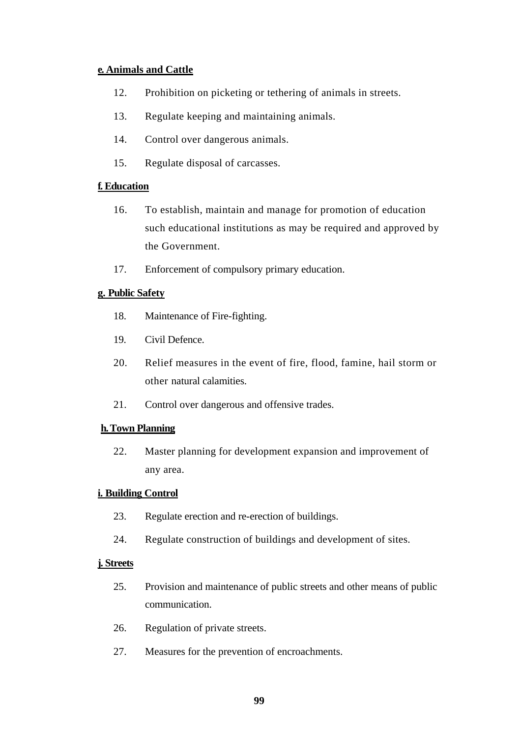**e. Animals and Cattle**

12. Prohibition on picketing or tethering of animals in streets.
13. Regulate keeping and maintaining animals.
14. Control over dangerous animals.
15. Regulate disposal of carcasses.

**f. Education**

16. To establish, maintain and manage for promotion of education such educational institutions as may be required and approved by the Government.
17. Enforcement of compulsory primary education.

**g. Public Safety**

18. Maintenance of Fire-fighting.
19. Civil Defence.
20. Relief measures in the event of fire, flood, famine, hail storm or other natural calamities.
21. Control over dangerous and offensive trades.

**h. Town Planning**

22. Master planning for development expansion and improvement of any area.

**i. Building Control**

23. Regulate erection and re-erection of buildings.
24. Regulate construction of buildings and development of sites.

**j. Streets**

25. Provision and maintenance of public streets and other means of public communication.
26. Regulation of private streets.
27. Measures for the prevention of encroachments.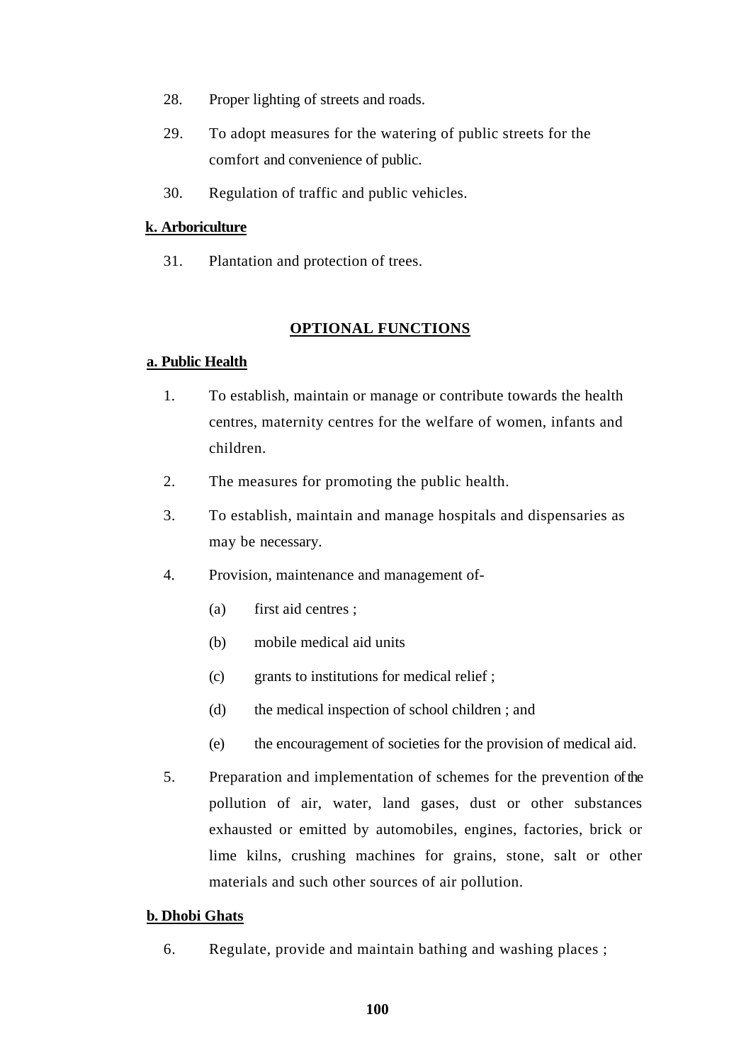28. Proper lighting of streets and roads.

29. To adopt measures for the watering of public streets for the comfort and convenience of public.

30. Regulation of traffic and public vehicles.

**k. Arboriculture**

31. Plantation and protection of trees.

## OPTIONAL FUNCTIONS

**a. Public Health**

1. To establish, maintain or manage or contribute towards the health centres, maternity centres for the welfare of women, infants and children.

2. The measures for promoting the public health.

3. To establish, maintain and manage hospitals and dispensaries as may be necessary.

4. Provision, maintenance and management of-

   (a) first aid centres ;

   (b) mobile medical aid units

   (c) grants to institutions for medical relief ;

   (d) the medical inspection of school children ; and

   (e) the encouragement of societies for the provision of medical aid.

5. Preparation and implementation of schemes for the prevention of the pollution of air, water, land gases, dust or other substances exhausted or emitted by automobiles, engines, factories, brick or lime kilns, crushing machines for grains, stone, salt or other materials and such other sources of air pollution.

**b. Dhobi Ghats**

6. Regulate, provide and maintain bathing and washing places ;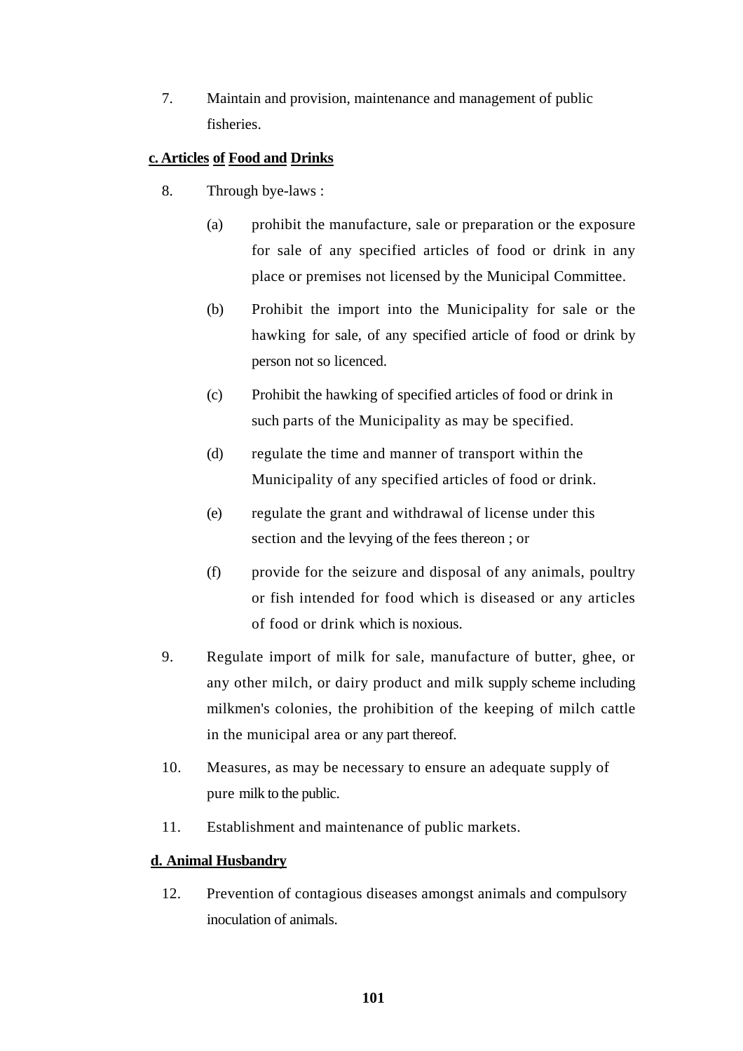7. Maintain and provision, maintenance and management of public fisheries.

**c. Articles of Food and Drinks**

8. Through bye-laws :

   (a) prohibit the manufacture, sale or preparation or the exposure for sale of any specified articles of food or drink in any place or premises not licensed by the Municipal Committee.

   (b) Prohibit the import into the Municipality for sale or the hawking for sale, of any specified article of food or drink by person not so licenced.

   (c) Prohibit the hawking of specified articles of food or drink in such parts of the Municipality as may be specified.

   (d) regulate the time and manner of transport within the Municipality of any specified articles of food or drink.

   (e) regulate the grant and withdrawal of license under this section and the levying of the fees thereon ; or

   (f) provide for the seizure and disposal of any animals, poultry or fish intended for food which is diseased or any articles of food or drink which is noxious.

9. Regulate import of milk for sale, manufacture of butter, ghee, or any other milch, or dairy product and milk supply scheme including milkmen's colonies, the prohibition of the keeping of milch cattle in the municipal area or any part thereof.

10. Measures, as may be necessary to ensure an adequate supply of pure milk to the public.

11. Establishment and maintenance of public markets.

**d. Animal Husbandry**

12. Prevention of contagious diseases amongst animals and compulsory inoculation of animals.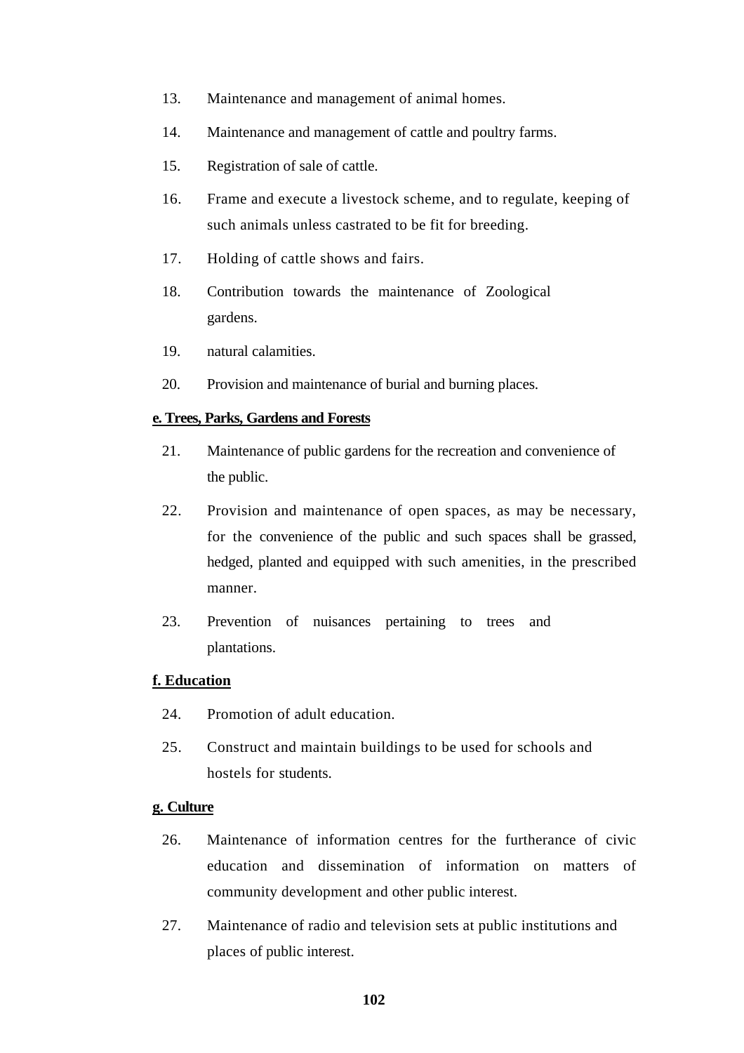13. Maintenance and management of animal homes.

14. Maintenance and management of cattle and poultry farms.

15. Registration of sale of cattle.

16. Frame and execute a livestock scheme, and to regulate, keeping of such animals unless castrated to be fit for breeding.

17. Holding of cattle shows and fairs.

18. Contribution towards the maintenance of Zoological gardens.

19. natural calamities.

20. Provision and maintenance of burial and burning places.

**e. Trees, Parks, Gardens and Forests**

21. Maintenance of public gardens for the recreation and convenience of the public.

22. Provision and maintenance of open spaces, as may be necessary, for the convenience of the public and such spaces shall be grassed, hedged, planted and equipped with such amenities, in the prescribed manner.

23. Prevention of nuisances pertaining to trees and plantations.

**f. Education**

24. Promotion of adult education.

25. Construct and maintain buildings to be used for schools and hostels for students.

**g. Culture**

26. Maintenance of information centres for the furtherance of civic education and dissemination of information on matters of community development and other public interest.

27. Maintenance of radio and television sets at public institutions and places of public interest.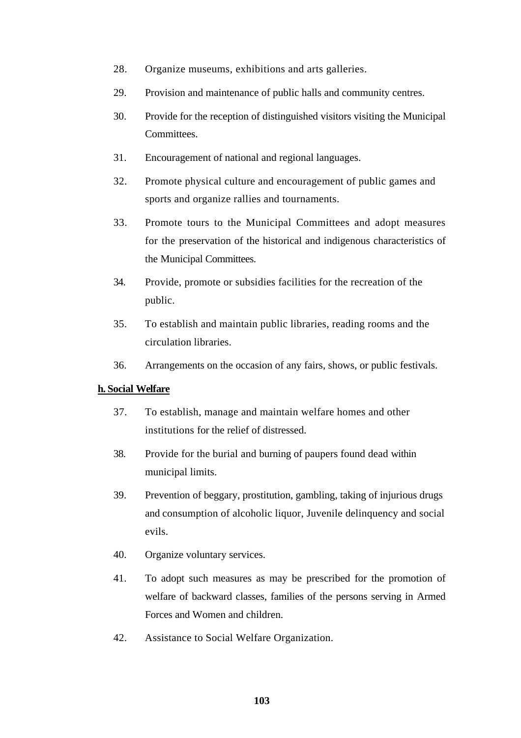28. Organize museums, exhibitions and arts galleries.

29. Provision and maintenance of public halls and community centres.

30. Provide for the reception of distinguished visitors visiting the Municipal Committees.

31. Encouragement of national and regional languages.

32. Promote physical culture and encouragement of public games and sports and organize rallies and tournaments.

33. Promote tours to the Municipal Committees and adopt measures for the preservation of the historical and indigenous characteristics of the Municipal Committees.

34. Provide, promote or subsidies facilities for the recreation of the public.

35. To establish and maintain public libraries, reading rooms and the circulation libraries.

36. Arrangements on the occasion of any fairs, shows, or public festivals.

**h. Social Welfare**

37. To establish, manage and maintain welfare homes and other institutions for the relief of distressed.

38. Provide for the burial and burning of paupers found dead within municipal limits.

39. Prevention of beggary, prostitution, gambling, taking of injurious drugs and consumption of alcoholic liquor, Juvenile delinquency and social evils.

40. Organize voluntary services.

41. To adopt such measures as may be prescribed for the promotion of welfare of backward classes, families of the persons serving in Armed Forces and Women and children.

42. Assistance to Social Welfare Organization.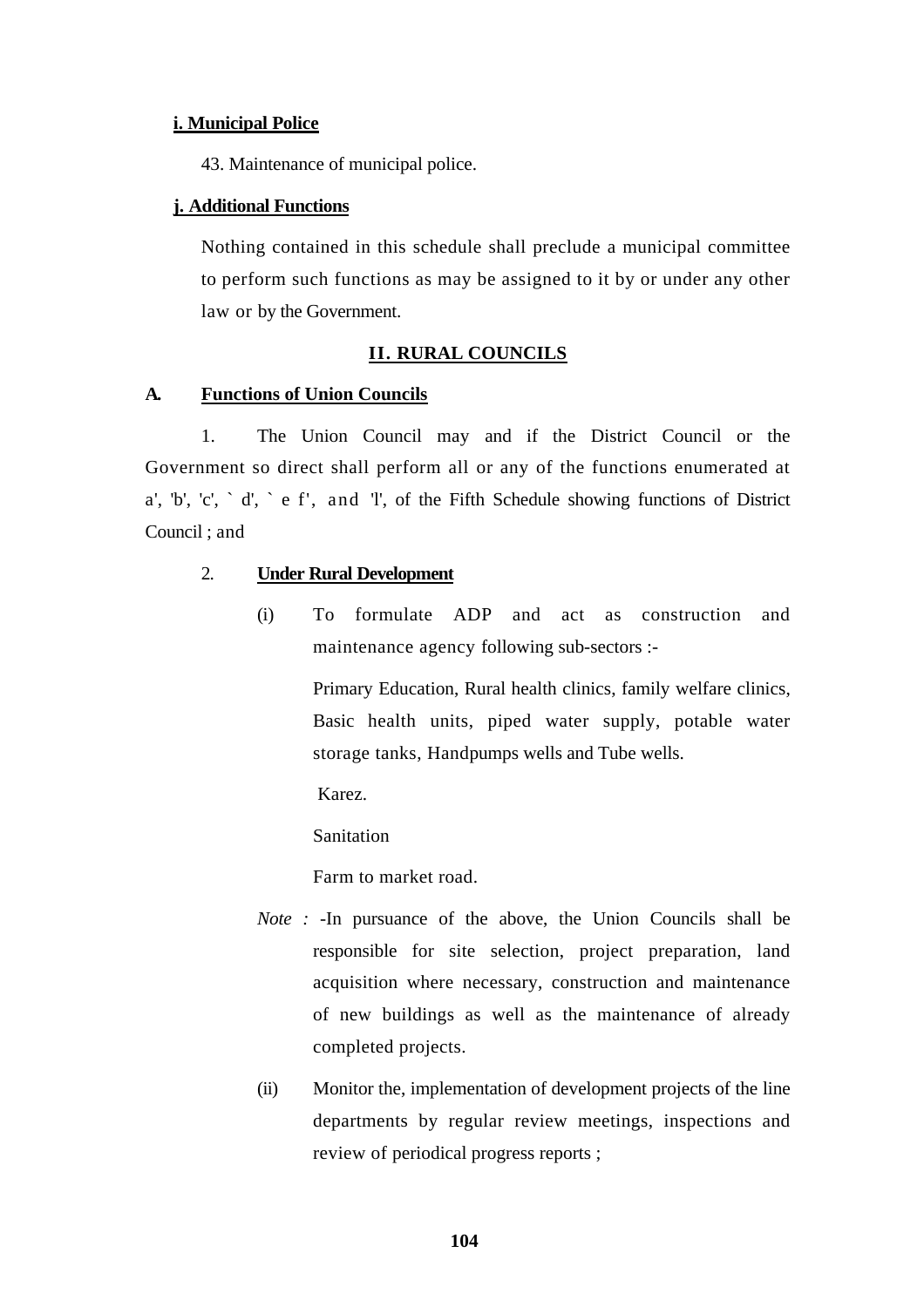**i. Municipal Police**

43. Maintenance of municipal police.

**j. Additional Functions**

Nothing contained in this schedule shall preclude a municipal committee to perform such functions as may be assigned to it by or under any other law or by the Government.

## II. RURAL COUNCILS

### A. Functions of Union Councils

1. The Union Council may and if the District Council or the Government so direct shall perform all or any of the functions enumerated at a', 'b', 'c', ` d', ` e f', and 'l', of the Fifth Schedule showing functions of District Council ; and

2. **Under Rural Development**

   (i) To formulate ADP and act as construction and maintenance agency following sub-sectors :-

   Primary Education, Rural health clinics, family welfare clinics, Basic health units, piped water supply, potable water storage tanks, Handpumps wells and Tube wells.

   Karez.

   Sanitation

   Farm to market road.

   *Note :* -In pursuance of the above, the Union Councils shall be responsible for site selection, project preparation, land acquisition where necessary, construction and maintenance of new buildings as well as the maintenance of already completed projects.

   (ii) Monitor the, implementation of development projects of the line departments by regular review meetings, inspections and review of periodical progress reports ;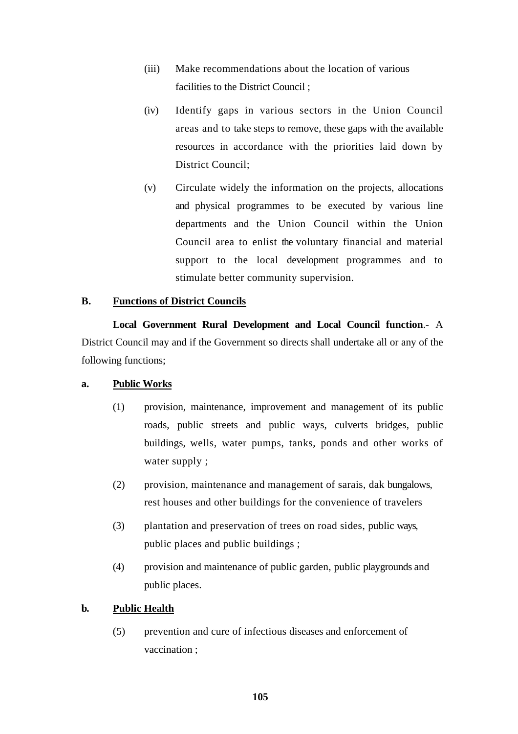(iii) Make recommendations about the location of various facilities to the District Council ;

(iv) Identify gaps in various sectors in the Union Council areas and to take steps to remove, these gaps with the available resources in accordance with the priorities laid down by District Council;

(v) Circulate widely the information on the projects, allocations and physical programmes to be executed by various line departments and the Union Council within the Union Council area to enlist the voluntary financial and material support to the local development programmes and to stimulate better community supervision.

## B. <u>Functions of District Councils</u>

**Local Government Rural Development and Local Council function**.- A District Council may and if the Government so directs shall undertake all or any of the following functions;

### a. <u>Public Works</u>

(1) provision, maintenance, improvement and management of its public roads, public streets and public ways, culverts bridges, public buildings, wells, water pumps, tanks, ponds and other works of water supply ;

(2) provision, maintenance and management of sarais, dak bungalows, rest houses and other buildings for the convenience of travelers

(3) plantation and preservation of trees on road sides, public ways, public places and public buildings ;

(4) provision and maintenance of public garden, public playgrounds and public places.

### b. <u>Public Health</u>

(5) prevention and cure of infectious diseases and enforcement of vaccination ;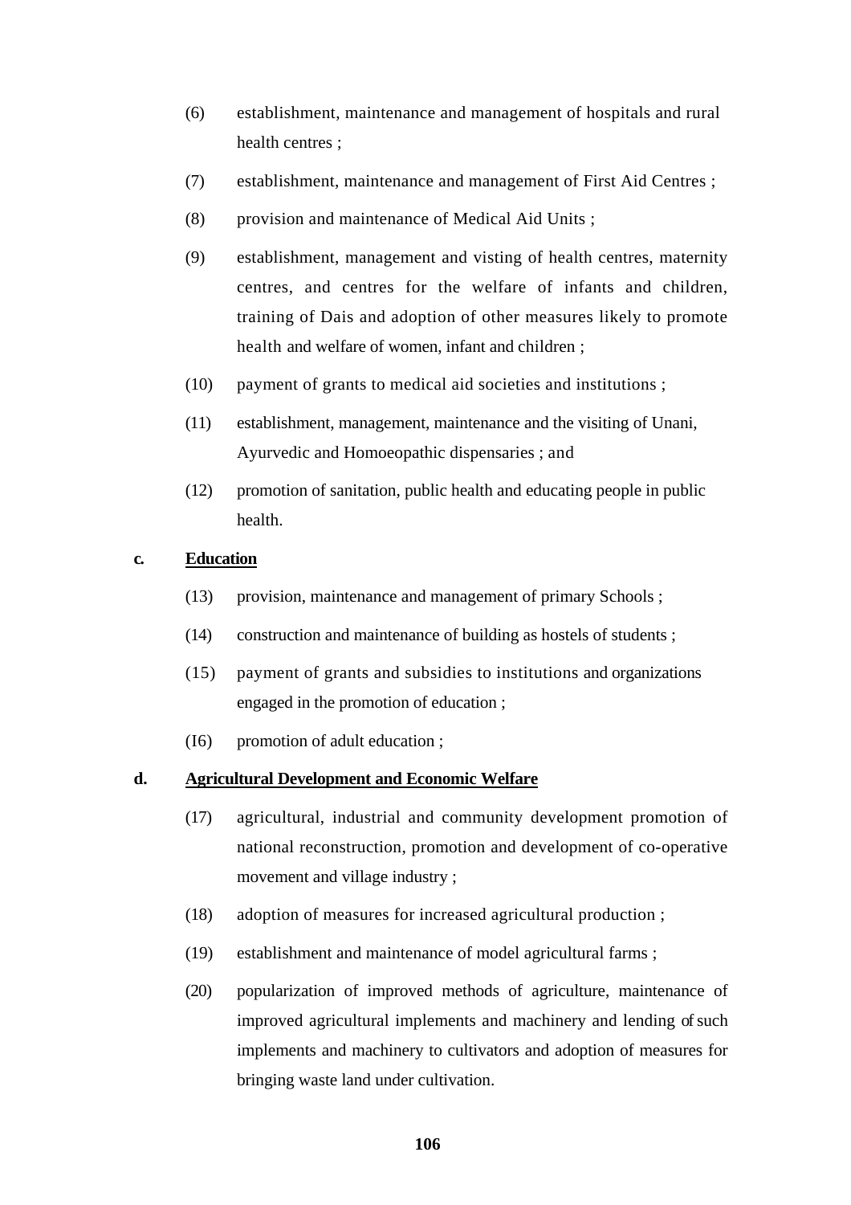(6) establishment, maintenance and management of hospitals and rural health centres ;

(7) establishment, maintenance and management of First Aid Centres ;

(8) provision and maintenance of Medical Aid Units ;

(9) establishment, management and visting of health centres, maternity centres, and centres for the welfare of infants and children, training of Dais and adoption of other measures likely to promote health and welfare of women, infant and children ;

(10) payment of grants to medical aid societies and institutions ;

(11) establishment, management, maintenance and the visiting of Unani, Ayurvedic and Homoeopathic dispensaries ; and

(12) promotion of sanitation, public health and educating people in public health.

**c. <u>Education</u>**

(13) provision, maintenance and management of primary Schools ;

(14) construction and maintenance of building as hostels of students ;

(15) payment of grants and subsidies to institutions and organizations engaged in the promotion of education ;

(I6) promotion of adult education ;

**d. <u>Agricultural Development and Economic Welfare</u>**

(17) agricultural, industrial and community development promotion of national reconstruction, promotion and development of co-operative movement and village industry ;

(18) adoption of measures for increased agricultural production ;

(19) establishment and maintenance of model agricultural farms ;

(20) popularization of improved methods of agriculture, maintenance of improved agricultural implements and machinery and lending of such implements and machinery to cultivators and adoption of measures for bringing waste land under cultivation.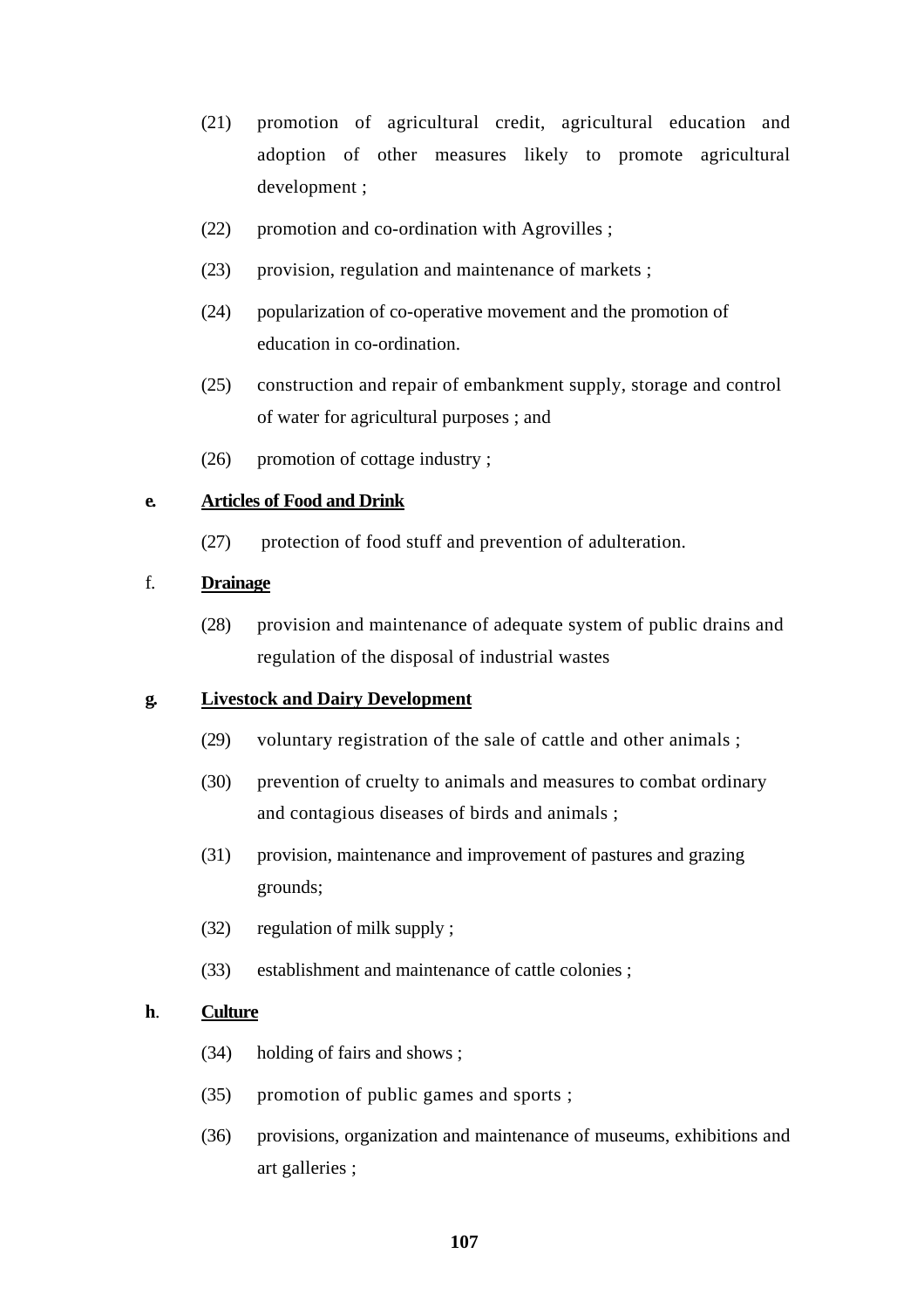(21) promotion of agricultural credit, agricultural education and adoption of other measures likely to promote agricultural development ;

(22) promotion and co-ordination with Agrovilles ;

(23) provision, regulation and maintenance of markets ;

(24) popularization of co-operative movement and the promotion of education in co-ordination.

(25) construction and repair of embankment supply, storage and control of water for agricultural purposes ; and

(26) promotion of cottage industry ;

**e. <u>Articles of Food and Drink</u>**

(27) protection of food stuff and prevention of adulteration.

f. **<u>Drainage</u>**

(28) provision and maintenance of adequate system of public drains and regulation of the disposal of industrial wastes

**g. <u>Livestock and Dairy Development</u>**

(29) voluntary registration of the sale of cattle and other animals ;

(30) prevention of cruelty to animals and measures to combat ordinary and contagious diseases of birds and animals ;

(31) provision, maintenance and improvement of pastures and grazing grounds;

(32) regulation of milk supply ;

(33) establishment and maintenance of cattle colonies ;

**h. <u>Culture</u>**

(34) holding of fairs and shows ;

(35) promotion of public games and sports ;

(36) provisions, organization and maintenance of museums, exhibitions and art galleries ;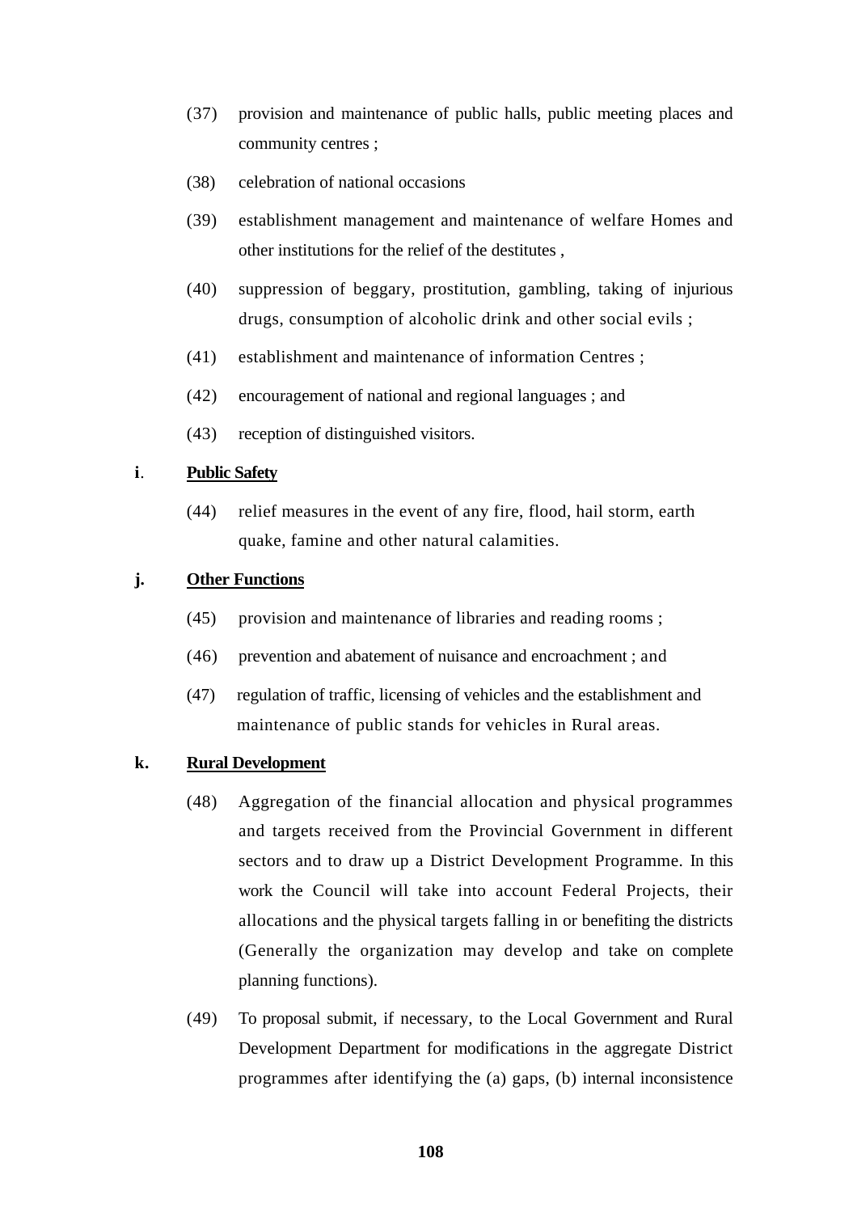(37) provision and maintenance of public halls, public meeting places and community centres ;

(38) celebration of national occasions

(39) establishment management and maintenance of welfare Homes and other institutions for the relief of the destitutes ,

(40) suppression of beggary, prostitution, gambling, taking of injurious drugs, consumption of alcoholic drink and other social evils ;

(41) establishment and maintenance of information Centres ;

(42) encouragement of national and regional languages ; and

(43) reception of distinguished visitors.

**i. <u>Public Safety</u>**

(44) relief measures in the event of any fire, flood, hail storm, earth quake, famine and other natural calamities.

**j. <u>Other Functions</u>**

(45) provision and maintenance of libraries and reading rooms ;

(46) prevention and abatement of nuisance and encroachment ; and

(47) regulation of traffic, licensing of vehicles and the establishment and maintenance of public stands for vehicles in Rural areas.

**k. <u>Rural Development</u>**

(48) Aggregation of the financial allocation and physical programmes and targets received from the Provincial Government in different sectors and to draw up a District Development Programme. In this work the Council will take into account Federal Projects, their allocations and the physical targets falling in or benefiting the districts (Generally the organization may develop and take on complete planning functions).

(49) To proposal submit, if necessary, to the Local Government and Rural Development Department for modifications in the aggregate District programmes after identifying the (a) gaps, (b) internal inconsistence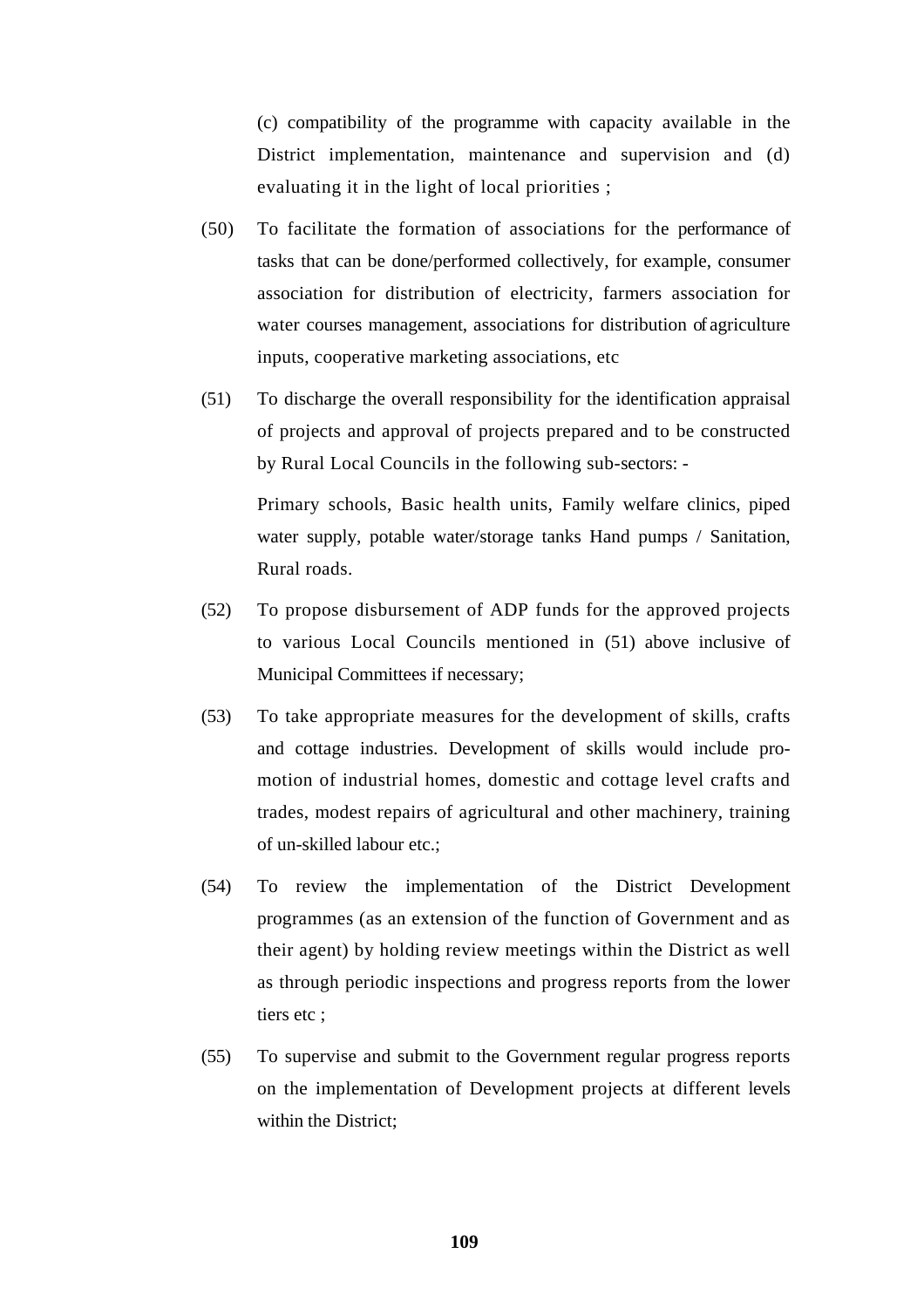(c) compatibility of the programme with capacity available in the District implementation, maintenance and supervision and (d) evaluating it in the light of local priorities ;

(50) To facilitate the formation of associations for the performance of tasks that can be done/performed collectively, for example, consumer association for distribution of electricity, farmers association for water courses management, associations for distribution of agriculture inputs, cooperative marketing associations, etc

(51) To discharge the overall responsibility for the identification appraisal of projects and approval of projects prepared and to be constructed by Rural Local Councils in the following sub-sectors: -

Primary schools, Basic health units, Family welfare clinics, piped water supply, potable water/storage tanks Hand pumps / Sanitation, Rural roads.

(52) To propose disbursement of ADP funds for the approved projects to various Local Councils mentioned in (51) above inclusive of Municipal Committees if necessary;

(53) To take appropriate measures for the development of skills, crafts and cottage industries. Development of skills would include promotion of industrial homes, domestic and cottage level crafts and trades, modest repairs of agricultural and other machinery, training of un-skilled labour etc.;

(54) To review the implementation of the District Development programmes (as an extension of the function of Government and as their agent) by holding review meetings within the District as well as through periodic inspections and progress reports from the lower tiers etc ;

(55) To supervise and submit to the Government regular progress reports on the implementation of Development projects at different levels within the District;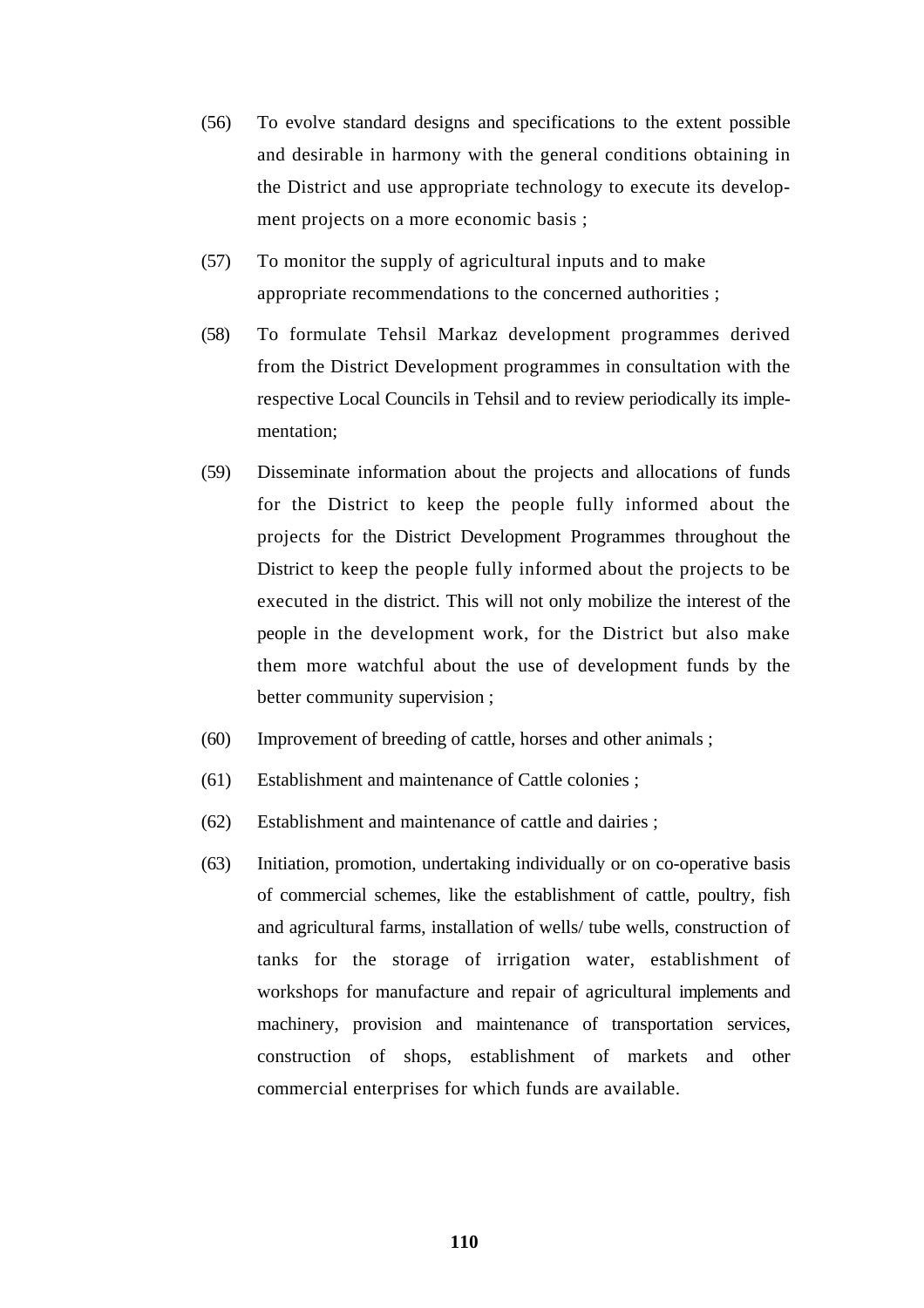(56) To evolve standard designs and specifications to the extent possible and desirable in harmony with the general conditions obtaining in the District and use appropriate technology to execute its development projects on a more economic basis ;

(57) To monitor the supply of agricultural inputs and to make appropriate recommendations to the concerned authorities ;

(58) To formulate Tehsil Markaz development programmes derived from the District Development programmes in consultation with the respective Local Councils in Tehsil and to review periodically its implementation;

(59) Disseminate information about the projects and allocations of funds for the District to keep the people fully informed about the projects for the District Development Programmes throughout the District to keep the people fully informed about the projects to be executed in the district. This will not only mobilize the interest of the people in the development work, for the District but also make them more watchful about the use of development funds by the better community supervision ;

(60) Improvement of breeding of cattle, horses and other animals ;

(61) Establishment and maintenance of Cattle colonies ;

(62) Establishment and maintenance of cattle and dairies ;

(63) Initiation, promotion, undertaking individually or on co-operative basis of commercial schemes, like the establishment of cattle, poultry, fish and agricultural farms, installation of wells/ tube wells, construction of tanks for the storage of irrigation water, establishment of workshops for manufacture and repair of agricultural implements and machinery, provision and maintenance of transportation services, construction of shops, establishment of markets and other commercial enterprises for which funds are available.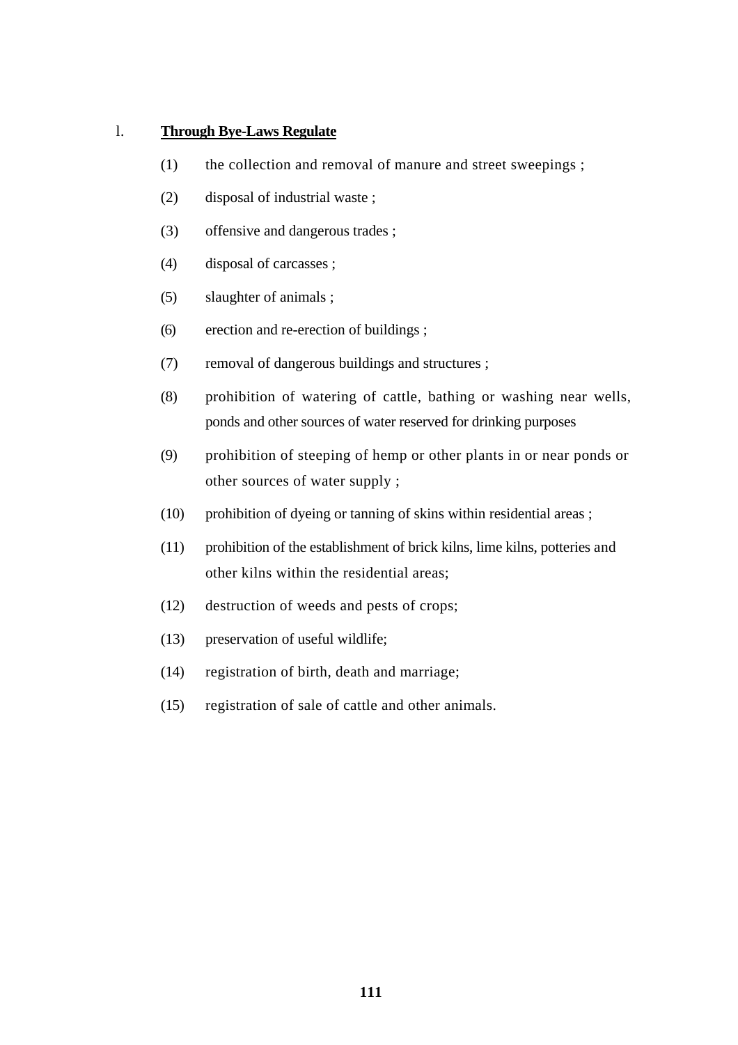l. **<u>Through Bye-Laws Regulate</u>**

(1) the collection and removal of manure and street sweepings ;

(2) disposal of industrial waste ;

(3) offensive and dangerous trades ;

(4) disposal of carcasses ;

(5) slaughter of animals ;

(6) erection and re-erection of buildings ;

(7) removal of dangerous buildings and structures ;

(8) prohibition of watering of cattle, bathing or washing near wells, ponds and other sources of water reserved for drinking purposes

(9) prohibition of steeping of hemp or other plants in or near ponds or other sources of water supply ;

(10) prohibition of dyeing or tanning of skins within residential areas ;

(11) prohibition of the establishment of brick kilns, lime kilns, potteries and other kilns within the residential areas;

(12) destruction of weeds and pests of crops;

(13) preservation of useful wildlife;

(14) registration of birth, death and marriage;

(15) registration of sale of cattle and other animals.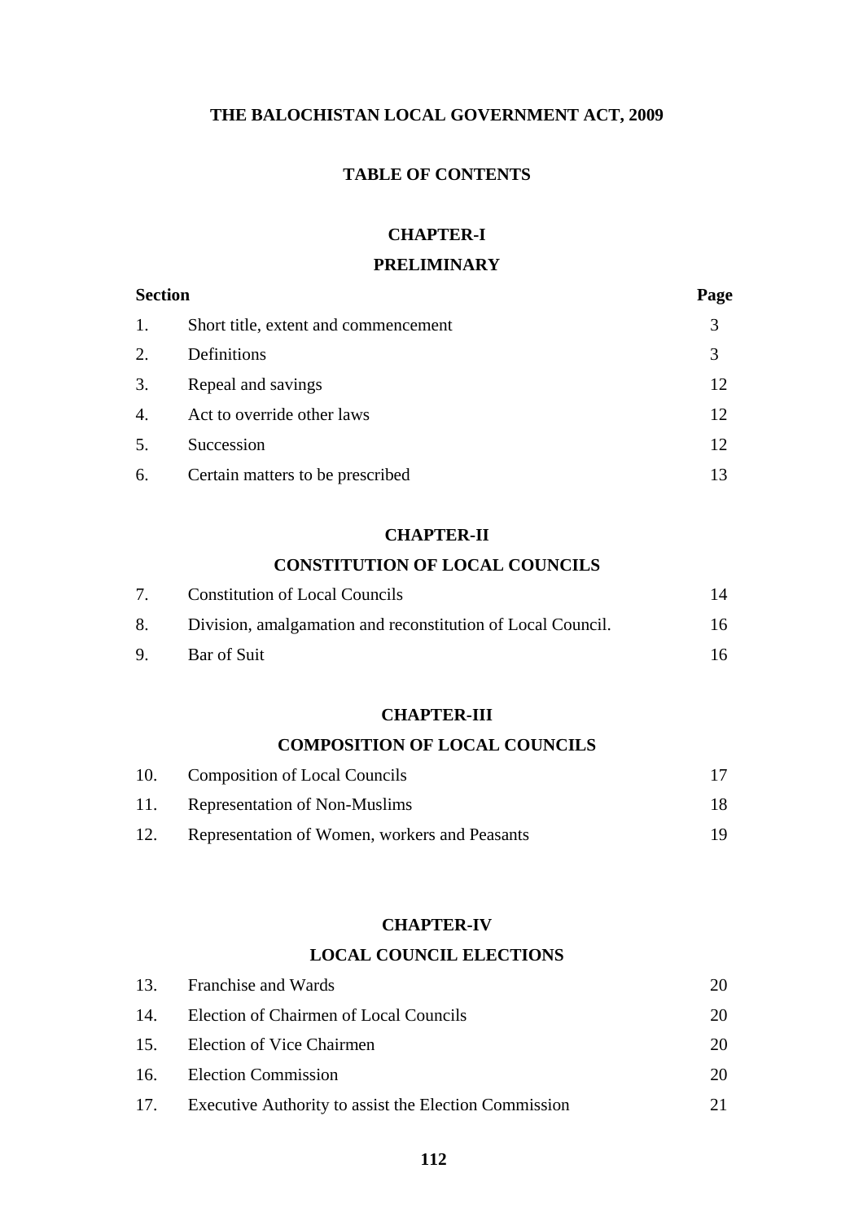# THE BALOCHISTAN LOCAL GOVERNMENT ACT, 2009

## TABLE OF CONTENTS

### CHAPTER-I

### PRELIMINARY

| Section | | Page |
|---|---|---|
| 1. | Short title, extent and commencement | 3 |
| 2. | Definitions | 3 |
| 3. | Repeal and savings | 12 |
| 4. | Act to override other laws | 12 |
| 5. | Succession | 12 |
| 6. | Certain matters to be prescribed | 13 |

### CHAPTER-II

### CONSTITUTION OF LOCAL COUNCILS

| | | |
|---|---|---|
| 7. | Constitution of Local Councils | 14 |
| 8. | Division, amalgamation and reconstitution of Local Council. | 16 |
| 9. | Bar of Suit | 16 |

### CHAPTER-III

### COMPOSITION OF LOCAL COUNCILS

| | | |
|---|---|---|
| 10. | Composition of Local Councils | 17 |
| 11. | Representation of Non-Muslims | 18 |
| 12. | Representation of Women, workers and Peasants | 19 |

### CHAPTER-IV

### LOCAL COUNCIL ELECTIONS

| | | |
|---|---|---|
| 13. | Franchise and Wards | 20 |
| 14. | Election of Chairmen of Local Councils | 20 |
| 15. | Election of Vice Chairmen | 20 |
| 16. | Election Commission | 20 |
| 17. | Executive Authority to assist the Election Commission | 21 |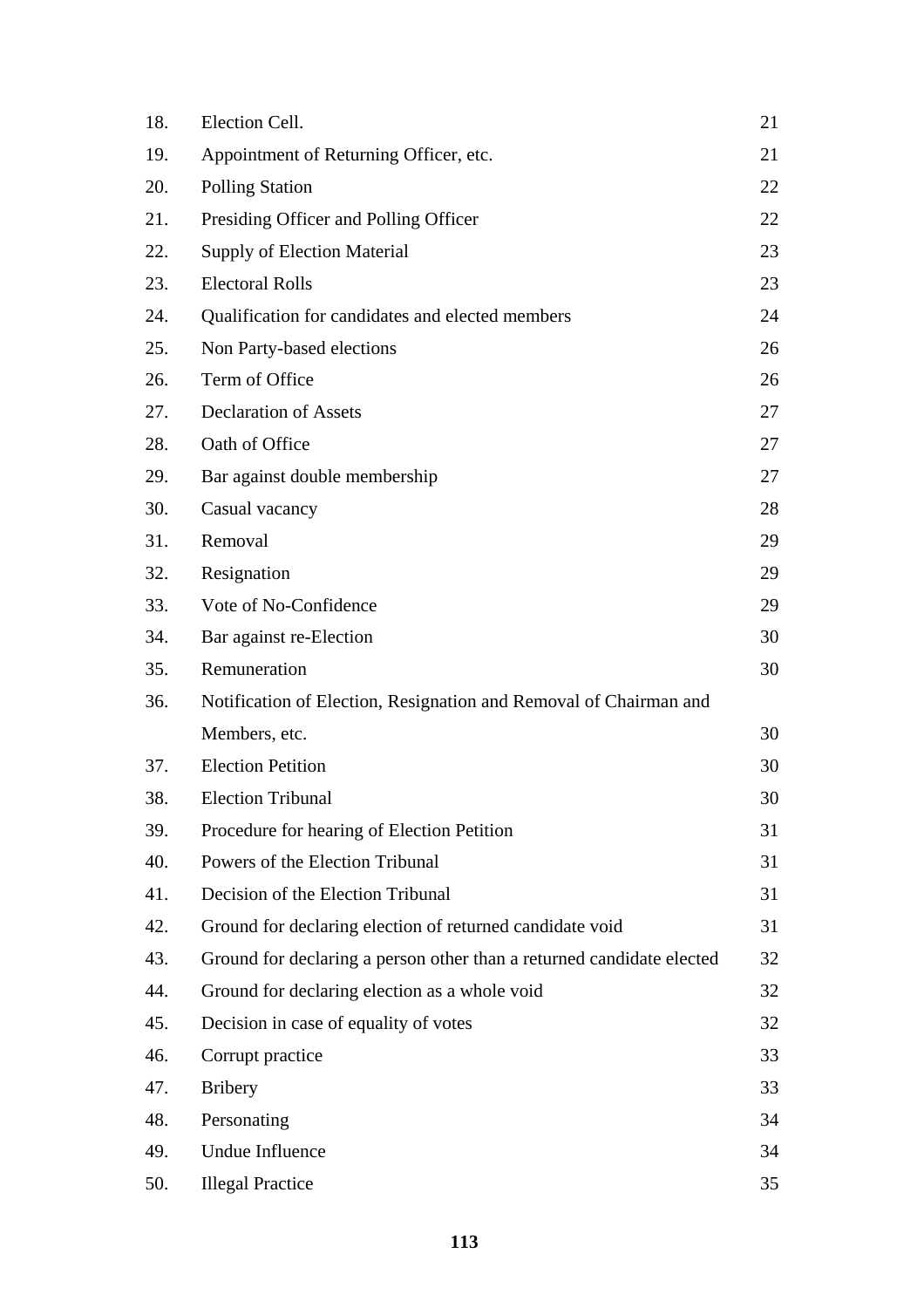| | | |
|---|---|---|
| 18. | Election Cell. | 21 |
| 19. | Appointment of Returning Officer, etc. | 21 |
| 20. | Polling Station | 22 |
| 21. | Presiding Officer and Polling Officer | 22 |
| 22. | Supply of Election Material | 23 |
| 23. | Electoral Rolls | 23 |
| 24. | Qualification for candidates and elected members | 24 |
| 25. | Non Party-based elections | 26 |
| 26. | Term of Office | 26 |
| 27. | Declaration of Assets | 27 |
| 28. | Oath of Office | 27 |
| 29. | Bar against double membership | 27 |
| 30. | Casual vacancy | 28 |
| 31. | Removal | 29 |
| 32. | Resignation | 29 |
| 33. | Vote of No-Confidence | 29 |
| 34. | Bar against re-Election | 30 |
| 35. | Remuneration | 30 |
| 36. | Notification of Election, Resignation and Removal of Chairman and Members, etc. | 30 |
| 37. | Election Petition | 30 |
| 38. | Election Tribunal | 30 |
| 39. | Procedure for hearing of Election Petition | 31 |
| 40. | Powers of the Election Tribunal | 31 |
| 41. | Decision of the Election Tribunal | 31 |
| 42. | Ground for declaring election of returned candidate void | 31 |
| 43. | Ground for declaring a person other than a returned candidate elected | 32 |
| 44. | Ground for declaring election as a whole void | 32 |
| 45. | Decision in case of equality of votes | 32 |
| 46. | Corrupt practice | 33 |
| 47. | Bribery | 33 |
| 48. | Personating | 34 |
| 49. | Undue Influence | 34 |
| 50. | Illegal Practice | 35 |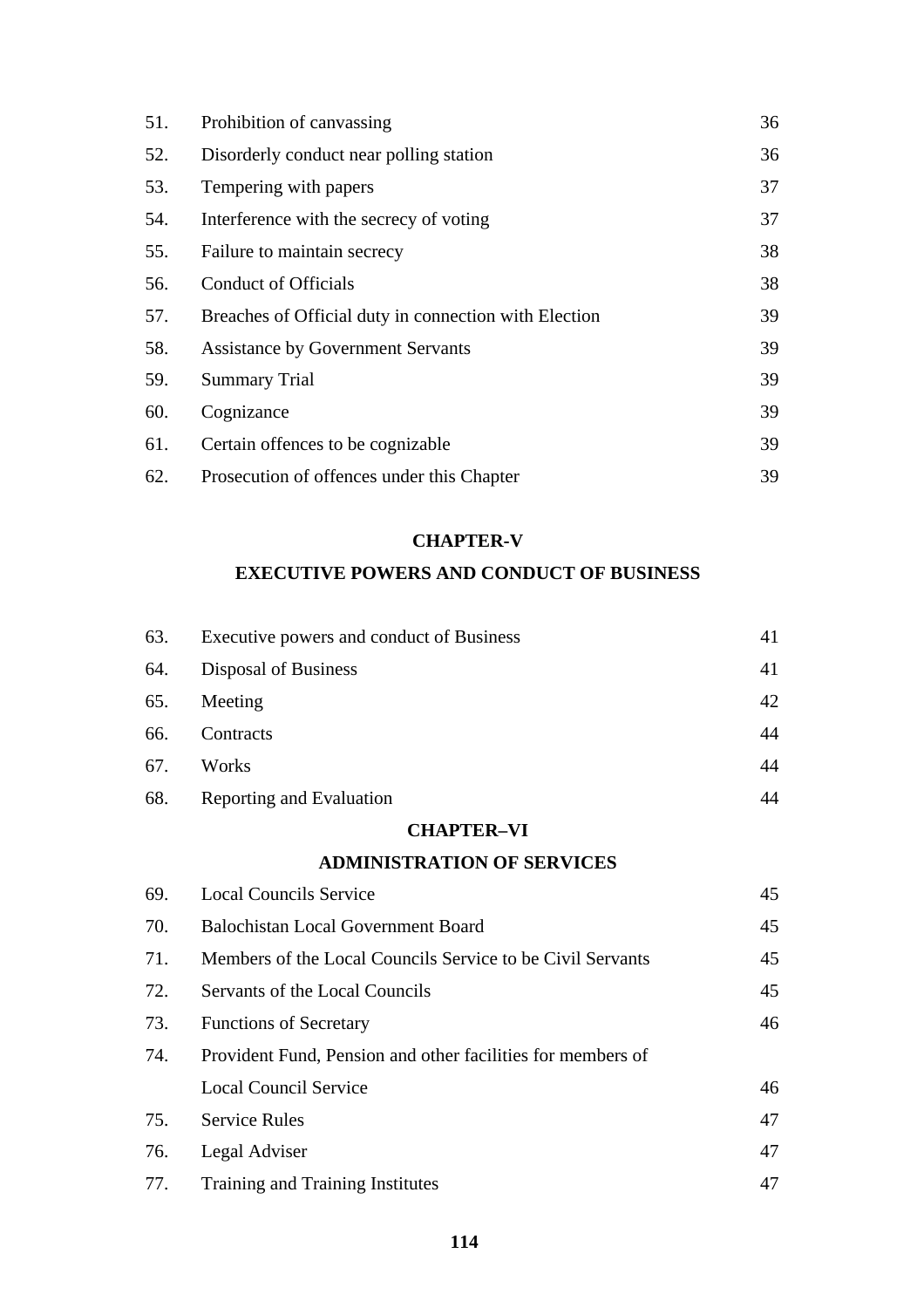| | | |
|---|---|---|
| 51. | Prohibition of canvassing | 36 |
| 52. | Disorderly conduct near polling station | 36 |
| 53. | Tempering with papers | 37 |
| 54. | Interference with the secrecy of voting | 37 |
| 55. | Failure to maintain secrecy | 38 |
| 56. | Conduct of Officials | 38 |
| 57. | Breaches of Official duty in connection with Election | 39 |
| 58. | Assistance by Government Servants | 39 |
| 59. | Summary Trial | 39 |
| 60. | Cognizance | 39 |
| 61. | Certain offences to be cognizable | 39 |
| 62. | Prosecution of offences under this Chapter | 39 |

## CHAPTER-V

## EXECUTIVE POWERS AND CONDUCT OF BUSINESS

| | | |
|---|---|---|
| 63. | Executive powers and conduct of Business | 41 |
| 64. | Disposal of Business | 41 |
| 65. | Meeting | 42 |
| 66. | Contracts | 44 |
| 67. | Works | 44 |
| 68. | Reporting and Evaluation | 44 |

## CHAPTER–VI

## ADMINISTRATION OF SERVICES

| | | |
|---|---|---|
| 69. | Local Councils Service | 45 |
| 70. | Balochistan Local Government Board | 45 |
| 71. | Members of the Local Councils Service to be Civil Servants | 45 |
| 72. | Servants of the Local Councils | 45 |
| 73. | Functions of Secretary | 46 |
| 74. | Provident Fund, Pension and other facilities for members of Local Council Service | 46 |
| 75. | Service Rules | 47 |
| 76. | Legal Adviser | 47 |
| 77. | Training and Training Institutes | 47 |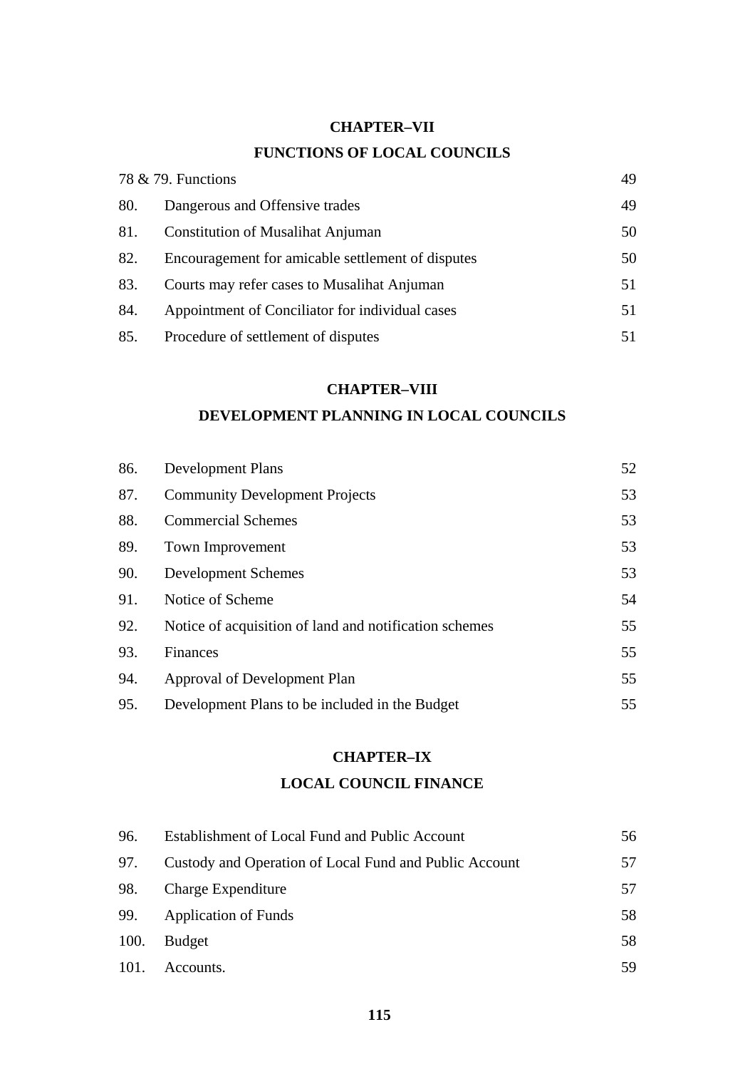## CHAPTER–VII

## FUNCTIONS OF LOCAL COUNCILS

| | | |
|---|---|---|
| 78 & 79. | Functions | 49 |
| 80. | Dangerous and Offensive trades | 49 |
| 81. | Constitution of Musalihat Anjuman | 50 |
| 82. | Encouragement for amicable settlement of disputes | 50 |
| 83. | Courts may refer cases to Musalihat Anjuman | 51 |
| 84. | Appointment of Conciliator for individual cases | 51 |
| 85. | Procedure of settlement of disputes | 51 |

## CHAPTER–VIII

## DEVELOPMENT PLANNING IN LOCAL COUNCILS

| | | |
|---|---|---|
| 86. | Development Plans | 52 |
| 87. | Community Development Projects | 53 |
| 88. | Commercial Schemes | 53 |
| 89. | Town Improvement | 53 |
| 90. | Development Schemes | 53 |
| 91. | Notice of Scheme | 54 |
| 92. | Notice of acquisition of land and notification schemes | 55 |
| 93. | Finances | 55 |
| 94. | Approval of Development Plan | 55 |
| 95. | Development Plans to be included in the Budget | 55 |

## CHAPTER–IX

## LOCAL COUNCIL FINANCE

| | | |
|---|---|---|
| 96. | Establishment of Local Fund and Public Account | 56 |
| 97. | Custody and Operation of Local Fund and Public Account | 57 |
| 98. | Charge Expenditure | 57 |
| 99. | Application of Funds | 58 |
| 100. | Budget | 58 |
| 101. | Accounts. | 59 |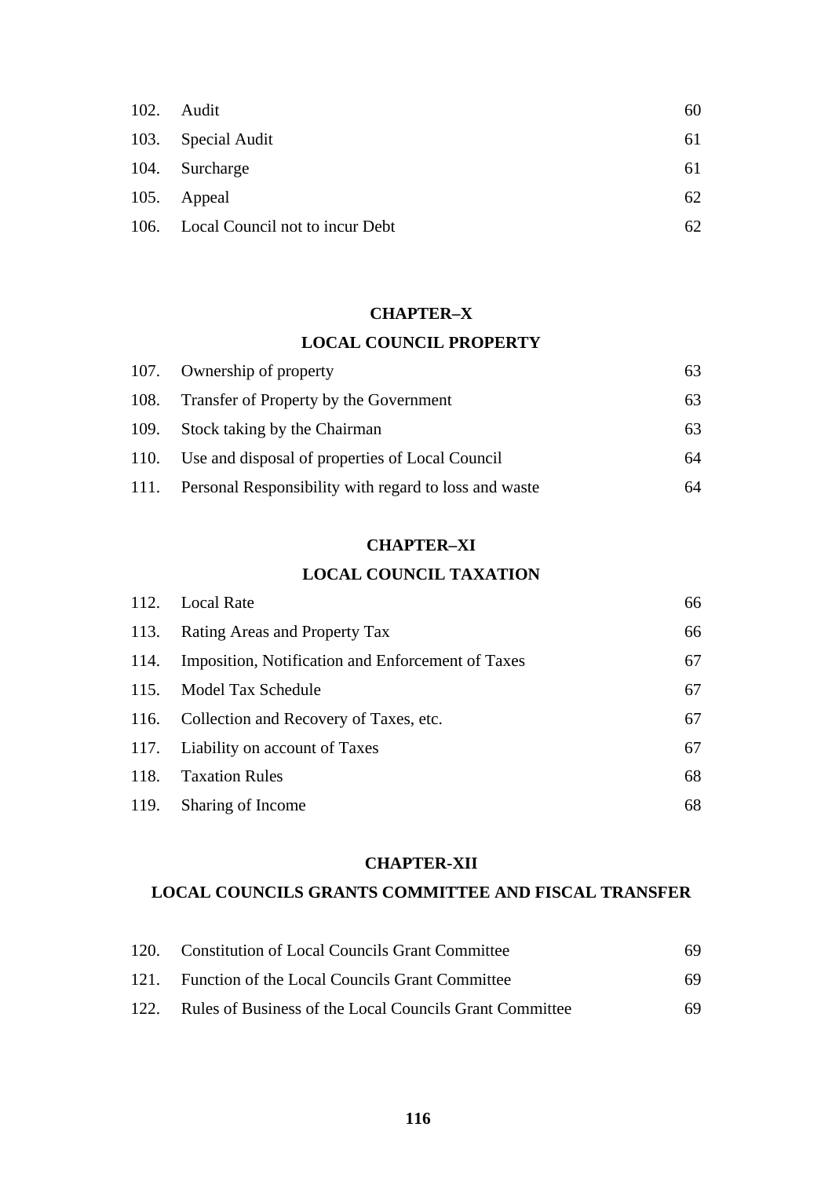| | | |
|---|---|---|
| 102. | Audit | 60 |
| 103. | Special Audit | 61 |
| 104. | Surcharge | 61 |
| 105. | Appeal | 62 |
| 106. | Local Council not to incur Debt | 62 |

## CHAPTER–X

## LOCAL COUNCIL PROPERTY

| | | |
|---|---|---|
| 107. | Ownership of property | 63 |
| 108. | Transfer of Property by the Government | 63 |
| 109. | Stock taking by the Chairman | 63 |
| 110. | Use and disposal of properties of Local Council | 64 |
| 111. | Personal Responsibility with regard to loss and waste | 64 |

## CHAPTER–XI

## LOCAL COUNCIL TAXATION

| | | |
|---|---|---|
| 112. | Local Rate | 66 |
| 113. | Rating Areas and Property Tax | 66 |
| 114. | Imposition, Notification and Enforcement of Taxes | 67 |
| 115. | Model Tax Schedule | 67 |
| 116. | Collection and Recovery of Taxes, etc. | 67 |
| 117. | Liability on account of Taxes | 67 |
| 118. | Taxation Rules | 68 |
| 119. | Sharing of Income | 68 |

## CHAPTER-XII

## LOCAL COUNCILS GRANTS COMMITTEE AND FISCAL TRANSFER

| | | |
|---|---|---|
| 120. | Constitution of Local Councils Grant Committee | 69 |
| 121. | Function of the Local Councils Grant Committee | 69 |
| 122. | Rules of Business of the Local Councils Grant Committee | 69 |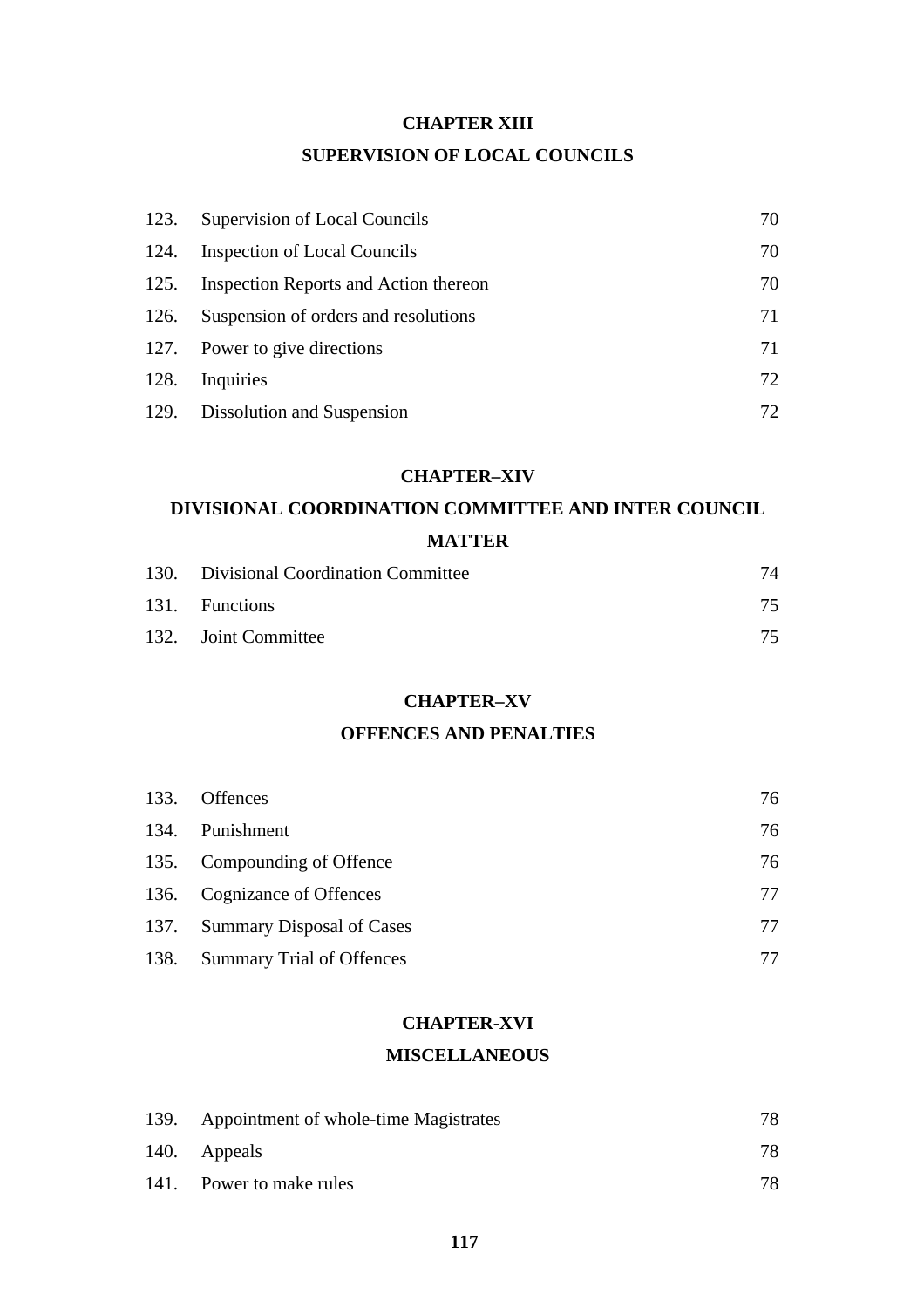## CHAPTER XIII

## SUPERVISION OF LOCAL COUNCILS

| | | |
|---|---|---|
| 123. | Supervision of Local Councils | 70 |
| 124. | Inspection of Local Councils | 70 |
| 125. | Inspection Reports and Action thereon | 70 |
| 126. | Suspension of orders and resolutions | 71 |
| 127. | Power to give directions | 71 |
| 128. | Inquiries | 72 |
| 129. | Dissolution and Suspension | 72 |

## CHAPTER–XIV

## DIVISIONAL COORDINATION COMMITTEE AND INTER COUNCIL MATTER

| | | |
|---|---|---|
| 130. | Divisional Coordination Committee | 74 |
| 131. | Functions | 75 |
| 132. | Joint Committee | 75 |

## CHAPTER–XV

## OFFENCES AND PENALTIES

| | | |
|---|---|---|
| 133. | Offences | 76 |
| 134. | Punishment | 76 |
| 135. | Compounding of Offence | 76 |
| 136. | Cognizance of Offences | 77 |
| 137. | Summary Disposal of Cases | 77 |
| 138. | Summary Trial of Offences | 77 |

## CHAPTER-XVI

## MISCELLANEOUS

| | | |
|---|---|---|
| 139. | Appointment of whole-time Magistrates | 78 |
| 140. | Appeals | 78 |
| 141. | Power to make rules | 78 |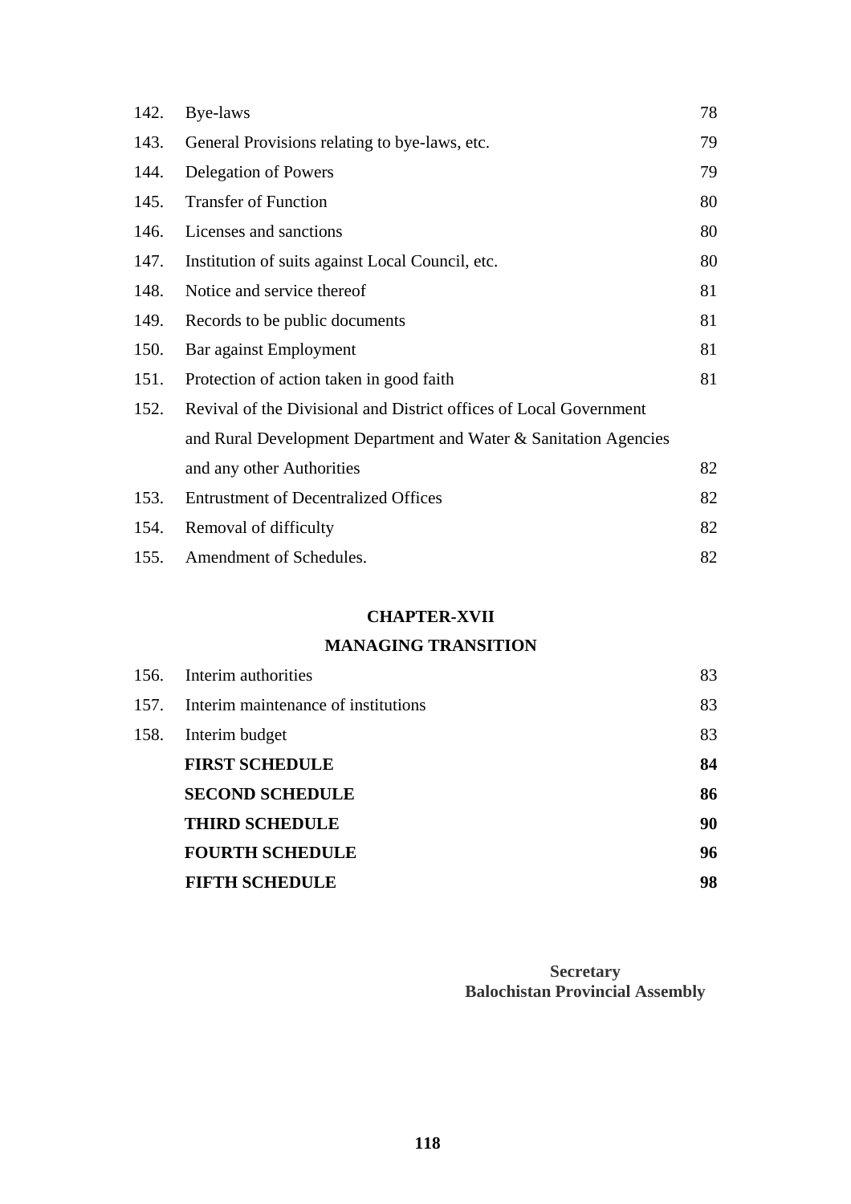| | | |
|---|---|---|
| 142. | Bye-laws | 78 |
| 143. | General Provisions relating to bye-laws, etc. | 79 |
| 144. | Delegation of Powers | 79 |
| 145. | Transfer of Function | 80 |
| 146. | Licenses and sanctions | 80 |
| 147. | Institution of suits against Local Council, etc. | 80 |
| 148. | Notice and service thereof | 81 |
| 149. | Records to be public documents | 81 |
| 150. | Bar against Employment | 81 |
| 151. | Protection of action taken in good faith | 81 |
| 152. | Revival of the Divisional and District offices of Local Government and Rural Development Department and Water & Sanitation Agencies and any other Authorities | 82 |
| 153. | Entrustment of Decentralized Offices | 82 |
| 154. | Removal of difficulty | 82 |
| 155. | Amendment of Schedules. | 82 |

## CHAPTER-XVII

## MANAGING TRANSITION

| | | |
|---|---|---|
| 156. | Interim authorities | 83 |
| 157. | Interim maintenance of institutions | 83 |
| 158. | Interim budget | 83 |
| | **FIRST SCHEDULE** | **84** |
| | **SECOND SCHEDULE** | **86** |
| | **THIRD SCHEDULE** | **90** |
| | **FOURTH SCHEDULE** | **96** |
| | **FIFTH SCHEDULE** | **98** |

**Secretary**
**Balochistan Provincial Assembly**